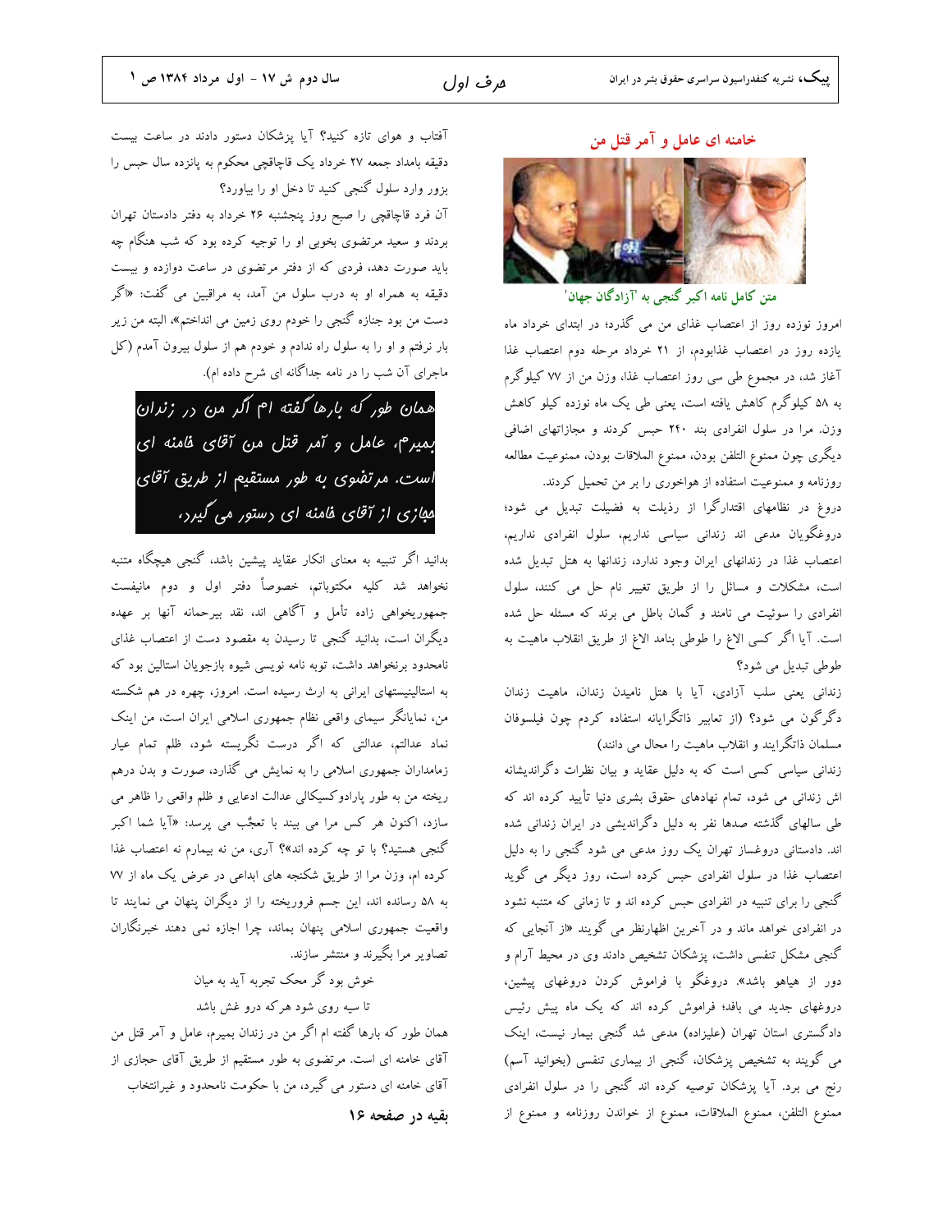# خامنه ای عامل و آمر قتل من

متن کامل نامه اکبر گنجی به 'آزادگان جهان'

امروز نوزده روز از اعتصاب غذای من می گذرد؛ در ابتدای خرداد ماه یازده روز در اعتصاب غذابودم، از ۲۱ خرداد مرحله دوم اعتصاب غذا آغاز شد، در مجموع طی سی روز اعتصاب غذا، وزن من از ۷۷ کیلوگرم به ۵۸ کیلوگرم کاهش یافته است، یعنی طی یک ماه نوزده کیلو کاهش وزن. مرا در سلول انفرادی بند ۲۴۰ حبس کردند و مجازاتهای اضافی دیگری چون ممنوع التلفن بودن، ممنوع الملاقات بودن، ممنوعیت مطالعه روزنامه و ممنوعیت استفاده از هواخوری را بر من تحمیل کردند.

دروغ در نظامهای اقتدارگرا از رذیلت به فضیلت تبدیل می شود؛ دروغگویان مدعی اند زندانی سیاسی نداریم، سلول انفرادی نداریم، اعتصاب غذا در زندانهای ایران وجود ندارد، زندانها به هتل تبدیل شده است، مشکلات و مسائل را از طریق تغییر نام حل می کنند، سلول انفرادی را سوئیت می نامند و گمان باطل می برند که مسئله حل شده است. آیا اگر کسی الاغ را طوطی بنامد الاغ از طریق انقلاب ماهیت به طوطی تبدیل می شود؟

زندانی یعنی سلب آزادی، آیا با هتل نامیدن زندان، ماهیت زندان دگرگون می شود؟ (از تعابیر ذاتگرایانه استفاده کردم چون فیلسوفان مسلمان ذاتگرایند و انقلاب ماهیت را محال می دانند)

زندانی سیاسی کسی است که به دلیل عقاید و بیان نظرات دگراندیشانه اش زندانی می شود، تمام نهادهای حقوق بشری دنیا تأیید کرده اند که طی سالهای گذشته صدها نفر به دلیل دگراندیشی در ایران زندانی شده اند. دادستانی دروغساز تهران یک روز مدعی می شود گنجی را به دلیل اعتصاب غذا در سلول انفرادی حبس کرده است، روز دیگر می گوید گنجی را برای تنبیه در انفرادی حبس کرده اند و تا زمانی که متنبه نشود در انفرادی خواهد ماند و در آخرین اظهارنظر می گویند «از آنجایی که گنجی مشکل تنفسی داشت، پزشکان تشخیص دادند وی در محیط آرام و دور از هیاهو باشد». دروغگو با فراموش کردن دروغهای پیشین، دروغهای جدید می بافد؛ فراموش کرده اند که یک ماه پیش رئیس دادگستری استان تهران (علیزاده) مدعی شد گنجی بیمار نیست، اینک می گویند به تشخیص پزشکان، گنجی از بیماری تنفسی (بخوانید آسم) رنج می برد. آیا پزشکان توصیه کرده اند گنجی را در سلول انفرادی ممنوع التلفن، ممنوع الملاقات، ممنوع از خواندن روزنامه و ممنوع از آفتاب و هوای تازه کنید؟ آیا پزشکان دستور دادند در ساعت بیست دقیقه بامداد جمعه ۲۷ خرداد یک قاچاقچی محکوم به پانزده سال حبس را بزور وارد سلول گنجی کنید تا دخل او را بیاورد؟

آن فرد قاچاقچی را صبح روز پنجشنبه ۲۶ خرداد به دفتر دادستان تهران بردند و سعید مرتضوی بخوبی او را توجیه کرده بود که شب هنگام چه باید صورت دهد، فردی که از دفتر مرتضوی در ساعت دوازده و بیست دقیقه به همراه او به درب سلول من آمد، به مراقبین می گفت: «اگر دست من بود جنازه گنجی را خودم روی زمین می انداختم»، البته من زیر بار نرفتم و او را به سلول راه ندادم و خودم هم از سلول بیرون آمدم (کل ماجرای آن شب را در نامه جداگانه ای شرح داده ام).

**همان طور که بارها گفته ام اگر من در زندان بمیرم، عامل و آمر قتل من آقای خامنه ای است. مرتضوی به طور مستقیم از طریق آقای حجازی از آقای خامنه ای دستور می گیرد،**

بدانید اگر تنبیه به معنای انکار عقاید پیشین باشد، گنجی هیچگاه متنبه نخواهد شد کلیه مکتوباتم، خصوصاً دفتر اول و دوم مانیفست جمهوریخواهی زاده تأمل و آگاهی اند، نقد بیرحمانه آنها بر عهده دیگران است، بدانید گنجی تا رسیدن به مقصود دست از اعتصاب غذای نامحدود برنخواهد داشت، توبه نامه نویسی شیوه بازجویان استالین بود که به استالینیستهای ایرانی به ارث رسیده است. امروز، چهره در هم شکسته من، نمایانگر سیمای واقعی نظام جمهوری اسلامی ایران است، من اینک نماد عدالتم، عدالتی که اگر درست نگریسته شود، ظلم تمام عیار زمامداران جمهوری اسلامی را به نمایش می گذارد، صورت و بدن درهم ریخته من به طور پارادوکسیکالی عدالت ادعایی و ظلم واقعی را ظاهر می سازد، اکنون هر کس مرا می بیند با تعجّب می پرسد: «آیا شما اکبر گنجی هستید؟ با تو چه کرده اند»؟ آری، من نه بیمارم نه اعتصاب غذا کرده ام، وزن مرا از طریق شکنجه های ابداعی در عرض یک ماه از ۷۷ به ۵۸ رسانده اند، این جسم فروریخته را از دیگران پنهان می نمایند تا واقعیت جمهوری اسلامی پنهان بماند، چرا اجازه نمی دهند خبرنگاران تصاویر مرا بگیرند و منتشر سازند.

خوش بود گر محک تجربه آید به میان
تا سیه روی شود هرکه درو غش باشد

همان طور که بارها گفته ام اگر من در زندان بمیرم، عامل و آمر قتل من آقای خامنه ای است. مرتضوی به طور مستقیم از طریق آقای حجازی از آقای خامنه ای دستور می گیرد، من با حکومت نامحدود و غیرانتخاب

**بقیه در صفحه ۱۶**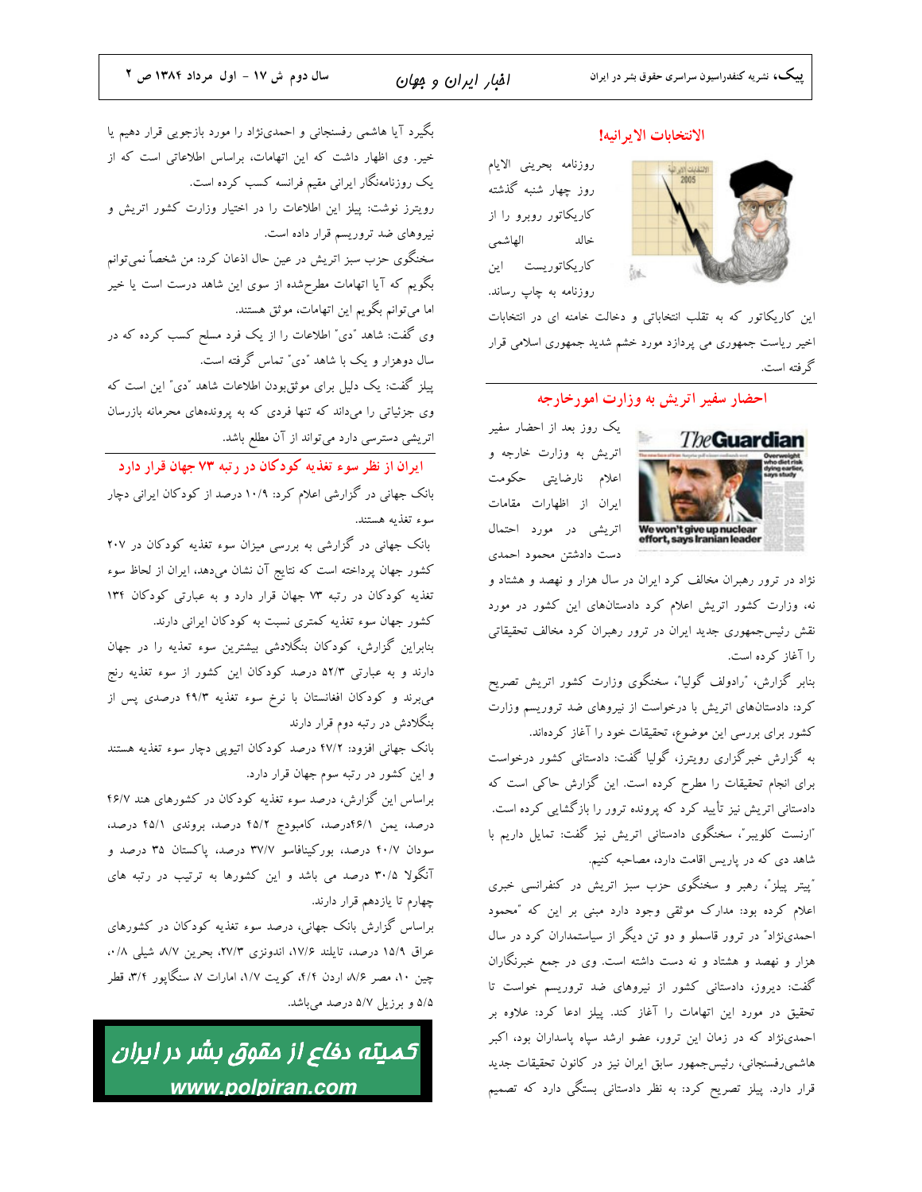## الانتخابات الایرانیه!

روزنامه بحرینی الایام روز چهار شنبه گذشته کاریکاتور روبرو را از خالد الهاشمی کاریکاتوریست این روزنامه به چاپ رساند.

این کاریکاتور که به تقلب انتخاباتی و دخالت خامنه ای در انتخابات اخیر ریاست جمهوری می پردازد مورد خشم شدید جمهوری اسلامی قرار گرفته است.

## احضار سفیر اتریش به وزارت امورخارجه

یک روز بعد از احضار سفیر اتریش به وزارت خارجه و اعلام نارضایتی حکومت ایران از اظهارات مقامات اتریشی در مورد احتمال دست داشتن محمود احمدی نژاد در ترور رهبران مخالف کرد ایران در سال هزار و نهصد و هشتاد و نه، وزارت کشور اتریش اعلام کرد دادستان‌های این کشور در مورد نقش رئیس‌جمهوری جدید ایران در ترور رهبران کرد مخالف تحقیقاتی را آغاز کرده است.

بنابر گزارش، "رادولف گولیا"، سخنگوی وزارت کشور اتریش تصریح کرد: دادستان‌های اتریش با درخواست از نیروهای ضد تروریسم وزارت کشور برای بررسی این موضوع، تحقیقات خود را آغاز کرده‌اند.

به گزارش خبرگزاری رویترز، گولیا گفت: دادستانی کشور درخواست برای انجام تحقیقات را مطرح کرده است. این گزارش حاکی است که دادستانی اتریش نیز تأیید کرد که پرونده ترور را بازگشایی کرده است. "ارنست کلوبیر"، سخنگوی دادستانی اتریش نیز گفت: تمایل داریم با شاهد دی که در پاریس اقامت دارد، مصاحبه کنیم.

"پیتر پیلز"، رهبر و سخنگوی حزب سبز اتریش در کنفرانس خبری اعلام کرده بود: مدارک موثقی وجود دارد مبنی بر این که "محمود احمدی‌نژاد" در ترور قاسملو و دو تن دیگر از سیاستمداران کرد در سال هزار و نهصد و هشتاد و نه دست داشته است. وی در جمع خبرنگاران گفت: دیروز، دادستانی کشور از نیروهای ضد تروریسم خواست تا تحقیق در مورد این اتهامات را آغاز کند. پیلز ادعا کرد: علاوه بر احمدی‌نژاد که در زمان این ترور، عضو ارشد سپاه پاسداران بود، اکبر هاشمی‌رفسنجانی، رئیس‌جمهور سابق ایران نیز در کانون تحقیقات جدید قرار دارد. پیلز تصریح کرد: به نظر دادستانی بستگی دارد که تصمیم بگیرد آیا هاشمی رفسنجانی و احمدی‌نژاد را مورد بازجویی قرار دهیم یا خیر. وی اظهار داشت که این اتهامات، براساس اطلاعاتی است که از یک روزنامه‌نگار ایرانی مقیم فرانسه کسب کرده است.

رویترز نوشت: پیلز این اطلاعات را در اختیار وزارت کشور اتریش و نیروهای ضد تروریسم قرار داده است.

سخنگوی حزب سبز اتریش در عین حال اذعان کرد: من شخصاً نمی‌توانم بگویم که آیا اتهامات مطرح‌شده از سوی این شاهد درست است یا خیر اما می‌توانم بگویم این اتهامات، موثق هستند.

وی گفت: شاهد "دی" اطلاعات را از یک فرد مسلح کسب کرده که در سال دوهزار و یک با شاهد "دی" تماس گرفته است.

پیلز گفت: یک دلیل برای موثق‌بودن اطلاعات شاهد "دی" این است که وی جزئیاتی را می‌داند که تنها فردی که به پرونده‌های محرمانه بازرسان اتریشی دسترسی دارد می‌تواند از آن مطلع باشد.

## ایران از نظر سوء تغذیه کودکان در رتبه ۷۳ جهان قرار دارد

بانک جهانی در گزارشی اعلام کرد: ۱۰/۹ درصد از کودکان ایرانی دچار سوء تغذیه هستند.

بانک جهانی در گزارشی به بررسی میزان سوء تغذیه کودکان در ۲۰۷ کشور جهان پرداخته است که نتایج آن نشان می‌دهد، ایران از لحاظ سوء تغذیه کودکان در رتبه ۷۳ جهان قرار دارد و به عبارتی کودکان ۱۳۴ کشور جهان سوء تغذیه کمتری نسبت به کودکان ایرانی دارند.

بنابراین گزارش، کودکان بنگلادشی بیشترین سوء تغذیه را در جهان دارند و به عبارتی ۵۲/۳ درصد کودکان این کشور از سوء تغذیه رنج می‌برند و کودکان افغانستان با نرخ سوء تغذیه ۴۹/۳ درصدی پس از بنگلادش در رتبه دوم قرار دارند

بانک جهانی افزود: ۴۷/۲ درصد کودکان اتیوپی دچار سوء تغذیه هستند و این کشور در رتبه سوم جهان قرار دارد.

براساس این گزارش، درصد سوء تغذیه کودکان در کشورهای هند ۴۶/۷ درصد، یمن ۴۶/۱درصد، کامبودج ۴۵/۲ درصد، بروندی ۴۵/۱ درصد، سودان ۴۰/۷ درصد، بورکینافاسو ۳۷/۷ درصد، پاکستان ۳۵ درصد و آنگولا ۳۰/۵ درصد می باشد و این کشورها به ترتیب در رتبه های چهارم تا یازدهم قرار دارند.

براساس گزارش بانک جهانی، درصد سوء تغذیه کودکان در کشورهای عراق ۱۵/۹ درصد، تایلند ۱۷/۶، اندونزی ۲۷/۳، بحرین ۸/۷، شیلی ۰/۸، چین ۱۰، مصر ۸/۶، اردن ۴/۴، کویت ۱/۷، امارات ۷، سنگاپور ۳/۴، قطر ۵/۵ و برزیل ۵/۷ درصد می‌باشد.

**کمیته دفاع از حقوق بشر در ایران**
www.polpiran.com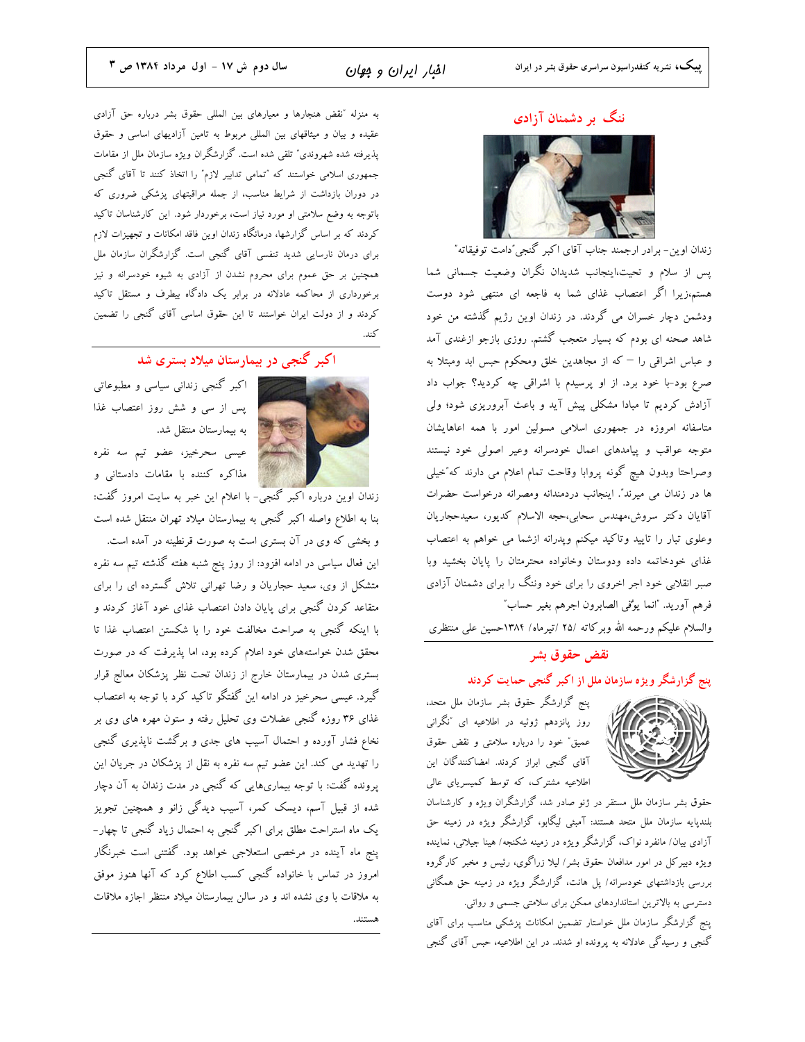## ننگ بر دشمنان آزادی

زندان اوین- برادر ارجمند جناب آقای اکبر گنجی "دامت توفیقاته"

پس از سلام و تحیت،اینجانب شدیدان نگران وضعیت جسمانی شما هستم،زیرا اگر اعتصاب غذای شما به فاجعه ای منتهی شود دوست ودشمن دچار خسران می گردند. در زندان اوین رژیم گذشته من خود شاهد صحنه ای بودم که بسیار متعجب گشتم. روزی بازجو ازغندی آمد و عباس اشراقی را — که از مجاهدین خلق ومحکوم حبس ابد ومبتلا به صرع بود-با خود برد. از او پرسیدم با اشراقی چه کردید؟ جواب داد آزادش کردیم تا مبادا مشکلی پیش آید و باعث آبروریزی شود؛ ولی متاسفانه امروزه در جمهوری اسلامی مسولین امور با همه اعاهایشان متوجه عواقب و پیامدهای اعمال خودسرانه وغیر اصولی خود نیستند وصراحتا وبدون هیچ گونه پروابا وقاحت تمام اعلام می دارند که"خیلی ها در زندان می میرند". اینجانب دردمندانه ومصرانه درخواست حضرات آقایان دکتر سروش،مهندس سحابی،حجه الاسلام کدیور، سعیدحجاریان وعلوی تبار را تایید وتاکید میکنم وپدرانه ازشما می خواهم به اعتصاب غذای خودخاتمه داده ودوستان وخانواده محترمتان را پایان بخشید وبا صبر انقلابی خود اجر اخروی را برای خود وننگ را برای دشمنان آزادی فرهم آورید. "انما يوّفى الصابرون اجرهم بغير حساب"

والسلام عليكم ورحمه الله وبركاته /۲۵ /تیرماه/ ۱۳۸۴حسین علی منتظری

## نقض حقوق بشر

### پنج گزارشگر ویژه سازمان ملل از اکبر گنجی حمایت کردند

پنج گزارشگر حقوق بشر سازمان ملل متحد، روز پانزدهم ژوئیه در اطلاعیه ای "نگرانی عمیق" خود را درباره سلامتی و نقض حقوق آقای گنجی ابراز کردند. امضاکنندگان این اطلاعیه مشترک، که توسط کمیسیاری عالی حقوق بشر سازمان ملل مستقر در ژنو صادر شد، گزارشگران ویژه و کارشناسان بلندپایه سازمان ملل متحد هستند: آمبئی لیگابو، گزارشگر ویژه در زمینه حق آزادی بیان/ مانفرد نواک، گزارشگر ویژه در زمینه شکنجه/ هینا جیلانی، نماینده ویژه دبیرکل در امور مدافعان حقوق بشر/ لیلا زراگوی، رئیس و مخبر کارگروه بررسی بازداشتهای خودسرانه/ پل هانت، گزارشگر ویژه در زمینه حق همگانی دسترسی به بالاترین استانداردهای ممکن برای سلامتی جسمی و روانی.

پنج گزارشگر سازمان ملل خواستار تضمین امکانات پزشکی مناسب برای آقای گنجی و رسیدگی عادلانه به پرونده او شدند. در این اطلاعیه، حبس آقای گنجی به منزله "نقض هنجارها و معیارهای بین المللی حقوق بشر درباره حق آزادی عقیده و بیان و میثاقهای بین المللی مربوط به تامین آزادیهای اساسی و حقوق پذیرفته شده شهروندی" تلقی شده است. گزارشگران ویژه سازمان ملل از مقامات جمهوری اسلامی خواستند که "تمامی تدابیر لازم" را اتخاذ کنند تا آقای گنجی در دوران بازداشت از شرایط مناسب، از جمله مراقبتهای پزشکی ضروری که باتوجه به وضع سلامتی او مورد نیاز است، برخوردار شود. این کارشناسان تاکید کردند که بر اساس گزارشها، درمانگاه زندان اوین فاقد امکانات و تجهیزات لازم برای درمان نارسایی شدید تنفسی آقای گنجی است. گزارشگران سازمان ملل همچنین بر حق عموم برای محروم نشدن از آزادی به شیوه خودسرانه و نیز برخورداری از محاکمه عادلانه در برابر یک دادگاه بیطرف و مستقل تاکید کردند و از دولت ایران خواستند تا این حقوق اساسی آقای گنجی را تضمین کند.

## اکبر گنجی در بیمارستان میلاد بستری شد

اکبر گنجی زندانی سیاسی و مطبوعاتی پس از سی و شش روز اعتصاب غذا به بیمارستان منتقل شد.

عیسی سحرخیز، عضو تیم سه نفره مذاکره کننده با مقامات دادستانی و زندان اوین درباره اکبر گنجی- با اعلام این خبر به سایت امروز گفت: بنا به اطلاع واصله اکبر گنجی به بیمارستان میلاد تهران منتقل شده است و بخشی که وی در آن بستری است به صورت قرنطینه در آمده است.

این فعال سیاسی در ادامه افزود: از روز پنج شنبه هفته گذشته تیم سه نفره متشکل از وی، سعید حجاریان و رضا تهرانی تلاش گسترده ای را برای متقاعد کردن گنجی برای پایان دادن اعتصاب غذای خود آغاز کردند و با اینکه گنجی به صراحت مخالفت خود را با شکستن اعتصاب غذا تا محقق شدن خواستههای خود اعلام کرده بود، اما پذیرفت که در صورت بستری شدن در بیمارستان خارج از زندان تحت نظر پزشکان معالج قرار گیرد. عیسی سحرخیز در ادامه این گفتگو تاکید کرد با توجه به اعتصاب غذای ۳۶ روزه گنجی عضلات وی تحلیل رفته و ستون مهره های وی بر نخاع فشار آورده و احتمال آسیب های جدی و برگشت ناپذیری گنجی را تهدید می کند. این عضو تیم سه نفره به نقل از پزشکان در جریان این پرونده گفت: با توجه بیماریهایی که گنجی در مدت زندان به آن دچار شده از قبیل آسم، دیسک کمر، آسیب دیدگی زانو و همچنین تجویز یک ماه استراحت مطلق برای اکبر گنجی به احتمال زیاد گنجی تا چهار- پنج ماه آینده در مرخصی استعلاجی خواهد بود. گفتنی است خبرنگار امروز در تماس با خانواده گنجی کسب اطلاع کرد که آنها هنوز موفق به ملاقات با وی نشده اند و در سالن بیمارستان میلاد منتظر اجازه ملاقات هستند.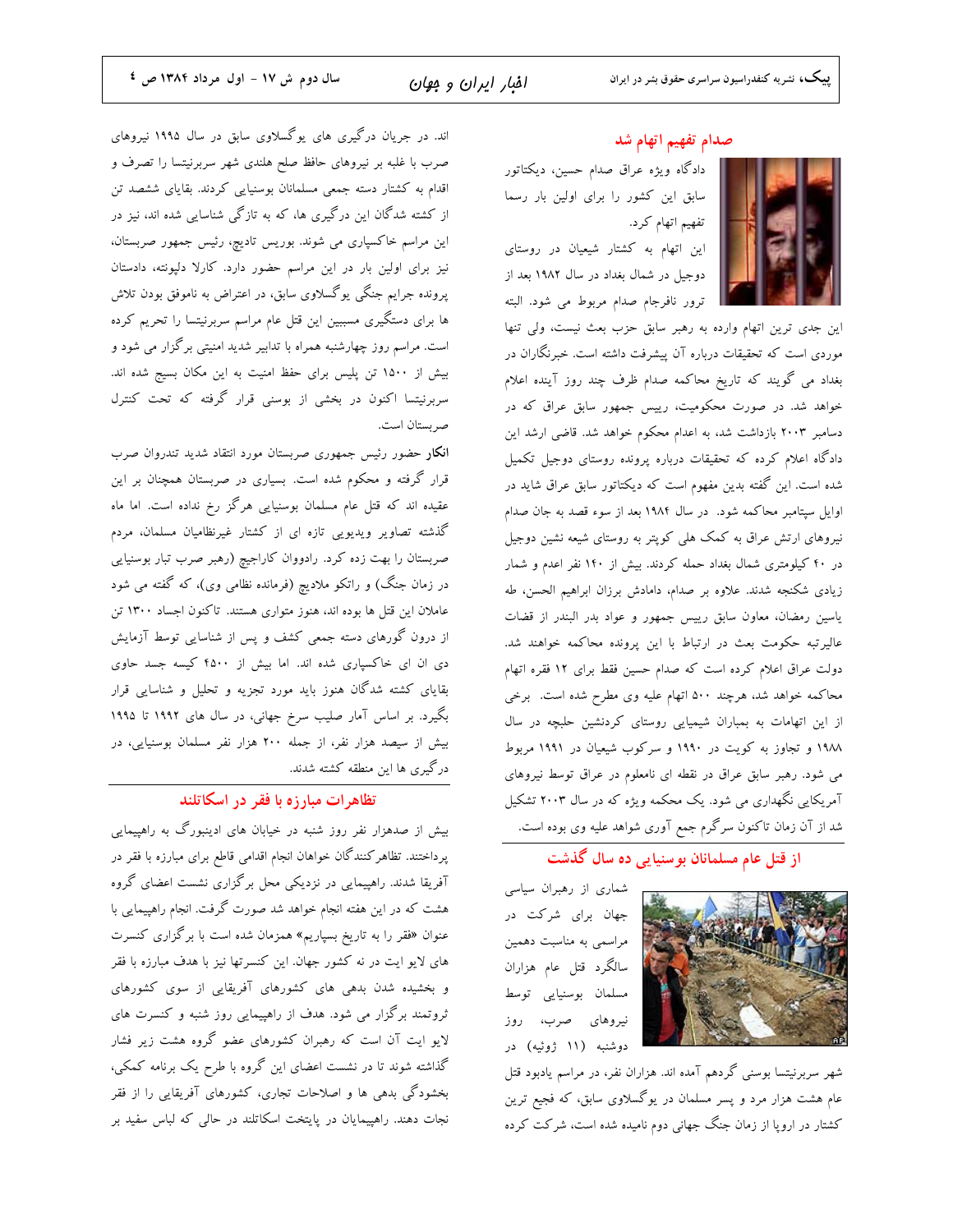## صدام تفهیم اتهام شد

دادگاه ویژه عراق صدام حسین، دیکتاتور سابق این کشور را برای اولین بار رسما تفهیم اتهام کرد.

این اتهام به کشتار شیعیان در روستای دوجیل در شمال بغداد در سال ۱۹۸۲ بعد از ترور نافرجام صدام مربوط می شود. البته این جدی ترین اتهام وارده به رهبر سابق حزب بعث نیست، ولی تنها موردی است که تحقیقات درباره آن پیشرفت داشته است. خبرنگاران در بغداد می گویند که تاریخ محاکمه صدام ظرف چند روز آینده اعلام خواهد شد. در صورت محکومیت، رییس جمهور سابق عراق که در دسامبر ۲۰۰۳ بازداشت شده، به اعدام محکوم خواهد شد. قاضی ارشد این دادگاه اعلام کرده که تحقیقات درباره پرونده روستای دوجیل تکمیل شده است. این گفته بدین مفهوم است که دیکتاتور سابق عراق شاید در اوایل سپتامبر محاکمه شود. در سال ۱۹۸۴ بعد از سوء قصد به جان صدام نیروهای ارتش عراق به کمک هلی کوپتر به روستای شیعه نشین دوجیل در ۴۰ کیلومتری شمال بغداد حمله کردند. بیش از ۱۴۰ نفر اعدام و شمار زیادی شکنجه شدند. علاوه بر صدام، دامادش برزان ابراهیم الحسن، طه یاسین رمضان، معاون سابق رییس جمهور و عواد بدر البندر از قضات عالیرتبه حکومت بعث در ارتباط با این پرونده محاکمه خواهند شد. دولت عراق اعلام کرده است که صدام حسین فقط برای ۱۲ فقره اتهام محاکمه خواهد شد، هرچند ۵۰۰ اتهام علیه وی مطرح شده است. برخی از این اتهامات به بمباران شیمیایی روستای کردنشین حلبچه در سال ۱۹۸۸ و تجاوز به کویت در ۱۹۹۰ و سرکوب شیعیان در ۱۹۹۱ مربوط می شود. رهبر سابق عراق در نقطه ای نامعلوم در عراق توسط نیروهای آمریکایی نگهداری می شود. یک محکمه ویژه که در سال ۲۰۰۳ تشکیل شد از آن زمان تاکنون سرگرم جمع آوری شواهد علیه وی بوده است.

## از قتل عام مسلمانان بوسنیایی ده سال گذشت

شماری از رهبران سیاسی جهان برای شرکت در مراسمی به مناسبت دهمین سالگرد قتل عام هزاران مسلمان بوسنیایی توسط نیروهای صرب، روز دوشنبه (۱۱ ژوئیه) در شهر سربرنیتسا بوسنی گردهم آمده اند. هزاران نفر، در مراسم یادبود قتل عام هشت هزار مرد و پسر مسلمان در یوگسلاوی سابق، که فجیع ترین کشتار در اروپا از زمان جنگ جهانی دوم نامیده شده است، شرکت کرده اند. در جریان درگیری های یوگسلاوی سابق در سال ۱۹۹۵ نیروهای صرب با غلبه بر نیروهای حافظ صلح هلندی شهر سربرنیتسا را تصرف و اقدام به کشتار دسته جمعی مسلمانان بوسنیایی کردند. بقایای ششصد تن از کشته شدگان این درگیری ها، که به تازگی شناسایی شده اند، نیز در این مراسم خاکسپاری می شوند. بوریس تادیچ، رئیس جمهور صربستان، نیز برای اولین بار در این مراسم حضور دارد. کارلا دلپونته، دادستان پرونده جرایم جنگی یوگسلاوی سابق، در اعتراض به ناموفق بودن تلاش ها برای دستگیری مسببین این قتل عام مراسم سربرنیتسا را تحریم کرده است. مراسم روز چهارشنبه همراه با تدابیر شدید امنیتی برگزار می شود و بیش از ۱۵۰۰ تن پلیس برای حفظ امنیت به این مکان بسیج شده اند. سربرنیتسا اکنون در بخشی از بوسنی قرار گرفته که تحت کنترل صربستان است.

**انکار** حضور رئیس جمهوری صربستان مورد انتقاد شدید تندروان صرب قرار گرفته و محکوم شده است. بسیاری در صربستان همچنان بر این عقیده اند که قتل عام مسلمان بوسنیایی هرگز رخ نداده است. اما ماه گذشته تصاویر ویدیویی تازه ای از کشتار غیرنظامیان مسلمان، مردم صربستان را بهت زده کرد. رادوان کاراجیچ (رهبر صرب تبار بوسنیایی در زمان جنگ) و راتکو ملادیچ (فرمانده نظامی وی)، که گفته می شود عاملان این قتل ها بوده اند، هنوز متواری هستند. تاکنون اجساد ۱۳۰۰ تن از درون گورهای دسته جمعی کشف و پس از شناسایی توسط آزمایش دی ان ای خاکسپاری شده اند. اما بیش از ۴۵۰۰ کیسه جسد حاوی بقایای کشته شدگان هنوز باید مورد تجزیه و تحلیل و شناسایی قرار بگیرد. بر اساس آمار صلیب سرخ جهانی، در سال های ۱۹۹۲ تا ۱۹۹۵ بیش از سیصد هزار نفر، از جمله ۲۰۰ هزار نفر مسلمان بوسنیایی، در درگیری ها این منطقه کشته شدند.

## تظاهرات مبارزه با فقر در اسکاتلند

بیش از صدهزار نفر روز شنبه در خیابان های ادینبورگ به راهپیمایی پرداختند. تظاهرکنندگان خواهان انجام اقدامی قاطع برای مبارزه با فقر در آفریقا شدند. راهپیمایی در نزدیکی محل برگزاری نشست اعضای گروه هشت که در این هفته انجام خواهد شد صورت گرفت. انجام راهپیمایی با عنوان «فقر را به تاریخ بسپاریم» همزمان شده است با برگزاری کنسرت های لایو ایت در نه کشور جهان. این کنسرتها نیز با هدف مبارزه با فقر و بخشیده شدن بدهی های کشورهای آفریقایی از سوی کشورهای ثروتمند برگزار می شود. هدف از راهپیمایی روز شنبه و کنسرت های لایو ایت آن است که رهبران کشورهای عضو گروه هشت زیر فشار گذاشته شوند تا در نشست اعضای این گروه با طرح یک برنامه کمکی، بخشودگی بدهی ها و اصلاحات تجاری، کشورهای آفریقایی را از فقر نجات دهند. راهپیمایان در پایتخت اسکاتلند در حالی که لباس سفید بر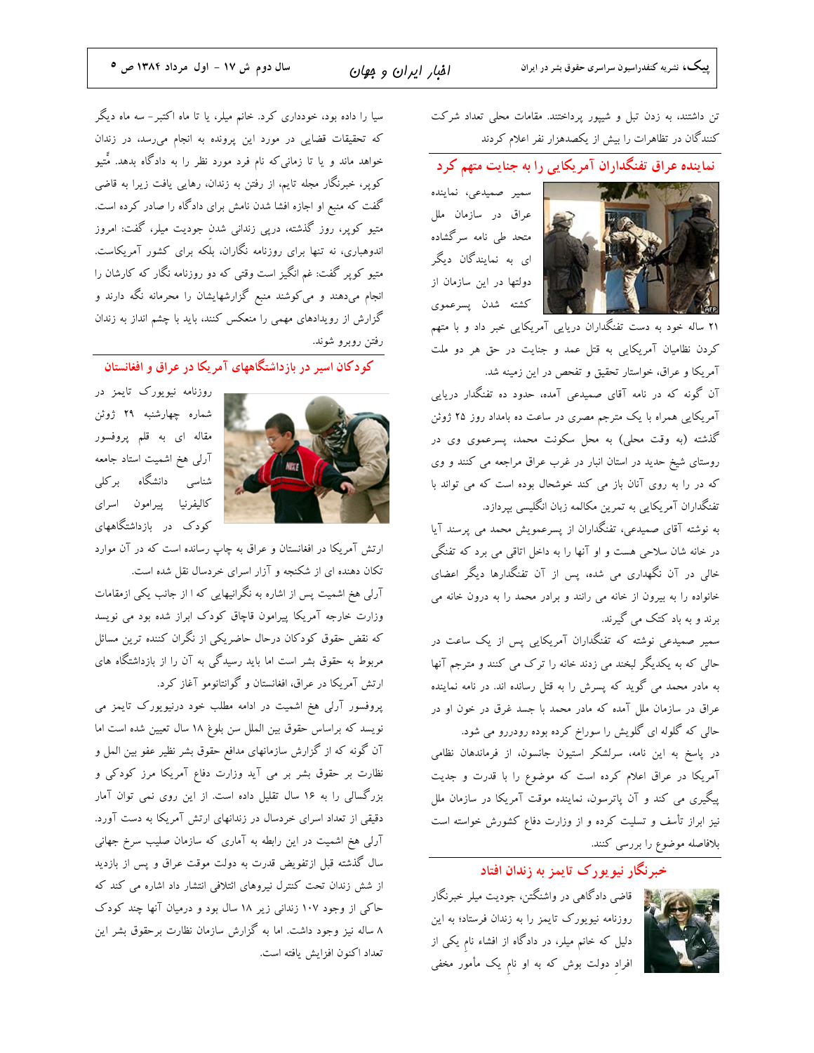تن داشتند، به زدن تبل و شیپور پرداختند. مقامات محلی تعداد شرکت کنندگان در تظاهرات را بیش از یکصدهزار نفر اعلام کردند

## نماینده عراق تفنگداران آمریکایی را به جنایت متهم کرد

سمیر صمیدعی، نماینده عراق در سازمان ملل متحد طی نامه سرگشاده ای به نمایندگان دیگر دولتها در این سازمان از کشته شدن پسرعموی ۲۱ ساله خود به دست تفنگداران دریایی آمریکایی خبر داد و با متهم کردن نظامیان آمریکایی به قتل عمد و جنایت در حق هر دو ملت آمریکا و عراق، خواستار تحقیق و تفحص در این زمینه شد.

آن گونه که در نامه آقای صمیدعی آمده، حدود ده تفنگدار دریایی آمریکایی همراه با یک مترجم مصری در ساعت ده بامداد روز ۲۵ ژوئن گذشته (به وقت محلی) به محل سکونت محمد، پسرعموی وی در روستای شیخ حدید در استان انبار در غرب عراق مراجعه می کنند و وی که در را به روی آنان باز می کند خوشحال بوده است که می تواند با تفنگداران آمریکایی به تمرین مکالمه زبان انگلیسی بپردازد.

به نوشته آقای صمیدعی، تفنگداران از پسرعمویش محمد می پرسند آیا در خانه شان سلاحی هست و او آنها را به داخل اتاقی می برد که تفنگی خالی در آن نگهداری می شده، پس از آن تفنگدارها دیگر اعضای خانواده را به بیرون از خانه می رانند و برادر محمد را به درون خانه می برند و به باد کتک می گیرند.

سمیر صمیدعی نوشته که تفنگداران آمریکایی پس از یک ساعت در حالی که به یکدیگر لبخند می زدند خانه را ترک می کنند و مترجم آنها به مادر محمد می گوید که پسرش را به قتل رسانده اند. در نامه نماینده عراق در سازمان ملل آمده که مادر محمد با جسد غرق در خون او در حالی که گلوله ای گلویش را سوراخ کرده بوده رودررو می شود.

در پاسخ به این نامه، سرلشکر استیون جانسون، از فرماندهان نظامی آمریکا در عراق اعلام کرده است که موضوع را با قدرت و جدیت پیگیری می کند و آن پاترسون، نماینده موقت آمریکا در سازمان ملل نیز ابراز تأسف و تسلیت کرده و از وزارت دفاع کشورش خواسته است بلافاصله موضوع را بررسی کنند.

## خبرنگار نیویورک تایمز به زندان افتاد

قاضی دادگاهی در واشنگتن، جودیت میلر خبرنگار روزنامه نیویورک تایمز را به زندان فرستاد؛ به این دلیل که خانم میلر، در دادگاه از افشاء نامِ یکی از افرادِ دولت بوش که به او نامِ یک مأمور مخفی سیا را داده بود، خودداری کرد. خانم میلر، یا تا ماه اکتبر- سه ماه دیگر که تحقیقات قضایی در مورد این پرونده به انجام می‌رسد، در زندان خواهد ماند و یا تا زمانی‌که نام فرد مورد نظر را به دادگاه بدهد. مٌتیو کوپر، خبرنگار مجله تایم، از رفتن به زندان، رهایی یافت زیرا به قاضی گفت که منبع او اجازه افشا شدن نامش برای دادگاه را صادر کرده است.

متیو کوپر، روز گذشته، درپی زندانی شدنِ جودیت میلر، گفت: امروز اندوهباری، نه تنها برای روزنامه نگاران، بلکه برای کشور آمریکاست. متیو کوپر گفت: غم انگیز است وقتی که دو روزنامه نگار که کارشان را انجام می‌دهند و می‌کوشند منبع گزارشهایشان را محرمانه نگه دارند و گزارش از رویدادهای مهمی را منعکس کنند، باید با چشم انداز به زندان رفتن روبرو شوند.

## کودکان اسیر در بازداشتگاههای آمریکا در عراق و افغانستان

روزنامه نیویورک تایمز در شماره چهارشنبه ۲۹ ژوئن مقاله ای به قلم پروفسور آرلی هخ اشمیت استاد جامعه شناسی دانشگاه برکلی کالیفرنیا پیرامون اسرای کودک در بازداشتگاههای ارتش آمریکا در افغانستان و عراق به چاپ رسانده است که در آن موارد تکان دهنده ای از شکنجه و آزار اسرای خردسال نقل شده است.

آرلی هخ اشمیت پس از اشاره به نگرانیهایی که ا از جانب یکی ازمقامات وزارت خارجه آمریکا پیرامون قاچاق کودک ابراز شده بود می نویسد که نقض حقوق کودکان درحال حاضریکی از نگران کننده ترین مسائل مربوط به حقوق بشر است اما باید رسیدگی به آن را از بازداشتگاه های ارتش آمریکا در عراق، افغانستان و گوانتانامو آغاز کرد.

پروفسور آرلی هخ اشمیت در ادامه مطلب خود درنیویورک تایمز می نویسد که براساس حقوق بین الملل سن بلوغ ۱۸ سال تعیین شده است اما آن گونه که از گزارش سازمانهای مدافع حقوق بشر نظیر عفو بین الملل و نظارت بر حقوق بشر بر می آید وزارت دفاع آمریکا مرز کودکی و بزرگسالی را به ۱۶ سال تقلیل داده است. از این روی نمی توان آمار دقیقی از تعداد اسرای خردسال در زندانهای ارتش آمریکا به دست آورد.

آرلی هخ اشمیت در این رابطه به آماری که سازمان صلیب سرخ جهانی سال گذشته قبل ازتفویض قدرت به دولت موقت عراق و پس از بازدید از شش زندان تحت کنترل نیروهای ائتلافی انتشار داد اشاره می کند که حاکی از وجود ۱۰۷ زندانی زیر ۱۸ سال بود و درمیان آنها چند کودک ۸ ساله نیز وجود داشت. اما به گزارش سازمان نظارت برحقوق بشر این تعداد اکنون افزایش یافته است.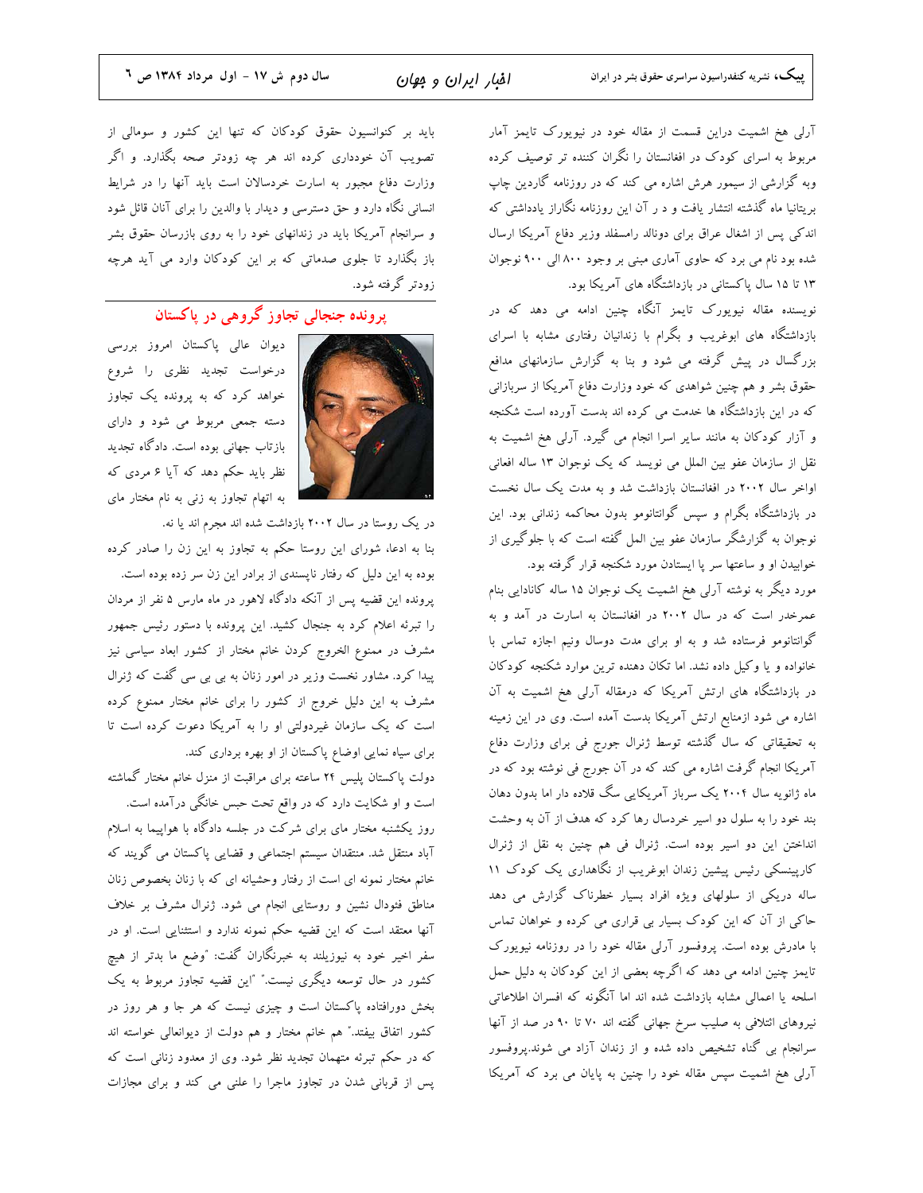آرلی هخ اشمیت دراین قسمت از مقاله خود در نیویورک تایمز آمار مربوط به اسرای کودک در افغانستان را نگران کننده تر توصیف کرده وبه گزارش از سیمور هرش اشاره می کند که در روزنامه گاردین چاپ بریتانیا ماه گذشته انتشار یافت و د ر آن این روزنامه نگاراز یادداشتی که اندکی پس از اشغال عراق برای دونالد رامسفلد وزیر دفاع آمریکا ارسال شده بود نام می برد که حاوی آماری مبنی بر وجود ۸۰۰ الی ۹۰۰ نوجوان ۱۳ تا ۱۵ سال پاکستانی در بازداشتگاه های آمریکا بود.

نویسنده مقاله نیویورک تایمز آنگاه چنین ادامه می دهد که در بازداشتگاه های ابوغریب و بگرام با زندانیان رفتاری مشابه با اسرای بزرگسال در پیش گرفته می شود و بنا به گزارش سازمانهای مدافع حقوق بشر و هم چنین شواهدی که خود وزارت دفاع آمریکا از سربازانی که در این بازداشتگاه ها خدمت می کرده اند بدست آورده است شکنجه و آزار کودکان به مانند سایر اسرا انجام می گیرد. آرلی هخ اشمیت به نقل از سازمان عفو بین الملل می نویسد که یک نوجوان ۱۳ ساله افغانی اواخر سال ۲۰۰۲ در افغانستان بازداشت شد و به مدت یک سال نخست در بازداشتگاه بگرام و سپس گوانتانومو بدون محاکمه زندانی بود. این نوجوان به گزارشگر سازمان عفو بین الملل گفته است که با جلوگیری از خوابیدن او و ساعتها سر پا ایستادن مورد شکنجه قرار گرفته بود.

مورد دیگر به نوشته آرلی هخ اشمیت یک نوجوان ۱۵ ساله کانادایی بنام عمرخدر است که در سال ۲۰۰۲ در افغانستان به اسارت در آمد و به گوانتانومو فرستاده شد و به او برای مدت دوسال ونیم اجازه تماس با خانواده و یا وکیل داده نشد. اما تکان دهنده ترین موارد شکنجه کودکان در بازداشتگاه های ارتش آمریکا که درمقاله آرلی هخ اشمیت به آن اشاره می شود ازمنابع ارتش آمریکا بدست آمده است. وی در این زمینه به تحقیقاتی که سال گذشته توسط ژنرال جورج فی برای وزارت دفاع آمریکا انجام گرفت اشاره می کند که در آن جورج فی نوشته بود که در ماه ژانویه سال ۲۰۰۴ یک سرباز آمریکایی سگ قلاده دار اما بدون دهان بند خود را به سلول دو اسیر خردسال رها کرد که هدف از آن به وحشت انداختن این دو اسیر بوده است. ژنرال فی هم چنین به نقل از ژنرال کارپینسکی رئیس پیشین زندان ابوغریب از نگاهداری یک کودک ۱۱ ساله دریکی از سلولهای ویژه افراد بسیار خطرناک گزارش می دهد حاکی از آن که این کودک بسیار بی قراری می کرده و خواهان تماس با مادرش بوده است. پروفسور آرلی مقاله خود را در روزنامه نیویورک تایمز چنین ادامه می دهد که اگرچه بعضی از این کودکان به دلیل حمل اسلحه یا اعمالی مشابه بازداشت شده اند اما آنگونه که افسران اطلاعاتی نیروهای ائتلافی به صلیب سرخ جهانی گفته اند ۷۰ تا ۹۰ در صد از آنها سرانجام بی گناه تشخیص داده شده و از زندان آزاد می شوند.پروفسور آرلی هخ اشمیت سپس مقاله خود را چنین به پایان می برد که آمریکا باید بر کنوانسیون حقوق کودکان که تنها این کشور و سومالی از تصویب آن خودداری کرده اند هر چه زودتر صحه بگذارد. و اگر وزارت دفاع مجبور به اسارت خردسالان است باید آنها را در شرایط انسانی نگاه دارد و حق دسترسی و دیدار با والدین را برای آنان قائل شود و سرانجام آمریکا باید در زندانهای خود را به روی بازرسان حقوق بشر باز بگذارد تا جلوی صدماتی که بر این کودکان وارد می آید هرچه زودتر گرفته شود.

## پرونده جنجالی تجاوز گروهی در پاکستان

دیوان عالی پاکستان امروز بررسی درخواست تجدید نظری را شروع خواهد کرد که به پرونده یک تجاوز دسته جمعی مربوط می شود و دارای بازتاب جهانی بوده است. دادگاه تجدید نظر باید حکم دهد که آیا ۶ مردی که به اتهام تجاوز به زنی به نام مختار مای در یک روستا در سال ۲۰۰۲ بازداشت شده اند مجرم اند یا نه.

بنا به ادعا، شورای این روستا حکم به تجاوز به این زن را صادر کرده بوده به این دلیل که رفتار ناپسندی از برادر این زن سر زده بوده است.

پرونده این قضیه پس از آنکه دادگاه لاهور در ماه مارس ۵ نفر از مردان را تبرئه اعلام کرد به جنجال کشید. این پرونده با دستور رئیس جمهور مشرف در ممنوع الخروج کردن خانم مختار از کشور ابعاد سیاسی نیز پیدا کرد. مشاور نخست وزیر در امور زنان به بی بی سی گفت که ژنرال مشرف به این دلیل خروج از کشور را برای خانم مختار ممنوع کرده است که یک سازمان غیردولتی او را به آمریکا دعوت کرده است تا برای سیاه نمایی اوضاع پاکستان از او بهره برداری کند.

دولت پاکستان پلیس ۲۴ ساعته برای مراقبت از منزل خانم مختار گماشته است و او شکایت دارد که در واقع تحت حبس خانگی درآمده است.

روز یکشنبه مختار مای برای شرکت در جلسه دادگاه با هواپیما به اسلام آباد منتقل شد. منتقدان سیستم اجتماعی و قضایی پاکستان می گویند که خانم مختار نمونه ای است از رفتار وحشیانه ای که با زنان بخصوص زنان مناطق فئودال نشین و روستایی انجام می شود. ژنرال مشرف بر خلاف آنها معتقد است که این قضیه حکم نمونه ندارد و استثنایی است. او در سفر اخیر خود به نیوزیلند به خبرنگاران گفت: "وضع ما بدتر از هیچ کشور در حال توسعه دیگری نیست." "این قضیه تجاوز مربوط به یک بخش دورافتاده پاکستان است و چیزی نیست که هر جا و هر روز در کشور اتفاق بیفتد." هم خانم مختار و هم دولت از دیوانعالی خواسته اند که در حکم تبرئه متهمان تجدید نظر شود. وی از معدود زنانی است که پس از قربانی شدن در تجاوز ماجرا را علنی می کند و برای مجازات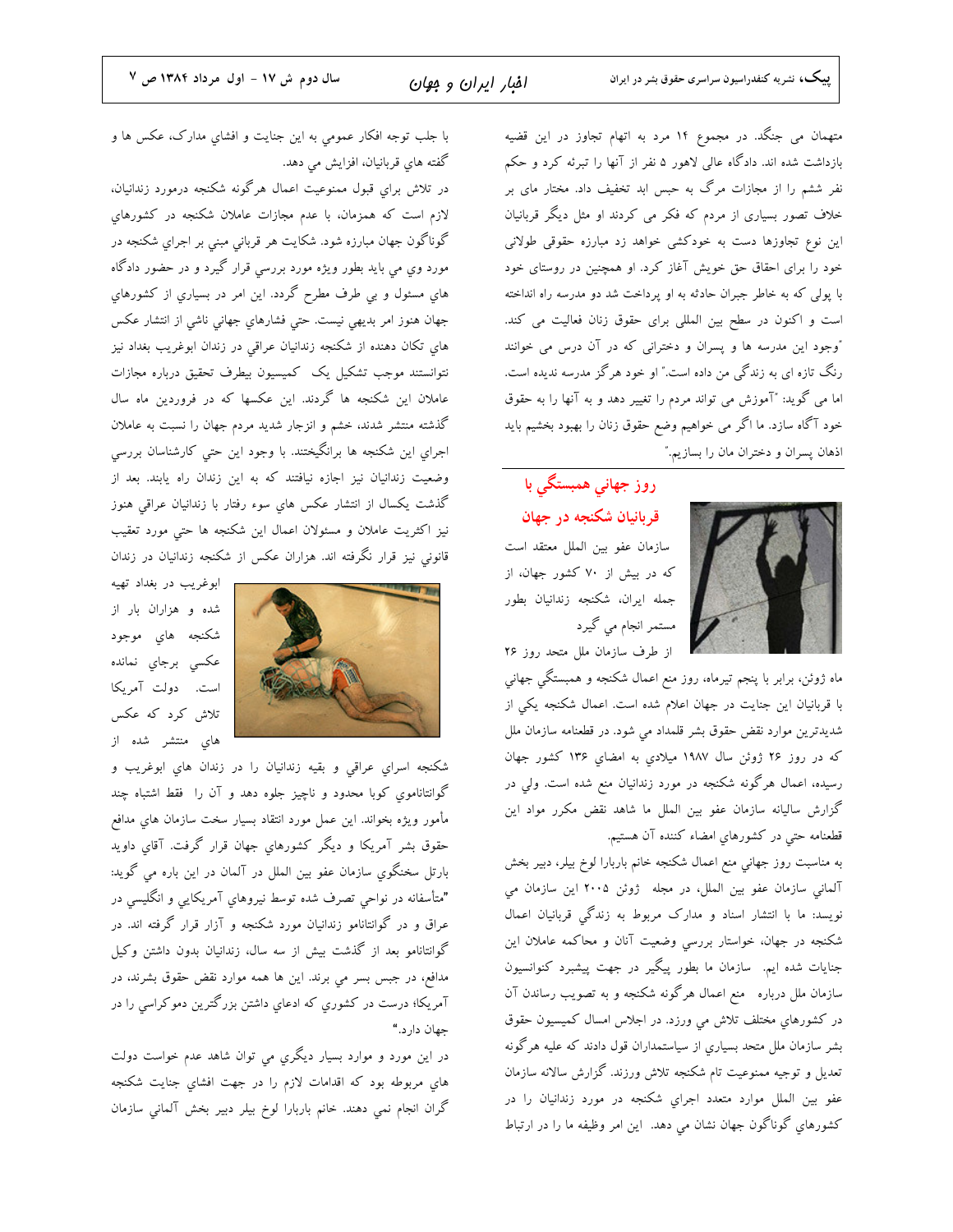متهمان می جنگد. در مجموع ۱۴ مرد به اتهام تجاوز در این قضیه بازداشت شده اند. دادگاه عالی لاهور ۵ نفر از آنها را تبرئه کرد و حکم نفر ششم را از مجازات مرگ به حبس ابد تخفیف داد. مختار مای بر خلاف تصور بسیاری از مردم که فکر می کردند او مثل دیگر قربانیان این نوع تجاوزها دست به خودکشی خواهد زد مبارزه حقوقی طولانی خود را برای احقاق حق خویش آغاز کرد. او همچنین در روستای خود با پولی که به خاطر جبران حادثه به او پرداخت شد دو مدرسه راه انداخته است و اکنون در سطح بین المللی برای حقوق زنان فعالیت می کند. "وجود این مدرسه ها و پسران و دخترانی که در آن درس می خوانند رنگ تازه ای به زندگی من داده است." او خود هرگز مدرسه ندیده است. اما می گوید: "آموزش می تواند مردم را تغییر دهد و به آنها را به حقوق خود آگاه سازد. ما اگر می خواهیم وضع حقوق زنان را بهبود بخشیم باید اذهان پسران و دختران مان را بسازیم."

## روز جهاني همبستگي با قربانيان شكنجه در جهان

سازمان عفو بين الملل معتقد است كه در بيش از ۷۰ كشور جهان، از جمله ايران، شكنجه زندانيان بطور مستمر انجام مي گيرد

از طرف سازمان ملل متحد روز ۲۶ ماه ژوئن، برابر با پنجم تيرماه، روز منع اعمال شكنجه و همبستگي جهاني با قربانيان اين جنايت در جهان اعلام شده است. اعمال شكنجه يكي از شديدترين موارد نقض حقوق بشر قلمداد مي شود. در قطعنامه سازمان ملل كه در روز ۲۶ ژوئن سال ۱۹۸۷ ميلادي به امضاي ۱۳۶ كشور جهان رسيده، اعمال هرگونه شكنجه در مورد زندانيان منع شده است. ولي در گزارش ساليانه سازمان عفو بين الملل ما شاهد نقض مكرر مواد اين قطعنامه حتي در كشورهاي امضاء كننده آن هستيم.

به مناسبت روز جهاني منع اعمال شكنجه خانم باربارا لوخ بيلر، دبير بخش آلماني سازمان عفو بين الملل، در مجله ژوئن ۲۰۰۵ اين سازمان مي نويسد: ما با انتشار اسناد و مدارك مربوط به زندگي قربانيان اعمال شكنجه در جهان، خواستار بررسي وضعيت آنان و محاكمه عاملان اين جنايات شده ايم. سازمان ما بطور پيگير در جهت پيشبرد كنوانسيون سازمان ملل درباره منع اعمال هرگونه شكنجه و به تصويب رساندن آن در كشورهاي مختلف تلاش مي ورزد. در اجلاس امسال كميسيون حقوق بشر سازمان ملل متحد بسياري از سياستمداران قول دادند كه عليه هرگونه تعديل و توجيه ممنوعيت تام شكنجه تلاش ورزند. گزارش سالانه سازمان عفو بين الملل موارد متعدد اجراي شكنجه در مورد زندانيان را در كشورهاي گوناگون جهان نشان مي دهد. اين امر وظيفه ما را در ارتباط با جلب توجه افكار عمومي به اين جنايت و افشاي مدارك، عكس ها و گفته هاي قربانيان، افزايش مي دهد.

در تلاش براي قبول ممنوعيت اعمال هرگونه شكنجه درمورد زندانيان، لازم است كه همزمان، با عدم مجازات عاملان شكنجه در كشورهاي گوناگون جهان مبارزه شود. شكايت هر قرباني مبني بر اجراي شكنجه در مورد وي مي بايد بطور ويژه مورد بررسي قرار گيرد و در حضور دادگاه هاي مسئول و بي طرف مطرح گردد. اين امر در بسياري از كشورهاي جهان هنوز امر بديهي نيست. حتي فشارهاي جهاني ناشي از انتشار عكس هاي تكان دهنده از شكنجه زندانيان عراقي در زندان ابوغريب بغداد نيز نتوانستند موجب تشكيل يک كميسيون بيطرف تحقيق درباره مجازات عاملان اين شكنجه ها گردند. اين عكسها كه در فروردين ماه سال گذشته منتشر شدند، خشم و انزجار شديد مردم جهان را نسبت به عاملان اجراي اين شكنجه ها برانگيختند. با وجود اين حتي كارشناسان بررسي وضعيت زندانيان نيز اجازه نيافتند كه به اين زندان راه يابند. بعد از گذشت يكسال از انتشار عكس هاي سوء رفتار با زندانيان عراقي هنوز نيز اكثريت عاملان و مسئولان اعمال اين شكنجه ها حتي مورد تعقيب قانوني نيز قرار نگرفته اند. هزاران عكس از شكنجه زندانيان در زندان ابوغريب در بغداد تهيه شده و هزاران بار از شكنجه هاي موجود عكسي برجاي نمانده است. دولت آمريكا تلاش كرد كه عكس هاي منتشر شده از شكنجه اسراي عراقي و بقيه زندانيان را در زندان هاي ابوغريب و گوانتانامو كوبا محدود و ناچيز جلوه دهد و آن را فقط اشتباه چند مأمور ويژه بخواند. اين عمل مورد انتقاد بسيار سخت سازمان هاي مدافع حقوق بشر آمريكا و ديگر كشورهاي جهان قرار گرفت. آقاي داويد بارتل سخنگوي سازمان عفو بين الملل در آلمان در اين باره مي گويد: "متأسفانه در نواحي تصرف شده توسط نيروهاي آمريكايي و انگليسي در عراق و در گوانتانامو زندانيان مورد شكنجه و آزار قرار گرفته اند. در گوانتانامو بعد از گذشت بيش از سه سال، زندانيان بدون داشتن وكيل مدافع، در حبس بسر مي برند. اين ها همه موارد نقض حقوق بشرند، در آمريكا؛ درست در كشوري كه ادعاي داشتن بزرگترين دموكراسي را در جهان دارد."

در اين مورد و موارد بسيار ديگري مي توان شاهد عدم خواست دولت هاي مربوطه بود كه اقدامات لازم را در جهت افشاي جنايت شكنجه گران انجام نمي دهند. خانم باربارا لوخ بيلر دبير بخش آلماني سازمان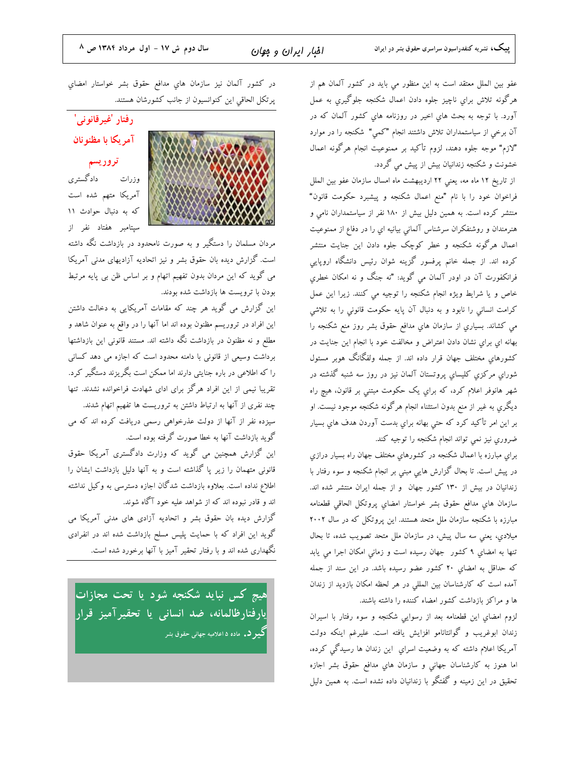عفو بين الملل معتقد است به اين منظور مي بايد در کشور آلمان هم از هرگونه تلاش براي ناچيز جلوه دادن اعمال شکنجه جلوگيري به عمل آورد. با توجه به بحث هاي اخير در روزنامه هاي کشور آلمان که در آن برخي از سياستمداران تلاش داشتند انجام "کمي" شکنجه را در موارد "لازم" موجه جلوه دهند، لزوم تأکيد بر ممنوعيت انجام هرگونه اعمال خشونت و شکنجه زندانيان بيش از پيش مي گردد.

از تاريخ ۱۲ ماه مه، يعني ۲۲ ارديبهشت ماه امسال سازمان عفو بين الملل فراخوان خود را با نام "منع اعمال شکنجه و پيشبرد حکومت قانون" منتشر کرده است. به همين دليل بيش از ۱۸۰ نفر از سياستمداران نامي و هنرمندان و روشنفکران سرشناس آلماني بيانيه اي را در دفاع از ممنوعيت اعمال هرگونه شکنجه و خطر کوچک جلوه دادن اين جنايت منتشر کرده اند. از جمله خانم پرفسور گزينه شوان رئيس دانشگاه اروپايي فرانکفورت آن در اودر آلمان مي گويد: "نه جنگ و نه امکان خطري خاص و يا شرايط ويژه انجام شکنجه را توجيه مي کنند. زيرا اين عمل کرامت انساني را نابود و به دنبال آن پايه حکومت قانوني را به تلاشي مي کشاند. بسياري از سازمان هاي مدافع حقوق بشر روز منع شکنجه را بهانه اي براي نشان دادن اعتراض و مخالفت خود با انجام اين جنايت در کشورهاي مختلف جهان قرار داده اند. از جمله ولفگانگ هوبر مسئول شوراي مرکزي کليساي پروتستان آلمان نيز در روز سه شنبه گذشته در شهر هانوفر اعلام کرد، که براي يک حکومت مبتني بر قانون، هيچ راه ديگري به غير از منع بدون استثناء انجام هرگونه شکنجه موجود نيست. او بر اين امر تأکيد کرد که حتي بهانه براي بدست آوردن هدف هاي بسيار ضروري نيز نمي تواند انجام شکنجه را توجيه کند.

براي مبارزه با اعمال شکنجه در کشورهاي مختلف جهان راه بسيار درازي در پيش است. تا بحال گزارش هايي مبني بر انجام شکنجه و سوء رفتار با زندانيان در بيش از ۱۳۰ کشور جهان و از جمله ايران منتشر شده اند. سازمان هاي مدافع حقوق بشر خواستار امضاي پروتکل الحاقي قطعنامه مبارزه با شکنجه سازمان ملل متحد هستند. اين پروتکل که در سال ۲۰۰۲ ميلادي، يعني سه سال پيش، در سازمان ملل متحد تصويب شده، تا بحال تنها به امضاي ۹ کشور جهان رسيده است و زماني امکان اجرا مي يابد که حداقل به امضاي ۲۰ کشور عضو رسيده باشد. در اين سند از جمله آمده است که کارشناسان بين المللي در هر لحظه امکان بازديد از زندان ها و مراکز بازداشت کشور امضاء کننده را داشته باشند.

لزوم امضاي اين قطعنامه بعد از رسوايي شکنجه و سوء رفتار با اسيران زندان ابوغريب و گوانتانامو افزايش يافته است. عليرغم اينکه دولت آمريکا اعلام داشته که به وضعيت اسراي اين زندان ها رسيدگي کرده، اما هنوز به کارشناسان جهاني و سازمان هاي مدافع حقوق بشر اجازه تحقيق در اين زمينه و گفتگو با زندانيان داده نشده است. به همين دليل در کشور آلمان نيز سازمان هاي مدافع حقوق بشر خواستار امضاي پرتکل الحاقي اين کنوانسيون از جانب کشورشان هستند.

## رفتار 'غيرقانونی' آمريکا با مظنونان تروريسم

وزرات دادگستری آمریکا متهم شده است که به دنبال حوادث ۱۱ سپتامبر هفتاد نفر از مردان مسلمان را دستگیر و به صورت نامحدود در بازداشت نگه داشته است. گزارش دیده بان حقوق بشر و نیز اتحادیه آزادیهای مدنی آمریکا می گوید که این مردان بدون تفهیم اتهام و بر اساس ظن بی پایه مرتبط بودن با تروریست ها بازداشت شده بودند.

این گزارش می گوید هر چند که مقامات آمریکایی به دخالت داشتن این افراد در تروریسم مظنون بوده اند اما آنها را در واقع به عنوان شاهد و مطلع و نه مظنون در بازداشت نگه داشته اند. مستند قانونی این بازداشتها برداشت وسیعی از قانونی با دامنه محدود است که اجازه می دهد کسانی را که اطلاعی در باره جنایتی دارند اما ممکن است بگریزند دستگیر کرد. تقریبا نیمی از این افراد هرگز برای ادای شهادت فراخوانده نشدند. تنها چند نفری از آنها به ارتباط داشتن به تروریست ها تفهیم اتهام شدند.

سیزده نفر از آنها از دولت عذرخواهی رسمی دریافت کرده اند که می گوید بازداشت آنها به خطا صورت گرفته بوده است.

این گزارش همچنین می گوید که وزارت دادگستری آمریکا حقوق قانونی متهمان را زیر پا گذاشته است و به آنها دلیل بازداشت ایشان را اطلاع نداده است. بعلاوه بازداشت شدگان اجازه دسترسی به وکیل نداشته اند و قادر نبوده اند که از شواهد علیه خود آگاه شوند.

گزارش دیده بان حقوق بشر و اتحادیه آزادی های مدنی آمریکا می گوید این افراد که با حمایت پلیس مسلح بازداشت شده اند در انفرادی نگهداری شده اند و با رفتار تحقیر آمیز با آنها برخورد شده است.

**هیچ کس نباید شکنجه شود یا تحت مجازات یارفتارظالمانه، ضد انسانی یا تحقیرآمیز قرار گیرد.** ماده ۵ اعلامیه جهانی حقوق بشر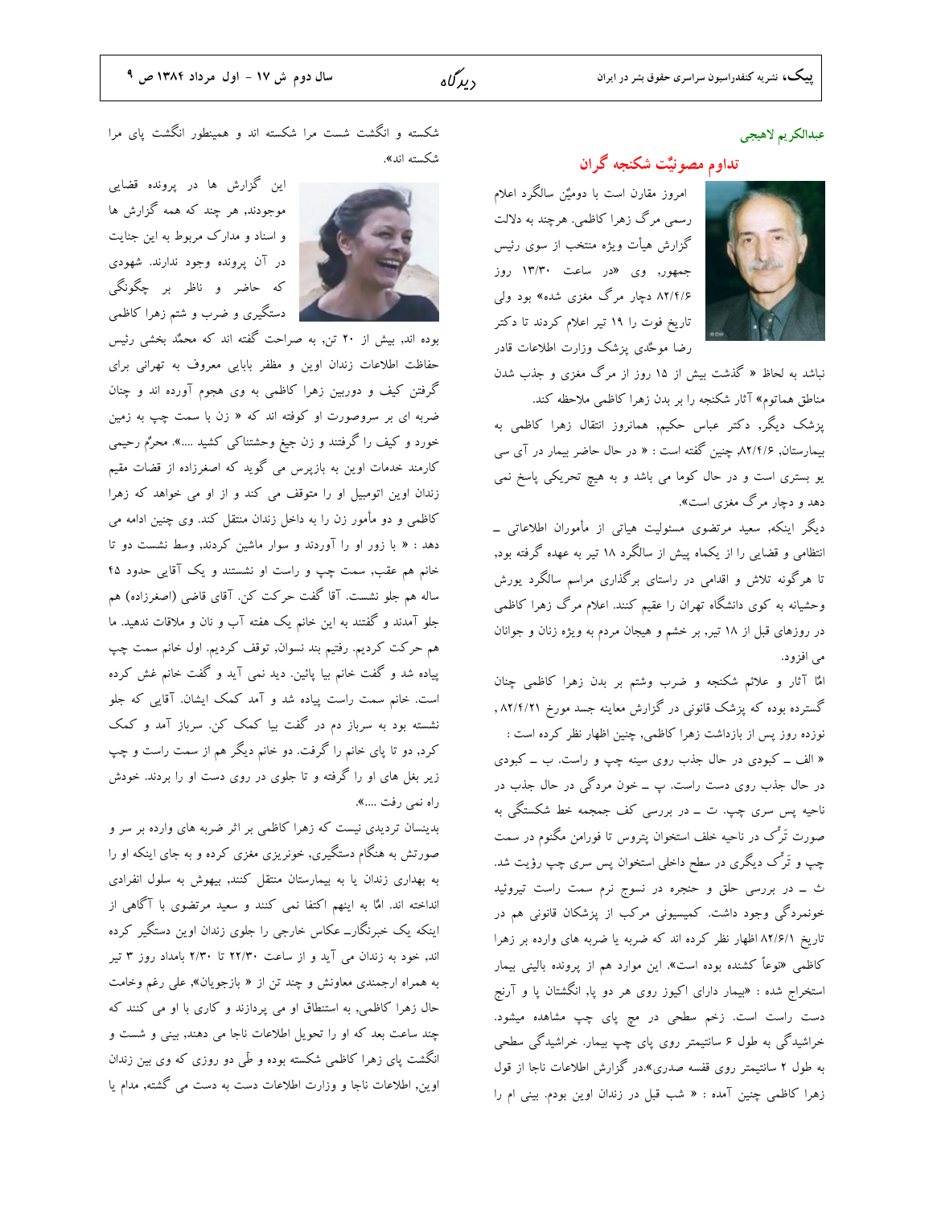عبدالکریم لاهیجی

## تداوم مصونیّت شکنجه گران

امروز مقارن است با دومیّن سالگرد اعلام رسمی مرگ زهرا کاظمی. هرچند به دلالت گزارش هیأت ویژه منتخب از سوی رئیس جمهور, وی «در ساعت ۱۳/۳۰ روز ۸۲/۴/۶ دچار مرگ مغزی شده» بود ولی تاریخ فوت را ۱۹ تیر اعلام کردند تا دکتر رضا موحّدی پزشک وزارت اطلاعات قادر نباشد به لحاظ « گذشت بیش از ۱۵ روز از مرگ مغزی و جذب شدن مناطق هماتوم» آثار شکنجه را بر بدن زهرا کاظمی ملاحظه کند.

پزشک دیگر, دکتر عباس حکیم, همانروز انتقال زهرا کاظمی به بیمارستان, ۸۲/۴/۶, چنین گفته است : « در حال حاضر بیمار در آی سی یو بستری است و در حال کوما می باشد و به هیچ تحریکی پاسخ نمی دهد و دچار مرگ مغزی است».

دیگر اینکه, سعید مرتضوی مسئولیت هیاتی از مأموران اطلاعاتی ـ انتظامی و قضایی را از یکماه پیش از سالگرد ۱۸ تیر به عهده گرفته بود, تا هرگونه تلاش و اقدامی در راستای برگذاری مراسم سالگرد یورش وحشیانه به کوی دانشگاه تهران را عقیم کنند. اعلام مرگ زهرا کاظمی در روزهای قبل از ۱۸ تیر, بر خشم و هیجان مردم به ویژه زنان و جوانان می افزود.

امّا آثار و علائم شکنجه و ضرب وشتم بر بدن زهرا کاظمی چنان گسترده بوده که پزشک قانونی در گزارش معاینه جسد مورخ ۸۲/۴/۲۱, نوزده روز پس از بازداشت زهرا کاظمی, چنین اظهار نظر کرده است : « الف ـ کبودی در حال جذب روی سینه چپ و راست. ب ـ کبودی در حال جذب روی دست راست. پ ـ خون مردگی در حال جذب در ناحیه پس سری چپ. ت ـ در بررسی کف جمجمه خط شکستگی به صورت تَرَک در ناحیه خلف استخوان پتروس تا فورامن مگنوم در سمت چپ و تَرَک دیگری در سطح داخلی استخوان پس سری چپ رؤیت شد. ث ـ در بررسی حلق و حنجره در نسوج نرم سمت راست تیروئید خونمردگی وجود داشت. کمیسیونی مرکب از پزشکان قانونی هم در تاریخ ۸۲/۶/۱ اظهار نظر کرده اند که ضربه یا ضربه های وارده بر زهرا کاظمی «نوعاً کشنده بوده است». این موارد هم از پرونده بالینی بیمار استخراج شده : «بیمار دارای اکیوز روی هر دو پا, انگشتان پا و آرنج دست راست است. زخم سطحی در مچ پای چپ مشاهده میشود. خراشیدگی به طول ۶ سانتیمتر روی پای چپ بیمار. خراشیدگی سطحی به طول ۲ سانتیمتر روی قفسه صدری».در گزارش اطلاعات ناجا از قول زهرا کاظمی چنین آمده : « شب قبل در زندان اوین بودم. بینی ام را شکسته و انگشت شست مرا شکسته اند و همینطور انگشت پای مرا شکسته اند».

این گزارش ها در پرونده قضایی موجودند, هر چند که همه گزارش ها و اسناد و مدارک مربوط به این جنایت در آن پرونده وجود ندارند. شهودی که حاضر و ناظر بر چگونگی دستگیری و ضرب و شتم زهرا کاظمی بوده اند, بیش از ۲۰ تن, به صراحت گفته اند که محمّد بخشی رئیس حفاظت اطلاعات زندان اوین و مظفر بابایی معروف به تهرانی برای گرفتن کیف و دوربین زهرا کاظمی به وی هجوم آورده اند و چنان ضربه ای بر سروصورت او کوفته اند که « زن با سمت چپ به زمین خورد و کیف را گرفتند و زن جیغ وحشتناکی کشید ....». محرمٌ رحیمی کارمند خدمات اوین به بازپرس می گوید که اصغرزاده از قضات مقیم زندان اوین اتومبیل او را متوقف می کند و از او می خواهد که زهرا کاظمی و دو مأمور زن را به داخل زندان منتقل کند. وی چنین ادامه می دهد : « با زور او را آوردند و سوار ماشین کردند, وسط نشست دو تا خانم هم عقب, سمت چپ و راست او نشستند و یک آقایی حدود ۴۵ ساله هم جلو نشست. آقا گفت حرکت کن. آقای قاضی (اصغرزاده) هم جلو آمدند و گفتند به این خانم یک هفته آب و نان و ملاقات ندهید. ما هم حرکت کردیم. رفتیم بند نسوان, توقف کردیم. اول خانم سمت چپ پیاده شد و گفت خانم بیا پائین. دید نمی آید و گفت خانم غش کرده است. خانم سمت راست پیاده شد و آمد کمک ایشان. آقایی که جلو نشسته بود به سرباز دم در گفت بیا کمک کن. سرباز آمد و کمک کرد, دو تا پای خانم را گرفت. دو خانم دیگر هم از سمت راست و چپ زیر بغل های او را گرفته و تا جلوی در روی دست او را بردند. خودش راه نمی رفت ....».

بدینسان تردیدی نیست که زهرا کاظمی بر اثر ضربه های وارده بر سر و صورتش به هنگام دستگیری, خونریزی مغزی کرده و به جای اینکه او را به بهداری زندان یا به بیمارستان منتقل کنند, بیهوش به سلول انفرادی انداخته اند. امّا به اینهم اکتفا نمی کنند و سعید مرتضوی با آگاهی از اینکه یک خبرنگارـ عکاس خارجی را جلوی زندان اوین دستگیر کرده اند, خود به زندان می آید و از ساعت ۲۲/۳۰ تا ۲/۳۰ بامداد روز ۳ تیر به همراه ارجمندی معاونش و چند تن از « بازجویان», علی رغم وخامت حال زهرا کاظمی, به استنطاق او می پردازند و کاری با او می کنند که چند ساعت بعد که او را تحویل اطلاعات ناجا می دهند, بینی و شست و انگشت پای زهرا کاظمی شکسته بوده و طّی دو روزی که وی بین زندان اوین, اطلاعات ناجا و وزارت اطلاعات دست به دست می گشته, مدام یا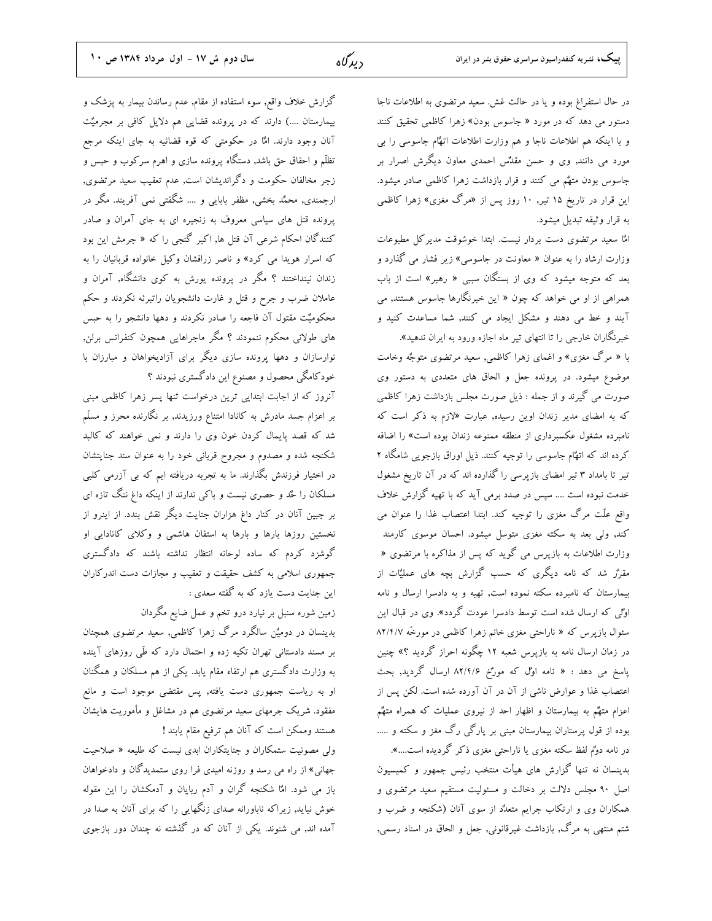در حال استفراغ بوده و یا در حالت غش. سعید مرتضوی به اطلاعات ناجا دستور می دهد که در مورد « جاسوس بودن» زهرا کاظمی تحقیق کنند و با اینکه هم اطلاعات ناجا و هم وزارت اطلاعات اتهّام جاسوسی را بی مورد می دانند, وی و حسن مقدّس احمدی معاون دیگرش اصرار بر جاسوس بودن متهّم می کنند و قرار بازداشت زهرا کاظمی صادر میشود. این قرار در تاریخ ۱۵ تیر, ۱۰ روز پس از «مرگ مغزی» زهرا کاظمی به قرار وثیقه تبدیل میشود.

امّا سعید مرتضوی دست بردار نیست. ابتدا خوشوقت مدیرکل مطبوعات وزارت ارشاد را به عنوان « معاونت در جاسوسی» زیر فشار می گذارد و بعد که متوجه میشود که وی از بستگان سببی « رهبر» است از باب همراهی از او می خواهد که چون « این خبرنگارها جاسوس هستند, می آیند و خط می دهند و مشکل ایجاد می کنند, شما مساعدت کنید و خبرنگاران خارجی را تا انتهای تیر ماه اجازه ورود به ایران ندهید».

با « مرگ مغزی» و اغمای زهرا کاظمی, سعید مرتضوی متوجّه وخامت موضوع میشود. در پرونده جعل و الحاق های متعددی به دستور وی صورت می گیرند و از جمله : ذیل صورت مجلس بازداشت زهرا کاظمی که به امضای مدیر زندان اوین رسیده, عبارت «لازم به ذکر است که نامبرده مشغول عکسبرداری از منطقه ممنوعه زندان بوده است» را اضافه کرده اند که اتهّام جاسوسی را توجیه کنند. ذیل اوراق بازجویی شامگاه ۲ تیر تا بامداد ۳ تیر امضای بازپرسی را گذارده اند که در آن تاریخ مشغول خدمت نبوده است .... سپس در صدد برمی آید که با تهیه گزارش خلاف واقع علّت مرگ مغزی را توجیه کند. ابتدا اعتصاب غذا را عنوان می کند, ولی بعد به سکته مغزی متوسل میشود. احسان موسوی کارمند وزارت اطلاعات به بازپرس می گوید که پس از مذاکره با مرتضوی « مقرّر شد که نامه دیگری که حسب گزارش بچه های عملیّات از بیمارستان که نامبرده سکته نموده است, تهیه و به دادسرا ارسال و نامه اوّلی که ارسال شده است توسط دادسرا عودت گردد». وی در قبال این سئوال بازپرس که « ناراحتی مغزی خانم زهرا کاظمی در مورخّه ۸۲/۴/۷ در زمان ارسال نامه به بازپرس شعبه ۱۲ چگونه احراز گردید ؟» چنین پاسخ می دهد : « نامه اوّل که مورّخ ۸۲/۴/۶ ارسال گردید, بحث اعتصاب غذا و عوارض ناشی از آن در آن آورده شده است. لکن پس از اعزام متهّم به بیمارستان و اظهار احد از نیروی عملیات که همراه متهّم بوده از قول پرستاران بیمارستان مبنی بر پارگی رگ مغز و سکته و ..... در نامه دومّ لفظ سکته مغزی یا ناراحتی مغزی ذکر گردیده است....».

بدینسان نه تنها گزارش های هیأت منتخب رئیس جمهور و کمیسیون اصل ۹۰ مجلس دلالت بر دخالت و مسئولیت مستقیم سعید مرتضوی و همکاران وی و ارتکاب جرایم متعدّد از سوی آنان (شکنجه و ضرب و شتم منتهی به مرگ, بازداشت غیرقانونی, جعل و الحاق در اسناد رسمی, گزارش خلاف واقع, سوء استفاده از مقام, عدم رساندن بیمار به پزشک و بیمارستان ....) دارند که در پرونده قضایی هم دلایل کافی بر مجرمیّت آنان وجود دارند. امّا در حکومتی که قوه قضائیه به جای اینکه مرجع تظلّم و احقاق حق باشد, دستگاه پرونده سازی و اهرم سرکوب و حبس و زجر مخالفان حکومت و دگراندیشان است, عدم تعقیب سعید مرتضوی, ارجمندی, محمّد بخشی, مظفر بابایی و .... شگفتی نمی آفریند. مگر در پرونده قتل های سیاسی معروف به زنجیره ای به جای آمران و صادر کنندگان احکام شرعی آن قتل ها, اکبر گنجی را که « جرمش این بود که اسرار هویدا می کرد» و ناصر زرافشان وکیل خانواده قربانیان را به زندان نینداختند ؟ مگر در پرونده یورش به کوی دانشگاه, آمران و عاملان ضرب و جرح و قتل و غارت دانشجویان راتبرئه نکردند و حکم محکومیّت مقتول آن فاجعه را صادر نکردند و دهها دانشجو را به حبس های طولانی محکوم ننمودند ؟ مگر ماجراهایی همچون کنفرانس برلن, نوارسازان و دهها پرونده سازی دیگر برای آزادیخواهان و مبارزان با خودکامگی محصول و مصنوع این دادگستری نبودند ؟

آنروز که از اجابت ابتدایی ترین درخواست تنها پسر زهرا کاظمی مبنی بر اعزام جسد مادرش به کانادا امتناع ورزیدند, بر نگارنده محرز و مسلّم شد که قصد پایمال کردن خون وی را دارند و نمی خواهند که کالبد شکنجه شده و مصدوم و مجروح قربانی خود را به عنوان سند جنایتشان در اختیار فرزندش بگذارند. ما به تجربه دریافته ایم که بی آزرمی کلبی مسلکان را حدّ و حصری نیست و باکی ندارند از اینکه داغ ننگ تازه ای بر جبین آنان در کنار داغ هزاران جنایت دیگر نقش بندد. از اینرو از نخستین روزها بارها و بارها به استفان هاشمی و وکلای کانادایی او گوشزد کردم که ساده لوحانه انتظار نداشته باشند که دادگستری جمهوری اسلامی به کشف حقیقت و تعقیب و مجازات دست اندرکاران این جنایت دست یازد که به گفته سعدی :

زمین شوره سنبل بر نیارد درو تخم و عمل ضایع مگردان

بدینسان در دومیّن سالگرد مرگ زهرا کاظمی, سعید مرتضوی همچنان بر مسند دادستانی تهران تکیه زده و احتمال دارد که طّی روزهای آینده به وزارت دادگستری هم ارتقاء مقام یابد. یکی از هم مسلکان و همگنان او به ریاست جمهوری دست یافته, پس مقتضی موجود است و مانع مفقود. شریک جرمهای سعید مرتضوی هم در مشاغل و مأموریت هایشان هستند وممکن است که آنان هم ترفیع مقام یابند !

ولی مصونیت ستمکاران و جنایتکاران ابدی نیست که طلیعه « صلاحیت جهانی» از راه می رسد و روزنه امیدی فرا روی ستمدیدگان و دادخواهان باز می شود. امّا شکنجه گران و آدم ربایان و آدمکشان را این مقوله خوش نیاید, زیراکه ناباورانه صدای زنگهایی را که برای آنان به صدا در آمده اند, می شنوند. یکی از آنان که در گذشته نه چندان دور بازجوی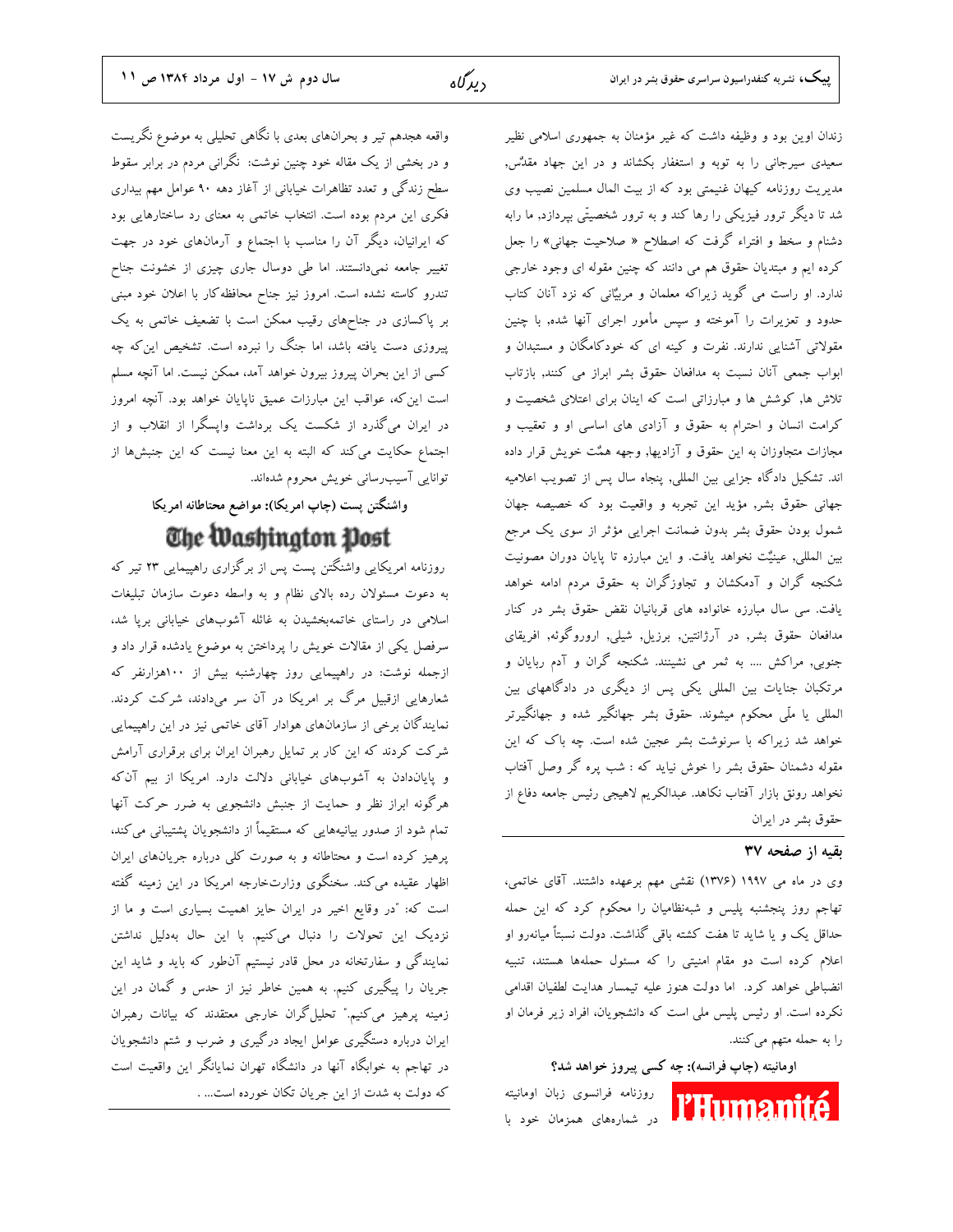زندان اوین بود و وظیفه داشت که غیر مؤمنان به جمهوری اسلامی نظیر سعیدی سیرجانی را به توبه و استغفار بکشاند و در این جهاد مقدّس، مدیریت روزنامه کیهان غنیمتی بود که از بیت المال مسلمین نصیب وی شد تا دیگر ترور فیزیکی را رها کند و به ترور شخصیتی بپردازد, ما رابه دشنام و سخط و افتراء گرفت که اصطلاح « صلاحیت جهانی» را جعل کرده ایم و مبتدیان حقوق هم می دانند که چنین مقوله ای وجود خارجی ندارد. او راست می گوید زیراکه معلمان و مربیّانی که نزد آنان کتاب حدود و تعزیرات را آموخته و سپس مأمور اجرای آنها شده, با چنین مقولاتی آشنایی ندارند. نفرت و کینه ای که خودکامگان و مستبدان و ابواب جمعی آنان نسبت به مدافعان حقوق بشر ابراز می کنند, بازتاب تلاش ها, کوشش ها و مبارزاتی است که اینان برای اعتلای شخصیت و کرامت انسان و احترام به حقوق و آزادی های اساسی او و تعقیب و مجازات متجاوزان به این حقوق و آزادیها, وجهه همّت خویش قرار داده اند. تشکیل دادگاه جزایی بین المللی, پنجاه سال پس از تصویب اعلامیه جهانی حقوق بشر, مؤید این تجربه و واقعیت بود که خصیصه جهان شمول بودن حقوق بشر بدون ضمانت اجرایی مؤثر از سوی یک مرجع بین المللی, عینیّت نخواهد یافت. و این مبارزه تا پایان دوران مصونیت شکنجه گران و آدمکشان و تجاوزگران به حقوق مردم ادامه خواهد یافت. سی سال مبارزه خانواده های قربانیان نقض حقوق بشر در کنار مدافعان حقوق بشر, در آرژانتین, برزیل, شیلی, اوروگوئه, افریقای جنوبی, مراکش .... به ثمر می نشینند. شکنجه گران و آدم ربایان و مرتکبان جنایات بین المللی یکی پس از دیگری در دادگاههای بین المللی یا ملّی محکوم میشوند. حقوق بشر جهانگیر شده و جهانگیرتر خواهد شد زیراکه با سرنوشت بشر عجین شده است. چه باک که این مقوله دشمنان حقوق بشر را خوش نیاید که : شب پره گر وصل آفتاب نخواهد رونق بازار آفتاب نکاهد. عبدالکریم لاهیجی رئیس جامعه دفاع از حقوق بشر در ایران

### بقیه از صفحه ۳۷

وی در ماه می ۱۹۹۷ (۱۳۷۶) نقشی مهم برعهده داشتند. آقای خاتمی، تهاجم روز پنجشنبه پلیس و شبه‌نظامیان را محکوم کرد که این حمله حداقل یک و یا شاید تا هفت کشته باقی گذاشت. دولت نسبتاً میانه‌رو او اعلام کرده است دو مقام امنیتی را که مسئول حمله‌ها هستند، تنبیه انضباطی خواهد کرد. اما دولت هنوز علیه تیمسار هدایت لطفیان اقدامی نکرده است. او رئیس پلیس ملی است که دانشجویان، افراد زیر فرمان او را به حمله متهم می‌کنند.

### اومانیته (چاپ فرانسه): چه کسی پیروز خواهد شد؟

l'Humanité

روزنامه فرانسوی زبان اومانیته در شماره‌های همزمان خود با واقعه هجدهم تیر و بحران‌های بعدی با نگاهی تحلیلی به موضوع نگریست و در بخشی از یک مقاله خود چنین نوشت: نگرانی مردم در برابر سقوط سطح زندگی و تعدد تظاهرات خیابانی از آغاز دهه ۹۰ عوامل مهم بیداری فکری این مردم بوده است. انتخاب خاتمی به معنای رد ساختارهایی بود که ایرانیان، دیگر آن را مناسب با اجتماع و آرمان‌های خود در جهت تغییر جامعه نمی‌دانستند. اما طی دوسال جاری چیزی از خشونت جناح تندرو کاسته نشده است. امروز نیز جناح محافظه‌کار با اعلان خود مبنی بر پاکسازی در جناح‌های رقیب ممکن است با تضعیف خاتمی به یک پیروزی دست یافته باشد، اما جنگ را نبرده است. تشخیص این‌که چه کسی از این بحران پیروز بیرون خواهد آمد، ممکن نیست. اما آنچه مسلم است این‌که، عواقب این مبارزات عمیق ناپایان خواهد بود. آنچه امروز در ایران می‌گذرد از شکست یک برداشت واپسگرا از انقلاب و از اجتماع حکایت می‌کند که البته به این معنا نیست که این جنبش‌ها از توانایی آسیب‌رسانی خویش محروم شده‌اند.

### واشنگتن پست (چاپ امریکا): مواضع محتاطانه امریکا

The Washington Post

روزنامه امریکایی واشنگتن پست پس از برگزاری راهپیمایی ۲۳ تیر که به دعوت مسئولان رده بالای نظام و به واسطه دعوت سازمان تبلیغات اسلامی در راستای خاتمه‌بخشیدن به غائله آشوب‌های خیابانی برپا شد، سرفصل یکی از مقالات خویش را به پرداختن به موضوع یادشده قرار داد و ازجمله نوشت: در راهپیمایی روز چهارشنبه بیش از ۱۰۰هزارنفر که شعارهایی ازقبیل مرگ بر امریکا در آن سر می‌دادند، شرکت کردند. نمایندگان برخی از سازمان‌های هوادار آقای خاتمی نیز در این راهپیمایی شرکت کردند که این کار بر تمایل رهبران ایران برای برقراری آرامش و پایان‌دادن به آشوب‌های خیابانی دلالت دارد. امریکا از بیم آن‌که هرگونه ابراز نظر و حمایت از جنبش دانشجویی به ضرر حرکت آنها تمام شود از صدور بیانیه‌هایی که مستقیماً از دانشجویان پشتیبانی می‌کند، پرهیز کرده است و محتاطانه و به صورت کلی درباره جریان‌های ایران اظهار عقیده می‌کند. سخنگوی وزارت‌خارجه امریکا در این زمینه گفته است که: "در وقایع اخیر در ایران حایز اهمیت بسیاری است و ما از نزدیک این تحولات را دنبال می‌کنیم. با این حال به‌دلیل نداشتن نمایندگی و سفارتخانه در محل قادر نیستیم آن‌طور که باید و شاید این جریان را پیگیری کنیم. به همین خاطر نیز از حدس و گمان در این زمینه پرهیز می‌کنیم." تحلیل‌گران خارجی معتقدند که بیانات رهبران ایران درباره دستگیری عوامل ایجاد درگیری و ضرب و شتم دانشجویان در تهاجم به خوابگاه آنها در دانشگاه تهران نمایانگر این واقعیت است که دولت به شدت از این جریان تکان خورده است... .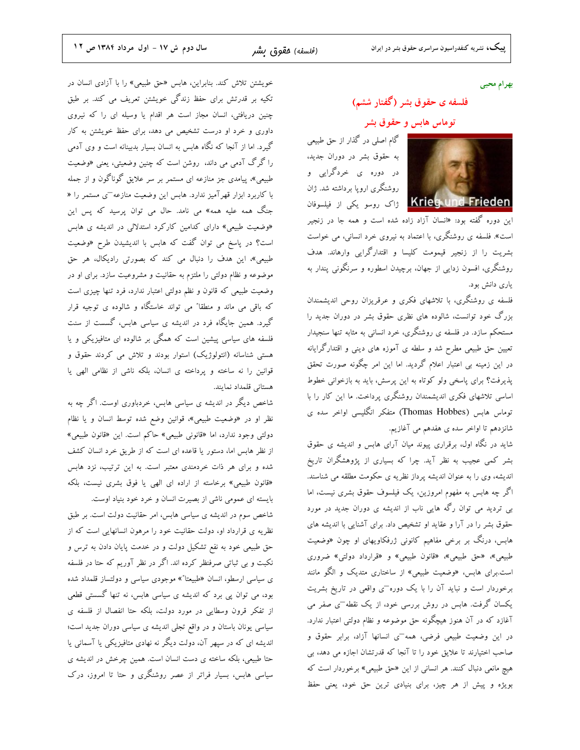بهرام محبی

## فلسفه ی حقوق بشر (گفتار ششم)

### توماس هابس و حقوق بشر

گام اصلی در گذار از حق طبیعی به حقوق بشر در دوران جدید، در دوره ی خردگرایی و روشنگری اروپا برداشته شد. ژان ژاک روسو یکی از فیلسوفان این دوره گفته بود: «انسان آزاد زاده شده است و همه جا در زنجیر است». فلسفه ی روشنگری، با اعتماد به نیروی خرد انسانی، می خواست بشریت را از زنجیر قیمومت کلیسا و اقتدارگرایی وارهاند. هدف روشنگری، افسون زدایی از جهان، برچیدن اسطوره و سرنگونی پندار به یاری دانش بود.

فلسفه ی روشنگری، با تلاشهای فکری و عرقریزان روحی اندیشمندان بزرگ خود توانست، شالوده های نظری حقوق بشر در دوران جدید را مستحکم سازد. در فلسفه ی روشنگری، خرد انسانی به مثابه تنها سنجیدار تعیین حق طبیعی مطرح شد و سلطه ی آموزه های دینی و اقتدارگرایانه در این زمینه بی اعتبار اعلام گردید. اما این امر چگونه صورت تحقق پذیرفت؟ برای پاسخی ولو کوتاه به این پرسش، باید به بازخوانی خطوط اساسی تلاشهای فکری اندیشمندان روشنگری پرداخت. ما این کار را با توماس هابس (Thomas Hobbes) متفکر انگلیسی اواخر سده ی شانزدهم تا اواخر سده ی هفدهم می آغازیم.

شاید در نگاه اول، برقراری پیوند میان آرای هابس و اندیشه ی حقوق بشر کمی عجیب به نظر آید. چرا که بسیاری از پژوهشگران تاریخ اندیشه، وی را به عنوان اندیشه پرداز نظریه ی حکومت مطلقه می شناسند. اگر چه هابس به مفهوم امروزین، یک فیلسوف حقوق بشری نیست، اما بی تردید می توان رگه هایی ناب از اندیشه ی دوران جدید در مورد حقوق بشر را در آرا و عقاید او تشخیص داد. برای آشنایی با اندیشه های هابس، درنگ بر برخی مفاهیم کانونی ژرفکاویهای او چون «وضعیت طبیعی»، «حق طبیعی»، «قانون طبیعی» و «قرارداد دولتی» ضروری است.برای هابس، «وضعیت طبیعی» از ساختاری متدیک و الگو مانند برخوردار است و نباید آن را با یک دوره ی واقعی در تاریخ بشریت یکسان گرفت. هابس در روش بررسی خود، از یک نقطه ی صفر می آغازد که در آن هنوز هیچگونه حق موضوعه و نظام دولتی اعتبار ندارد. در این وضعیت طبیعی فرضی، همه ی انسانها آزاد، برابر حقوق و صاحب اختیارند تا علایق خود را تا آنجا که قدرتشان اجازه می دهد، بی هیچ مانعی دنبال کنند. هر انسانی از این «حق طبیعی» برخوردار است که بویژه و پیش از هر چیز، برای بنیادی ترین حق خود، یعنی حفظ خویشتن تلاش کند. بنابراین، هابس «حق طبیعی» را با آزادی انسان در تکیه بر قدرتش برای حفظ زندگی خویشتن تعریف می کند. بر طبق چنین دریافتی، انسان مجاز است هر اقدام یا وسیله ای را که نیروی داوری و خرد او درست تشخیص می دهد، برای حفظ خویشتن به کار گیرد. اما از آنجا که نگاه هابس به انسان بسیار بدبینانه است و وی آدمی را گرگ آدمی می داند، روشن است که چنین وضعیتی، یعنی «وضعیت طبیعی»، پیامدی جز منازعه ای مستمر بر سر علایق گوناگون و از جمله با کاربرد ابزار قهرآمیز ندارد. هابس این وضعیت منازعه ی مستمر را « جنگ همه علیه همه» می نامد. حال می توان پرسید که پس این «وضعیت طبیعی» دارای کدامین کارکرد استدلالی در اندیشه ی هابس است؟ در پاسخ می توان گفت که هابس با اندیشیدن طرح «وضعیت طبیعی»، این هدف را دنبال می کند که بصورتی رادیکال، هر حق موضوعه و نظام دولتی را ملتزم به حقانیت و مشروعیت سازد. برای او در وضعیت طبیعی که قانون و نظم دولتی اعتبار ندارد، فرد تنها چیزی است که باقی می ماند و منطقا" می تواند خاستگاه و شالوده ی توجیه قرار گیرد. همین جایگاه فرد در اندیشه ی سیاسی هابس، گسست از سنت فلسفه های سیاسی پیشین است که همگی بر شالوده ای متافیزیکی و یا هستی شناسانه (انتولوژیک) استوار بودند و تلاش می کردند حقوق و قوانین را نه ساخته و پرداخته ی انسان، بلکه ناشی از نظامی الهی یا هستانی قلمداد نمایند.

شاخص دیگر در اندیشه ی سیاسی هابس، خردباوری اوست. اگر چه به نظر او در «وضعیت طبیعی»، قوانین وضع شده توسط انسان و یا نظام دولتی وجود ندارد، اما «قانونی طبیعی» حاکم است. این «قانون طبیعی» از نظر هابس اما، دستور یا قاعده ای است که از طریق خرد انسان کشف شده و برای هر ذات خردمندی معتبر است. به این ترتیب، نزد هابس «قانون طبیعی» برخاسته از اراده ای الهی یا فوق بشری نیست، بلکه بایسته ای عمومی ناشی از بصیرت انسان و خرد خود بنیاد اوست.

شاخص سوم در اندیشه ی سیاسی هابس، امر حقانیت دولت است. بر طبق نظریه ی قرارداد او، دولت حقانیت خود را مرهون انسانهایی است که از حق طبیعی خود به نفع تشکیل دولت و در خدمت پایان دادن به ترس و نکبت و بی ثباتی صرفنظر کرده اند. اگر در نظر آوریم که حتا در فلسفه ی سیاسی ارسطو، انسان «طبیعتا"» موجودی سیاسی و دولتساز قلمداد شده بود، می توان پی برد که اندیشه ی سیاسی هابس، نه تنها گسستی قطعی از تفکر قرون وسطایی در مورد دولت، بلکه حتا انفصال از فلسفه ی سیاسی یونان باستان و در واقع تجلی اندیشه ی سیاسی دوران جدید است؛ اندیشه ای که در سپهر آن، دولت دیگر نه نهادی متافیزیکی یا آسمانی یا حتا طبیعی، بلکه ساخته ی دست انسان است. همین چرخش در اندیشه ی سیاسی هابس، بسیار فراتر از عصر روشنگری و حتا تا امروز، درک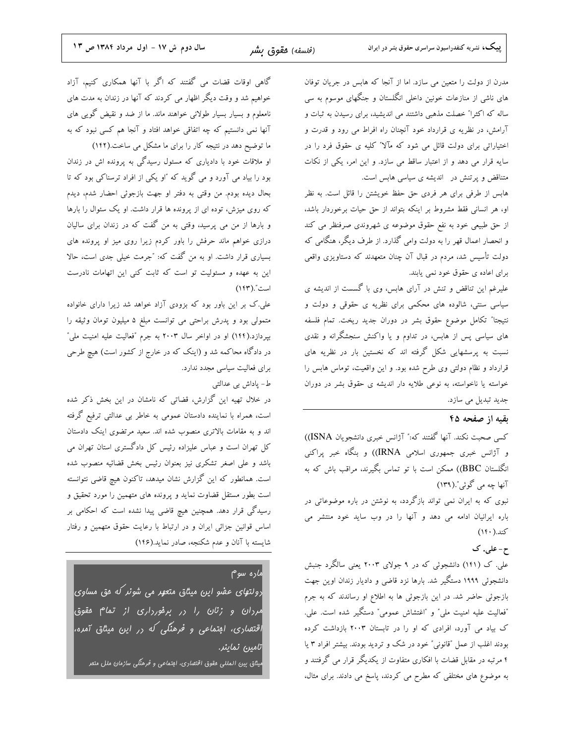مدرن از دولت را متعین می سازد. اما از آنجا که هابس در جریان توفان های ناشی از منازعات خونین داخلی انگلستان و جنگهای موسوم به سی ساله که اکثراً خصلت مذهبی داشتند می اندیشید، برای رسیدن به ثبات و آرامش، در نظریه ی قرارداد خود آنچنان راه افراط می رود و قدرت و اختیاراتی برای دولت قائل می شود که مآلاً کلیه ی حقوق فرد را در سایه قرار می دهد و از اعتبار ساقط می سازد. و این امر، یکی از نکات متناقض و پرتنش در اندیشه ی سیاسی هابس است.

هابس از طرفی برای هر فردی حق حفظ خویشتن را قائل است. به نظر او، هر انسانی فقط مشروط بر اینکه بتواند از حق حیات برخوردار باشد، از حق طبیعی خود به نفع حقوق موضوعه ی شهروندی صرفنظر می کند و انحصار اعمال قهر را به دولت وامی گذارد. از طرف دیگر، هنگامی که دولت تأسیس شد، مردم در قبال آن چنان متعهدند که دستاویزی واقعی برای اعاده ی حقوق خود نمی یابند.

علیرغم این تناقض و تنش در آرای هابس، وی با گسست از اندیشه ی سیاسی سنتی، شالوده های محکمی برای نظریه ی حقوقی و دولت و نتیجتاً تکامل موضوع حقوق بشر در دوران جدید ریخت. تمام فلسفه های سیاسی پس از هابس، در تداوم و یا واکنش سنجشگرانه و نقدی نسبت به پرسشهایی شکل گرفته اند که نخستین بار در نظریه های قرارداد و نظام دولتی وی طرح شده بود. و این واقعیت، توماس هابس را خواسته یا ناخواسته، به نوعی طلایه دار اندیشه ی حقوق بشر در دوران جدید تبدیل می سازد.

## بقیه از صفحه ۴۵

کسی صحبت نکند. آنها گفتند که:" آژانس خبری دانشجویان ISNA)) و آژانس خبری جمهوری اسلامی IRNA)) و بنگاه خبر پراکنی انگلستان BBC)) ممکن است با تو تماس بگیرند، مراقب باش که به آنها چه می گوئی".(۱۳۹)

نبوی که به ایران نمی تواند بازگردد، به نوشتن در باره موضوعاتی در باره ایرانیان ادامه می دهد و آنها را در وب سایت خود منتشر می کند.(۱۴۰)

### ح- علی. ک

علی. ک (۱۴۱) دانشجوئی که در ۹ جولای ۲۰۰۳ یعنی سالگرد جنبش دانشجوئی ۱۹۹۹ دستگیر شد. بارها نزد قاضی و دادیار زندان اوین جهت بازجوئی حاضر شد. در این بازجوئی ها به اطلاع او رساندند که به جرم "فعالیت علیه امنیت ملی" و "اغتشاش عمومی" دستگیر شده است. علی. ک بیاد می آورد، افرادی که او را در تابستان ۲۰۰۳ بازداشت کرده بودند اغلب از عمل "قانونی" خود در شک و تردید بودند. بیشتر افراد ۳ یا ۴ مرتبه در مقابل قضات با افکاری متفاوت از یکدیگر قرار می گرفتند و به موضوع های مختلفی که مطرح می کردند، پاسخ می دادند. برای مثال، گاهی اوقات قضات می گفتند که اگر با آنها همکاری کنیم، آزاد خواهیم شد و وقت دیگر اظهار می کردند که آنها در زندان به مدت های نامعلوم و بسیار بسیار طولانی خواهند ماند. ما از ضد و نقیض گویی های آنها نمی دانستیم که چه اتفاقی خواهد افتاد و آنجا هم کسی نبود که به ما توضیح دهد در نتیجه کار را برای ما مشکل می ساخت.(۱۴۲)

او ملاقات خود با دادیاری که مسئول رسیدگی به پرونده اش در زندان بود را بیاد می آورد و می گوید که "او یکی از افراد ترسناکی بود که تا بحال دیده بودم. من وقتی به دفتر او جهت بازجوئی احضار شدم، دیدم که روی میزش، توده ای از پرونده ها قرار داشت. او یک سئوال را بارها و بارها از من می پرسید، وقتی به من گفت که در زندان برای سالیان درازی خواهم ماند حرفش را باور کردم زیرا روی میز او پرونده های بسیاری قرار داشت. او به من گفت که: "جرمت خیلی جدی است، حالا این به عهده و مسئولیت تو است که ثابت کنی این اتهامات نادرست است".(۱۴۳)

علی.ک بر این باور بود که بزودی آزاد خواهد شد زیرا دارای خانواده متمولی بود و پدرش براحتی می توانست مبلغ ۵ میلیون تومان وثیقه را بپردازد.(۱۴۴) او در اواخر سال ۲۰۰۳ به جرم "فعالیت علیه امنیت ملی" در دادگاه محاکمه شد و (اینک که در خارج از کشور است) هیچ طرحی برای فعالیت سیاسی مجدد ندارد.

### ط- پاداش بی عدالتی

در خلال تهیه این گزارش، قضاتی که نامشان در این بخش ذکر شده است، همراه با نماینده دادستان عمومی به خاطر بی عدالتی ترفیع گرفته اند و به مقامات بالاتری منصوب شده اند. سعید مرتضوی اینک دادستان کل تهران است و عباس علیزاده رئیس کل دادگستری استان تهران می باشد و علی اصغر تشکری نیز بعنوان رئیس بخش قضائیه منصوب شده است. همانطور که این گزارش نشان میدهد، تاکنون هیچ قاضی نتوانسته است بطور مستقل قضاوت نماید و پرونده های متهمین را مورد تحقیق و رسیدگی قرار دهد. همچنین هیچ قاضی پیدا نشده است که احکامی بر اساس قوانین جزائی ایران و در ارتباط با رعایت حقوق متهمین و رفتار شایسته با آنان و عدم شکنجه، صادر نماید.(۱۴۶)

---

**ماده سوم**

*دولتهای عضو این میثاق متعهد می شوند که حق مساوی مردان و زنان را در برخورداری از تمام حقوق اقتصادی، اجتماعی و فرهنگی که در این میثاق آمده، تامین نمایند.*

*میثاق بین المللی حقوق اقتصادی، اجتماعی و فرهنگی سازمان ملل متحد*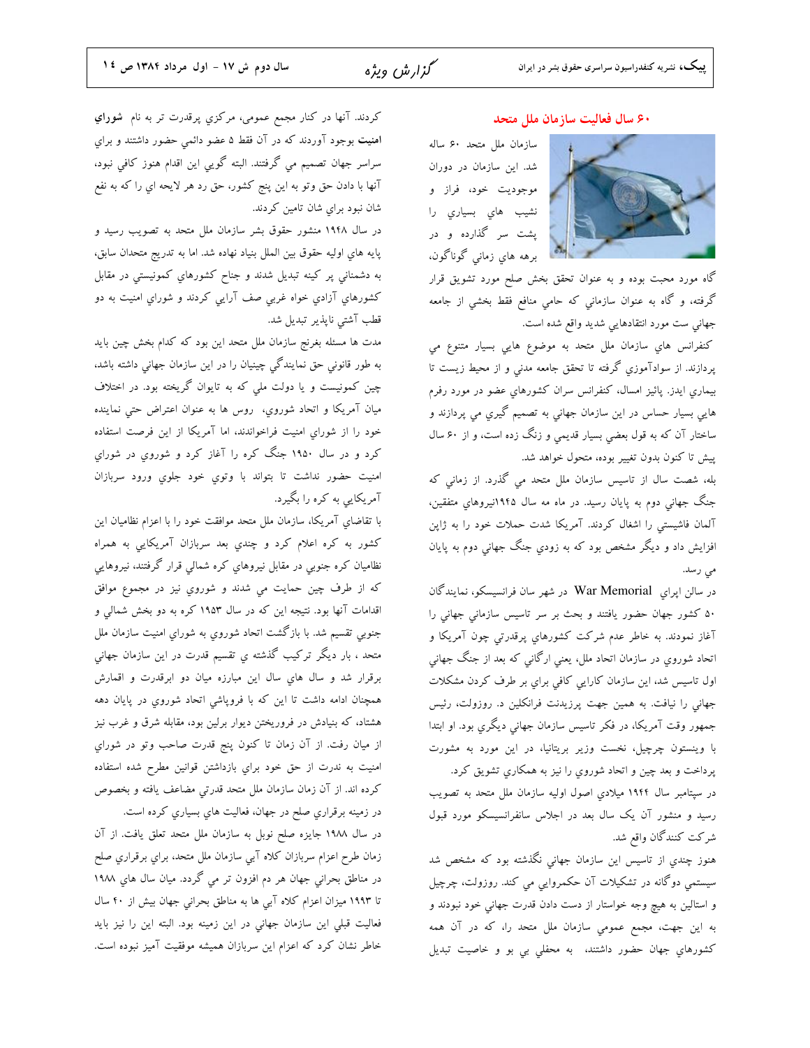## ۶۰ سال فعاليت سازمان ملل متحد

سازمان ملل متحد ۶۰ ساله شد. اين سازمان در دوران موجوديت خود، فراز و نشيب هاي بسياري را پشت سر گذارده و در برهه هاي زماني گوناگون، گاه مورد محبت بوده و به عنوان تحقق بخش صلح مورد تشويق قرار گرفته، و گاه به عنوان سازماني كه حامي منافع فقط بخشي از جامعه جهاني ست مورد انتقادهايي شديد واقع شده است.

كنفرانس هاي سازمان ملل متحد به موضوع هايي بسيار متنوع مي پردازند. از سوادآموزي گرفته تا تحقق جامعه مدني و از محيط زيست تا بيماري ايدز. پائيز امسال، كنفرانس سران كشورهاي عضو در مورد رفرم هايي بسيار حساس در اين سازمان جهاني به تصميم گيري مي پردازند و ساختار آن كه به قول بعضي بسيار قديمي و زنگ زده است، و از ۶۰ سال پيش تا كنون بدون تغيير بوده، متحول خواهد شد.

بله، شصت سال از تاسيس سازمان ملل متحد مي گذرد. از زماني كه جنگ جهاني دوم به پايان رسيد. در ماه مه سال ۱۹۴۵نيروهاي متفقين، آلمان فاشيستي را اشغال كردند. آمريكا شدت حملات خود را به ژاپن افزايش داد و ديگر مشخص بود كه به زودي جنگ جهاني دوم به پايان مي رسد.

در سالن ايراي War Memorial در شهر سان فرانسيسكو، نمايندگان ۵۰ كشور جهان حضور يافتند و بحث بر سر تاسيس سازماني جهاني را آغاز نمودند. به خاطر عدم شركت كشورهاي پرقدرتي چون آمريكا و اتحاد شوروي در سازمان اتحاد ملل، يعني ارگاني كه بعد از جنگ جهاني اول تاسيس شد، اين سازمان كارايي كافي براي بر طرف كردن مشكلات جهاني را نيافت. به همين جهت پرزيدنت فرانكلين د. روزولت، رئيس جمهور وقت آمريكا، در فكر تاسيس سازمان جهاني ديگري بود. او ابتدا با وينستون چرچيل، نخست وزير بريتانيا، در اين مورد به مشورت پرداخت و بعد چين و اتحاد شوروي را نيز به همكاري تشويق كرد.

در سپتامبر سال ۱۹۴۴ ميلادي اصول اوليه سازمان ملل متحد به تصويب رسيد و منشور آن يک سال بعد در اجلاس سانفرانسيسكو مورد قبول شركت كنندگان واقع شد.

هنوز چندي از تاسيس اين سازمان جهاني نگذشته بود كه مشخص شد سيستمي دوگانه در تشكيلات آن حكمروايي مي كند. روزولت، چرچيل و استالين به هيچ وجه خواستار از دست دادن قدرت جهاني خود نبودند و به اين جهت، مجمع عمومي سازمان ملل متحد را، كه در آن همه كشورهاي جهان حضور داشتند، به محفلي بي بو و خاصيت تبديل كردند. آنها در كنار مجمع عمومي، مركزي پرقدرت تر به نام **شوراي امنيت** بوجود آوردند كه در آن فقط ۵ عضو دائمي حضور داشتند و براي سراسر جهان تصميم مي گرفتند. البته گويي اين اقدام هنوز كافي نبود، آنها با دادن حق وتو به اين پنج كشور، حق رد هر لايحه اي را كه به نفع شان نبود براي شان تامين كردند.

در سال ۱۹۴۸ منشور حقوق بشر سازمان ملل متحد به تصويب رسيد و پايه هاي اوليه حقوق بين الملل بنياد نهاده شد. اما به تدريج متحدان سابق، به دشمناني پر كينه تبديل شدند و جناح كشورهاي كمونيستي در مقابل كشورهاي آزادي خواه غربي صف آرايي كردند و شوراي امنيت به دو قطب آشتي ناپذير تبديل شد.

مدت ها مسئله بغرنج سازمان ملل متحد اين بود كه كدام بخش چين بايد به طور قانوني حق نمايندگي چينيان را در اين سازمان جهاني داشته باشد، چين كمونيست و يا دولت ملي كه به تايوان گريخته بود. در اختلاف ميان آمريكا و اتحاد شوروي، روس ها به عنوان اعتراض حتي نماينده خود را از شوراي امنيت فراخواندند، اما آمريكا از اين فرصت استفاده كرد و در سال ۱۹۵۰ جنگ كره را آغاز كرد و شوروي در شوراي امنيت حضور نداشت تا بتواند با وتوي خود جلوي ورود سربازان آمريكايي به كره را بگيرد.

با تقاضاي آمريكا، سازمان ملل متحد موافقت خود را با اعزام نظاميان اين كشور به كره اعلام كرد و چندي بعد سربازان آمريكايي به همراه نظاميان كره جنوبي در مقابل نيروهاي كره شمالي قرار گرفتند، نيروهايي كه از طرف چين حمايت مي شدند و شوروي نيز در مجموع موافق اقدامات آنها بود. نتيجه اين كه در سال ۱۹۵۳ كره به دو بخش شمالي و جنوبي تقسيم شد. با بازگشت اتحاد شوروي به شوراي امنيت سازمان ملل متحد ، بار ديگر تركيب گذشته ي تقسيم قدرت در اين سازمان جهاني برقرار شد و سال هاي سال اين مبارزه ميان دو ابرقدرت و اقمارش همچنان ادامه داشت تا اين كه با فروپاشي اتحاد شوروي در پايان دهه هشتاد، كه بنيادش در فروريختن ديوار برلين بود، مقابله شرق و غرب نيز از ميان رفت. از آن زمان تا كنون پنج قدرت صاحب وتو در شوراي امنيت به ندرت از حق خود براي بازداشتن قوانين مطرح شده استفاده كرده اند. از آن زمان سازمان ملل متحد قدرتي مضاعف يافته و بخصوص در زمينه برقراري صلح در جهان، فعاليت هاي بسياري كرده است.

در سال ۱۹۸۸ جايزه صلح نوبل به سازمان ملل متحد تعلق يافت. از آن زمان طرح اعزام سربازان كلاه آبي سازمان ملل متحد، براي برقراري صلح در مناطق بحراني جهان هر دم افزون تر مي گردد. ميان سال هاي ۱۹۸۸ تا ۱۹۹۳ ميزان اعزام كلاه آبي ها به مناطق بحراني جهان بيش از ۴۰ سال فعاليت قبلي اين سازمان جهاني در اين زمينه بود. البته اين را نيز بايد خاطر نشان كرد كه اعزام اين سربازان هميشه موفقيت آميز نبوده است.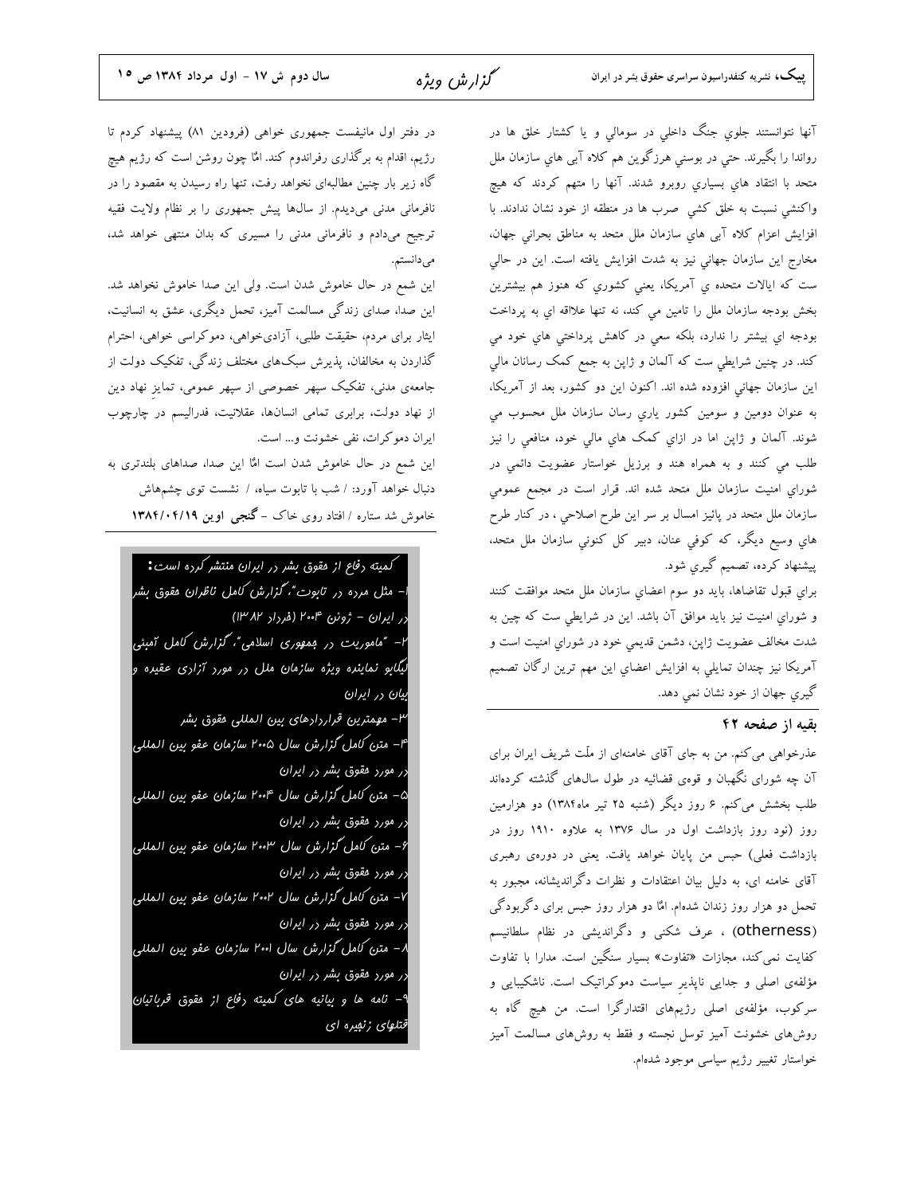آنها نتوانستند جلوي جنگ داخلي در سومالي و يا كشتار خلق ها در رواندا را بگيرند. حتي در بوسني هرزگوين هم كلاه آبي هاي سازمان ملل متحد با انتقاد هاي بسياري روبرو شدند. آنها را متهم كردند كه هيچ واكنشي نسبت به خلق كشي صرب ها در منطقه از خود نشان ندادند. با افزايش اعزام كلاه آبي هاي سازمان ملل متحد به مناطق بحراني جهان، مخارج اين سازمان جهاني نيز به شدت افزايش يافته است. اين در حالي ست كه ايالات متحده ي آمريكا، يعني كشوري كه هنوز هم بيشترين بخش بودجه سازمان ملل را تامين مي كند، نه تنها علاقه اي به پرداخت بودجه اي بيشتر را ندارد، بلكه سعي در كاهش پرداختي هاي خود مي كند. در چنين شرايطي ست كه آلمان و ژاپن به جمع كمك رسانان مالي اين سازمان جهاني افزوده شده اند. اكنون اين دو كشور، بعد از آمريكا، به عنوان دومين و سومين كشور ياري رسان سازمان ملل محسوب مي شوند. آلمان و ژاپن اما در ازاي كمك هاي مالي خود، منافعي را نيز طلب مي كنند و به همراه هند و برزيل خواستار عضويت دائمي در شوراي امنيت سازمان ملل متحد شده اند. قرار است در مجمع عمومي سازمان ملل متحد در پائيز امسال بر سر اين طرح اصلاحي ، در كنار طرح هاي وسيع ديگر، كه كوفي عنان، دبير كل كنوني سازمان ملل متحد، پيشنهاد كرده، تصميم گيري شود.

براي قبول تقاضاها، بايد دو سوم اعضاي سازمان ملل متحد موافقت كنند و شوراي امنيت نيز بايد موافق آن باشد. اين در شرايطي ست كه چين به شدت مخالف عضويت ژاپن، دشمن قديمي خود در شوراي امنيت است و آمريكا نيز چندان تمايلي به افزايش اعضاي اين مهم ترين ارگان تصميم گيري جهان از خود نشان نمي دهد.

### بقیه از صفحه ۴۲

عذرخواهی می‌کنم. من به جای آقای خامنه‌ای از ملّت شریف ایران برای آن چه شورای نگهبان و قوه‌ی قضائیه در طول سال‌های گذشته کرده‌اند طلب بخشش می‌کنم. ۶ روز دیگر (شنبه ۲۵ تیر ماه۱۳۸۴) دو هزارمین روز (نود روز بازداشت اول در سال ۱۳۷۶ به علاوه ۱۹۱۰ روز در بازداشت فعلی) حبس من پایان خواهد یافت. یعنی در دوره‌ی رهبری آقای خامنه ای، به دلیل بیان اعتقادات و نظرات دگراندیشانه، مجبور به تحمل دو هزار روز زندان شده‌ام. امّا دو هزار روز حبس برای دگربودگی (otherness) ، عرف شکنی و دگراندیشی در نظام سلطانیسم کفایت نمی‌کند، مجازات «تفاوت» بسیار سنگین است. مدارا با تفاوت مؤلفه‌ی اصلی و جدایی ناپذیرِ سیاست دموکراتیک است. ناشکیبایی و سرکوب، مؤلفه‌ی اصلی رژیم‌های اقتدارگرا است. من هیچ گاه به روش‌های خشونت آمیز توسل نجسته و فقط به روش‌های مسالمت آمیز خواستار تغییر رژیم سیاسی موجود شده‌ام.

در دفتر اول مانیفست جمهوری خواهی (فرودین ۸۱) پیشنهاد کردم تا رژیم، اقدام به برگذاری رفراندوم کند. امّا چون روشن است که رژیم هیچ گاه زیر بار چنین مطالبه‌ای نخواهد رفت، تنها راه رسیدن به مقصود را در نافرمانی مدنی می‌دیدم. از سال‌ها پیش جمهوری را بر نظام ولایت فقیه ترجیح می‌دادم و نافرمانی مدنی را مسیری که بدان منتهی خواهد شد، می‌دانستم.

این شمع در حال خاموش شدن است. ولی این صدا خاموش نخواهد شد. این صدا، صدای زندگی مسالمت آمیز، تحمل دیگری، عشق به انسانیت، ایثار برای مردم، حقیقت طلبی، آزادی‌خواهی، دموکراسی خواهی، احترام گذاردن به مخالفان، پذیرش سبک‌های مختلف زندگی، تفکیک دولت از جامعه‌ی مدنی، تفکیک سپهر خصوصی از سپهر عمومی، تمایزِ نهاد دین از نهاد دولت، برابری تمامی انسان‌ها، عقلانیت، فدرالیسم در چارچوب ایران دموکرات، نفی خشونت و... است.

این شمع در حال خاموش شدن است امّا این صدا، صداهای بلندتری به دنبال خواهد آورد: / شب با تابوت سیاه، / نشست توی چشم‌هاش خاموش شد ستاره / افتاد روی خاک - **گنجی اوین ۱۳۸۴/۰۴/۱۹**

**کمیته دفاع از حقوق بشر در ایران منتشر کرده است:**

۱- مثل مرده در تابوت"، گزارش کامل ناظران حقوق بشر در ایران - ژوئن ۲۰۰۴ (خرداد ۸۳)

۲- "ماموریت در جمهوری اسلامی"، گزارش کامل آمبئی لیگابو نماینده ویژه سازمان ملل در مورد آزادی عقیده و بیان در ایران

۳- مهمترین قراردادهای بین المللی حقوق بشر

۴- متن کامل گزارش سال ۲۰۰۵ سازمان عفو بین المللی در مورد حقوق بشر در ایران

۵- متن کامل گزارش سال ۲۰۰۴ سازمان عفو بین المللی در مورد حقوق بشر در ایران

۶- متن کامل گزارش سال ۲۰۰۳ سازمان عفو بین المللی در مورد حقوق بشر در ایران

۷- متن کامل گزارش سال ۲۰۰۲ سازمان عفو بین المللی در مورد حقوق بشر در ایران

۸- متن کامل گزارش سال ۲۰۰۱ سازمان عفو بین المللی در مورد حقوق بشر در ایران

۹- نامه ها و بیانیه های کمیته دفاع از حقوق قربانیان قتلهای زنجیره ای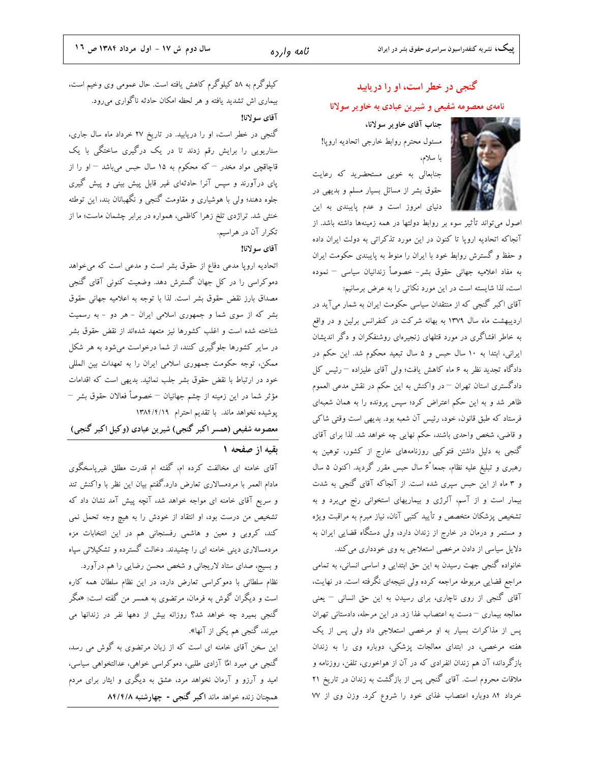## گنجی در خطر است، او را دریابید

### نامه‌ی معصومه شفیعی و شیرین عبادی به خاویر سولانا

**جناب آقای خاویر سولانا،**

مسئول محترم روابط خارجی اتحادیه اروپا!

با سلام،

جنابعالی به خوبی مستحضرید که رعایت حقوق بشر از مسائل بسیار مسلم و بدیهی در دنیای امروز است و عدم پایبندی به این اصول می‌تواند تأثیر سوء بر روابط دولتها در همه زمینه‌ها داشته باشد. از آنجاکه اتحادیه اروپا تا کنون در این مورد تذکراتی به دولت ایران داده و حفظ و گسترش روابط خود با ایران را منوط به پایبندی حکومت ایران به مفاد اعلامیه جهانی حقوق بشر- خصوصاً زندانیان سیاسی – نموده است، لذا شایسته است در این مورد نکاتی را به عرض برسانیم:

آقای اکبر گنجی که از منتقدان سیاسی حکومت ایران به شمار می‌آید در اردیبهشت ماه سال ۱۳۷۹ به بهانه شرکت در کنفرانس برلین و در واقع به خاطر افشاگری در مورد قتلهای زنجیره‌ای روشنفکران و دگر اندیشان ایرانی، ابتدا به ۱۰ سال حبس و ۵ سال تبعید محکوم شد. این حکم در دادگاه تجدید نظر به ۶ ماه کاهش یافت؛ ولی آقای علیزاده – رئیس کل دادگستری استان تهران – در واکنش به این حکم در نقش مدعی العموم ظاهر شد و به این حکم اعتراض کرد؛ سپس پرونده را به همان شعبه‌ای فرستاد که طبق قانون، خود، رئیس آن شعبه بود. بدیهی است وقتی شاکی و قاضی، شخص واحدی باشند، حکم نهایی چه خواهد شد. لذا برای آقای گنجی به دلیل داشتن فتوکپی روزنامه‌های خارج از کشور، توهین به رهبری و تبلیغ علیه نظام، جمعاً ۶ سال حبس مقرر گردید. اکنون ۵ سال و ۳ ماه از این حبس سپری شده است. از آنجاکه آقای گنجی به شدت بیمار است و از آسم، آلرژی و بیماریهای استخوانی رنج می‌برد و به تشخیص پزشکان متخصص و تأیید کتبی آنان، نیاز مبرم به مراقبت ویژه و مستمر و درمان در خارج از زندان دارد، ولی دستگاه قضایی ایران به دلایل سیاسی از دادن مرخصی استعلاجی به وی خودداری می‌کند.

خانواده گنجی جهت رسیدن به این حق ابتدایی و اساسی انسانی، به تمامی مراجع قضایی مربوطه مراجعه کرده ولی نتیجه‌ای نگرفته است. در نهایت، آقای گنجی از روی ناچاری، برای رسیدن به این حق انسانی – یعنی معالجه بیماری – دست به اعتصاب غذا زد. در این مرحله، دادستانی تهران پس از مذاکرات بسیار به او مرخصی استعلاجی داد ولی پس از یک هفته مرخصی، در ابتدای معالجات پزشکی، دوباره وی را به زندان بازگرداند؛ آن هم زندان انفرادی که در آن از هواخوری، تلفن، روزنامه و ملاقات محروم است. آقای گنجی پس از بازگشت به زندان در تاریخ ۲۱ خرداد ۸۴ دوباره اعتصاب غذای خود را شروع کرد. وزن وی از ۷۷ کیلوگرم به ۵۸ کیلوگرم کاهش یافته است. حال عمومی وی وخیم است، بیماری اش تشدید یافته و هر لحظه امکان حادثه ناگواری می‌رود.

**آقای سولانا!**

گنجی در خطر است، او را دریابید. در تاریخ ۲۷ خرداد ماه سال جاری، سناریویی را برایش رقم زدند تا در یک درگیری ساختگی با یک قاچاقچی مواد مخدر – که محکوم به ۱۵ سال حبس می‌باشد – او را از پای درآورند و سپس آنرا حادثه‌ای غیر قابل پیش بینی و پیش گیری جلوه دهند؛ ولی با هوشیاری و مقاومت گنجی و نگهبانان بند، این توطئه خنثی شد. تراژدی تلخ زهرا کاظمی، همواره در برابر چشمان ماست؛ ما از تکرار آن در هراسیم.

**آقای سولانا!**

اتحادیه اروپا مدعی دفاع از حقوق بشر است و مدعی است که می‌خواهد دموکراسی را در کل جهان گسترش دهد. وضعیت کنونی آقای گنجی مصداق بارز نقض حقوق بشر است. لذا با توجه به اعلامیه جهانی حقوق بشر که از سوی شما و جمهوری اسلامی ایران - هر دو - به رسمیت شناخته شده است و اغلب کشورها نیز متعهد شده‌اند از نقض حقوق بشر در سایر کشورها جلوگیری کنند، از شما درخواست می‌شود به هر شکل ممکن، توجه حکومت جمهوری اسلامی ایران را به تعهدات بین المللی خود در ارتباط با نقض حقوق بشر جلب نمائید. بدیهی است که اقدامات مؤثر شما در این زمینه از چشم جهانیان – خصوصاً فعالان حقوق بشر – پوشیده نخواهد ماند. با تقدیم احترام ۱۳۸۴/۴/۱۹

**معصومه شفیعی (همسر اکبر گنجی) شیرین عبادی (وکیل اکبر گنجی)**

### بقیه از صفحه ۱

آقای خامنه ای مخالفت کرده ام، گفته ام قدرت مطلق غیرپاسخگوی مادام العمر با مردمسالاری تعارض دارد.گفتم بیان این نظر با واکنش تند و سریع آقای خامنه ای مواجه خواهد شد، آنچه پیش آمد نشان داد که تشخیص من درست بود، او انتقاد از خودش را به هیچ وجه تحمل نمی کند، کروبی و معین و هاشمی رفسنجانی هم در این انتخابات مزه مردمسالاری دینی خامنه ای را چشیدند. دخالت گسترده و تشکیلاتی سپاه و بسیج، صدای ستاد لاریجانی و شخص محسن رضایی را هم درآورد.

نظام سلطانی با دموکراسی تعارض دارد، در این نظام سلطان همه کاره است و دیگران گوش به فرمان، مرتضوی به همسر من گفته است: «مگر گنجی بمیرد چه خواهد شد؟ روزانه بیش از دهها نفر در زندانها می میرند، گنجی هم یکی از آنها».

این سخن آقای خامنه ای است که از زبان مرتضوی به گوش می رسد، گنجی می میرد امّا آزادی طلبی، دموکراسی خواهی، عدالتخواهی سیاسی، امید و آرزو و آرمان نخواهد مرد، عشق به دیگری و ایثار برای مردم همچنان زنده خواهد ماند **اکبر گنجی - چهارشنبه ۸۴/۴/۸**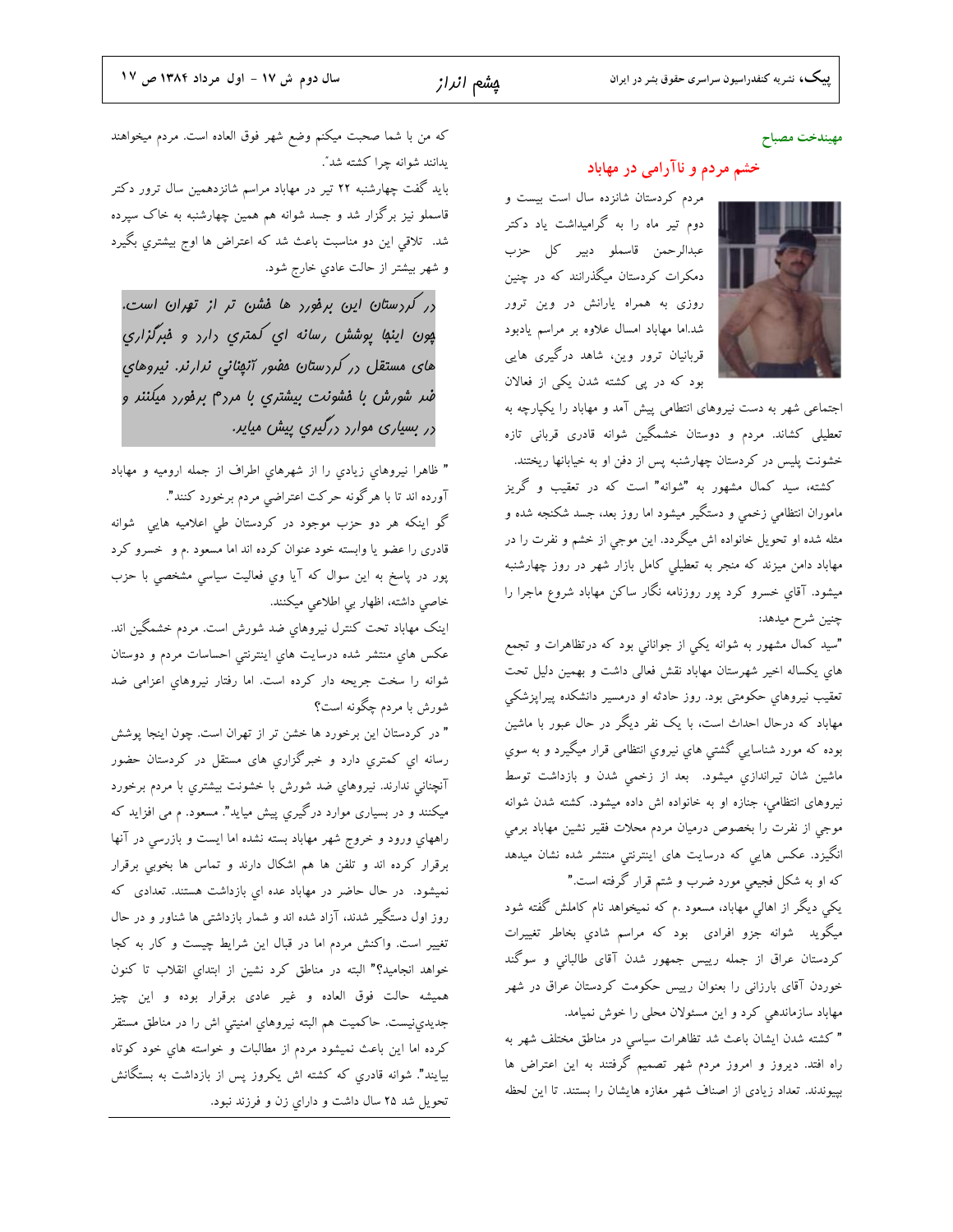مهندخت مصباح

## خشم مردم و ناآرامی در مهاباد

مردم کردستان شانزده سال است بیست و دوم تیر ماه را به گرامیداشت یاد دکتر عبدالرحمن قاسملو دبیر کل حزب دمکرات کردستان میگذرانند که در چنین روزی به همراه یارانش در وین ترور شد.اما مهاباد امسال علاوه بر مراسم یادبود قربانیان ترور وین، شاهد درگیری هایی بود که در پی کشته شدن یکی از فعالان اجتماعی شهر به دست نیروهای انتظامی پیش آمد و مهاباد را یکپارچه به تعطیلی کشاند. مردم و دوستان خشمگین شوانه قادری قربانی تازه خشونت پلیس در کردستان چهارشنبه پس از دفن او به خیابانها ریختند.

کشته، سید کمال مشهور به "شوانه" است که در تعقیب و گریز ماموران انتظامي زخمي و دستگير ميشود اما روز بعد، جسد شکنجه شده و مثله شده او تحويل خانواده اش ميگردد. اين موجي از خشم و نفرت را در مهاباد دامن ميزند که منجر به تعطيلي کامل بازار شهر در روز چهارشنبه ميشود. آقاي خسرو کرد پور روزنامه نگار ساکن مهاباد شروع ماجرا را چنين شرح ميدهد:

"سيد کمال مشهور به شوانه يکي از جواناني بود که درتظاهرات و تجمع هاي يکساله اخير شهرستان مهاباد نقش فعالی داشت و بهمين دليل تحت تعقيب نيروهاي حکومتی بود. روز حادثه او درمسير دانشکده پيراپزشکي مهاباد که درحال احداث است، با يک نفر ديگر در حال عبور با ماشين بوده که مورد شناسايي گشتي هاي نيروي انتظامي قرار ميگيرد و به سوي ماشين شان تيراندازي ميشود. بعد از زخمي شدن و بازداشت توسط نيروهای انتظامي، جنازه او به خانواده اش داده ميشود. کشته شدن شوانه موجي از نفرت را بخصوص درميان مردم محلات فقير نشين مهاباد برمي انگيزد. عکس هايي که درسايت های اينترنتي منتشر شده نشان ميدهد که او به شکل فجيعي مورد ضرب و شتم قرار گرفته است."

يکي ديگر از اهالي مهاباد، مسعود .م که نميخواهد نام کاملش گفته شود ميگويد شوانه جزو افرادی بود که مراسم شادي بخاطر تغييرات کردستان عراق از جمله رييس جمهور شدن آقاي طالباني و سوگند خوردن آقاي بارزاني را بعنوان رييس حکومت کردستان عراق در شهر مهاباد سازماندهي کرد و اين مسئولان محلي را خوش نميامد.

" کشته شدن ايشان باعث شد تظاهرات سياسي در مناطق مختلف شهر به راه افتد. ديروز و امروز مردم شهر تصميم گرفتند به اين اعتراض ها بپيوندند. تعداد زيادی از اصناف شهر مغازه هايشان را بستند. تا اين لحظه که من با شما صحبت ميکنم وضع شهر فوق العاده است. مردم ميخواهند بدانند شوانه چرا کشته شد".

بايد گفت چهارشنبه ۲۲ تير در مهاباد مراسم شانزدهمين سال ترور دکتر قاسملو نيز برگزار شد و جسد شوانه هم همين چهارشنبه به خاک سپرده شد. تلاقي اين دو مناسبت باعث شد که اعتراض ها اوج بيشتري بگيرد و شهر بيشتر از حالت عادي خارج شود.

> *در کردستان اين برخورد ها خشن تر از تهران است. چون اينجا پوشش رسانه اي کمتري دارد و خبرگزاري های مستقل در کردستان حضور آنچناني ندارند. نيروهاي ضد شورش با خشونت بيشتري با مردم برخورد ميکنند و در بسياری موارد درگيري پيش ميايد.*

" ظاهرا نيروهاي زيادي را از شهرهاي اطراف از جمله اروميه و مهاباد آورده اند تا با هرگونه حرکت اعتراضي مردم برخورد کنند".

گو اينکه هر دو حزب موجود در کردستان طي اعلاميه هايي شوانه قادري را عضو يا وابسته خود عنوان کرده اند اما مسعود .م و خسرو کرد پور در پاسخ به اين سوال که آيا وي فعاليت سياسي مشخصي با حزب خاصي داشته، اظهار بي اطلاعي ميکنند.

اينک مهاباد تحت کنترل نيروهاي ضد شورش است. مردم خشمگين اند. عکس هاي منتشر شده درسايت هاي اينترنتي احساسات مردم و دوستان شوانه را سخت جريحه دار کرده است. اما رفتار نيروهاي اعزامی ضد شورش با مردم چگونه است؟

" در کردستان اين برخورد ها خشن تر از تهران است. چون اينجا پوشش رسانه اي کمتري دارد و خبرگزاري های مستقل در کردستان حضور آنچناني ندارند. نيروهاي ضد شورش با خشونت بيشتري با مردم برخورد ميکنند و در بسياری موارد درگيري پيش ميايد". مسعود. م می افزايد که راههاي ورود و خروج شهر مهاباد بسته نشده اما ايست و بازرسي در آنها برقرار کرده اند و تلفن ها هم اشکال دارند و تماس ها بخوبي برقرار نميشود. در حال حاضر در مهاباد عده اي بازداشت هستند. تعدادی که روز اول دستگير شدند، آزاد شده اند و شمار بازداشتي ها شناور و در حال تغيير است. واکنش مردم اما در قبال اين شرايط چيست و کار به کجا خواهد انجاميد؟" البته در مناطق کرد نشين از ابتداي انقلاب تا کنون هميشه حالت فوق العاده و غير عادی برقرار بوده و اين چيز جديدي‌نيست. حاکميت هم البته نيروهاي امنيتي اش را در مناطق مستقر کرده اما اين باعث نميشود مردم از مطالبات و خواسته هاي خود کوتاه بيايند". شوانه قادري که کشته اش يکروز پس از بازداشت به بستگانش تحويل شد ۲۵ سال داشت و داراي زن و فرزند نبود.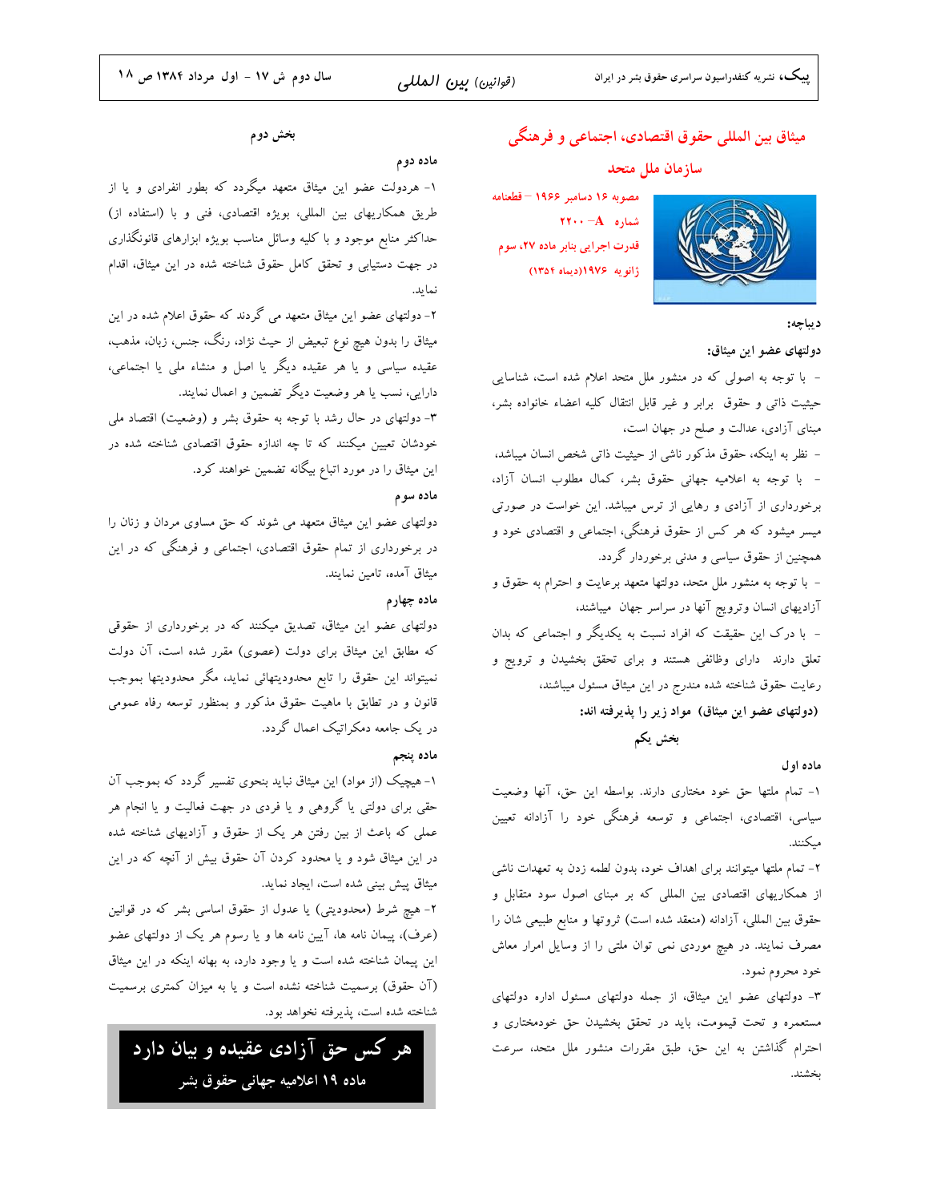## میثاق بین المللی حقوق اقتصادی، اجتماعی و فرهنگی

## سازمان ملل متحد

مصوبه ۱۶ دسامبر ۱۹۶۶ – قطعنامه شماره A- ۲۲۰۰

قدرت اجرایی بنابر ماده ۲۷، سوم ژانویه ۱۹۷۶(دیماه ۱۳۵۴)

**دیباچه:**

**دولتهای عضو این میثاق:**

- با توجه به اصولی که در منشور ملل متحد اعلام شده است، شناسایی حیثیت ذاتی و حقوق برابر و غیر قابل انتقال کلیه اعضاء خانواده بشر، مبنای آزادی، عدالت و صلح در جهان است،

- نظر به اینکه، حقوق مذکور ناشی از حیثیت ذاتی شخص انسان میباشد،

- با توجه به اعلامیه جهانی حقوق بشر، کمال مطلوب انسان آزاد، برخورداری از آزادی و رهایی از ترس میباشد. این خواست در صورتی میسر میشود که هر کس از حقوق فرهنگی، اجتماعی و اقتصادی خود و همچنین از حقوق سیاسی و مدنی برخوردار گردد.

- با توجه به منشور ملل متحد، دولتها متعهد برعایت و احترام به حقوق و آزادیهای انسان وترویج آنها در سراسر جهان میباشند،

- با درک این حقیقت که افراد نسبت به یکدیگر و اجتماعی که بدان تعلق دارند دارای وظائفی هستند و برای تحقق بخشیدن و ترویج و رعایت حقوق شناخته شده مندرج در این میثاق مسئول میباشند،

**(دولتهای عضو این میثاق) مواد زیر را پذیرفته اند:**

### بخش یکم

**ماده اول**

۱- تمام ملتها حق خود مختاری دارند. بواسطه این حق، آنها وضعیت سیاسی، اقتصادی، اجتماعی و توسعه فرهنگی خود را آزادانه تعیین میکنند.

۲- تمام ملتها میتوانند برای اهداف خود، بدون لطمه زدن به تعهدات ناشی از همکاریهای اقتصادی بین المللی که بر مبنای اصول سود متقابل و حقوق بین المللی، آزادانه (منعقد شده است) ثروتها و منابع طبیعی شان را مصرف نمایند. در هیچ موردی نمی توان ملتی را از وسایل امرار معاش خود محروم نمود.

۳- دولتهای عضو این میثاق، از جمله دولتهای مسئول اداره دولتهای مستعمره و تحت قیمومت، باید در تحقق بخشیدن حق خودمختاری و احترام گذاشتن به این حق، طبق مقررات منشور ملل متحد، سرعت بخشند.

### بخش دوم

**ماده دوم**

۱- هردولت عضو این میثاق متعهد میگردد که بطور انفرادی و یا از طریق همکاریهای بین المللی، بویژه اقتصادی، فنی و با (استفاده از) حداکثر منابع موجود و با کلیه وسائل مناسب بویژه ابزارهای قانونگذاری در جهت دستیابی و تحقق کامل حقوق شناخته شده در این میثاق، اقدام نماید.

۲- دولتهای عضو این میثاق متعهد می گردند که حقوق اعلام شده در این میثاق را بدون هیچ نوع تبعیض از حیث نژاد، رنگ، جنس، زبان، مذهب، عقیده سیاسی و یا هر عقیده دیگر یا اصل و منشاء ملی یا اجتماعی، دارایی، نسب یا هر وضعیت دیگر تضمین و اعمال نمایند.

۳- دولتهای در حال رشد با توجه به حقوق بشر و (وضعیت) اقتصاد ملی خودشان تعیین میکنند که تا چه اندازه حقوق اقتصادی شناخته شده در این میثاق را در مورد اتباع بیگانه تضمین خواهند کرد.

**ماده سوم**

دولتهای عضو این میثاق متعهد می شوند که حق مساوی مردان و زنان را در برخورداری از تمام حقوق اقتصادی، اجتماعی و فرهنگی که در این میثاق آمده، تامین نمایند.

**ماده چهارم**

دولتهای عضو این میثاق، تصدیق میکنند که در برخورداری از حقوقی که مطابق این میثاق برای دولت (عصوی) مقرر شده است، آن دولت نمیتواند این حقوق را تابع محدودیتهائی نماید، مگر محدودیتها بموجب قانون و در تطابق با ماهیت حقوق مذکور و بمنظور توسعه رفاه عمومی در یک جامعه دمکراتیک اعمال گردد.

**ماده پنجم**

۱- هیچیک (از مواد) این میثاق نباید بنحوی تفسیر گردد که بموجب آن حقی برای دولتی یا گروهی و یا فردی در جهت فعالیت و یا انجام هر عملی که باعث از بین رفتن هر یک از حقوق و آزادیهای شناخته شده در این میثاق شود و یا محدود کردن آن حقوق بیش از آنچه که در این میثاق پیش بینی شده است، ایجاد نماید.

۲- هیچ شرط (محدودیتی) یا عدول از حقوق اساسی بشر که در قوانین (عرف)، پیمان نامه ها، آیین نامه ها و یا رسوم هر یک از دولتهای عضو این پیمان شناخته شده است و یا وجود دارد، به بهانه اینکه در این میثاق (آن حقوق) برسمیت شناخته نشده است و یا به میزان کمتری برسمیت شناخته شده است، پذیرفته نخواهد بود.

**هر کس حق آزادی عقیده و بیان دارد**

**ماده ۱۹ اعلامیه جهانی حقوق بشر**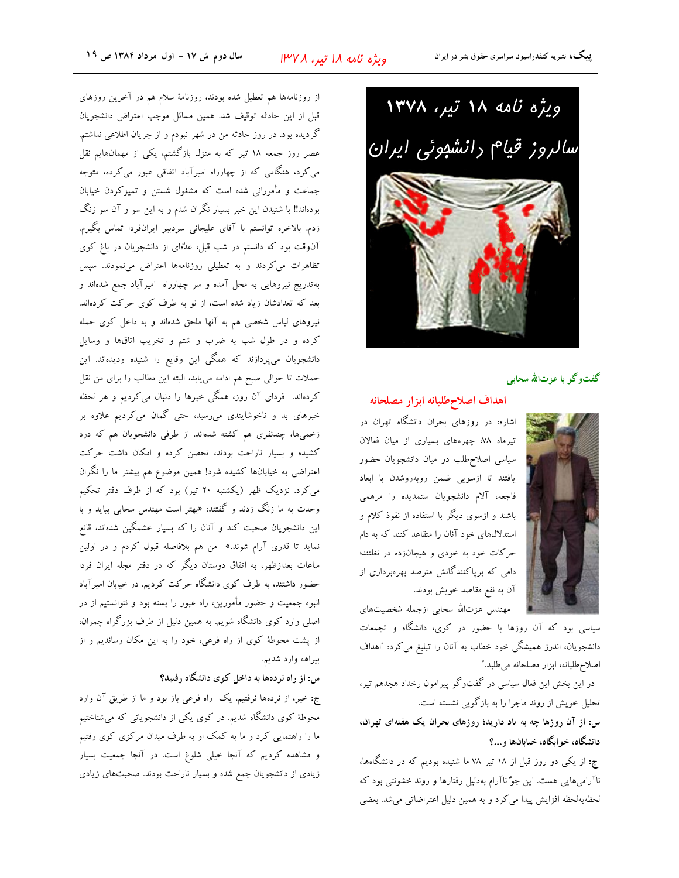## ویژه نامه ۱۸ تیر، ۱۳۷۸
## سالروز قیام دانشجوئی ایران

گفت‌وگو با عزت‌الله سحابی

### اهداف اصلاح‌طلبانه ابزار مصلحانه

اشاره: در روزهای بحران دانشگاه تهران در تیرماه ۷۸، چهره‌های بسیاری از میان فعالان سیاسی اصلاح‌طلب در میان دانشجویان حضور یافتند تا ازسویی ضمن روبه‌روشدن با ابعاد فاجعه، آلام دانشجویان ستمدیده را مرهمی باشند و ازسوی دیگر با استفاده از نفوذ کلام و استدلال‌های خود آنان را متقاعد کنند که به دام حرکات خود به خودی و هیجان‌زده در نغلتند؛ دامی که برپاکنندگانش مترصد بهره‌برداری از آن به نفع مقاصد خویش بودند.

مهندس عزت‌الله سحابی ازجمله شخصیت‌های سیاسی بود که آن روزها با حضور در کوی، دانشگاه و تجمعات دانشجویان، اندرز همیشگی خود خطاب به آنان را تبلیغ می‌کرد: "اهداف اصلاح‌طلبانه، ابزار مصلحانه می‌طلبد."

در این بخش این فعال سیاسی در گفت‌وگو پیرامون رخداد هجدهم تیر، تحلیل خویش از روند ماجرا را به بازگویی نشسته است.

**س: از آن روزها چه به یاد دارید؛ روزهای بحران یک هفته‌ای تهران، دانشگاه، خوابگاه، خیابان‌ها و...؟**

**ج:** از یکی دو روز قبل از ۱۸ تیر ۷۸ ما شنیده بودیم که در دانشگاه‌ها، ناآرامی‌هایی هست. این جوّ ناآرام به‌دلیل رفتارها و روند خشونتی بود که لحظه‌به‌لحظه افزایش پیدا می‌کرد و به همین دلیل اعتراضاتی می‌شد. بعضی از روزنامه‌ها هم تعطیل شده بودند، روزنامهٔ سلام هم در آخرین روزهای قبل از این حادثه توقیف شد. همین مسائل موجب اعتراض دانشجویان گردیده بود. در روز حادثه من در شهر نبودم و از جریان اطلاعی نداشتم. عصر روز جمعه ۱۸ تیر که به منزل بازگشتم، یکی از مهمان‌هایم نقل می‌کرد، هنگامی که از چهارراه امیرآباد اتفاقی عبور می‌کرده، متوجه جماعت و مأمورانی شده است که مشغول شستن و تمیزکردن خیابان بوده‌اند!! با شنیدن این خبر بسیار نگران شدم و به این سو و آن سو زنگ زدم. بالاخره توانستم با آقای علیجانی سردبیر ایران‌فردا تماس بگیرم. آن‌وقت بود که دانستم در شب قبل، عده‌ای از دانشجویان در باغ کوی تظاهرات می‌کردند و به تعطیلی روزنامه‌ها اعتراض می‌نمودند. سپس به‌تدریج نیروهایی به محل آمده و سر چهارراه امیرآباد جمع شده‌اند و بعد که تعدادشان زیاد شده است، از نو به طرف کوی حرکت کرده‌اند. نیروهای لباس شخصی هم به آنها ملحق شده‌اند و به داخل کوی حمله کرده و در طول شب به ضرب و شتم و تخریب اتاق‌ها و وسایل دانشجویان می‌پردازند که همگی این وقایع را شنیده ودیده‌اند. این حملات تا حوالی صبح هم ادامه می‌یابد، البته این مطالب را برای من نقل کرده‌اند. فردای آن روز، همگی خبرها را دنبال می‌کردیم و هر لحظه خبرهای بد و ناخوشایندی می‌رسید، حتی گمان می‌کردیم علاوه بر زخمی‌ها، چندنفری هم کشته شده‌اند. از طرفی دانشجویان هم که درد کشیده و بسیار ناراحت بودند، تحصن کرده و امکان داشت حرکت اعتراضی به خیابان‌ها کشیده شود! همین موضوع هم بیشتر ما را نگران می‌کرد. نزدیک ظهر (یکشنبه ۲۰ تیر) بود که از طرف دفتر تحکیم وحدت به ما زنگ زدند و گفتند: «بهتر است مهندس سحابی بیاید و با این دانشجویان صحبت کند و آنان را که بسیار خشمگین شده‌اند، قانع نماید تا قدری آرام شوند.» من هم بلافاصله قبول کردم و در اولین ساعات بعدازظهر، به اتفاق دوستان دیگر که در دفتر مجله ایران فردا حضور داشتند، به طرف کوی دانشگاه حرکت کردیم. در خیابان امیرآباد انبوه جمعیت و حضور مأمورین، راه عبور را بسته بود و نتوانستیم از در اصلی وارد کوی دانشگاه شویم. به همین دلیل از طرف بزرگراه چمران، از پشت محوطهٔ کوی از راه فرعی، خود را به این مکان رساندیم و از بیراهه وارد شدیم.

**س: از راه نرده‌ها به داخل کوی دانشگاه رفتید؟**

**ج:** خیر، از نرده‌ها نرفتیم. یک راه فرعی باز بود و ما از طریق آن وارد محوطهٔ کوی دانشگاه شدیم. در کوی یکی از دانشجویانی که می‌شناختیم ما را راهنمایی کرد و ما به کمک او به طرف میدان مرکزی کوی رفتیم و مشاهده کردیم که آنجا خیلی شلوغ است. در آنجا جمعیت بسیار زیادی از دانشجویان جمع شده و بسیار ناراحت بودند. صحبت‌های زیادی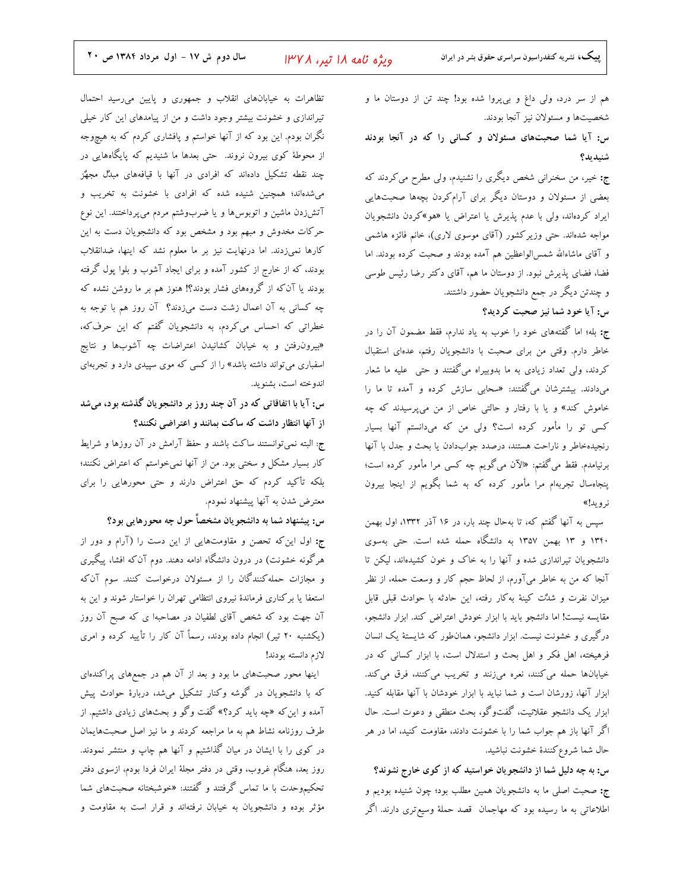هم از سر درد، ولی داغ و بی‌پروا شده بود! چند تن از دوستان ما و شخصیت‌ها و مسئولان نیز آنجا بودند.

**س: آیا شما صحبت‌های مسئولان و کسانی را که در آنجا بودند شنیدید؟**

**ج:** خیر، من سخنرانی شخص دیگری را نشنیدم، ولی مطرح می‌کردند که بعضی از مسئولان و دوستان دیگر برای آرام‌کردن بچه‌ها صحبت‌هایی ایراد کرده‌اند، ولی با عدم پذیرش یا اعتراض یا «هو»کردن دانشجویان مواجه شده‌اند. حتی وزیرکشور (آقای موسوی لاری)، خانم فائزه هاشمی و آقای ماشاءالله شمس‌الواعظین هم آمده بودند و صحبت کرده بودند. اما فضا، فضای پذیرش نبود. از دوستان ما هم، آقای دکتر رضا رئیس طوسی و چندتن دیگر در جمع دانشجویان حضور داشتند.

**س: آیا خود شما نیز صحبت کردید؟**

**ج:** بله؛ اما گفته‌های خود را خوب به یاد ندارم، فقط مضمون آن را در خاطر دارم. وقتی من برای صحبت با دانشجویان رفتم، عده‌ای استقبال کردند، ولی تعداد زیادی به ما بدوبیراه می‌گفتند و حتی علیه ما شعار می‌دادند. بیشترشان می‌گفتند: «سحابی سازش کرده و آمده تا ما را خاموش کند» و یا با رفتار و حالتی خاص از من می‌پرسیدند که چه کسی تو را مأمور کرده است؟ ولی من که می‌دانستم آنها بسیار رنجیده‌خاطر و ناراحت هستند، درصدد جواب‌دادن یا بحث و جدل با آنها برنیامدم. فقط می‌گفتم: «الآن می‌گویم چه کسی مرا مأمور کرده است؛ پنجاه‌سال تجربه‌ام مرا مأمور کرده که به شما بگویم از اینجا بیرون نروید!»

سپس به آنها گفتم که، تا به‌حال چند بار، در ۱۶ آذر ۱۳۳۲، اول بهمن ۱۳۴۰ و ۱۳ بهمن ۱۳۵۷ به دانشگاه حمله شده است. حتی به‌سوی دانشجویان تیراندازی شده و آنها را به خاک و خون کشیده‌اند، لیکن تا آنجا که من به خاطر می‌آورم، از لحاظ حجم کار و وسعت حمله، از نظر میزان نفرت و شدّت کینهٔ به‌کار رفته، این حادثه با حوادث قبلی قابل مقایسه نیست! اما دانشجو باید با ابزار خودش اعتراض کند. ابزار دانشجو، درگیری و خشونت نیست. ابزار دانشجو، همان‌طور که شایستهٔ یک انسان فرهیخته، اهل فکر و اهل بحث و استدلال است، با ابزار کسانی که در خیابان‌ها حمله می‌کنند، نعره می‌زنند و تخریب می‌کنند، فرق می‌کند. ابزار آنها، زورشان است و شما نباید با ابزار خودشان با آنها مقابله کنید. ابزار یک دانشجو عقلانیت، گفت‌وگو، بحث منطقی و دعوت است. حال اگر آنها باز هم جواب شما را با خشونت دادند، مقاومت کنید، اما در هر حال شما شروع‌کنندهٔ خشونت نباشید.

**س: به چه دلیل شما از دانشجویان خواستید که از کوی خارج نشوند؟**

**ج:** صحبت اصلی ما به دانشجویان همین مطلب بود؛ چون شنیده بودیم و اطلاعاتی به ما رسیده بود که مهاجمان قصد حملهٔ وسیع‌تری دارند. اگر تظاهرات به خیابان‌های انقلاب و جمهوری و پایین می‌رسید احتمال تیراندازی و خشونت بیشتر وجود داشت و من از پیامدهای این کار خیلی نگران بودم. این بود که از آنها خواستم و پافشاری کردم که به هیچ‌وجه از محوطهٔ کوی بیرون نروند. حتی بعدها ما شنیدیم که پایگاه‌هایی در چند نقطه تشکیل داده‌اند که افرادی در آنها با قیافه‌های مبدّل مجهّز می‌شده‌اند؛ همچنین شنیده شده که افرادی با خشونت به تخریب و آتش‌زدن ماشین و اتوبوس‌ها و یا ضرب‌وشتم مردم می‌پرداختند. این نوع حرکات مخدوش و مبهم بود و مشخص بود که دانشجویان دست به این کارها نمی‌زدند. اما درنهایت نیز بر ما معلوم نشد که اینها، ضدانقلاب بودند، که از خارج از کشور آمده و برای ایجاد آشوب و بلوا پول گرفته بودند یا آن‌که از گروه‌های فشار بودند؟! هنوز هم بر ما روشن نشده که چه کسانی به آن اعمال زشت دست می‌زدند؟ آن روز هم با توجه به خطراتی که احساس می‌کردم، به دانشجویان گفتم که این حرف‌که، «بیرون‌رفتن و به خیابان کشاندن اعتراضات چه آشوب‌ها و نتایج اسفباری می‌تواند داشته باشد» را از کسی که موی سپیدی دارد و تجربه‌ای اندوخته است، بشنوید.

**س: آیا با اتفاقاتی که در آن چند روز بر دانشجویان گذشته بود، می‌شد از آنها انتظار داشت که ساکت بمانند و اعتراضی نکنند؟**

**ج:** البته نمی‌توانستند ساکت باشند و حفظ آرامش در آن روزها و شرایط کار بسیار مشکل و سختی بود. من از آنها نمی‌خواستم که اعتراض نکنند؛ بلکه تأکید کردم که حق اعتراض دارند و حتی محورهایی را برای معترض شدن به آنها پیشنهاد نمودم.

**س: پیشنهاد شما به دانشجویان مشخصاً حول چه محورهایی بود؟**

**ج:** اول این‌که تحصن و مقاومت‌هایی از این دست را (آرام و دور از هرگونه خشونت) در درون دانشگاه ادامه دهند. دوم آن‌که افشا، پیگیری و مجازات حمله‌کنندگان را از مسئولان درخواست کنند. سوم آن‌که استعفا یا برکناری فرماندهٔ نیروی انتظامی تهران را خواستار شوند و این به آن جهت بود که شخص آقای لطفیان در مصاحبه ای که صبح آن روز (یکشنبه ۲۰ تیر) انجام داده بودند، رسماً آن کار را تأیید کرده و امری لازم دانسته بودند!

اینها محور صحبت‌های ما بود و بعد از آن هم در جمع‌های پراکنده‌ای که با دانشجویان در گوشه وکنار تشکیل می‌شد، دربارهٔ حوادث پیش آمده و این‌که «چه باید کرد؟» گفت وگو و بحث‌های زیادی داشتیم. از طرف روزنامه نشاط هم به ما مراجعه کردند و ما نیز اصل صحبت‌هایمان در کوی را با ایشان در میان گذاشتیم و آنها هم چاپ و منتشر نمودند. روز بعد، هنگام غروب، وقتی در دفتر مجلهٔ ایران فردا بودم، ازسوی دفتر تحکیم‌وحدت با ما تماس گرفتند و گفتند: «خوشبختانه صحبت‌های شما مؤثر بوده و دانشجویان به خیابان نرفته‌اند و قرار است به مقاومت و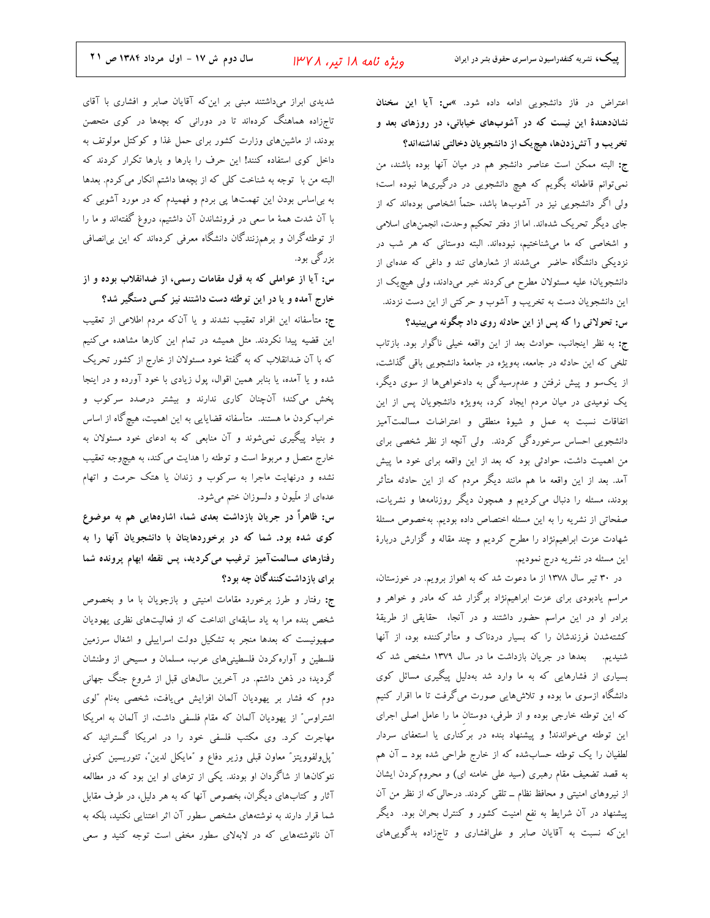اعتراض در فاز دانشجویی ادامه داده شود. **»س: آیا این سخنان نشان‌دهندهٔ این نیست که در آشوب‌های خیابانی، در روزهای بعد و تخریب و آتش‌زدن‌ها، هیچ‌یک از دانشجویان دخالتی نداشته‌اند؟**

**ج:** البته ممکن است عناصر دانشجو هم در میان آنها بوده باشند، من نمی‌توانم قاطعانه بگویم که هیچ دانشجویی در درگیری‌ها نبوده است؛ ولی اگر دانشجویی نیز در آشوب‌ها باشد، حتماً اشخاصی بوده‌اند که از جای دیگر تحریک شده‌اند. اما از دفتر تحکیم وحدت، انجمن‌های اسلامی و اشخاصی که ما می‌شناختیم، نبوده‌اند. البته دوستانی که هر شب در نزدیکی دانشگاه حاضر می‌شدند از شعارهای تند و داغی که عده‌ای از دانشجویان؛ علیه مسئولان مطرح می‌کردند خبر می‌دادند، ولی هیچ‌یک از این دانشجویان دست به تخریب و آشوب و حرکتی از این دست نزدند.

**س: تحولاتی را که پس از این حادثه روی داد چگونه می‌بینید؟**

**ج:** به نظر اینجانب، حوادث بعد از این واقعه خیلی ناگوار بود. بازتاب تلخی که این حادثه در جامعه، بویژه در جامعهٔ دانشجویی باقی گذاشت، از یک‌سو و پیش نرفتن و عدم‌رسیدگی به دادخواهی‌ها از سوی دیگر، یک نومیدی در میان مردم ایجاد کرد، بویژه دانشجویان پس از این اتفاقات نسبت به عمل و شیوهٔ منطقی و اعتراضات مسالمت‌آمیز دانشجویی احساس سرخوردگی کردند. ولی آنچه از نظر شخصی برای من اهمیت داشت، حوادثی بود که بعد از این واقعه برای خود ما پیش آمد. بعد از این واقعه ما هم مانند دیگر مردم که از این حادثه متأثر بودند، مسئله را دنبال می‌کردیم و همچون دیگر روزنامه‌ها و نشریات، صفحاتی از نشریه را به این مسئله اختصاص داده بودیم. به‌خصوص مسئلهٔ شهادت عزت ابراهیم‌نژاد را مطرح کردیم و چند مقاله و گزارش دربارهٔ این مسئله در نشریه درج نمودیم.

در ۳۰ تیر سال ۱۳۷۸ از ما دعوت شد که به اهواز برویم. در خوزستان، مراسم یادبودی برای عزت ابراهیم‌نژاد برگزار شد که مادر و خواهر و برادر او در این مراسم حضور داشتند و در آنجا، حقایقی از طریقهٔ کشته‌شدن فرزندشان را که بسیار دردناک و متأثرکننده بود، از آنها شنیدیم. بعدها در جریان بازداشت ما در سال ۱۳۷۹ مشخص شد که بسیاری از فشارهایی که به ما وارد شد به‌دلیل پیگیری مسائل کوی دانشگاه ازسوی ما بوده و تلاش‌هایی صورت می‌گرفت تا ما اقرار کنیم که این توطئه خارجی بوده و از طرفی، دوستانِ ما را عامل اصلی اجرای این توطئه می‌خواندند! و پیشنهاد بنده در برکناری یا استعفای سردار لطفیان را یک توطئه حساب‌شده که از خارج طراحی شده بود ــ آن هم به قصد تضعیف مقام رهبری (سید علی خامنه ای) و محروم‌کردن ایشان از نیروهای امنیتی و محافظ نظام ــ تلقی کردند. درحالی‌که از نظر من آن پیشنهاد در آن شرایط به نفع امنیت کشور و کنترل بحران بود. دیگر این‌که نسبت به آقایان صابر و علی‌افشاری و تاجزاده بدگویی‌های شدیدی ابراز می‌داشتند مبنی بر این‌که آقایان صابر و افشاری با آقای تاجزاده هماهنگ کرده‌اند تا در دورانی که بچه‌ها در کوی متحصن بودند، از ماشین‌های وزارت کشور برای حمل غذا و کوکتل مولوتف به داخل کوی استفاده کنند! این حرف را بارها و بارها تکرار کردند که البته من با توجه به شناخت کلی که از بچه‌ها داشتم انکار می‌کردم. بعدها به بی‌اساس بودن این تهمت‌ها پی بردم و فهمیدم که در مورد آشوبی که با آن شدت همهٔ ما سعی در فرونشاندن آن داشتیم، دروغ گفته‌اند و ما را از توطئه‌گران و برهم‌زنندگان دانشگاه معرفی کرده‌اند که این بی‌انصافی بزرگی بود.

**س: آیا از عواملی که به قول مقامات رسمی، از ضدانقلاب بوده و از خارج آمده و یا در این توطئه دست داشتند نیز کسی دستگیر شد؟**

**ج:** متأسفانه این افراد تعقیب نشدند و یا آن‌که مردم اطلاعی از تعقیب این قضیه پیدا نکردند. مثل همیشه در تمام این کارها مشاهده می‌کنیم که با آن ضدانقلاب که به گفتهٔ خود مسئولان از خارج از کشور تحریک شده و یا آمده، یا بنابر همین اقوال، پول زیادی با خود آورده و در اینجا پخش می‌کند؛ آن‌چنان کاری ندارند و بیشتر درصدد سرکوب و خراب‌کردن ما هستند. متأسفانه قضایایی به این اهمیت، هیچ‌گاه از اساس و بنیاد پیگیری نمی‌شوند و آن منابعی که به ادعای خود مسئولان به خارج متصل و مربوط است و توطئه را هدایت می‌کند، به هیچ‌وجه تعقیب نشده و درنهایت ماجرا به سرکوب و زندان یا هتک حرمت و اتهام عده‌ای از ملّیون و دلسوزان ختم می‌شود.

**س: ظاهراً در جریان بازداشت بعدی شما، اشاره‌هایی هم به موضوع کوی شده بود. شما که در برخوردهایتان با دانشجویان آنها را به رفتارهای مسالمت‌آمیز ترغیب می‌کردید، پس نقطه ابهام پرونده شما برای بازداشت‌کنندگان چه بود؟**

**ج:** رفتار و طرز برخورد مقامات امنیتی و بازجویان با ما و بخصوص شخص بنده مرا به یاد سابقه‌ای انداخت که از فعالیت‌های نظری یهودیان صهیونیست که بعدها منجر به تشکیل دولت اسراییلی و اشغال سرزمین فلسطین و آواره‌کردن فلسطینی‌های عرب، مسلمان و مسیحی از وطنشان گردید؛ در ذهن داشتم. در آخرین سال‌های قبل از شروع جنگ جهانی دوم که فشار بر یهودیان آلمان افزایش می‌یافت، شخصی به‌نام "لوی اشتراوس" از یهودیان آلمان که مقام فلسفی داشت، از آلمان به امریکا مهاجرت کرد. وی مکتب فلسفی خود را در امریکا گسترانید که "پل‌ولفوویتز" معاون قبلی وزیر دفاع و "مایکل لدین"، تئوریسین کنونی نئوکان‌ها از شاگردان او بودند. یکی از تزهای او این بود که در مطالعه آثار و کتاب‌های دیگران، بخصوص آنها که به هر دلیل، در طرف مقابل شما قرار دارند به نوشته‌های مشخص سطور آن اثر اعتنایی نکنید، بلکه به آن نانوشته‌هایی که در لابه‌لای سطور مخفی است توجه کنید و سعی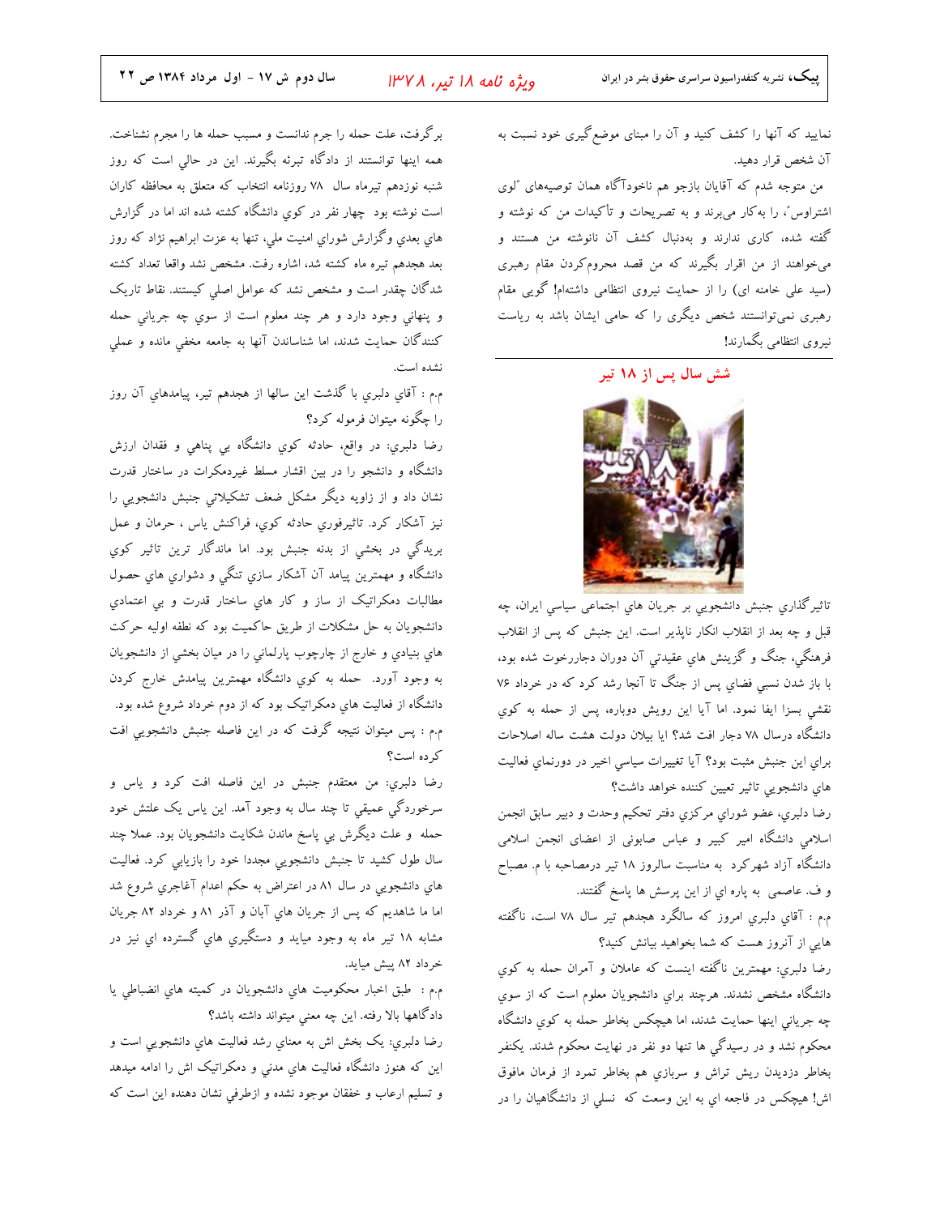نمایید که آنها را کشف کنید و آن را مبنای موضع‌گیری خود نسبت به آن شخص قرار دهید.

من متوجه شدم که آقایان بازجو هم ناخودآگاه همان توصیه‌های "لوی اشتراوس"، را به‌کار می‌برند و به تصریحات و تأکیدات من که نوشته و گفته شده، کاری ندارند و بدنبال کشف آن نانوشته من هستند و می‌خواهند از من اقرار بگیرند که من قصد محروم‌کردن مقام رهبری (سید علی خامنه ای) را از حمایت نیروی انتظامی داشته‌ام! گویی مقام رهبری نمی‌توانستند شخص دیگری را که حامی ایشان باشد به ریاست نیروی انتظامی بگمارند!

## شش سال پس از ۱۸ تیر

تاثیرگذاري جنبش دانشجويي بر جريان هاي اجتماعی سياسي ايران، چه قبل و چه بعد از انقلاب انكار ناپذير است. اين جنبش كه پس از انقلاب فرهنگي، جنگ و گزينش هاي عقيدتي آن دوران دچاررخوت شده بود، با باز شدن نسبي فضاي پس از جنگ تا آنجا رشد كرد كه در خرداد ۷۶ نقشي بسزا ايفا نمود. اما آيا اين رويش دوباره، پس از حمله به كوي دانشگاه درسال ۷۸ دچار افت شد؟ ايا بيلان دولت هشت ساله اصلاحات براي اين جنبش مثبت بود؟ آيا تغييرات سياسي اخير در دورنماي فعاليت هاي دانشجويي تاثير تعيين كننده خواهد داشت؟

رضا دلبري، عضو شوراي مركزي دفتر تحكيم وحدت و دبير سابق انجمن اسلامي دانشگاه امير كبير و عباس صابونی از اعضای انجمن اسلامی دانشگاه آزاد شهرکرد به مناسبت سالروز ۱۸ تیر درمصاحبه با م. مصباح و ف. عاصمی به پاره اي از اين پرسش ها پاسخ گفتند.

م.م : آقاي دلبري امروز كه سالگرد هجدهم تير سال ۷۸ است، ناگفته هايي از آنروز هست كه شما بخواهيد بيانش كنيد؟

رضا دلبري: مهمترين ناگفته اينست كه عاملان و آمران حمله به كوي دانشگاه مشخص نشدند. هرچند براي دانشجويان معلوم است كه از سوي چه جرياني اينها حمايت شدند، اما هيچكس بخاطر حمله به كوي دانشگاه محكوم نشد و در رسيدگي ها تنها دو نفر در نهايت محكوم شدند. يكنفر بخاطر دزديدن ريش تراش و سربازي هم بخاطر تمرد از فرمان مافوق اش! هيچكس در فاجعه اي به اين وسعت كه نسلي از دانشگاهيان را در برگرفت، علت حمله را جرم ندانست و مسبب حمله ها را مجرم نشناخت. همه اينها توانستند از دادگاه تبرئه بگيرند. اين در حالي است كه روز شنبه نوزدهم تيرماه سال ۷۸ روزنامه انتخاب كه متعلق به محافظه كاران است نوشته بود چهار نفر در كوي دانشگاه كشته شده اند اما در گزارش هاي بعدي وگزارش شوراي امنيت ملي، تنها به عزت ابراهيم نژاد كه روز بعد هجدهم تيره ماه كشته شد، اشاره رفت. مشخص نشد واقعا تعداد كشته شدگان چقدر است و مشخص نشد كه عوامل اصلي كيستند. نقاط تاريک و پنهاني وجود دارد و هر چند معلوم است از سوي چه جرياني حمله كنندگان حمايت شدند، اما شناساندن آنها به جامعه مخفي مانده و عملي نشده است.

م.م : آقاي دلبري با گذشت اين سالها از هجدهم تير، پيامدهاي آن روز را چگونه ميتوان فرموله كرد؟

رضا دلبري: در واقع، حادثه كوي دانشگاه بي پناهي و فقدان ارزش دانشگاه و دانشجو را در بين اقشار مسلط غيردمكرات در ساختار قدرت نشان داد و از زاويه ديگر مشكل ضعف تشكيلاتي جنبش دانشجويي را نيز آشكار كرد. تاثيرفوري حادثه كوي، فراكنش ياس ، حرمان و عمل بريدگي در بخشي از بدنه جنبش بود. اما ماندگار ترين تاثير كوي دانشگاه و مهمترين پيامد آن آشكار سازي تنگي و دشواري هاي حصول مطالبات دمكراتيک از ساز و كار هاي ساختار قدرت و بي اعتمادي دانشجويان به حل مشكلات از طريق حاكميت بود كه نطفه اوليه حركت هاي بنيادي و خارج از چارچوب پارلماني را در ميان بخشي از دانشجويان به وجود آورد. حمله به كوي دانشگاه مهمترين پيامدش خارج كردن دانشگاه از فعاليت هاي دمكراتيک بود كه از دوم خرداد شروع شده بود.

م.م : پس ميتوان نتيجه گرفت كه در اين فاصله جنبش دانشجويي افت كرده است؟

رضا دلبري: من معتقدم جنبش در اين فاصله افت كرد و ياس و سرخوردگي عميقي تا چند سال به وجود آمد. اين ياس يک علتش خود حمله و علت ديگرش بي پاسخ ماندن شكايت دانشجويان بود. عملا چند سال طول كشيد تا جنبش دانشجويي مجددا خود را بازيابي كرد. فعاليت هاي دانشجويي در سال ۸۱ در اعتراض به حكم اعدام آغاجري شروع شد اما ما شاهديم كه پس از جريان هاي آبان و آذر ۸۱ و خرداد ۸۲ جريان مشابه ۱۸ تير ماه به وجود ميايد و دستگيري هاي گسترده اي نيز در خرداد ۸۲ پيش ميايد.

م.م : طبق اخبار محكوميت هاي دانشجويان در كميته هاي انضباطي يا دادگاهها بالا رفته. اين چه معني ميتواند داشته باشد؟

رضا دلبري: يک بخش اش به معناي رشد فعاليت هاي دانشجويي است و اين كه هنوز دانشگاه فعاليت هاي مدني و دمكراتيک اش را ادامه ميدهد و تسليم ارعاب و خفقان موجود نشده و ازطرفي نشان دهنده اين است كه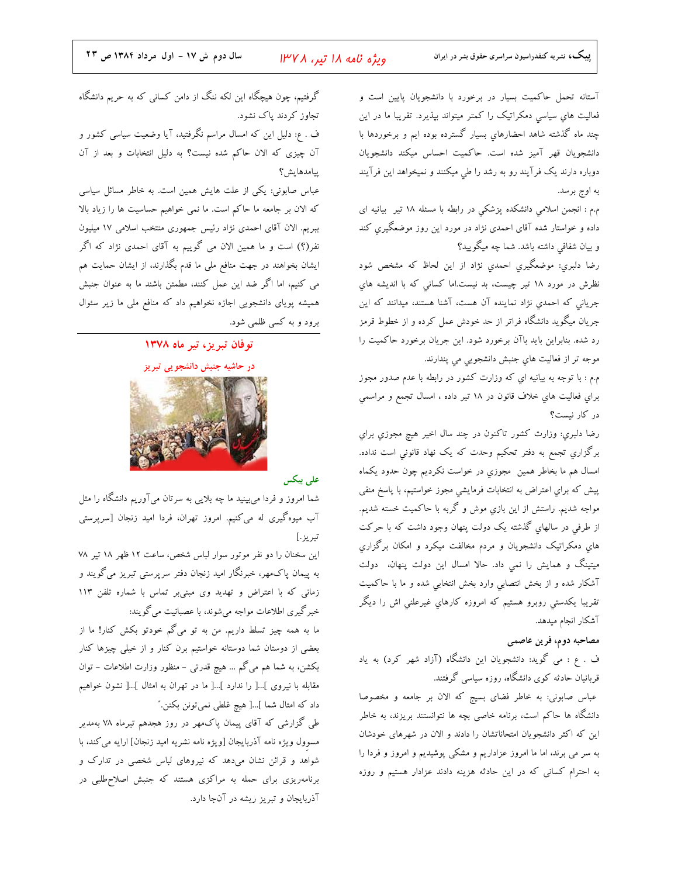آستانه تحمل حاکمیت بسیار در برخورد با دانشجویان پایین است و فعالیت هاي سیاسي دمکراتیک را کمتر میتواند بپذیرد. تقریبا ما در این چند ماه گذشته شاهد احضارهاي بسیار گسترده بوده ایم و برخوردها با دانشجویان قهر آمیز شده است. حاکمیت احساس میکند دانشجویان دوباره دارند یک فرآیند رو به رشد را طي میکنند و نمیخواهد این فرآیند به اوج برسد.

م.م : انجمن اسلامي دانشکده پزشکي در رابطه با مسئله ۱۸ تیر بیانیه ای داده و خواستار شده آقای احمدی نژاد در مورد این روز موضعگیري کند و بیان شفافي داشته باشد. شما چه میگویید؟

رضا دلبري: موضعگیري احمدي نژاد از این لحاظ که مشخص شود نظرش در مورد ۱۸ تیر چیست، بد نیست.اما کساني که با اندیشه هاي جریاني که احمدي نژاد نماینده آن هست، آشنا هستند، میدانند که این جریان میگوید دانشگاه فراتر از حد خودش عمل کرده و از خطوط قرمز رد شده. بنابراین باید باآن برخورد شود. این جریان برخورد حاکمیت را موجه تر از فعالیت هاي جنبش دانشجویي مي پندارند.

م.م : با توجه به بیانیه اي که وزارت کشور در رابطه با عدم صدور مجوز براي فعالیت هاي خلاف قانون در ۱۸ تیر داده ، امسال تجمع و مراسمي در کار نیست؟

رضا دلبري: وزارت کشور تاکنون در چند سال اخیر هیچ مجوزي براي برگزاري تجمع به دفتر تحکیم وحدت که یک نهاد قانوني است نداده. امسال هم ما بخاطر همین مجوزي در خواست نکردیم چون حدود یکماه پیش که براي اعتراض به انتخابات فرمایشي مجوز خواستیم، با پاسخ منفي مواجه شدیم. راستش از این بازي موش و گربه با حاکمیت خسته شدیم. از طرفي در سالهاي گذشته یک دولت پنهان وجود داشت که با حرکت هاي دمکراتیک دانشجویان و مردم مخالفت میکرد و امکان برگزاري میتینگ و همایش را نمي داد. حالا امسال این دولت پنهان، دولت آشکار شده و از بخش انتصابي وارد بخش انتخابي شده و ما با حاکمیت تقریبا یکدستي روبرو هستیم که امروزه کارهاي غیرعلني اش را دیگر آشکار انجام میدهد.

**مصاحبه دوم، فرین عاصمی**

ف . ع : می گویند: دانشجویان این دانشگاه (آزاد شهر کرد) به یاد قربانیان حادثه کوی دانشگاه، روزه سیاسی گرفتند.

عباس صابونی: به خاطر فضای بسیج که الان بر جامعه و مخصوصا دانشگاه ها حاکم است، برنامه خاصی بچه ها نتوانستند بریزند، به خاطر این که اکثر دانشجویان امتحاناتشان را دادند و الان در شهرهای خودشان به سر می برند، اما ما امروز عزاداریم و مشکی پوشیدیم و امروز و فردا را به احترام کسانی که در این حادثه هزینه دادند عزادار هستیم و روزه گرفتیم، چون هیچگاه این لکه ننگ از دامن کسانی که به حریم دانشگاه تجاوز کردند پاک نشود.

ف . ع: دلیل این که امسال مراسم نگرفتید، آیا وضعیت سیاسی کشور و آن چیزی که الان حاکم شده نیست؟ به دلیل انتخابات و بعد از آن پیامدهایش؟

عباس صابونی: یکی از علت هایش همین است. به خاطر مسائل سیاسی که الان بر جامعه ما حاکم است. ما نمی خواهیم حساسیت ها را زیاد بالا ببریم. الان آقای احمدی نژاد رئیس جمهوری منتخب اسلامی ۱۷ میلیون نفر(؟) است و ما همین الان می گوییم به آقای احمدی نژاد که اگر ایشان بخواهند در جهت منافع ملی ما قدم بگذارند، از ایشان حمایت هم می کنیم، اما اگر ضد این عمل کنند، مطمئن باشند ما به عنوان جنبش همیشه پویای دانشجویی اجازه نخواهیم داد که منافع ملی ما زیر سئوال برود و به کسی ظلمی شود.

## توفان تبریز، تیر ماه ۱۳۷۸

### در حاشیه جنبش دانشجویی تبریز

**علی بیکس**

شما امروز و فردا می‌بینید ما چه بلایی به سرتان می‌آوریم دانشگاه را مثل آب میوه‌گیری له می‌کنیم. امروز تهران، فردا امید زنجان [سرپرستی تبریز.]

این سخنان را دو نفر موتور سوار لباس شخص، ساعت ۱۲ ظهر ۱۸ تیر ۷۸ به پیمان پاک‌مهر، خبرنگار امید زنجان دفتر سرپرستی تبریز می‌گویند و زمانی که با اعتراض و تهدید وی مبنی‌بر تماس با شماره تلفن ۱۱۳ خبرگیری اطلاعات مواجه می‌شوند، با عصبانیت می‌گویند:

ما به همه چیز تسلط داریم. من به تو می‌گم خودتو بکش کنار! ما از بعضی از دوستان شما دوستانه خواستیم برن کنار و از خیلی چیزها کنار بکشن، به شما هم می‌گم ... هیچ قدرتی - منظور وزارت اطلاعات - توان مقابله با نیروی ]...[ را ندارد ]...[ ما در تهران به امثال ]...[ نشون خواهیم داد که امثال شما ]...[ هیچ غلطی نمی‌تونن بکنن."

طی گزارشی که آقای پیمان پاک‌مهر در روز هجدهم تیرماه ۷۸ به‌مدیر مسوول ویژه نامه آذربایجان [ویژه نامه نشریه امید زنجان] ارایه می‌کند، با شواهد و قرائن نشان می‌دهد که نیروهای لباس شخصی در تدارک و برنامه‌ریزی برای حمله به مراکزی هستند که جنبش اصلاح‌طلبی در آذربایجان و تبریز ریشه در آن‌جا دارد.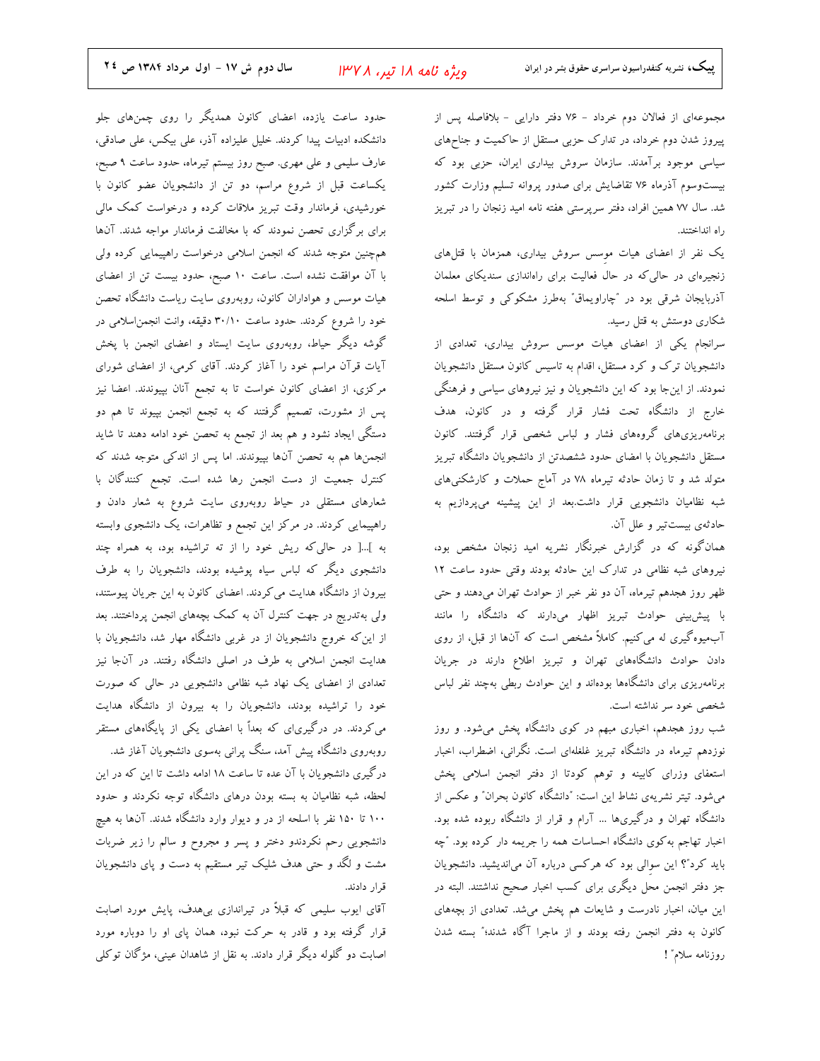مجموعه‌ای از فعالان دوم خرداد - ۷۶ دفتر دارایی - بلافاصله پس از پیروز شدن دوم خرداد، در تدارک حزبی مستقل از حاکمیت و جناح‌های سیاسی موجود برآمدند. سازمان سروش بیداری ایران، حزبی بود که بیست‌وسوم آذرماه ۷۶ تقاضایش برای صدور پروانه تسلیم وزارت کشور شد. سال ۷۷ همین افراد، دفتر سرپرستی هفته نامه امید زنجان را در تبریز راه انداختند.

یک نفر از اعضای هیات موسس سروش بیداری، همزمان با قتل‌های زنجیره‌ای در حالی‌که در حال فعالیت برای راه‌اندازی سندیکای معلمان آذربایجان شرقی بود در "چاراویماق" به‌طرز مشکوکی و توسط اسلحه شکاری دوستش به قتل رسید.

سرانجام یکی از اعضای هیات موسس سروش بیداری، تعدادی از دانشجویان ترک و کرد مستقل، اقدام به تاسیس کانون مستقل دانشجویان نمودند. از این‌جا بود که این دانشجویان و نیز نیروهای سیاسی و فرهنگی خارج از دانشگاه تحت فشار قرار گرفته و در کانون، هدف برنامه‌ریزی‌های گروه‌های فشار و لباس شخصی قرار گرفتند. کانون مستقل دانشجویان با امضای حدود ششصدتن از دانشجویان دانشگاه تبریز متولد شد و تا زمان حادثه تیرماه ۷۸ در آماج حملات و کارشکنی‌های شبه نظامیان دانشجویی قرار داشت.بعد از این پیشینه می‌پردازیم به حادثه‌ی بیست‌تیر و علل آن.

همان‌گونه که در گزارش خبرنگار نشریه امید زنجان مشخص بود، نیروهای شبه نظامی در تدارک این حادثه بودند وقتی حدود ساعت ۱۲ ظهر روز هجدهم تیرماه، آن دو نفر خبر از حوادث تهران می‌دهند و حتی با پیش‌بینی حوادث تبریز اظهار می‌دارند که دانشگاه را مانند آب‌میوه‌گیری له می‌کنیم. کاملاً مشخص است که آن‌ها از قبل، از روی دادن حوادث دانشگاه‌های تهران و تبریز اطلاع دارند در جریان برنامه‌ریزی برای دانشگاه‌ها بوده‌اند و این حوادث ربطی به‌چند نفر لباس شخصی خود سر نداشته است.

شب روز هجدهم، اخباری مبهم در کوی دانشگاه پخش می‌شود. و روز نوزدهم تیرماه در دانشگاه تبریز غلغله‌ای است. نگرانی، اضطراب، اخبار استعفای وزرای کابینه و توهم کودتا از دفتر انجمن اسلامی پخش می‌شود. تیتر نشریه‌ی نشاط این است: "دانشگاه کانون بحران" و عکس از دانشگاه تهران و درگیری‌ها ... آرام و قرار از دانشگاه ربوده شده بود. اخبار تهاجم به‌کوی دانشگاه احساسات همه را جریحه دار کرده بود. "چه باید کرد"؟ این سوالی بود که هرکسی درباره آن می‌اندیشید. دانشجویان جز دفتر انجمن محل دیگری برای کسب اخبار صحیح نداشتند. البته در این میان، اخبار نادرست و شایعات هم پخش می‌شد. تعدادی از بچه‌های کانون به دفتر انجمن رفته بودند و از ماجرا آگاه شدند؛" بسته شدن روزنامه سلام" !

حدود ساعت یازده، اعضای کانون همدیگر را روی چمن‌های جلو دانشکده ادبیات پیدا کردند. خلیل علیزاده آذر، علی بیکس، علی صادقی، عارف سلیمی و علی مهری. صبح روز بیستم تیرماه، حدود ساعت ۹ صبح، یکساعت قبل از شروع مراسم، دو تن از دانشجویان عضو کانون با خورشیدی، فرماندار وقت تبریز ملاقات کرده و درخواست کمک مالی برای برگزاری تحصن نمودند که با مخالفت فرماندار مواجه شدند. آن‌ها همچنین متوجه شدند که انجمن اسلامی درخواست راهپیمایی کرده ولی با آن موافقت نشده است. ساعت ۱۰ صبح، حدود بیست تن از اعضای هیات موسس و هواداران کانون، روبه‌روی سایت ریاست دانشگاه تحصن خود را شروع کردند. حدود ساعت ۱۰/۳۰ دقیقه، وانت انجمن‌اسلامی در گوشه دیگر حیاط، روبه‌روی سایت ایستاد و اعضای انجمن با پخش آیات قرآن مراسم خود را آغاز کردند. آقای کرمی، از اعضای شورای مرکزی، از اعضای کانون خواست تا به تجمع آنان بپیوندند. اعضا نیز پس از مشورت، تصمیم گرفتند که به تجمع انجمن بپیوند تا هم دو دستگی ایجاد نشود و هم بعد از تجمع به تحصن خود ادامه دهند تا شاید انجمن‌ها هم به تحصن آن‌ها بپیوندند. اما پس از اندکی متوجه شدند که کنترل جمعیت از دست انجمن رها شده است. تجمع کنندگان با شعارهای مستقلی در حیاط روبه‌روی سایت شروع به شعار دادن و راهپیمایی کردند. در مرکز این تجمع و تظاهرات، یک دانشجوی وابسته به [...] در حالی‌که ریش خود را از ته تراشیده بود، به همراه چند دانشجوی دیگر که لباس سیاه پوشیده بودند، دانشجویان را به طرف بیرون از دانشگاه هدایت می‌کردند. اعضای کانون به این جریان پیوستند، ولی به‌تدریج در جهت کنترل آن به کمک بچه‌های انجمن پرداختند. بعد از این‌که خروج دانشجویان از در غربی دانشگاه مهار شد، دانشجویان با هدایت انجمن اسلامی به طرف در اصلی دانشگاه رفتند. در آن‌جا نیز تعدادی از اعضای یک نهاد شبه نظامی دانشجویی در حالی که صورت خود را تراشیده بودند، دانشجویان را به بیرون از دانشگاه هدایت می‌کردند. در درگیری‌ای که بعداً با اعضای یکی از پایگاه‌های مستقر روبه‌روی دانشگاه پیش آمد، سنگ پرانی به‌سوی دانشجویان آغاز شد.

درگیری دانشجویان با آن عده تا ساعت ۱۸ ادامه داشت تا این که در این لحظه، شبه نظامیان به بسته بودن درهای دانشگاه توجه نکردند و حدود ۱۰۰ تا ۱۵۰ نفر با اسلحه از در و دیوار وارد دانشگاه شدند. آن‌ها به هیچ دانشجویی رحم نکردندو دختر و پسر و مجروح و سالم را زیر ضربات مشت و لگد و حتی هدف شلیک تیر مستقیم به دست و پای دانشجویان قرار دادند.

آقای ایوب سلیمی که قبلاً در تیراندازی بی‌هدف، پایش مورد اصابت قرار گرفته بود و قادر به حرکت نبود، همان پای او را دوباره مورد اصابت دو گلوله دیگر قرار دادند. به نقل از شاهدان عینی، مژگان توکلی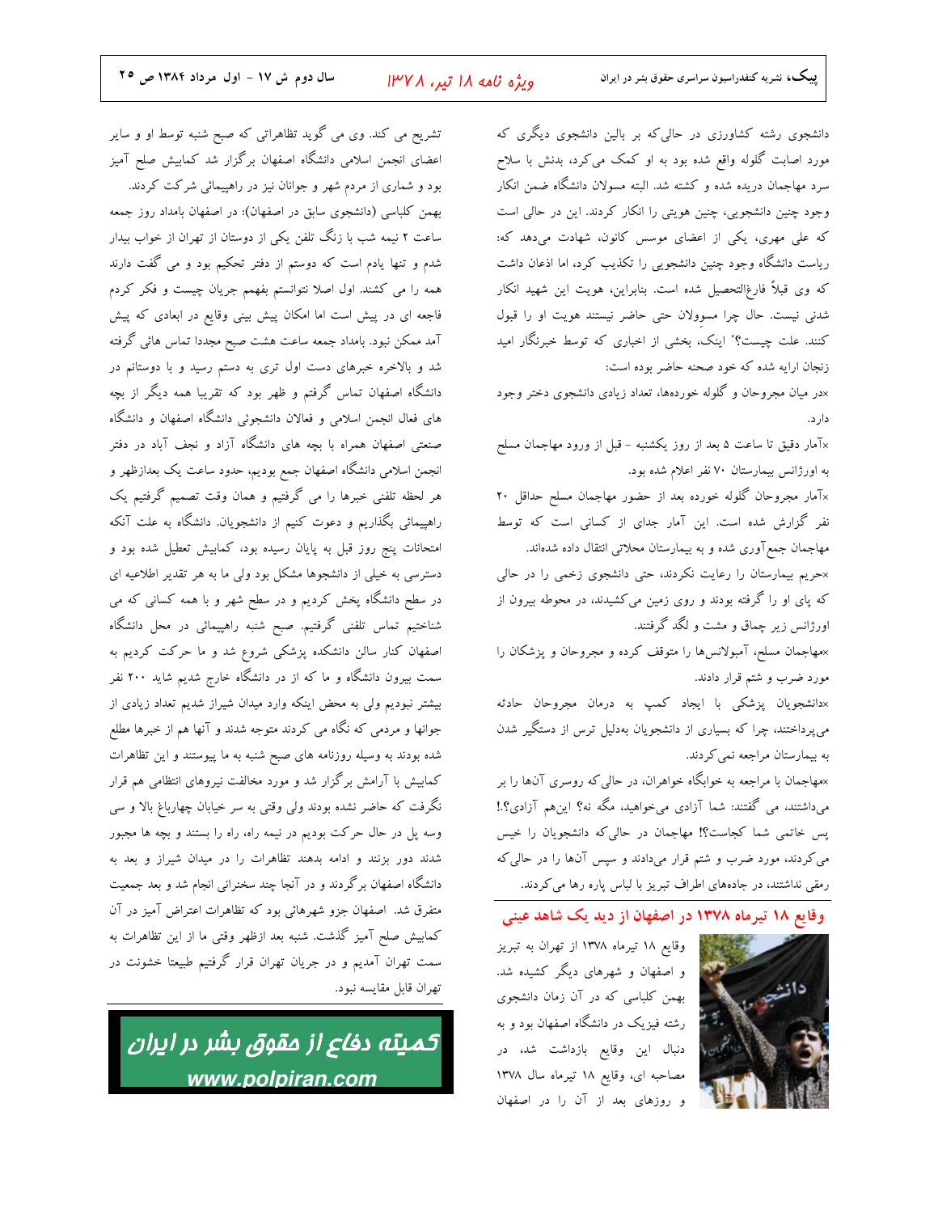دانشجوی رشته کشاورزی در حالی‌که بر بالین دانشجوی دیگری که مورد اصابت گلوله واقع شده بود به او کمک می‌کرد، بدنش با سلاح سرد مهاجمان دریده شده و کشته شد. البته مسولان دانشگاه ضمن انکار وجود چنین دانشجویی، چنین هویتی را انکار کردند. این در حالی است که علی مهری، یکی از اعضای موسس کانون، شهادت می‌دهد که: ریاست دانشگاه وجود چنین دانشجویی را تکذیب کرد، اما اذعان داشت که وی قبلاً فارغ‌التحصیل شده است. بنابراین، هویت این شهید انکار شدنی نیست. حال چرا مسوولان حتی حاضر نیستند هویت او را قبول کنند. علت چیست؟" اینک، بخشی از اخباری که توسط خبرنگار امید زنجان ارایه شده که خود صحنه حاضر بوده است:

×در میان مجروحان و گلوله خورده‌ها، تعداد زیادی دانشجوی دختر وجود دارد.

×آمار دقیق تا ساعت ۵ بعد از روز یکشنبه - قبل از ورود مهاجمان مسلح به اورژانس بیمارستان ۷۰ نفر اعلام شده بود.

×آمار مجروحان گلوله خورده بعد از حضور مهاجمان مسلح حداقل ۲۰ نفر گزارش شده است. این آمار جدای از کسانی است که توسط مهاجمان جمع‌آوری شده و به بیمارستان محلاتی انتقال داده شده‌اند.

×حریم بیمارستان را رعایت نکردند، حتی دانشجوی زخمی را در حالی که پای او را گرفته بودند و روی زمین می‌کشیدند، در محوطه بیرون از اورژانس زیر چماق و مشت و لگد گرفتند.

×مهاجمان مسلح، آمبولانس‌ها را متوقف کرده و مجروحان و پزشکان را مورد ضرب و شتم قرار دادند.

×دانشجویان پزشکی با ایجاد کمپ به درمان مجروحان حادثه می‌پرداختند، چرا که بسیاری از دانشجویان به‌دلیل ترس از دستگیر شدن به بیمارستان مراجعه نمی‌کردند.

×مهاجمان با مراجعه به خوابگاه خواهران، در حالی‌که روسری آنها را بر می‌داشتند، می گفتند: شما آزادی می‌خواهید، مگه نه؟ این‌هم آزادی؟.! پس خاتمی شما کجاست؟! مهاجمان در حالی‌که دانشجویان را خیس می‌کردند، مورد ضرب و شتم قرار می‌دادند و سپس آنها را در حالی‌که رمقی نداشتند، در جاده‌های اطراف تبریز با لباس پاره رها می‌کردند.

## وقایع ۱۸ تیرماه ۱۳۷۸ در اصفهان از دید یک شاهد عینی

وقایع ۱۸ تیرماه ۱۳۷۸ از تهران به تبریز و اصفهان و شهرهای دیگر کشیده شد. بهمن کلباسی که در آن زمان دانشجوی رشته فیزیک در دانشگاه اصفهان بود و به دنبال این وقایع بازداشت شد، در مصاحبه ای، وقایع ۱۸ تیرماه سال ۱۳۷۸ و روزهای بعد از آن را در اصفهان تشریح می کند. وی می گوید تظاهراتی که صبح شنبه توسط او و سایر اعضای انجمن اسلامی دانشگاه اصفهان برگزار شد کمابیش صلح آمیز بود و شماری از مردم شهر و جوانان نیز در راهپیمائی شرکت کردند.

بهمن کلباسی (دانشجوی سابق در اصفهان): در اصفهان بامداد روز جمعه ساعت ۲ نیمه شب با زنگ تلفن یکی از دوستان از تهران از خواب بیدار شدم و تنها یادم است که دوستم از دفتر تحکیم بود و می گفت دارند همه را می کشند. اول اصلا نتوانستم بفهمم جریان چیست و فکر کردم فاجعه ای در پیش است اما امکان پیش بینی وقایع در ابعادی که پیش آمد ممکن نبود. بامداد جمعه ساعت هشت صبح مجددا تماس هائی گرفته شد و بالاخره خبرهای دست اول تری به دستم رسید و با دوستانم در دانشگاه اصفهان تماس گرفتم و ظهر بود که تقریبا همه دیگر از بچه های فعال انجمن اسلامی و فعالان دانشجوئی دانشگاه اصفهان و دانشگاه صنعتی اصفهان همراه با بچه های دانشگاه آزاد و نجف آباد در دفتر انجمن اسلامی دانشگاه اصفهان جمع بودیم، حدود ساعت یک بعدازظهر و هر لحظه تلفنی خبرها را می گرفتیم و همان وقت تصمیم گرفتیم یک راهپیمائی بگذاریم و دعوت کنیم از دانشجویان. دانشگاه به علت آنکه امتحانات پنج روز قبل به پایان رسیده بود، کمابیش تعطیل شده بود و دسترسی به خیلی از دانشجوها مشکل بود ولی ما به هر تقدیر اطلاعیه ای در سطح دانشگاه پخش کردیم و در سطح شهر و با همه کسانی که می شناختیم تماس تلفنی گرفتیم. صبح شنبه راهپیمائی در محل دانشگاه اصفهان کنار سالن دانشکده پزشکی شروع شد و ما حرکت کردیم به سمت بیرون دانشگاه و ما که از در دانشگاه خارج شدیم شاید ۲۰۰ نفر بیشتر نبودیم ولی به محض اینکه وارد میدان شیراز شدیم تعداد زیادی از جوانها و مردمی که نگاه می کردند متوجه شدند و آنها هم از خبرها مطلع شده بودند به وسیله روزنامه های صبح شنبه به ما پیوستند و این تظاهرات کمابیش با آرامش برگزار شد و مورد مخالفت نیروهای انتظامی هم قرار نگرفت که حاضر نشده بودند ولی وقتی به سر خیابان چهارباغ بالا و سی وسه پل در حال حرکت بودیم در نیمه راه، راه را بستند و بچه ها مجبور شدند دور بزنند و ادامه بدهند تظاهرات را در میدان شیراز و بعد به دانشگاه اصفهان برگردند و در آنجا چند سخنرانی انجام شد و بعد جمعیت متفرق شد. اصفهان جزو شهرهائی بود که تظاهرات اعتراض آمیز در آن کمابیش صلح آمیز گذشت. شنبه بعد ازظهر وقتی ما از این تظاهرات به سمت تهران آمدیم و در جریان تهران قرار گرفتیم طبیعتا خشونت در تهران قابل مقایسه نبود.

**کمیته دفاع از حقوق بشر در ایران**
**www.polpiran.com**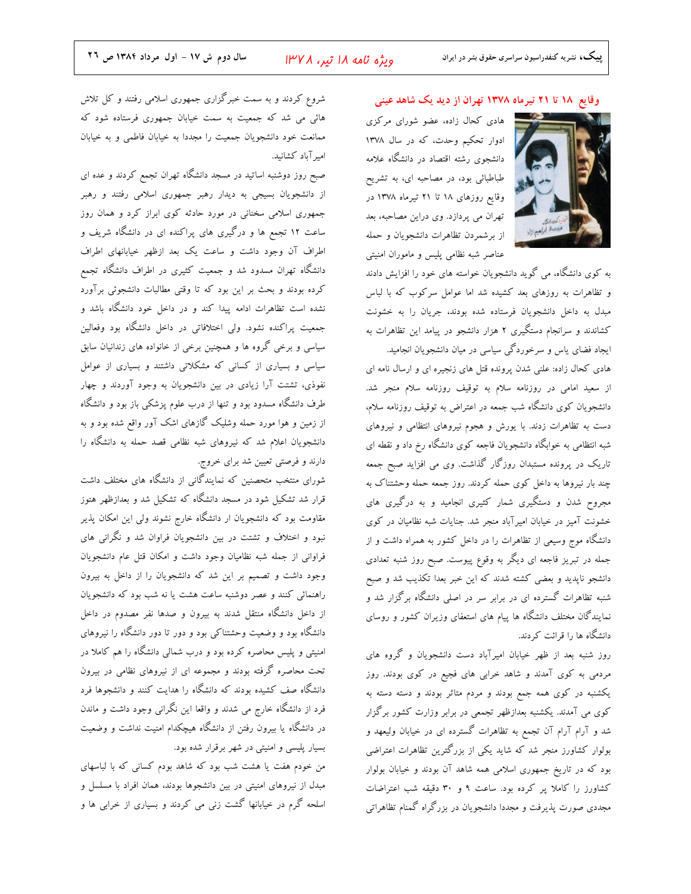## وقایع ۱۸ تا ۲۱ تیرماه ۱۳۷۸ تهران از دید یک شاهد عینی

هادی کحال زاده، عضو شورای مرکزی ادوار تحکیم وحدت، که در سال ۱۳۷۸ دانشجوی رشته اقتصاد در دانشگاه علامه طباطبائی بود، در مصاحبه ای، به تشریح وقایع روزهای ۱۸ تا ۲۱ تیرماه ۱۳۷۸ در تهران می پردازد. وی دراین مصاحبه، بعد از برشمردن تظاهرات دانشجویان و حمله عناصر شبه نظامی پلیس و ماموران امنیتی به کوی دانشگاه، می گوید دانشجویان خواسته های خود را افزایش دادند و تظاهرات به روزهای بعد کشیده شد اما عوامل سرکوب که با لباس مبدل به داخل دانشجویان فرستاده شده بودند، جریان را به خشونت کشاندند و سرانجام دستگیری ۲ هزار دانشجو در پیامد این تظاهرات به ایجاد فضای یاس و سرخوردگی سیاسی در میان دانشجویان انجامید.

هادی کحال زاده: علنی شدن پرونده قتل های زنجیره ای و ارسال نامه ای از سعید امامی در روزنامه سلام به توقیف روزنامه سلام منجر شد. دانشجویان کوی دانشگاه شب جمعه در اعتراض به توقیف روزنامه سلام، دست به تظاهرات زدند. با یورش و هجوم نیروهای انتظامی و نیروهای شبه انتظامی به خوابگاه دانشجویان فاجعه کوی دانشگاه رخ داد و نقطه ای تاریک در پرونده مستبدان روزگار گذاشت. وی می افزاید صبح جمعه چند بار نیروها به داخل کوی حمله کردند. روز جمعه حمله وحشتناک به مجروح شدن و دستگیری شمار کثیری انجامید و به درگیری های خشونت آمیز در خیابان امیرآباد منجر شد. جنایات شبه نظامیان در کوی دانشگاه موج وسیعی از تظاهرات را در داخل کشور به همراه داشت و از جمله در تبریز فاجعه ای دیگر به وقوع پیوست. صبح روز شنبه تعدادی دانشجو ناپدید و بعضی کشته شدند که این خبر بعدا تکذیب شد و صبح شنبه تظاهرات گسترده ای در برابر سر در اصلی دانشگاه برگزار شد و نمایندگان مختلف دانشگاه ها پیام های استعفای وزیران کشور و روسای دانشگاه ها را قرائت کردند.

روز شنبه بعد از ظهر خیابان امیرآباد دست دانشجویان و گروه های مردمی به کوی آمدند و شاهد خرابی های فجیع در کوی بودند. روز یکشنبه در کوی همه جمع بودند و مردم متاثر بودند و دسته دسته به کوی می آمدند. یکشنبه بعدازظهر تجمعی در برابر وزارت کشور برگزار شد و آرام آرام آن تجمع به تظاهرات گسترده ای در خیابان ولیعهد و بولوار کشاورز منجر شد که شاید یکی از بزرگترین تظاهرات اعتراضی بود که در تاریخ جمهوری اسلامی همه شاهد آن بودند و خیابان بولوار کشاورز را کاملا پر کرده بود. ساعت ۹ و ۳۰ دقیقه شب اعتراضات مجددی صورت پذیرفت و مجددا دانشجویان در بزرگراه گمنام تظاهراتی شروع کردند و به سمت خبرگزاری جمهوری اسلامی رفتند و کل تلاش هائی می شد که جمعیت به سمت خیابان جمهوری فرستاده شود که ممانعت خود دانشجویان جمعیت را مجددا به خیابان فاطمی و به خیابان امیرآباد کشانید.

صبح روز دوشنبه اساتید در مسجد دانشگاه تهران تجمع کردند و عده ای از دانشجویان بسیجی به دیدار رهبر جمهوری اسلامی رفتند و رهبر جمهوری اسلامی سخنانی در مورد حادثه کوی ابراز کرد و همان روز ساعت ۱۲ تجمع ها و درگیری های پراکنده ای در دانشگاه شریف و اطراف آن وجود داشت و ساعت یک بعد ازظهر خیابانهای اطراف دانشگاه تهران مسدود شد و جمعیت کثیری در اطراف دانشگاه تجمع کرده بودند و بحث بر این بود که تا وقتی مطالبات دانشجوئی برآورد نشده است تظاهرات ادامه پیدا کند و در داخل خود دانشگاه باشد و جمعیت پراکنده نشود. ولی اختلافاتی در داخل دانشگاه بود وفعالین سیاسی و برخی گروه ها و همچنین برخی از خانواده های زندانیان سابق سیاسی و بسیاری از کسانی که مشکلاتی داشتند و بسیاری از عوامل نفوذی، تشتت آرا زیادی در بین دانشجویان به وجود آوردند و چهار طرف دانشگاه مسدود بود و تنها از درب علوم پزشکی باز بود و دانشگاه از زمین و هوا مورد حمله وشلیک گازهای اشک آور واقع شده بود و به دانشجویان اعلام شد که نیروهای شبه نظامی قصد حمله به دانشگاه را دارند و فرصتی تعیین شد برای خروج.

شورای منتخب متحصنین که نمایندگانی از دانشگاه های مختلف داشت قرار شد تشکیل شود در مسجد دانشگاه که تشکیل شد و بعدازظهر هنوز مقاومت بود که دانشجویان ار دانشگاه خارج نشوند ولی این امکان پذیر نبود و اختلاف و تشتت در بین دانشجویان فراوان شد و نگرانی های فراوانی از جمله شبه نظامیان وجود داشت و امکان قتل عام دانشجویان وجود داشت و تصمیم بر این شد که دانشجویان را از داخل به بیرون راهنمائی کنند و عصر دوشنبه ساعت هشت یا نه شب بود که دانشجویان از داخل دانشگاه منتقل شدند به بیرون و صدها نفر مصدوم در داخل دانشگاه بود و وضعیت وحشتناکی بود و دور تا دور دانشگاه را نیروهای امنیتی و پلیس محاصره کرده بود و درب شمالی دانشگاه را هم کاملا در تحت محاصره گرفته بودند و مجموعه ای از نیروهای نظامی در بیرون دانشگاه صف کشیده بودند که دانشگاه را هدایت کنند و دانشجوها فرد فرد از دانشگاه خارج می شدند و واقعا این نگرانی وجود داشت و ماندن در دانشگاه یا بیرون رفتن از دانشگاه هیچکدام امنیت نداشت و وضعیت بسیار پلیسی و امنیتی در شهر برقرار شده بود.

من خودم هفت یا هشت شب بود که شاهد بودم کسانی که با لباسهای مبدل از نیروهای امنیتی در بین دانشجوها بودند، همان افراد با مسلسل و اسلحه گرم در خیابانها گشت زنی می کردند و بسیاری از خرابی ها و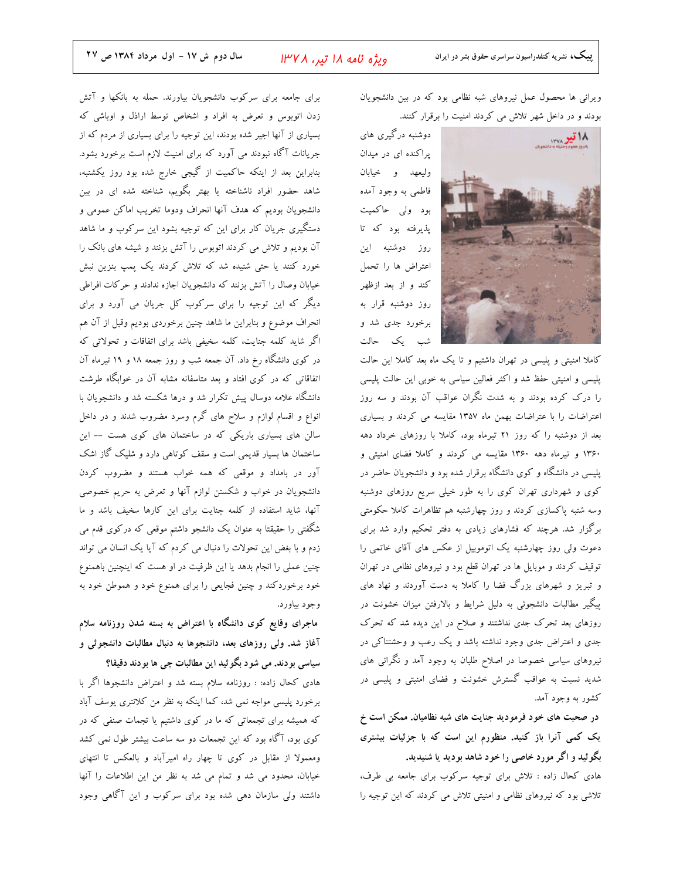ویرانی ها محصول عمل نیروهای شبه نظامی بود که در بین دانشجویان بودند و در داخل شهر تلاش می کردند امنیت را برقرار کنند.

دوشنبه درگیری های پراکنده ای در میدان ولیعهد و خیابان فاطمی به وجود آمده بود ولی حاکمیت پذیرفته بود که تا روز دوشنبه این اعتراض ها را تحمل کند و از بعد ازظهر روز دوشنبه قرار به برخورد جدی شد و شب یک حالت کاملا امنیتی و پلیسی در تهران داشتیم و تا یک ماه بعد کاملا این حالت پلیسی و امنیتی حفظ شد و اکثر فعالین سیاسی به خوبی این حالت پلیسی را درک کرده بودند و به شدت نگران عواقب آن بودند و سه روز اعتراضات را با عتراضات بهمن ماه ۱۳۵۷ مقایسه می کردند و بسیاری بعد از دوشنبه را که روز ۲۱ تیرماه بود، کاملا با روزهای خرداد دهه ۱۳۶۰ و تیرماه دهه ۱۳۶۰ مقایسه می کردند و کاملا فضای امنیتی و پلیسی در دانشگاه و کوی دانشگاه برقرار شده بود و دانشجویان حاضر در کوی و شهرداری تهران کوی را به طور خیلی سریع روزهای دوشنبه وسه شنبه پاکسازی کردند و روز چهارشنبه هم تظاهرات کاملا حکومتی برگزار شد. هرچند که فشارهای زیادی به دفتر تحکیم وارد شد برای دعوت ولی روز چهارشنبه یک اتوموبیل از عکس های آقای خاتمی را توقیف کردند و موبایل ها در تهران قطع بود و نیروهای نظامی در تهران و تبریز و شهرهای بزرگ فضا را کاملا به دست آوردند و نهاد های پیگیر مطالبات دانشجوئی به دلیل شرایط و بالارفتن میزان خشونت در روزهای بعد تحرک جدی نداشتند و صلاح در این دیده شد که تحرک جدی و اعتراض جدی وجود نداشته باشد و یک رعب و وحشتناکی در نیروهای سیاسی خصوصا در اصلاح طلبان به وجود آمد و نگرانی های شدید نسبت به عواقب گسترش خشونت و فضای امنیتی و پلیسی در کشور به وجود آمد.

**در صحبت های خود فرمودید جنایت های شبه نظامیان. ممکن است خ یک کمی آنرا باز کنید. منظورم این است که با جزئیات بیشتری بگوئید و اگر مورد خاصی را خود شاهد بودید یا شنیدید.**

هادی کحال زاده : تلاش برای توجیه سرکوب برای جامعه بی طرف، تلاشی بود که نیروهای نظامی و امنیتی تلاش می کردند که این توجیه را برای جامعه برای سرکوب دانشجویان بیاورند. حمله به بانکها و آتش زدن اتوبوس و تعرض به افراد و اشخاص توسط اراذل و اوباشی که بسیاری از آنها اجیر شده بودند، این توجیه را برای بسیاری از مردم که از جریانات آگاه نبودند می آورد که برای امنیت لازم است برخورد بشود. بنابراین بعد از اینکه حاکمیت از گیجی خارج شده بود روز یکشنبه، شاهد حضور افراد ناشناخته یا بهتر بگویم، شناخته شده ای در بین دانشجویان بودیم که هدف آنها انحراف ودوما تخریب اماکن عمومی و دستگیری جریان کار برای این که توجیه بشود این سرکوب و ما شاهد آن بودیم و تلاش می کردند اتوبوس را آتش بزنند و شیشه های بانک را خورد کنند یا حتی شنیده شد که تلاش کردند یک پمپ بنزین نبش خیابان وصال را آتش بزنند که دانشجویان اجازه ندادند و حرکات افراطی دیگر که این توجیه را برای سرکوب کل جریان می آورد و برای انحراف موضوع و بنابراین ما شاهد چنین برخوردی بودیم وقبل از آن هم اگر شاید کلمه جنایت، کلمه سخیفی باشد برای اتفاقات و تحولاتی که در کوی دانشگاه رخ داد. آن جمعه شب و روز جمعه ۱۸ و ۱۹ تیرماه آن اتفاقاتی که در کوی افتاد و بعد متاسفانه مشابه آن در خوابگاه طرشت دانشگاه علامه دوسال پیش تکرار شد و درها شکسته شد و دانشجویان با انواع و اقسام لوازم و سلاح های گرم وسرد مضروب شدند و در داخل سالن های بسیاری باریکی که در ساختمان های کوی هست -- این ساختمان ها بسیار قدیمی است و سقف کوتاهی دارد و شلیک گاز اشک آور در بامداد و موقعی که همه خواب هستند و مضروب کردن دانشجویان در خواب و شکستن لوازم آنها و تعرض به حریم خصوصی آنها، شاید استفاده از کلمه جنایت برای این کارها سخیف باشد و ما شگفتی را حقیقتا به عنوان یک دانشجو داشتم موقعی که درکوی قدم می زدم و با بغض این تحولات را دنبال می کردم که آیا یک انسان می تواند چنین عملی را انجام بدهد یا این ظرفیت در او هست که اینچنین باهمنوع خود برخوردکند و چنین فجایعی را برای همنوع خود و هموطن خود به وجود بیاورد.

**ماجرای وقایع کوی دانشگاه با اعتراض به بسته شدن روزنامه سلام آغاز شد. ولی روزهای بعد، دانشجوها به دنبال مطالبات دانشجوئی و سیاسی بودند. می شود بگوئید این مطالبات چی ها بودند دقیقا؟**

هادی کحال زاده: : روزنامه سلام بسته شد و اعتراض دانشجوها اگر با برخورد پلیسی مواجه نمی شد، کما اینکه به نظر من کلانتری یوسف آباد که همیشه برای تجمعاتی که ما در کوی داشتیم یا تجمات صنفی که در کوی بود، آگاه بود که این تجمعات دو سه ساعت بیشتر طول نمی کشد ومعمولا از مقابل در کوی تا چهار راه امیرآباد و بالعکس تا انتهای خیابان، محدود می شد و تمام می شد به نظر من این اطلاعات را آنها داشتند ولی سازمان دهی شده بود برای سرکوب و این آگاهی وجود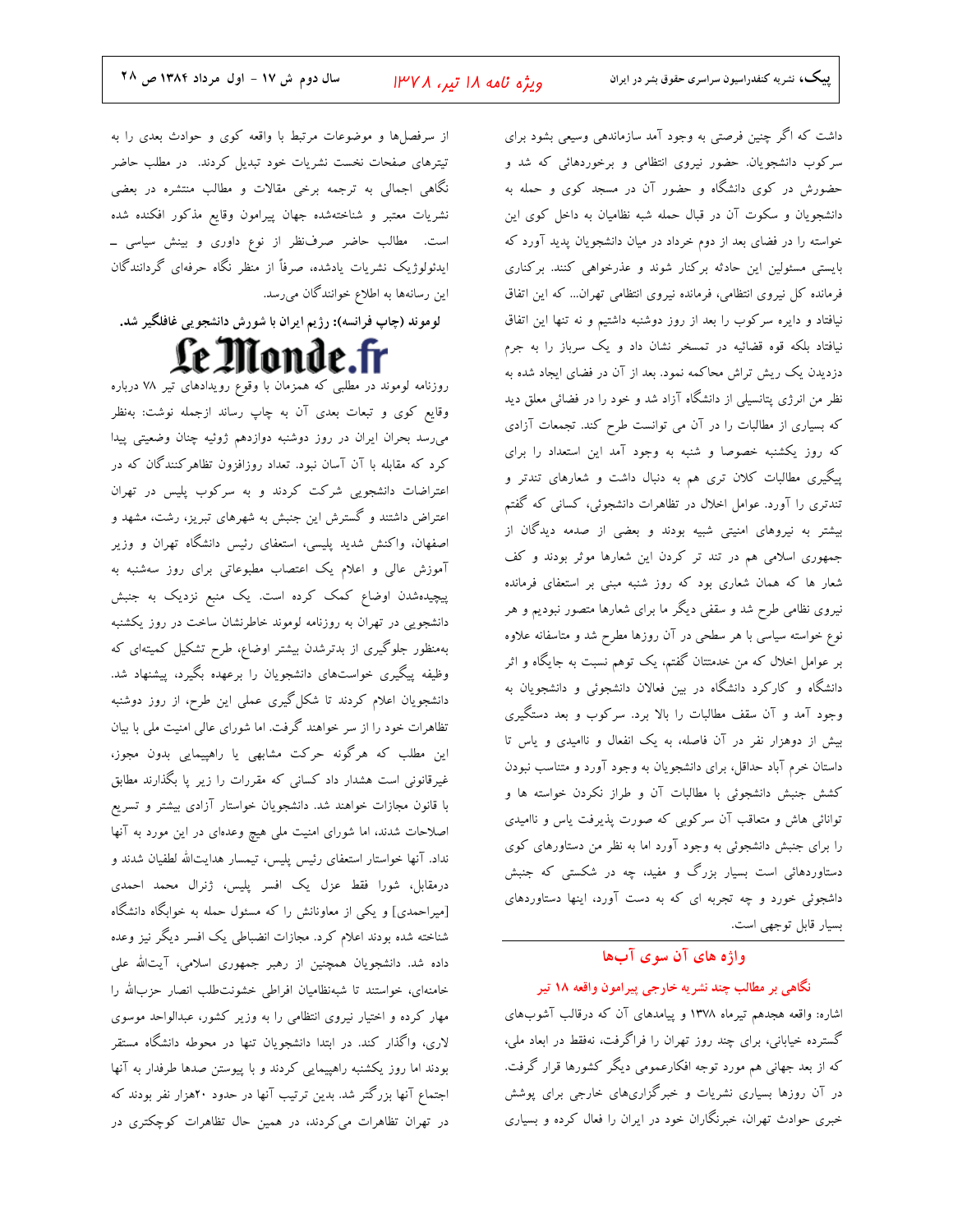داشت که اگر چنین فرصتی به وجود آمد سازماندهی وسیعی بشود برای سرکوب دانشجویان. حضور نیروی انتظامی و برخوردهائی که شد و حضورش در کوی دانشگاه و حضور آن در مسجد کوی و حمله به دانشجویان و سکوت آن در قبال حمله شبه نظامیان به داخل کوی این خواسته را در فضای بعد از دوم خرداد در میان دانشجویان پدید آورد که بایستی مسئولین این حادثه برکنار شوند و عذرخواهی کنند. برکناری فرمانده کل نیروی انتظامی، فرمانده نیروی انتظامی تهران... که این اتفاق نیافتاد و دایره سرکوب را بعد از روز دوشنبه داشتیم و نه تنها این اتفاق نیافتاد بلکه قوه قضائیه در تمسخر نشان داد و یک سرباز را به جرم دزدیدن یک ریش تراش محاکمه نمود. بعد از آن در فضای ایجاد شده به نظر من انرژی پتانسیلی از دانشگاه آزاد شد و خود را در فضائی معلق دید که بسیاری از مطالبات را در آن می توانست طرح کند. تجمعات آزادی که روز یکشنبه خصوصا و شنبه به وجود آمد این استعداد را برای پیگیری مطالبات کلان تری هم به دنبال داشت و شعارهای تندتر و تندتری را آورد. عوامل اخلال در تظاهرات دانشجوئی، کسانی که گفتم بیشتر به نیروهای امنیتی شبیه بودند و بعضی از صدمه دیدگان از جمهوری اسلامی هم در تند تر کردن این شعارها موثر بودند و کف شعار ها که همان شعاری بود که روز شنبه مبنی بر استعفای فرمانده نیروی نظامی طرح شد و سقفی دیگر ما برای شعارها متصور نبودیم و هر نوع خواسته سیاسی با هر سطحی در آن روزها مطرح شد و متاسفانه علاوه بر عوامل اخلال که من خدمتتان گفتم، یک توهم نسبت به جایگاه و اثر دانشگاه و کارکرد دانشگاه در بین فعالان دانشجوئی و دانشجویان به وجود آمد و آن سقف مطالبات را بالا برد. سرکوب و بعد دستگیری بیش از دوهزار نفر در آن فاصله، به یک انفعال و ناامیدی و یاس تا داستان خرم آباد حداقل، برای دانشجویان به وجود آورد و متناسب نبودن کشش جنبش دانشجوئی با مطالبات آن و طراز نکردن خواسته ها و توانائی هاش و متعاقب آن سرکوبی که صورت پذیرفت یاس و ناامیدی را برای جنبش دانشجوئی به وجود آورد اما به نظر من دستاوردهای کوی دستاوردهائی است بسیار بزرگ و مفید، چه در شکستی که جنبش داشجوئی خورد و چه تجربه ای که به دست آورد، اینها دستاوردهای بسیار قابل توجهی است.

## واژه های آن سوی آب‌ها

### نگاهی بر مطالب چند نشریه خارجی پیرامون واقعه ۱۸ تیر

اشاره: واقعه هجدهم تیرماه ۱۳۷۸ و پیامدهای آن که درقالب آشوب‌های گسترده خیابانی، برای چند روز تهران را فراگرفت، نه‌فقط در ابعاد ملی، که از بعد جهانی هم مورد توجه افکارعمومی دیگر کشورها قرار گرفت. در آن روزها بسیاری نشریات و خبرگزاری‌های خارجی برای پوشش خبری حوادث تهران، خبرنگاران خود در ایران را فعال کرده و بسیاری از سرفصل‌ها و موضوعات مرتبط با واقعه کوی و حوادث بعدی را به تیترهای صفحات نخست نشریات خود تبدیل کردند. در مطلب حاضر نگاهی اجمالی به ترجمه برخی مقالات و مطالب منتشره در بعضی نشریات معتبر و شناخته‌شده جهان پیرامون وقایع مذکور افکنده شده است. مطالب حاضر صرف‌نظر از نوع داوری و بینش سیاسی ـ ایدئولوژیک نشریات یادشده، صرفاً از منظر نگاه حرفه‌ای گردانندگان این رسانه‌ها به اطلاع خوانندگان می‌رسد.

**لوموند (چاپ فرانسه): رژیم ایران با شورش دانشجویی غافلگیر شد.**

Le Monde.fr

روزنامه لوموند در مطلبی که همزمان با وقوع رویدادهای تیر ۷۸ درباره وقایع کوی و تبعات بعدی آن به چاپ رساند ازجمله نوشت: به‌نظر می‌رسد بحران ایران در روز دوشنبه دوازدهم ژوئیه چنان وضعیتی پیدا کرد که مقابله با آن آسان نبود. تعداد روزافزون تظاهرکنندگان که در اعتراضات دانشجویی شرکت کردند و به سرکوب پلیس در تهران اعتراض داشتند و گسترش این جنبش به شهرهای تبریز، رشت، مشهد و اصفهان، واکنش شدید پلیسی، استعفای رئیس دانشگاه تهران و وزیر آموزش عالی و اعلام یک اعتصاب مطبوعاتی برای روز سه‌شنبه به پیچیده‌شدن اوضاع کمک کرده است. یک منبع نزدیک به جنبش دانشجویی در تهران به روزنامه لوموند خاطرنشان ساخت در روز یکشنبه به‌منظور جلوگیری از بدترشدن بیشتر اوضاع، طرح تشکیل کمیته‌ای که وظیفه پیگیری خواست‌های دانشجویان را برعهده بگیرد، پیشنهاد شد. دانشجویان اعلام کردند تا شکل‌گیری عملی این طرح، از روز دوشنبه تظاهرات خود را از سر خواهند گرفت. اما شورای عالی امنیت ملی با بیان این مطلب که هرگونه حرکت مشابهی یا راهپیمایی بدون مجوز، غیرقانونی است هشدار داد کسانی که مقررات را زیر پا بگذارند مطابق با قانون مجازات خواهند شد. دانشجویان خواستار آزادی بیشتر و تسریع اصلاحات شدند، اما شورای امنیت ملی هیچ وعده‌ای در این مورد به آنها نداد. آنها خواستار استعفای رئیس پلیس، تیمسار هدایت‌الله لطفیان شدند و درمقابل، شورا فقط عزل یک افسر پلیس، ژنرال محمد احمدی [میراحمدی] و یکی از معاونانش را که مسئول حمله به خوابگاه دانشگاه شناخته شده بودند اعلام کرد. مجازات انضباطی یک افسر دیگر نیز وعده داده شد. دانشجویان همچنین از رهبر جمهوری اسلامی، آیت‌الله علی خامنه‌ای، خواستند تا شبه‌نظامیان افراطی خشونت‌طلب انصار حزب‌الله را مهار کرده و اختیار نیروی انتظامی را به وزیر کشور، عبدالواحد موسوی لاری، واگذار کند. در ابتدا دانشجویان تنها در محوطه دانشگاه مستقر بودند اما روز یکشنبه راهپیمایی کردند و با پیوستن صدها طرفدار به آنها اجتماع آنها بزرگتر شد. بدین ترتیب آنها در حدود ۲۰هزار نفر بودند که در تهران تظاهرات می‌کردند، در همین حال تظاهرات کوچکتری در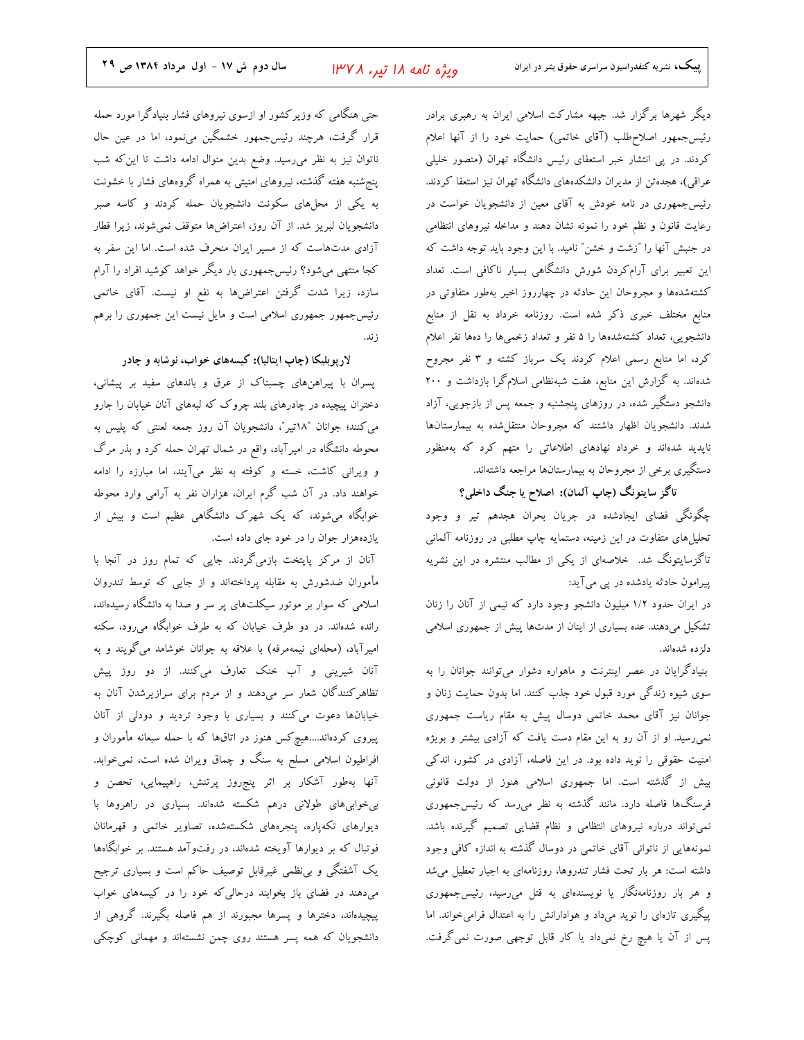دیگر شهرها برگزار شد. جبهه مشارکت اسلامی ایران به رهبری برادر رئیس‌جمهور اصلاح‌طلب (آقای خاتمی) حمایت خود را از آنها اعلام کردند. در پی انتشار خبر استعفای رئیس دانشگاه تهران (منصور خلیلی عراقی)، هجده‌تن از مدیران دانشکده‌های دانشگاه تهران نیز استعفا کردند. رئیس‌جمهوری در نامه خودش به آقای معین از دانشجویان خواست در رعایت قانون و نظم خود را نمونه نشان دهند و مداخله نیروهای انتظامی در جنبش آنها را "زشت و خشن" نامید. با این وجود باید توجه داشت که این تعبیر برای آرام‌کردن شورش دانشگاهی بسیار ناکافی است. تعداد کشته‌شده‌ها و مجروحان این حادثه در چهارروز اخیر به‌طور متفاوتی در منابع مختلف خبری ذکر شده است. روزنامه خرداد به نقل از منابع دانشجویی، تعداد کشته‌شده‌ها را ۵ نفر و تعداد زخمی‌ها را دهها نفر اعلام کرد، اما منابع رسمی اعلام کردند یک سرباز کشته و ۳ نفر مجروح شده‌اند. به گزارش این منابع، هفت شبه‌نظامی اسلام‌گرا بازداشت و ۲۰۰ دانشجو دستگیر شده، در روزهای پنجشنبه و جمعه پس از بازجویی، آزاد شدند. دانشجویان اظهار داشتند که مجروحان منتقل‌شده به بیمارستان‌ها ناپدید شده‌اند و خرداد نهادهای اطلاعاتی را متهم کرد که به‌منظور دستگیری برخی از مجروحان به بیمارستان‌ها مراجعه داشته‌اند.

**تاگز سایتونگ (چاپ آلمان): اصلاح یا جنگ داخلی؟**

چگونگی فضای ایجادشده در جریان بحران هجدهم تیر و وجود تحلیل‌های متفاوت در این زمینه، دستمایه چاپ مطلبی در روزنامه آلمانی تاگزسایتونگ شد. خلاصه‌ای از یکی از مطالب منتشره در این نشریه پیرامون حادثه یادشده در پی می‌آید:

در ایران حدود ۱/۲ میلیون دانشجو وجود دارد که نیمی از آنان را زنان تشکیل می‌دهند. عده بسیاری از اینان از مدت‌ها پیش از جمهوری اسلامی دلزده شده‌اند.

بنیادگرایان در عصر اینترنت و ماهواره دشوار می‌توانند جوانان را به سوی شیوه زندگی مورد قبول خود جذب کنند. اما بدون حمایت زنان و جوانان نیز آقای محمد خاتمی دوسال پیش به مقام ریاست جمهوری نمی‌رسید. او از آن رو به این مقام دست یافت که آزادی بیشتر و بویژه امنیت حقوقی را نوید داده بود. در این فاصله، آزادی در کشور، اندکی بیش از گذشته است. اما جمهوری اسلامی هنوز از دولت قانونی فرسنگ‌ها فاصله دارد. مانند گذشته به نظر می‌رسد که رئیس‌جمهوری نمی‌تواند درباره نیروهای انتظامی و نظام قضایی تصمیم گیرنده باشد. نمونه‌هایی از ناتوانی آقای خاتمی در دوسال گذشته به اندازه کافی وجود داشته است: هر بار تحت فشار تندروها، روزنامه‌ای به اجبار تعطیل می‌شد و هر بار روزنامه‌نگار یا نویسنده‌ای به قتل می‌رسید، رئیس‌جمهوری پیگیری تازه‌ای را نوید می‌داد و هوادارانش را به اعتدال فرامی‌خواند. اما پس از آن یا هیچ رخ نمی‌داد یا کار قابل توجهی صورت نمی‌گرفت.

حتی هنگامی که وزیرکشور او ازسوی نیروهای فشار بنیادگرا مورد حمله قرار گرفت، هرچند رئیس‌جمهور خشمگین می‌نمود، اما در عین حال ناتوان نیز به نظر می‌رسید. وضع بدین منوال ادامه داشت تا این‌که شب پنج‌شنبه هفته گذشته، نیروهای امنیتی به همراه گروه‌های فشار با خشونت به یکی از محل‌های سکونت دانشجویان حمله کردند و کاسه صبر دانشجویان لبریز شد. از آن روز، اعتراض‌ها متوقف نمی‌شوند، زیرا قطار آزادی مدت‌هاست که از مسیر ایران منحرف شده است. اما این سفر به کجا منتهی می‌شود؟ رئیس‌جمهوری بار دیگر خواهد کوشید افراد را آرام سازد، زیرا شدت گرفتن اعتراض‌ها به نفع او نیست. آقای خاتمی رئیس‌جمهور جمهوری اسلامی است و مایل نیست این جمهوری را برهم زند.

**لارپوبلیکا (چاپ ایتالیا): کیسه‌های خواب، نوشابه و چادر**

پسران با پیراهن‌های چسبناک از عرق و باندهای سفید بر پیشانی، دختران پیچیده در چادرهای بلند چروک که لبه‌های آنان خیابان را جارو می‌کنند؛ جوانان "۱۸تیر"، دانشجویان آن روز جمعه لعنتی که پلیس به محوطه دانشگاه در امیرآباد، واقع در شمال تهران حمله کرد و بذر مرگ و ویرانی کاشت، خسته و کوفته به نظر می‌آیند، اما مبارزه را ادامه خواهند داد. در آن شب گرم ایران، هزاران نفر به آرامی وارد محوطه خوابگاه می‌شوند، که یک شهرک دانشگاهی عظیم است و بیش از یازده‌هزار جوان را در خود جای داده است.

آنان از مرکز پایتخت بازمی‌گردند. جایی که تمام روز در آنجا با مأموران ضدشورش به مقابله پرداخته‌اند و از جایی که توسط تندروان اسلامی که سوار بر موتور سیکلت‌های پر سر و صدا به دانشگاه رسیده‌اند، رانده شده‌اند. در دو طرف خیابان که به طرف خوابگاه می‌رود، سکنه امیرآباد، (محله‌ای نیمه‌مرفه) با علاقه به جوانان خوشامد می‌گویند و به آنان شیرینی و آب خنک تعارف می‌کنند. از دو روز پیش تظاهرکنندگان شعار سر می‌دهند و از مردم برای سرازیرشدن آنان به خیابان‌ها دعوت می‌کنند و بسیاری با وجود تردید و دودلی از آنان پیروی کرده‌اند....هیچ‌کس هنوز در اتاق‌ها که با حمله سبعانه مأموران و افراطیون اسلامی مسلح به سنگ و چماق ویران شده است، نمی‌خوابد. آنها به‌طور آشکار بر اثر پنج‌روز پرتنش، راهپیمایی، تحصن و بی‌خوابی‌های طولانی درهم شکسته شده‌اند. بسیاری در راهروها با دیوارهای تکه‌پاره، پنجره‌های شکسته‌شده، تصاویر خاتمی و قهرمانان فوتبال که بر دیوارها آویخته شده‌اند، در رفت‌وآمد هستند. بر خوابگاه‌ها یک آشفتگی و بی‌نظمی غیرقابل توصیف حاکم است و بسیاری ترجیح می‌دهند در فضای باز بخوابند درحالی‌که خود را در کیسه‌های خواب پیچیده‌اند، دخترها و پسرها مجبورند از هم فاصله بگیرند. گروهی از دانشجویان که همه پسر هستند روی چمن نشسته‌اند و مهمانی کوچکی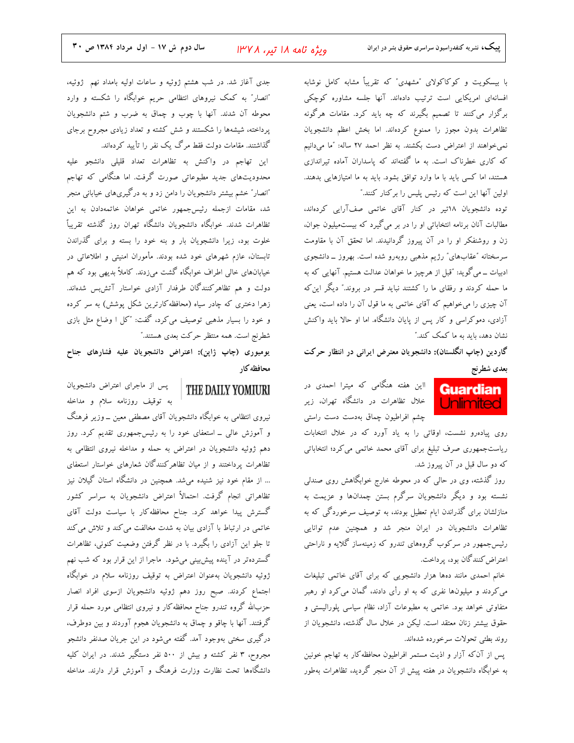با بیسکویت و کوکاکولای "مشهدی" که تقریباً مشابه کامل نوشابه افسانه‌ای امریکایی است ترتیب داده‌اند. آنها جلسه مشاوره کوچکی برگزار می‌کنند تا تصمیم بگیرند که چه باید کرد. مقامات هرگونه تظاهرات بدون مجوز را ممنوع کرده‌اند. اما بخش اعظم دانشجویان نمی‌خواهند از اعتراض دست بکشند. به نظر احمد ۲۷ ساله: "ما می‌دانیم که کاری خطرناک است. به ما گفته‌اند که پاسداران آماده تیراندازی هستند، اما کسی باید با ما وارد توافق بشود. باید به ما امتیازهایی بدهند. اولین آنها این است که رئیس پلیس را برکنار کنند."

توده دانشجویان ۱۸تیر در کنار آقای خاتمی صف‌آرایی کرده‌اند، مطالبات آنان برنامه انتخاباتی او را در بر می‌گیرد که بیست‌میلیون جوان، زن و روشنفکر او را در آن پیروز گردانیدند. اما تحقق آن با مقاومت سرسختانه "عقاب‌های" رژیم مذهبی روبه‌رو شده است. بهروز ــ دانشجوی ادبیات ــ می‌گوید: "قبل از هرچیز ما خواهان عدالت هستیم. آنهایی که به ما حمله کردند و رفقای ما را کشتند نباید قسر در بروند." دیگر این‌که آن چیزی را می‌خواهیم که آقای خاتمی به ما قول آن را داده است، یعنی آزادی، دموکراسی و کار پس از پایان دانشگاه. اما او حالا باید واکنش نشان دهد، باید به ما کمک کند."

### گاردین (چاپ انگلستان): دانشجویان معترض ایرانی در انتظار حرکت بعدی شطرنج

Guardian Unlimited

این هفته هنگامی که میترا احمدی در خلال تظاهرات در دانشگاه تهران، زیر چشم افراطیون چماق بدست دست راستی روی پیاده‌رو نشست، اوقاتی را به یاد آورد که در خلال انتخابات ریاست‌جمهوری صرف تبلیغ برای آقای محمد خاتمی می‌کرد؛ انتخاباتی که دو سال قبل در آن پیروز شد.

روز گذشته، وی در حالی که در محوطه خارج خوابگاهش روی صندلی نشسته بود و دیگر دانشجویان سرگرم بستن چمدان‌ها و عزیمت به منازلشان برای گذراندن ایام تعطیل بودند، به توصیف سرخوردگی که به تظاهرات دانشجویان در ایران منجر شد و همچنین عدم توانایی رئیس‌جمهور در سرکوب گروه‌های تندرو که زمینه‌ساز گلایه و ناراحتی اعتراض‌کنندگان بود، پرداخت.

خانم احمدی مانند ده‌ها هزار دانشجویی که برای آقای خاتمی تبلیغات می‌کردند و میلیون‌ها نفری که به او رأی دادند، گمان می‌کرد او رهبر متفاوتی خواهد بود. خاتمی به مطبوعات آزاد، نظام سیاسی پلورالیستی و حقوق بیشتر زنان معتقد است. لیکن در خلال سال گذشته، دانشجویان از روند بطئی تحولات سرخورده شده‌اند.

پس از آن‌که آزار و اذیت مستمر افراطیون محافظه‌کار به تهاجم خونین به خوابگاه دانشجویان در هفته پیش از آن منجر گردید، تظاهرات به‌طور جدی آغاز شد. در شب هشتم ژوئیه و ساعات اولیه بامداد نهم ژوئیه، "انصار" به کمک نیروهای انتظامی حریم خوابگاه را شکسته و وارد محوطه آن شدند. آنها با چوب و چماق به ضرب و شتم دانشجویان پرداخته، شیشه‌ها را شکستند و شش کشته و تعداد زیادی مجروح برجای گذاشتند. مقامات دولت فقط مرگ یک نفر را تأیید کرده‌اند.

این تهاجم در واکنش به تظاهرات تعداد قلیلی دانشجو علیه محدودیت‌های جدید مطبوعاتی صورت گرفت. اما هنگامی که تهاجم "انصار" خشم بیشتر دانشجویان را دامن زد و به درگیری‌های خیابانی منجر شد، مقامات ازجمله رئیس‌جمهور خاتمی خواهان خاتمه‌دادن به این تظاهرات شدند. خوابگاه دانشجویان دانشگاه تهران روز گذشته تقریباً خلوت بود، زیرا دانشجویان بار و بنه خود را بسته و برای گذراندن تابستان، عازم شهرهای خود شده بودند. مأموران امنیتی و اطلاعاتی در خیابان‌های خالی اطراف خوابگاه گشت می‌زدند. کاملاً بدیهی بود که هم دولت و هم تظاهرکنندگان طرفدار آزادی خواستار آتش‌بس شده‌اند. زهرا دختری که چادر سیاه (محافظه‌کارترین شکل پوشش) به سر کرده و خود را بسیار مذهبی توصیف می‌کرد، گفت: "کل ا وضاع مثل بازی شطرنج است. همه منتظر حرکت بعدی هستند."

### یومیوری (چاپ ژاپن): اعتراض دانشجویان علیه فشارهای جناح محافظه‌کار

THE DAILY YOMIURI

پس از ماجرای اعتراض دانشجویان به توقیف روزنامه سلام و مداخله نیروی انتظامی به خوابگاه دانشجویان آقای مصطفی معین ــ وزیر فرهنگ و آموزش عالی ــ استعفای خود را به رئیس‌جمهوری تقدیم کرد. روز دهم ژوئیه دانشجویان در اعتراض به حمله و مداخله نیروی انتظامی به تظاهرات پرداختند و از میان تظاهرکنندگان شعارهای خواستار استعفای ... از مقام خود نیز شنیده می‌شد. همچنین در دانشگاه استان گیلان نیز تظاهراتی انجام گرفت. احتمالاً اعتراض دانشجویان به سراسر کشور گسترش پیدا خواهد کرد. جناح محافظه‌کار با سیاست دولت آقای خاتمی در ارتباط با آزادی بیان به شدت مخالفت می‌کند و تلاش می‌کند تا جلو این آزادی را بگیرد. با در نظر گرفتن وضعیت کنونی، تظاهرات گسترده‌تر در آینده پیش‌بینی می‌شود. ماجرا از این قرار بود که شب نهم ژوئیه دانشجویان به‌عنوان اعتراض به توقیف روزنامه سلام در خوابگاه اجتماع کردند. صبح روز دهم ژوئیه دانشجویان ازسوی افراد انصار حزب‌الله گروه تندرو جناح محافظه‌کار و نیروی انتظامی مورد حمله قرار گرفتند. آنها با چاقو و چماق به دانشجویان هجوم آوردند و بین دوطرف، درگیری سختی به‌وجود آمد. گفته می‌شود در این جریان صدنفر دانشجو مجروح، ۳ نفر کشته و بیش از ۵۰۰ نفر دستگیر شدند. در ایران کلیه دانشگاه‌ها تحت نظارت وزارت فرهنگ و آموزش قرار دارند. مداخله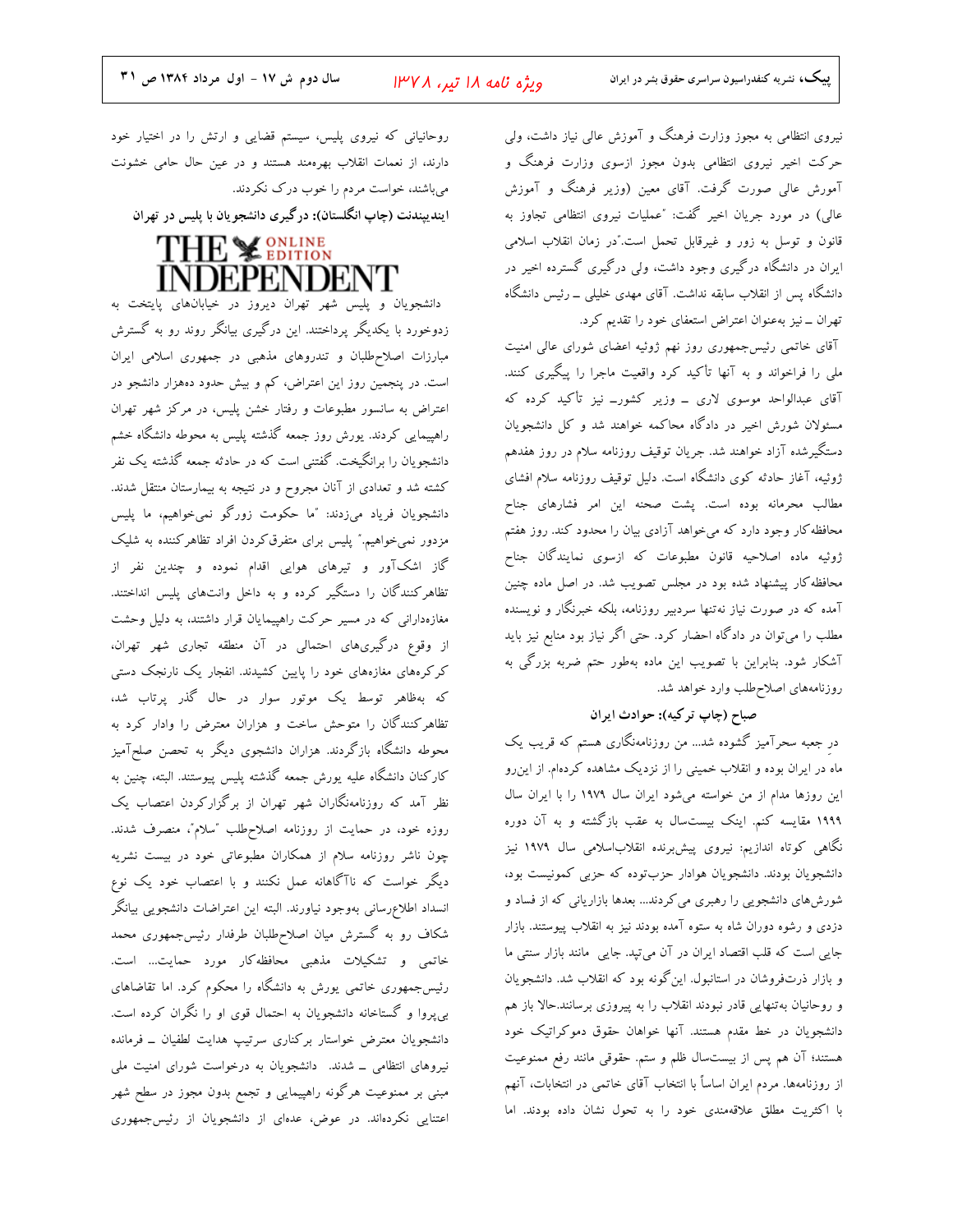نیروی انتظامی به مجوز وزارت فرهنگ و آموزش عالی نیاز داشت، ولی حرکت اخیر نیروی انتظامی بدون مجوز ازسوی وزارت فرهنگ و آموزش عالی صورت گرفت. آقای معین (وزیر فرهنگ و آموزش عالی) در مورد جریان اخیر گفت: "عملیات نیروی انتظامی تجاوز به قانون و توسل به زور و غیرقابل تحمل است."در زمان انقلاب اسلامی ایران در دانشگاه درگیری وجود داشت، ولی درگیری گسترده اخیر در دانشگاه پس از انقلاب سابقه نداشت. آقای مهدی خلیلی ــ رئیس دانشگاه تهران ــ نیز به‌عنوان اعتراض استعفای خود را تقدیم کرد.

آقای خاتمی رئیس‌جمهوری روز نهم ژوئیه اعضای شورای عالی امنیت ملی را فراخواند و به آنها تأکید کرد واقعیت ماجرا را پیگیری کنند. آقای عبدالواحد موسوی لاری ــ وزیر کشورــ نیز تأکید کرده که مسئولان شورش اخیر در دادگاه محاکمه خواهند شد و کل دانشجویان دستگیرشده آزاد خواهند شد. جریان توقیف روزنامه سلام در روز هفدهم ژوئیه، آغاز حادثه کوی دانشگاه است. دلیل توقیف روزنامه سلام افشای مطالب محرمانه بوده است. پشت صحنه این امر فشارهای جناح محافظه‌کار وجود دارد که می‌خواهد آزادی بیان را محدود کند. روز هفتم ژوئیه ماده اصلاحیه قانون مطبوعات که ازسوی نمایندگان جناح محافظه‌کار پیشنهاد شده بود در مجلس تصویب شد. در اصل ماده چنین آمده که در صورت نیاز نه‌تنها سردبیر روزنامه، بلکه خبرنگار و نویسنده مطلب را می‌توان در دادگاه احضار کرد. حتی اگر نیاز بود منابع نیز باید آشکار شود. بنابراین با تصویب این ماده به‌طور حتم ضربه بزرگی به روزنامه‌های اصلاح‌طلب وارد خواهد شد.

### صباح (چاپ ترکیه): حوادث ایران

درِ جعبه سحرآمیز گشوده شد... من روزنامه‌نگاری هستم که قریب یک ماه در ایران بوده و انقلاب خمینی را از نزدیک مشاهده کرده‌ام. از این‌رو این روزها مدام از من خواسته می‌شود ایران سال ۱۹۷۹ را با ایران سال ۱۹۹۹ مقایسه کنم. اینک بیست‌سال به عقب بازگشته و به آن دوره نگاهی کوتاه اندازیم: نیروی پیش‌برنده انقلاب‌اسلامی سال ۱۹۷۹ نیز دانشجویان بودند. دانشجویان هوادار حزب‌توده که حزبی کمونیست بود، شورش‌های دانشجویی را رهبری می‌کردند... بعدها بازاریانی که از فساد و دزدی و رشوه دوران شاه به ستوه آمده بودند نیز به انقلاب پیوستند. بازار جایی است که قلب اقتصاد ایران در آن می‌تپد. جایی مانند بازار سنتی ما و بازار ذرت‌فروشان در استانبول. این‌گونه بود که انقلاب شد. دانشجویان و روحانیان به‌تنهایی قادر نبودند انقلاب را به پیروزی برسانند.حالا باز هم دانشجویان در خط مقدم هستند. آنها خواهان حقوق دموکراتیک خود هستند؛ آن هم پس از بیست‌سال ظلم و ستم. حقوقی مانند رفع ممنوعیت از روزنامه‌ها. مردم ایران اساساً با انتخاب آقای خاتمی در انتخابات، آنهم با اکثریت مطلق علاقه‌مندی خود را به تحول نشان داده بودند. اما روحانیانی که نیروی پلیس، سیستم قضایی و ارتش را در اختیار خود دارند، از نعمات انقلاب بهره‌مند هستند و در عین حال حامی خشونت می‌باشند، خواست مردم را خوب درک نکردند.

### ایندیپندنت (چاپ انگلستان): درگیری دانشجویان با پلیس در تهران

THE INDEPENDENT ONLINE EDITION

دانشجویان و پلیس شهر تهران دیروز در خیابان‌های پایتخت به زدوخورد با یکدیگر پرداختند. این درگیری بیانگر روند رو به گسترش مبارزات اصلاح‌طلبان و تندروهای مذهبی در جمهوری اسلامی ایران است. در پنجمین روز این اعتراض، کم و بیش حدود ده‌هزار دانشجو در اعتراض به سانسور مطبوعات و رفتار خشن پلیس، در مرکز شهر تهران راهپیمایی کردند. یورش روز جمعه گذشته پلیس به محوطه دانشگاه خشم دانشجویان را برانگیخت. گفتنی است که در حادثه جمعه گذشته یک نفر کشته شد و تعدادی از آنان مجروح و در نتیجه به بیمارستان منتقل شدند. دانشجویان فریاد می‌زدند: "ما حکومت زورگو نمی‌خواهیم، ما پلیس مزدور نمی‌خواهیم." پلیس برای متفرق‌کردن افراد تظاهرکننده به شلیک گاز اشک‌آور و تیرهای هوایی اقدام نموده و چندین نفر از تظاهرکنندگان را دستگیر کرده و به داخل وانت‌های پلیس انداختند. مغازه‌دارانی که در مسیر حرکت راهپیمایان قرار داشتند، به دلیل وحشت از وقوع درگیری‌های احتمالی در آن منطقه تجاری شهر تهران، کرکره‌های مغازه‌های خود را پایین کشیدند. انفجار یک نارنجک دستی که به‌ظاهر توسط یک موتور سوار در حال گذر پرتاب شد، تظاهرکنندگان را متوحش ساخت و هزاران معترض را وادار کرد به محوطه دانشگاه بازگردند. هزاران دانشجوی دیگر به تحصن صلح‌آمیز کارکنان دانشگاه علیه یورش جمعه گذشته پلیس پیوستند. البته، چنین به نظر آمد که روزنامه‌نگاران شهر تهران از برگزارکردن اعتصاب یک روزه خود، در حمایت از روزنامه اصلاح‌طلب "سلام"، منصرف شدند. چون ناشر روزنامه سلام از همکاران مطبوعاتی خود در بیست نشریه دیگر خواست که ناآگاهانه عمل نکنند و با اعتصاب خود یک نوع انسداد اطلاع‌رسانی به‌وجود نیاورند. البته این اعتراضات دانشجویی بیانگر شکاف رو به گسترش میان اصلاح‌طلبان طرفدار رئیس‌جمهوری محمد خاتمی و تشکیلات مذهبی محافظه‌کار مورد حمایت... است. رئیس‌جمهوری خاتمی یورش به دانشگاه را محکوم کرد. اما تقاضاهای بی‌پروا و گستاخانه دانشجویان به احتمال قوی او را نگران کرده است. دانشجویان معترض خواستار برکناری سرتیپ هدایت لطفیان ــ فرمانده نیروهای انتظامی ــ شدند. دانشجویان به درخواست شورای امنیت ملی مبنی بر ممنوعیت هرگونه راهپیمایی و تجمع بدون مجوز در سطح شهر اعتنایی نکرده‌اند. در عوض، عده‌ای از دانشجویان از رئیس‌جمهوری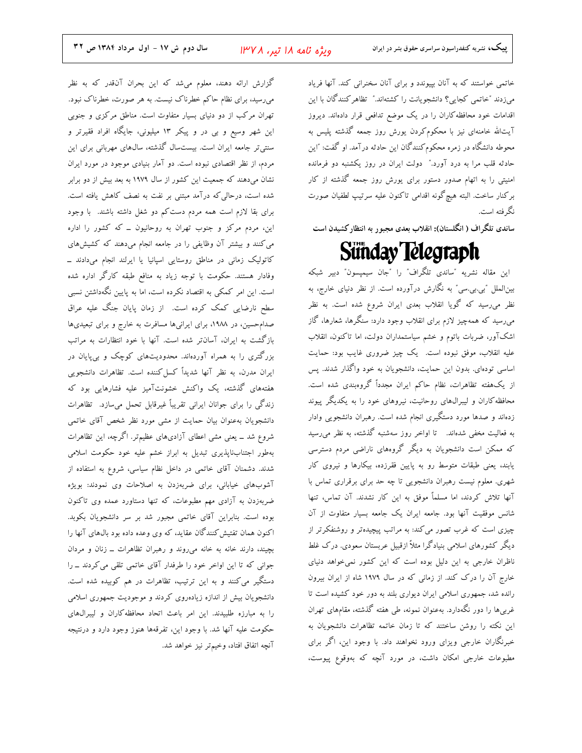خاتمی خواستند که به آنان بپیوندد و برای آنان سخنرانی کند. آنها فریاد می‌زدند "خاتمی کجایی؟ دانشجویانت را کشته‌اند." تظاهرکنندگان با این اقدامات خود محافظه‌کاران را در یک موضع تدافعی قرار داده‌اند. دیروز آیت‌الله خامنه‌ای نیز با محکوم‌کردن یورش روز جمعه گذشته پلیس به محوطه دانشگاه در زمره محکوم‌کنندگان این حادثه درآمد. او گفت: "این حادثه قلب مرا به درد آورد." دولت ایران در روز یکشنبه دو فرمانده امنیتی را به اتهام صدور دستور برای یورش روز جمعه گذشته از کار برکنار ساخت. البته هیچ‌گونه اقدامی تاکنون علیه سرتیپ لطفیان صورت نگرفته است.

**ساندی تلگراف ( انگلستان): انقلاب بعدی مجبور به انتظارکشیدن است**

**The Sunday Telegraph**

این مقاله نشریه "ساندی تلگراف" را "جان سیمپسون" دبیر شبکه بین‌الملل "بی.بی.سی" به نگارش درآورده است. از نظر دنیای خارج، به نظر می‌رسید که گویا انقلاب بعدی ایران شروع شده است. به نظر می‌رسید که همه‌چیز لازم برای انقلاب وجود دارد: سنگرها، شعارها، گاز اشک‌آور، ضربات باتوم و خشم سیاستمداران دولت، اما تاکنون، انقلاب علیه انقلاب، موفق نبوده است. یک چیز ضروری غایب بود: حمایت اساسی توده‌ای. بدون این حمایت، دانشجویان به خود واگذار شدند. پس از یک‌هفته تظاهرات، نظام حاکم ایران مجدداً گروه‌بندی شده است. محافظه‌کاران و لیبرال‌های روحانیت، نیروهای خود را به یکدیگر پیوند زده‌اند و صدها مورد دستگیری انجام شده است. رهبران دانشجویی وادار به فعالیت مخفی شده‌اند. تا اواخر روز سه‌شنبه گذشته، به نظر می‌رسید که ممکن است دانشجویان به دیگر گروه‌های ناراضی مردم دسترسی یابند، یعنی طبقات متوسط رو به پایین فقرزده، بیکارها و نیروی کار شهری. معلوم نیست رهبران دانشجویی تا چه حد برای برقراری تماس با آنها تلاش کردند، اما مسلماً موفق به این کار نشدند. آن تماس، تنها شانس موفقیت آنها بود. جامعه ایران یک جامعه بسیار متفاوت از آن چیزی است که غرب تصور می‌کند: به مراتب پیچیده‌تر و روشنفکرتر از دیگر کشورهای اسلامی بنیادگرا مثلاً ازقبیل عربستان سعودی. درک غلط ناظران خارجی به این دلیل بوده است که این کشور نمی‌خواهد دنیای خارج آن را درک کند. از زمانی که در سال ۱۹۷۹ شاه از ایران بیرون رانده شد، جمهوری اسلامی ایران دیواری بلند به دور خود کشیده است تا غربی‌ها را دور نگه‌دارد. به‌عنوان نمونه، طی هفته گذشته، مقام‌های تهران این نکته را روشن ساختند که تا زمان خاتمه تظاهرات دانشجویان به خبرنگاران خارجی ویزای ورود نخواهند داد. با وجود این، اگر برای مطبوعات خارجی امکان داشت، در مورد آنچه که به‌وقوع پیوست، گزارش ارائه دهند، معلوم می‌شد که این بحران آن‌قدر که به نظر می‌رسید، برای نظام حاکم خطرناک نیست. به هر صورت، خطرناک نبود. تهران مرکب از دو دنیای بسیار متفاوت است. مناطق مرکزی و جنوبی این شهر وسیع و بی در و پیکر ۱۳ میلیونی، جایگاه افراد فقیرتر و سنتی‌تر جامعه ایران است. بیست‌سال گذشته، سال‌های مهربانی برای این مردم، از نظر اقتصادی نبوده است. دو آمار بنیادی موجود در مورد ایران نشان می‌دهند که جمعیت این کشور از سال ۱۹۷۹ به بعد بیش از دو برابر شده است، درحالی‌که درآمد مبتنی بر نفت به نصف کاهش یافته است. برای بقا لازم است همه مردم دست‌کم دو شغل داشته باشند. با وجود این، مردم مرکز و جنوب تهران به روحانیون ــ که کشور را اداره می‌کنند و بیشتر آن وظایفی را در جامعه انجام می‌دهند که کشیش‌های کاتولیک زمانی در مناطق روستایی اسپانیا یا ایرلند انجام می‌دادند ــ وفادار هستند. حکومت با توجه زیاد به منافع طبقه کارگر اداره شده است. این امر کمکی به اقتصاد نکرده است، اما به پایین نگه‌داشتن نسبی سطح نارضایی کمک کرده است. از زمان پایان جنگ علیه عراق صدام‌حسین، در ۱۹۸۸، برای ایرانی‌ها مسافرت به خارج و برای تبعیدی‌ها بازگشت به ایران، آسان‌تر شده است. آنها با خود انتظارات به مراتب بزرگ‌تری را به همراه آورده‌اند. محدودیت‌های کوچک و بی‌پایان در ایران مدرن، به نظر آنها شدیداً کسل‌کننده است. تظاهرات دانشجویی هفته‌های گذشته، یک واکنش خشونت‌آمیز علیه فشارهایی بود که زندگی را برای جوانان ایرانی تقریباً غیرقابل تحمل می‌سازد. تظاهرات دانشجویان به‌عنوان بیان حمایت از مشی مورد نظر شخص آقای خاتمی شروع شد ــ یعنی مشی اعطای آزادی‌های عظیم‌تر. اگرچه، این تظاهرات به‌طور اجتناب‌ناپذیری تبدیل به ابراز خشم علیه خود حکومت اسلامی شدند. دشمنان آقای خاتمی در داخل نظام سیاسی، شروع به استفاده از آشوب‌های خیابانی، برای ضربه‌زدن به اصلاحات وی نمودند: بویژه ضربه‌زدن به آزادی مهم مطبوعات، که تنها دستاورد عمده وی تاکنون بوده است. بنابراین آقای خاتمی مجبور شد بر سر دانشجویان بکوبد. اکنون همان تفتیش‌کنندگان عقاید، که وی وعده داده بود بال‌های آنها را بچیند، دارند خانه به خانه می‌روند و رهبران تظاهرات ــ زنان و مردان جوانی که تا این اواخر خود را طرفدار آقای خاتمی تلقی می‌کردند ــ را دستگیر می‌کنند و به این ترتیب، تظاهرات در هم کوبیده شده است. دانشجویان بیش از اندازه زیاده‌روی کردند و موجودیت جمهوری اسلامی را به مبارزه طلبیدند. این امر باعث اتحاد محافظه‌کاران و لیبرال‌های حکومت علیه آنها شد. با وجود این، تفرقه‌ها هنوز وجود دارد و درنتیجه آنچه اتفاق افتاد، وخیم‌تر نیز خواهد شد.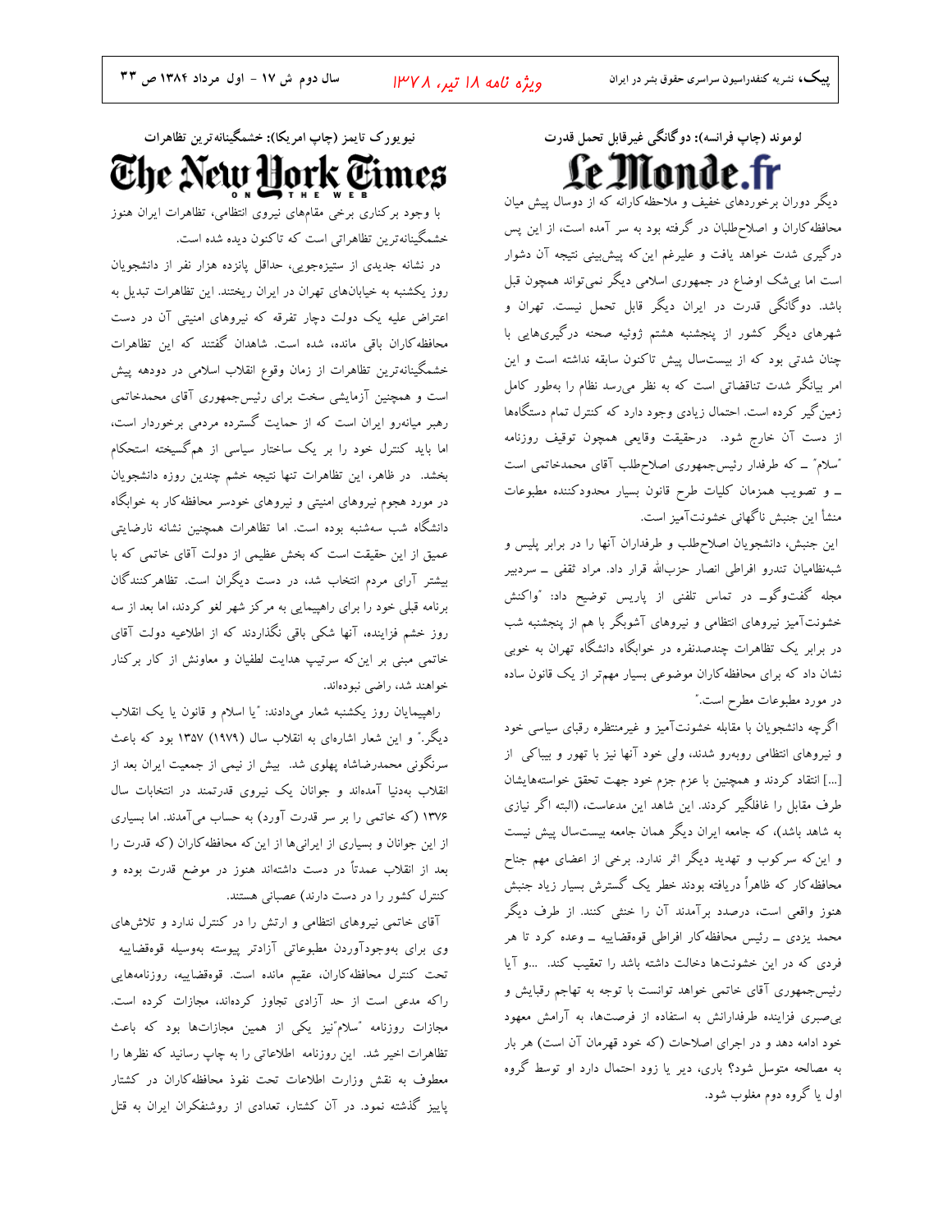## ویژه نامه ۱۸ تیر، ۱۳۷۸

## لوموند (چاپ فرانسه): دوگانگی غیرقابل تحمل قدرت

**Le Monde.fr**

دیگر دوران برخوردهای خفیف و ملاحظه‌کارانه که از دوسال پیش میان محافظه‌کاران و اصلاح‌طلبان در گرفته بود به سر آمده است، از این پس درگیری شدت خواهد یافت و علیرغم این‌که پیش‌بینی نتیجه آن دشوار است اما بی‌شک اوضاع در جمهوری اسلامی دیگر نمی‌تواند همچون قبل باشد. دوگانگی قدرت در ایران دیگر قابل تحمل نیست. تهران و شهرهای دیگر کشور از پنجشنبه هشتم ژوئیه صحنه درگیری‌هایی با چنان شدتی بود که از بیست‌سال پیش تاکنون سابقه نداشته است و این امر بیانگر شدت تناقضاتی است که به نظر می‌رسد نظام را به‌طور کامل زمین‌گیر کرده است. احتمال زیادی وجود دارد که کنترل تمام دستگاه‌ها از دست آن خارج شود. درحقیقت وقایعی همچون توقیف روزنامه "سلام" ــ که طرفدار رئیس‌جمهوری اصلاح‌طلب آقای محمدخاتمی است ــ و تصویب همزمان کلیات طرح قانون بسیار محدودکننده مطبوعات منشأ این جنبش ناگهانی خشونت‌آمیز است.

این جنبش، دانشجویان اصلاح‌طلب و طرفداران آنها را در برابر پلیس و شبه‌نظامیان تندرو افراطی انصار حزب‌الله قرار داد. مراد ثقفی ــ سردبیر مجله گفت‌وگو ــ در تماس تلفنی از پاریس توضیح داد: "واکنش خشونت‌آمیز نیروهای انتظامی و نیروهای آشوبگر با هم از پنجشنبه شب در برابر یک تظاهرات چندصدنفره در خوابگاه دانشگاه تهران به خوبی نشان داد که برای محافظه‌کاران موضوعی بسیار مهم‌تر از یک قانون ساده در مورد مطبوعات مطرح است."

اگرچه دانشجویان با مقابله خشونت‌آمیز و غیرمنتظره رقبای سیاسی خود و نیروهای انتظامی روبه‌رو شدند، ولی خود آنها نیز با تهور و بیباکی از [...] انتقاد کردند و همچنین با عزم جزم خود جهت تحقق خواسته‌هایشان طرف مقابل را غافلگیر کردند. این شاهد این مدعاست، (البته اگر نیازی به شاهد باشد)، که جامعه ایران دیگر همان جامعه بیست‌سال پیش نیست و این‌که سرکوب و تهدید دیگر اثر ندارد. برخی از اعضای مهم جناح محافظه‌کار که ظاهراً دریافته بودند خطر یک گسترش بسیار زیاد جنبش هنوز واقعی است، درصدد برآمدند آن را خنثی کنند. از طرف دیگر محمد یزدی ــ رئیس محافظه‌کار افراطی قوه‌قضاییه ــ وعده کرد تا هر فردی که در این خشونت‌ها دخالت داشته باشد را تعقیب کند. ...و آیا رئیس‌جمهوری آقای خاتمی خواهد توانست با توجه به تهاجم رقبایش و بی‌صبری فزاینده طرفدارانش به استفاده از فرصت‌ها، به آرامش معهود خود ادامه دهد و در اجرای اصلاحات (که خود قهرمان آن است) هر بار به مصالحه متوسل شود؟ باری، دیر یا زود احتمال دارد او توسط گروه اول یا گروه دوم مغلوب شود.

## نیویورک تایمز (چاپ امریکا): خشمگینانه‌ترین تظاهرات

**The New York Times ON THE WEB**

با وجود برکناری برخی مقام‌های نیروی انتظامی، تظاهرات ایران هنوز خشمگینانه‌ترین تظاهراتی است که تاکنون دیده شده است.

در نشانه جدیدی از ستیزه‌جویی، حداقل پانزده هزار نفر از دانشجویان روز یکشنبه به خیابان‌های تهران در ایران ریختند. این تظاهرات تبدیل به اعتراض علیه یک دولت دچار تفرقه که نیروهای امنیتی آن در دست محافظه‌کاران باقی مانده، شده است. شاهدان گفتند که این تظاهرات خشمگینانه‌ترین تظاهرات از زمان وقوع انقلاب اسلامی در دودهه پیش است و همچنین آزمایشی سخت برای رئیس‌جمهوری آقای محمدخاتمی رهبر میانه‌رو ایران است که از حمایت گسترده مردمی برخوردار است، اما باید کنترل خود را بر یک ساختار سیاسی از هم‌گسیخته استحکام بخشد. در ظاهر، این تظاهرات تنها نتیجه خشم چندین روزه دانشجویان در مورد هجوم نیروهای امنیتی و نیروهای خودسر محافظه‌کار به خوابگاه دانشگاه شب سه‌شنبه بوده است. اما تظاهرات همچنین نشانه نارضایتی عمیق از این حقیقت است که بخش عظیمی از دولت آقای خاتمی که با بیشتر آرای مردم انتخاب شد، در دست دیگران است. تظاهرکنندگان برنامه قبلی خود را برای راهپیمایی به مرکز شهر لغو کردند، اما بعد از سه روز خشم فزاینده، آنها شکی باقی نگذاردند که از اطلاعیه دولت آقای خاتمی مبنی بر این‌که سرتیپ هدایت لطفیان و معاونش از کار برکنار خواهند شد، راضی نبوده‌اند.

راهپیمایان روز یکشنبه شعار می‌دادند: "یا اسلام و قانون یا یک انقلاب دیگر." و این شعار اشاره‌ای به انقلاب سال (۱۹۷۹) ۱۳۵۷ بود که باعث سرنگونی محمدرضاشاه پهلوی شد. بیش از نیمی از جمعیت ایران بعد از انقلاب به‌دنیا آمده‌اند و جوانان یک نیروی قدرتمند در انتخابات سال ۱۳۷۶ (که خاتمی را بر سر قدرت آورد) به حساب می‌آمدند. اما بسیاری از این جوانان و بسیاری از ایرانی‌ها از این‌که محافظه‌کاران (که قدرت را بعد از انقلاب عمدتاً در دست داشته‌اند هنوز در موضع قدرت بوده و کنترل کشور را در دست دارند) عصبانی هستند.

آقای خاتمی نیروهای انتظامی و ارتش را در کنترل ندارد و تلاش‌های وی برای به‌وجودآوردن مطبوعاتی آزادتر پیوسته به‌وسیله قوه‌قضاییه تحت کنترل محافظه‌کاران، عقیم مانده است. قوه‌قضاییه، روزنامه‌هایی را که مدعی است از حد آزادی تجاوز کرده‌اند، مجازات کرده است. مجازات روزنامه "سلام"نیز یکی از همین مجازات‌ها بود که باعث تظاهرات اخیر شد. این روزنامه اطلاعاتی را به چاپ رسانید که نظرها را معطوف به نقش وزارت اطلاعات تحت نفوذ محافظه‌کاران در کشتار پاییز گذشته نمود. در آن کشتار، تعدادی از روشنفکران ایران به قتل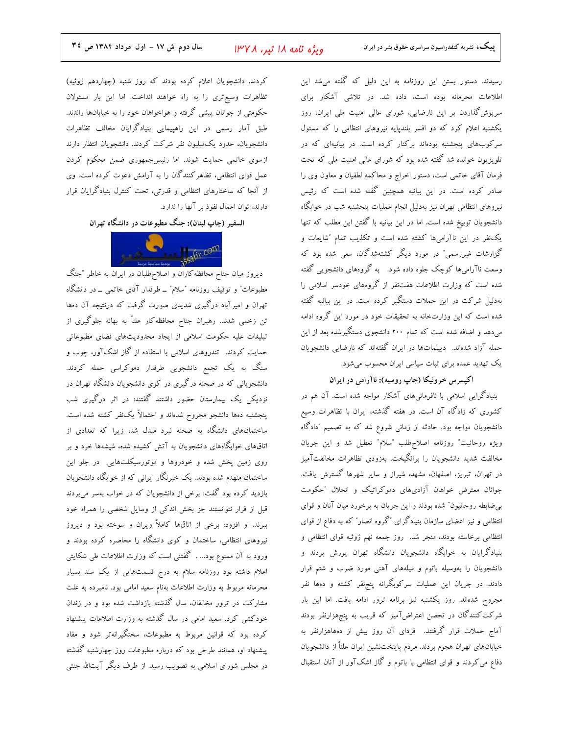رسیدند. دستور بستن این روزنامه به این دلیل که گفته می‌شد این اطلاعات محرمانه بوده است، داده شد. در تلاشی آشکار برای سرپوش‌گذاردن بر این نارضایی، شورای عالی امنیت ملی ایران، روز یکشنبه اعلام کرد که دو افسر بلندپایه نیروهای انتظامی را که مسئول سرکوب‌های پنجشنبه بوده‌اند برکنار کرده است. در بیانیه‌ای که در تلویزیون خوانده شد گفته شده بود که شورای عالی امنیت ملی که تحت فرمان آقای خاتمی است، دستور اخراج و محاکمه لطفیان و معاون وی را صادر کرده است. در این بیانیه همچنین گفته شده است که رئیس نیروهای انتظامی تهران نیز به‌دلیل انجام عملیات پنجشنبه شب در خوابگاه دانشجویان توبیخ شده است. اما در این بیانیه با گفتن این مطلب که تنها یک‌نفر در این ناآرامی‌ها کشته شده است و تکذیب تمام "شایعات و گزارشات غیررسمی" در مورد دیگر کشته‌شدگان، سعی شده بود که وسعت ناآرامی‌ها کوچک جلوه داده شود. به گروه‌های دانشجویی گفته شده است که وزارت اطلاعات هفت‌نفر از گروه‌های خودسر اسلامی را به‌دلیل شرکت در این حملات دستگیر کرده است. در این بیانیه گفته شده است که این وزارتخانه به تحقیقات خود در مورد این گروه ادامه می‌دهد و اضافه شده است که تمام ۲۰۰ دانشجوی دستگیرشده بعد از این حمله آزاد شده‌اند. دیپلمات‌ها در ایران گفته‌اند که نارضایی دانشجویان یک تهدید عمده برای ثبات سیاسی ایران محسوب می‌شود.

### اکپسرس خرونیکا (چاپ روسیه): ناآرامی در ایران

بنیادگرایی اسلامی با نافرمانی‌های آشکار مواجه شده است. آن هم در کشوری که زادگاه آن است. در هفته گذشته، ایران با تظاهرات وسیع دانشجویان مواجه بود. حادثه از زمانی شروع شد که به تصمیم "دادگاه ویژه روحانیت" روزنامه اصلاح‌طلب "سلام" تعطیل شد و این جریان مخالفت شدید دانشجویان را برانگیخت. به‌زودی تظاهرات مخالفت‌آمیز در تهران، تبریز، اصفهان، مشهد، شیراز و سایر شهرها گسترش یافت. جوانان معترض خواهان آزادی‌های دموکراتیک و انحلال "حکومت بی‌ضابطه روحانیون" شده بودند و این جریان به برخورد میان آنان و قوای انتظامی و نیز اعضای سازمان بنیادگرای "گروه انصار" که به دفاع از قوای انتظامی برخاسته بودند، منجر شد. روز جمعه نهم ژوئیه قوای انتظامی و بنیادگرایان به خوابگاه دانشجویان دانشگاه تهران یورش بردند و دانشجویان را به‌وسیله باتوم و میله‌های آهنی مورد ضرب و شتم قرار دادند. در جریان این عملیات سرکوبگرانه پنج‌نفر کشته و ده‌ها نفر مجروح شده‌اند. روز یکشنبه نیز برنامه ترور ادامه یافت. اما این بار شرکت‌کنندگان در تحصن اعتراض‌آمیز که قریب به پنج‌هزارنفر بودند آماج حملات قرار گرفتند. فردای آن روز بیش از ده‌هاهزارنفر به خیابان‌های تهران هجوم بردند. مردم پایتخت‌نشین ایران علناً از دانشجویان دفاع می‌کردند و قوای انتظامی با باتوم و گاز اشک‌آور از آنان استقبال کردند. دانشجویان اعلام کرده بودند که روز شنبه (چهاردهم ژوئیه) تظاهرات وسیع‌تری را به راه خواهند انداخت. اما این بار مسئولان حکومتی از جوانان پیشی گرفته و هواخواهان خود را به خیابان‌ها راندند. طبق آمار رسمی در این راهپیمایی بنیادگرایان مخالف تظاهرات دانشجویان، حدود یک‌میلیون نفر شرکت کردند. دانشجویان انتظار دارند ازسوی خاتمی حمایت شوند. اما رئیس‌جمهوری ضمن محکوم کردن عمل قوای انتظامی، تظاهرکنندگان را به آرامش دعوت کرده است. وی از آنجا که ساختارهای انتظامی و قدرتی، تحت کنترل بنیادگرایان قرار دارند، توان اعمال نفوذ بر آنها را ندارد.

### السفیر (چاپ لبنان): جنگ مطبوعات در دانشگاه تهران

دیروز میان جناح محافظه‌کاران و اصلاح‌طلبان در ایران به خاطر "جنگ مطبوعات" و توقیف روزنامه "سلام" ــ طرفدار آقای خاتمی ــ در دانشگاه تهران و امیرآباد درگیری شدیدی صورت گرفت که درنتیجه آن ده‌ها تن زخمی شدند. رهبران جناح محافظه‌کار علناً به بهانه جلوگیری از تبلیغات علیه حکومت اسلامی از ایجاد محدودیت‌های فضای مطبوعاتی حمایت کردند. تندروهای اسلامی با استفاده از گاز اشک‌آور، چوب و سنگ به یک تجمع دانشجویی طرفدار دموکراسی حمله کردند. دانشجویانی که در صحنه درگیری در کوی دانشجویان دانشگاه تهران در نزدیکی یک بیمارستان حضور داشتند گفتند: در اثر درگیری شب پنجشنبه ده‌ها دانشجو مجروح شده‌اند و احتمالاً یک‌نفر کشته شده است. ساختمان‌های دانشگاه به صحنه نبرد مبدل شد، زیرا که تعدادی از اتاق‌های خوابگاه‌های دانشجویان به آتش کشیده شده، شیشه‌ها خرد و بر روی زمین پخش شده و خودروها و موتورسیکلت‌هایی در جلو این ساختمان منهدم شده بودند. یک خبرنگار ایرانی که از خوابگاه دانشجویان بازدید کرده بود گفت: برخی از دانشجویان که در خواب به‌سر می‌بردند قبل از فرار نتوانستند جز بخش اندکی از وسایل شخصی را همراه خود ببرند. او افزود: برخی از اتاق‌ها کاملاً ویران و سوخته بود و دیروز نیروهای انتظامی، ساختمان و کوی دانشگاه را محاصره کرده بودند و ورود به آن ممنوع بود... . گفتنی است که وزارت اطلاعات طی شکایتی اعلام داشته بود روزنامه سلام به درج قسمت‌هایی از یک سند بسیار محرمانه مربوط به وزارت اطلاعات به‌نام سعید امامی بود. نامبرده به علت مشارکت در ترور مخالفان، سال گذشته بازداشت شده بود و در زندان خودکشی کرد. سعید امامی در سال گذشته به وزارت اطلاعات پیشنهاد کرده بود که قوانین مربوط به مطبوعات، سختگیرانه‌تر شود و مفاد پیشنهاد او، همانند طرحی بود که درباره مطبوعات روز چهارشنبه گذشته در مجلس شورای اسلامی به تصویب رسید. از طرف دیگر آیت‌الله جنتی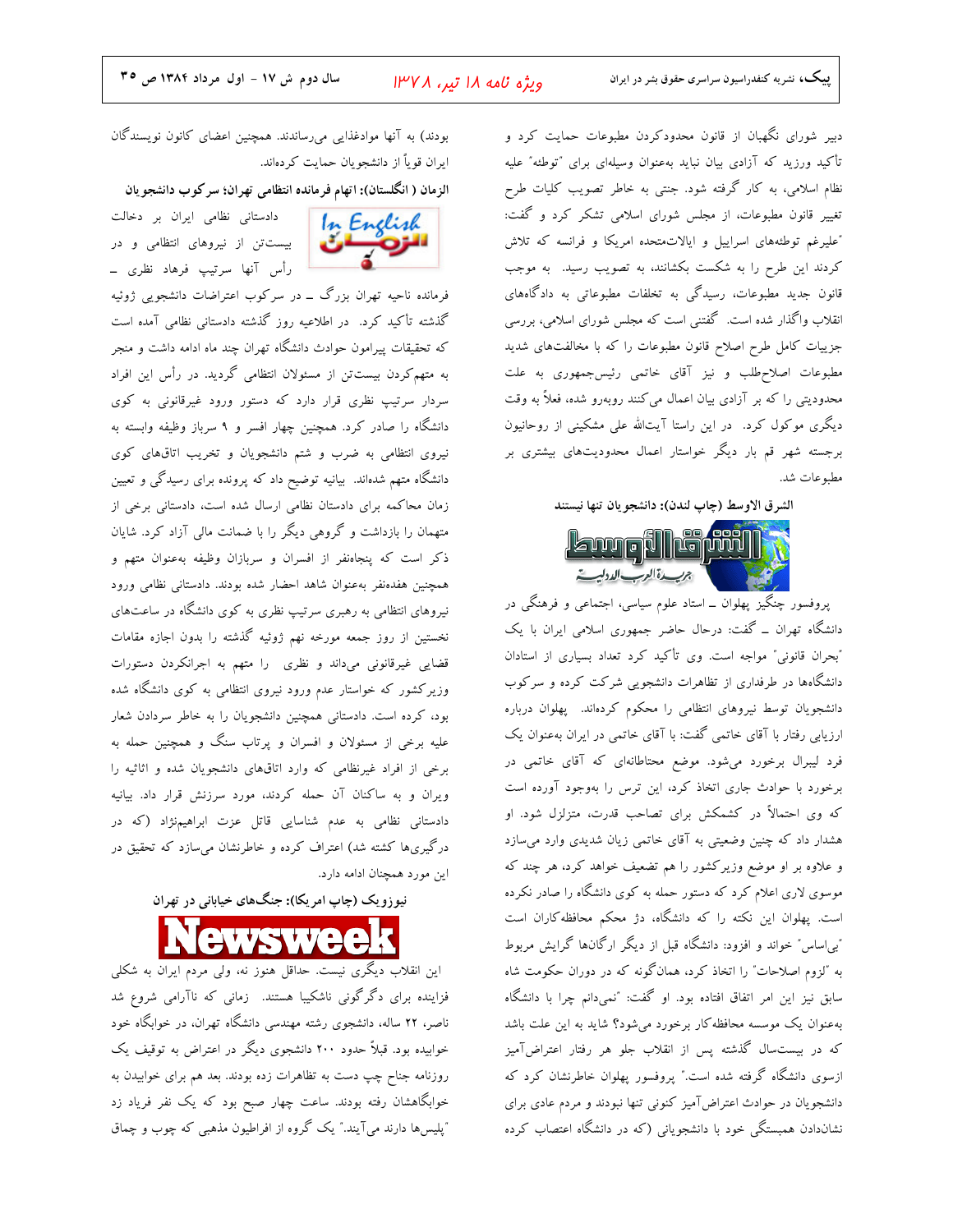دبیر شورای نگهبان از قانون محدودکردن مطبوعات حمایت کرد و تأکید ورزید که آزادی بیان نباید به‌عنوان وسیله‌ای برای "توطئه" علیه نظام اسلامی، به کار گرفته شود. جنتی به خاطر تصویب کلیات طرح تغییر قانون مطبوعات، از مجلس شورای اسلامی تشکر کرد و گفت: "علیرغم توطئه‌های اسراییل و ایالات‌متحده امریکا و فرانسه که تلاش کردند این طرح را به شکست بکشانند، به تصویب رسید. به موجب قانون جدید مطبوعات، رسیدگی به تخلفات مطبوعاتی به دادگاه‌های انقلاب واگذار شده است. گفتنی است که مجلس شورای اسلامی، بررسی جزییات کامل طرح اصلاح قانون مطبوعات را که با مخالفت‌های شدید مطبوعات اصلاح‌طلب و نیز آقای خاتمی رئیس‌جمهوری به علت محدودیتی را که بر آزادی بیان اعمال می‌کنند روبه‌رو شده، فعلاً به وقت دیگری موکول کرد. در این راستا آیت‌الله علی مشکینی از روحانیون برجسته شهر قم بار دیگر خواستار اعمال محدودیت‌های بیشتری بر مطبوعات شد.

**الشرق الاوسط (چاپ لندن): دانشجویان تنها نیستند**

پروفسور چنگیز پهلوان ـ استاد علوم سیاسی، اجتماعی و فرهنگی در دانشگاه تهران ـ گفت: درحال حاضر جمهوری اسلامی ایران با یک "بحران قانونی" مواجه است. وی تأکید کرد تعداد بسیاری از استادان دانشگاه‌ها در طرفداری از تظاهرات دانشجویی شرکت کرده و سرکوب دانشجویان توسط نیروهای انتظامی را محکوم کرده‌اند. پهلوان درباره ارزیابی رفتار با آقای خاتمی گفت: با آقای خاتمی در ایران به‌عنوان یک فرد لیبرال برخورد می‌شود. موضع محتاطانه‌ای که آقای خاتمی در برخورد با حوادث جاری اتخاذ کرد، این ترس را به‌وجود آورده است که وی احتمالاً در کشمکش برای تصاحب قدرت، متزلزل شود. او هشدار داد که چنین وضعیتی به آقای خاتمی زیان شدیدی وارد می‌سازد و علاوه بر او موضع وزیرکشور را هم تضعیف خواهد کرد، هر چند که موسوی لاری اعلام کرد که دستور حمله به کوی دانشگاه را صادر نکرده است. پهلوان این نکته را که دانشگاه، دژ محکم محافظه‌کاران است "بی‌اساس" خواند و افزود: دانشگاه قبل از دیگر ارگان‌ها گرایش مربوط به "لزوم اصلاحات" را اتخاذ کرد، همان‌گونه که در دوران حکومت شاه سابق نیز این امر اتفاق افتاده بود. او گفت: "نمی‌دانم چرا با دانشگاه به‌عنوان یک موسسه محافظه‌کار برخورد می‌شود؟ شاید به این علت باشد که در بیست‌سال گذشته پس از انقلاب جلو هر رفتار اعتراض‌آمیز ازسوی دانشگاه گرفته شده است." پروفسور پهلوان خاطرنشان کرد که دانشجویان در حوادث اعتراض‌آمیز کنونی تنها نبودند و مردم عادی برای نشان‌دادن همبستگی خود با دانشجویانی (که در دانشگاه اعتصاب کرده بودند) به آنها موادغذایی می‌رساندند. همچنین اعضای کانون نویسندگان ایران قویاً از دانشجویان حمایت کرده‌اند.

**الزمان ( انگلستان): اتهام فرمانده انتظامی تهران؛ سرکوب دانشجویان**

دادستانی نظامی ایران بر دخالت بیست‌تن از نیروهای انتظامی و در رأس آنها سرتیپ فرهاد نظری ـ فرمانده ناحیه تهران بزرگ ـ در سرکوب اعتراضات دانشجویی ژوئیه گذشته تأکید کرد. در اطلاعیه روز گذشته دادستانی نظامی آمده است که تحقیقات پیرامون حوادث دانشگاه تهران چند ماه ادامه داشت و منجر به متهم‌کردن بیست‌تن از مسئولان انتظامی گردید. در رأس این افراد سردار سرتیپ نظری قرار دارد که دستور ورود غیرقانونی به کوی دانشگاه را صادر کرد. همچنین چهار افسر و ۹ سرباز وظیفه وابسته به نیروی انتظامی به ضرب و شتم دانشجویان و تخریب اتاق‌های کوی دانشگاه متهم شده‌اند. بیانیه توضیح داد که پرونده برای رسیدگی و تعیین زمان محاکمه برای دادستان نظامی ارسال شده است، دادستانی برخی از متهمان را بازداشت و گروهی دیگر را با ضمانت مالی آزاد کرد. شایان ذکر است که پنجاه‌نفر از افسران و سربازان وظیفه به‌عنوان متهم و همچنین هفده‌نفر به‌عنوان شاهد احضار شده بودند. دادستانی نظامی ورود نیروهای انتظامی به رهبری سرتیپ نظری به کوی دانشگاه در ساعت‌های نخستین از روز جمعه مورخه نهم ژوئیه گذشته را بدون اجازه مقامات قضایی غیرقانونی می‌داند و نظری را متهم به اجرانکردن دستورات وزیرکشور که خواستار عدم ورود نیروی انتظامی به کوی دانشگاه شده بود، کرده است. دادستانی همچنین دانشجویان را به خاطر سردادن شعار علیه برخی از مسئولان و افسران و پرتاب سنگ و همچنین حمله به برخی از افراد غیرنظامی که وارد اتاق‌های دانشجویان شده و اثاثیه را ویران و به ساکنان آن حمله کردند، مورد سرزنش قرار داد. بیانیه دادستانی نظامی به عدم شناسایی قاتل عزت ابراهیم‌نژاد (که در درگیری‌ها کشته شد) اعتراف کرده و خاطرنشان می‌سازد که تحقیق در این مورد همچنان ادامه دارد.

**نیوزویک (چاپ امریکا): جنگ‌های خیابانی در تهران**

این انقلاب دیگری نیست. حداقل هنوز نه، ولی مردم ایران به شکلی فزاینده برای دگرگونی ناشکیبا هستند. زمانی که ناآرامی شروع شد ناصر، ۲۲ ساله، دانشجوی رشته مهندسی دانشگاه تهران، در خوابگاه خود خوابیده بود. قبلاً حدود ۲۰۰ دانشجوی دیگر در اعتراض به توقیف یک روزنامه جناح چپ دست به تظاهرات زده بودند. بعد هم برای خوابیدن به خوابگاه‌هاشان رفته بودند. ساعت چهار صبح بود که یک نفر فریاد زد "پلیس‌ها دارند می‌آیند." یک گروه از افراطیون مذهبی که چوب و چماق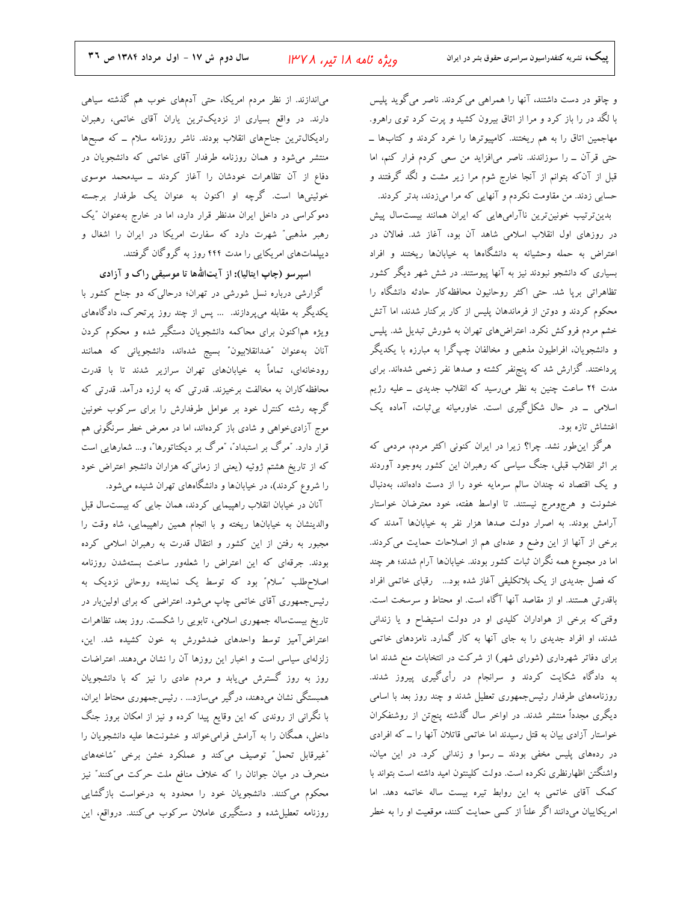و چاقو در دست داشتند، آنها را همراهی می‌کردند. ناصر می‌گوید پلیس با لگد در را باز کرد و مرا از اتاق بیرون کشید و پرت کرد توی راهرو. مهاجمین اتاق را به هم ریختند. کامپیوترها را خرد کردند و کتاب‌ها ــ حتی قرآن ــ را سوزاندند. ناصر می‌افزاید من سعی کردم فرار کنم، اما قبل از آن‌که بتوانم از آنجا خارج شوم مرا زیر مشت و لگد گرفتند و حسابی زدند. من مقاومت نکردم و آنهایی که مرا می‌زدند، بدتر کردند.

بدین‌ترتیب خونین‌ترین ناآرامی‌هایی که ایران همانند بیست‌سال پیش در روزهای اول انقلاب اسلامی شاهد آن بود، آغاز شد. فعالان در اعتراض به حمله وحشیانه به دانشگاه‌ها به خیابان‌ها ریختند و افراد بسیاری که دانشجو نبودند نیز به آنها پیوستند. در شش شهر دیگر کشور تظاهراتی برپا شد. حتی اکثر روحانیون محافظه‌کار حادثه دانشگاه را محکوم کردند و دوتن از فرماندهان پلیس از کار برکنار شدند، اما آتش خشم مردم فروکش نکرد. اعتراض‌های تهران به شورش تبدیل شد. پلیس و دانشجویان، افراطیون مذهبی و مخالفان چپ‌گرا به مبارزه با یکدیگر پرداختند. گزارش شد که پنج‌نفر کشته و صدها نفر زخمی شده‌اند. برای مدت ۲۴ ساعت چنین به نظر می‌رسید که انقلاب جدیدی ــ علیه رژیم اسلامی ــ در حال شکل‌گیری است. خاورمیانه بی‌ثبات، آماده یک اغتشاش تازه بود.

هرگز این‌طور نشد. چرا؟ زیرا در ایران کنونی اکثر مردم، مردمی که بر اثر انقلاب قبلی، جنگ سیاسی که رهبران این کشور به‌وجود آوردند و یک اقتصاد نه چندان سالم سرمایه خود را از دست داده‌اند، به‌دنبال خشونت و هرج‌ومرج نیستند. تا اواسط هفته، خود معترضان خواستار آرامش بودند. به اصرار دولت صدها هزار نفر به خیابان‌ها آمدند که برخی از آنها از این وضع و عده‌ای هم از اصلاحات حمایت می‌کردند. اما در مجموع همه نگران ثبات کشور بودند. خیابان‌ها آرام شدند؛ هر چند که فصل جدیدی از یک بلاتکلیفی آغاز شده بود... رقبای خاتمی افراد باقدرتی هستند. او از مقاصد آنها آگاه است. او محتاط و سرسخت است. وقتی‌که برخی از هواداران کلیدی او در دولت استیضاح و یا زندانی شدند، او افراد جدیدی را به جای آنها به کار گمارد. نامزدهای خاتمی برای دفاتر شهرداری (شورای شهر) از شرکت در انتخابات منع شدند اما به دادگاه شکایت کردند و سرانجام در رأی‌گیری پیروز شدند. روزنامه‌های طرفدار رئیس‌جمهوری تعطیل شدند و چند روز بعد با اسامی دیگری مجدداً منتشر شدند. در اواخر سال گذشته پنج‌تن از روشنفکران خواستار آزادی بیان به قتل رسیدند اما خاتمی قاتلان آنها را ــ که افرادی در رده‌های پلیس مخفی بودند ــ رسوا و زندانی کرد. در این میان، واشنگتن اظهارنظری نکرده است. دولت کلینتون امید داشته است بتواند با کمک آقای خاتمی به این روابط تیره بیست ساله خاتمه دهد. اما امریکاییان می‌دانند اگر علناً از کسی حمایت کنند، موقعیت او را به خطر می‌اندازند. از نظر مردم امریکا، حتی آدم‌های خوب هم گذشته سیاهی دارند. در واقع بسیاری از نزدیک‌ترین یاران آقای خاتمی، رهبران رادیکال‌ترین جناح‌های انقلاب بودند. ناشر روزنامه سلام ــ که صبح‌ها منتشر می‌شود و همان روزنامه طرفدار آقای خاتمی که دانشجویان در دفاع از آن تظاهرات خودشان را آغاز کردند ــ سیدمحمد موسوی خوئینی‌ها است. گرچه او اکنون به عنوان یک طرفدار برجسته دموکراسی در داخل ایران مدنظر قرار دارد، اما در خارج به‌عنوان "یک رهبر مذهبی" شهرت دارد که سفارت امریکا در ایران را اشغال و دیپلمات‌های امریکایی را به مدت ۴۴۴ روز به گروگان گرفتند.

**اسپرسو (چاپ ایتالیا): از آیت‌الله‌ها تا موسیقی راک و آزادی**

گزارشی درباره نسل شورشی در تهران؛ درحالی‌که دو جناح کشور با یکدیگر به مقابله می‌پردازند. ... پس از چند روز پرتحرک، دادگاه‌های ویژه هم‌اکنون برای محاکمه دانشجویان دستگیر شده و محکوم کردن آنان به‌عنوان "ضدانقلابیون" بسیج شده‌اند، دانشجویانی که همانند رودخانه‌ای، تماماً به خیابان‌های تهران سرازیر شدند تا با قدرت محافظه‌کاران به مخالفت برخیزند. قدرتی که به لرزه درآمد. قدرتی که گرچه رشته کنترل خود بر عوامل طرفدارش را برای سرکوب خونین موج آزادی‌خواهی و شادی باز کرده‌اند، اما در معرض خطر سرنگونی هم قرار دارد. "مرگ بر استبداد"، "مرگ بر دیکتاتورها"، و... شعارهایی است که از تاریخ هشتم ژوئیه (یعنی از زمانی‌که هزاران دانشجو اعتراض خود را شروع کردند)، در خیابان‌ها و دانشگاه‌های تهران شنیده می‌شود.

آنان در خیابان انقلاب راهپیمایی کردند، همان جایی که بیست‌سال قبل والدینشان به خیابان‌ها ریخته و با انجام همین راهپیمایی، شاه وقت را مجبور به رفتن از این کشور و انتقال قدرت به رهبران اسلامی کرده بودند. جرقه‌ای که این اعتراض را شعله‌ور ساخت بسته‌شدن روزنامه اصلاح‌طلب "سلام" بود که توسط یک نماینده روحانی نزدیک به رئیس‌جمهوری آقای خاتمی چاپ می‌شود. اعتراضی که برای اولین‌بار در تاریخ بیست‌ساله جمهوری اسلامی، تابویی را شکست. روز بعد، تظاهرات اعتراض‌آمیز توسط واحدهای ضدشورش به خون کشیده شد. این، زلزله‌ای سیاسی است و اخبار این روزها آن را نشان می‌دهند. اعتراضات روز به روز گسترش می‌یابد و مردم عادی را نیز که با دانشجویان همبستگی نشان می‌دهند، درگیر می‌سازد... . رئیس‌جمهوری محتاط ایران، با نگرانی از روندی که این وقایع پیدا کرده و نیز از امکان بروز جنگ داخلی، همگان را به آرامش فرامی‌خواند و خشونت‌ها علیه دانشجویان را "غیرقابل تحمل" توصیف می‌کند و عملکرد خشن برخی "شاخه‌های منحرف در میان جوانان را که خلاف منافع ملت حرکت می‌کنند" نیز محکوم می‌کنند. دانشجویان خود را محدود به درخواست بازگشایی روزنامه تعطیل‌شده و دستگیری عاملان سرکوب می‌کنند. درواقع، این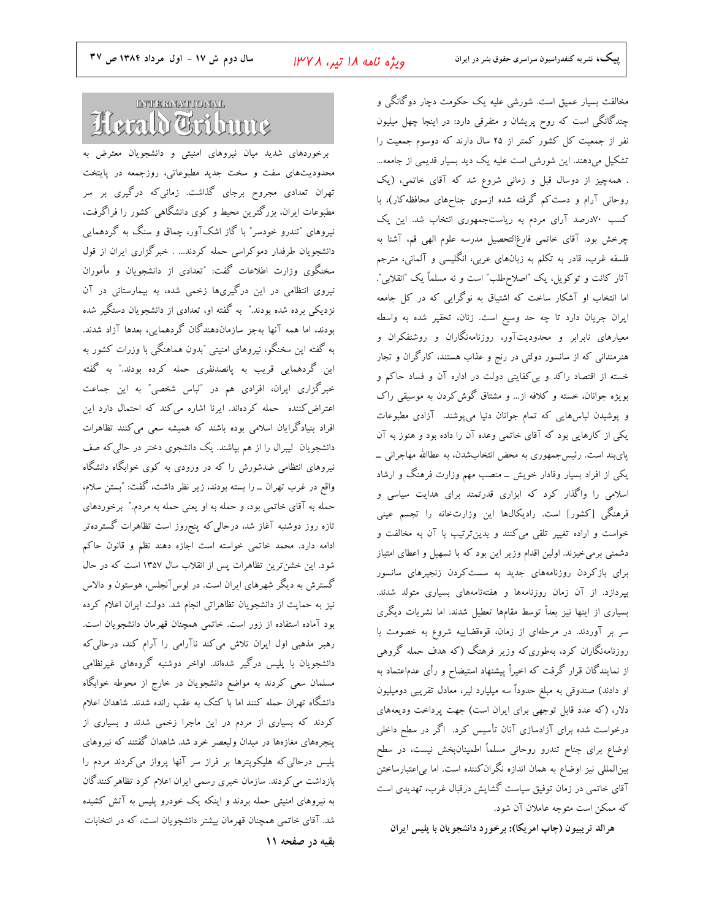مخالفت بسیار عمیق است. شورشی علیه یک حکومت دچار دوگانگی و چندگانگی است که روح پریشان و متفرقی دارد: در اینجا چهل میلیون نفر از جمعیت کل کشور کمتر از ۲۵ سال دارند که دوسوم جمعیت را تشکیل می‌دهند. این شورشی است علیه یک دید بسیار قدیمی از جامعه... . همه‌چیز از دوسال قبل و زمانی شروع شد که آقای خاتمی، (یک روحانی آرام و دست‌کم گرفته شده ازسوی جناح‌های محافظه‌کار)، با کسب ۷۰درصد آرای مردم به ریاست‌جمهوری انتخاب شد. این یک چرخش بود. آقای خاتمی فارغ‌التحصیل مدرسه علوم الهی قم، آشنا به فلسفه غرب، قادر به تکلم به زبان‌های عربی، انگلیسی و آلمانی، مترجم آثار کانت و توکویل، یک "اصلاح‌طلب" است و نه مسلماً یک "انقلابی". اما انتخاب او آشکار ساخت که اشتیاق به نوگرایی که در کل جامعه ایران جریان دارد تا چه حد وسیع است. زنان، تحقیر شده به واسطه معیارهای نابرابر و محدودیت‌آور، روزنامه‌نگاران و روشنفکران و هنرمندانی که از سانسور دولتی در رنج و عذاب هستند، کارگران و تجار خسته از اقتصاد راکد و بی‌کفایتی دولت در اداره آن و فساد حاکم و بویژه جوانان، خسته و کلافه از... و مشتاق گوش‌کردن به موسیقی راک و پوشیدن لباس‌هایی که تمام جوانان دنیا می‌پوشند. آزادی مطبوعات یکی از کارهایی بود که آقای خاتمی وعده آن را داده بود و هنوز به آن پای‌بند است. رئیس‌جمهوری به محض انتخاب‌شدن، به عطاالله مهاجرانی ـ یکی از افراد بسیار وفادار خویش ـ منصب مهم وزارت فرهنگ و ارشاد اسلامی را واگذار کرد که ابزاری قدرتمند برای هدایت سیاسی و فرهنگی [کشور] است. رادیکال‌ها این وزارتخانه را تجسم عینی خواست و اراده تغییر تلقی می‌کنند و بدین‌ترتیب با آن به مخالفت و دشمنی برمی‌خیزند. اولین اقدام وزیر این بود که با تسهیل و اعطای امتیاز برای بازکردن روزنامه‌های جدید به سست‌کردن زنجیرهای سانسور بپردازد. از آن زمان روزنامه‌ها و هفته‌نامه‌های بسیاری متولد شدند. بسیاری از اینها نیز بعداً توسط مقام‌ها تعطیل شدند. اما نشریات دیگری سر بر آوردند. در مرحله‌ای از زمان، قوه‌قضاییه شروع به خصومت با روزنامه‌نگاران کرد، به‌طوری‌که وزیر فرهنگ (که هدف حمله گروهی از نمایندگان قرار گرفت که اخیراً پیشنهاد استیضاح و رأی عدم‌اعتماد به او دادند) صندوقی به مبلغ حدوداً سه میلیارد لیر، معادل تقریبی دومیلیون دلار، (که عدد قابل توجهی برای ایران است) جهت پرداخت ودیعه‌های درخواست شده برای آزادسازی آنان تأسیس کرد. اگر در سطح داخلی اوضاع برای جناح تندرو روحانی مسلماً اطمینان‌بخش نیست، در سطح بین‌المللی نیز اوضاع به همان اندازه نگران‌کننده است. اما بی‌اعتبارساختن آقای خاتمی در زمان توفیق سیاست گشایش درقبال غرب، تهدیدی است که ممکن است متوجه عاملان آن شود.

**هرالد تریبیون (چاپ امریکا): برخورد دانشجویان با پلیس ایران**

INTERNATIONAL Herald Tribune

برخوردهای شدید میان نیروهای امنیتی و دانشجویان معترض به محدودیت‌های سفت و سخت جدید مطبوعاتی، روزجمعه در پایتخت تهران تعدادی مجروح برجای گذاشت. زمانی‌که درگیری بر سر مطبوعات ایران، بزرگترین محیط و کوی دانشگاهی کشور را فراگرفت، نیروهای "تندرو خودسر" با گاز اشک‌آور، چماق و سنگ به گردهمایی دانشجویان طرفدار دموکراسی حمله کردند... . خبرگزاری ایران از قول سخنگوی وزارت اطلاعات گفت: "تعدادی از دانشجویان و مأموران نیروی انتظامی در این درگیری‌ها زخمی شده، به بیمارستانی در آن نزدیکی برده شده بودند." به گفته او، تعدادی از دانشجویان دستگیر شده بودند، اما همه آنها به‌جز سازمان‌دهندگان گردهمایی، بعدها آزاد شدند. به گفته این سخنگو، نیروهای امنیتی "بدون هماهنگی با وزارت کشور به این گردهمایی قریب به پانصدنفری حمله کرده بودند." به گفته خبرگزاری ایران، افرادی هم در "لباس شخصی" به این جماعت اعتراض‌کننده حمله کرده‌اند. ایرنا اشاره می‌کند که احتمال دارد این افراد بنیادگرایان اسلامی بوده باشند که همیشه سعی می‌کنند تظاهرات دانشجویان لیبرال را از هم بپاشند. یک دانشجوی دختر در حالی‌که صف نیروهای انتظامی ضدشورش را که در ورودی به کوی خوابگاه دانشگاه واقع در غرب تهران ـ را بسته بودند، زیر نظر داشت، گفت: "بستن سلام، حمله به آقای خاتمی بود، و حمله به او یعنی حمله به مردم." برخوردهای تازه روز دوشنبه آغاز شد، درحالی‌که پنجروز است تظاهرات گسترده‌تر ادامه دارد. محمد خاتمی خواسته است اجازه دهند نظم و قانون حاکم شود. این خشن‌ترین تظاهرات پس از انقلاب سال ۱۳۵۷ است که در حال گسترش به دیگر شهرهای ایران است. در لوس‌آنجلس، هوستون و دالاس نیز به حمایت از دانشجویان تظاهراتی انجام شد. دولت ایران اعلام کرده بود آماده استفاده از زور است. خاتمی همچنان قهرمان دانشجویان است. رهبر مذهبی اول ایران تلاش می‌کند ناآرامی را آرام کند، درحالی‌که دانشجویان با پلیس درگیر شده‌اند. اواخر دوشنبه گروه‌های غیرنظامی مسلمان سعی کردند به مواضع دانشجویان در خارج از محوطه خوابگاه دانشگاه تهران حمله کنند اما با کتک به عقب رانده شدند. شاهدان اعلام کردند که بسیاری از مردم در این ماجرا زخمی شدند و بسیاری از پنجره‌های مغازه‌ها در میدان ولیعصر خرد شد. شاهدان گفتند که نیروهای پلیس درحالی‌که هلیکوپترها بر فراز سر آنها پرواز می‌کردند مردم را بازداشت می‌کردند. سازمان خبری رسمی ایران اعلام کرد تظاهرکنندگان به نیروهای امنیتی حمله بردند و اینکه یک خودرو پلیس به آتش کشیده شد. آقای خاتمی همچنان قهرمان بیشتر دانشجویان است، که در انتخابات

**بقیه در صفحه ۱۱**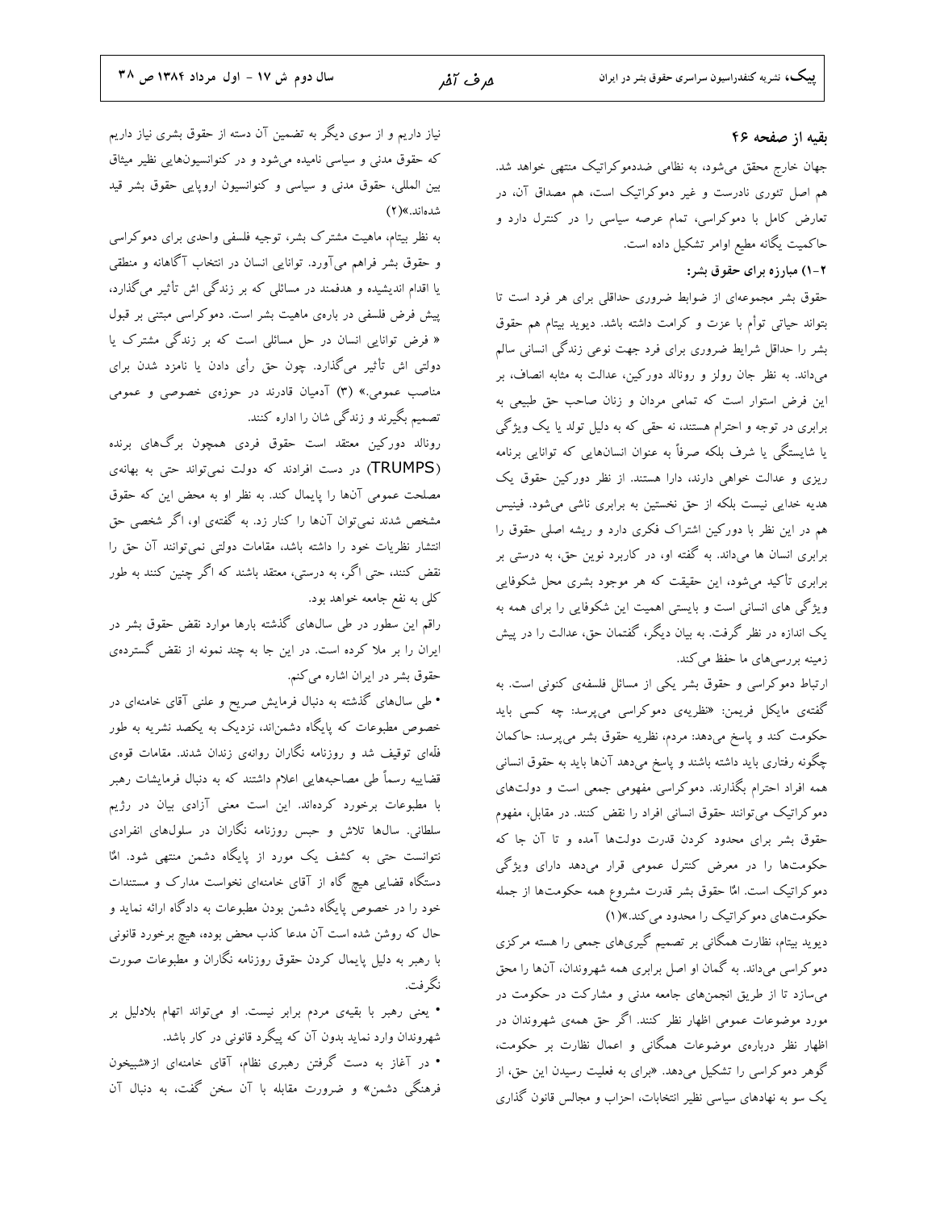### بقیه از صفحه ۴۶

جهان خارج محقق می‌شود، به نظامی ضددموکراتیک منتهی خواهد شد. هم اصل تئوری نادرست و غیر دموکراتیک است، هم مصداق آن، در تعارض کامل با دموکراسی، تمام عرصه سیاسی را در کنترل دارد و حاکمیت یگانه مطیع اوامر تشکیل داده است.

**۲-۱) مبارزه برای حقوق بشر:**

حقوق بشر مجموعه‌ای از ضوابط ضروری حداقلی برای هر فرد است تا بتواند حیاتی توأم با عزت و کرامت داشته باشد. دیوید بیتام هم حقوق بشر را حداقل شرایط ضروری برای فرد جهت نوعی زندگی انسانی سالم می‌داند. به نظر جان رولز و رونالد دورکین، عدالت به مثابه انصاف، بر این فرض استوار است که تمامی مردان و زنان صاحب حق طبیعی به برابری در توجه و احترام هستند، نه حقی که به دلیل تولد یا یک ویژگی یا شایستگی یا شرف بلکه صرفاً به عنوان انسان‌هایی که توانایی برنامه ریزی و عدالت خواهی دارند، دارا هستند. از نظر دورکین حقوق یک هدیه خدایی نیست بلکه از حق نخستین به برابری ناشی می‌شود. فینیس هم در این نظر با دورکین اشتراک فکری دارد و ریشه اصلی حقوق را برابری انسان ها می‌داند. به گفته او، در کاربرد نوین حق، به درستی بر برابری تأکید می‌شود، این حقیقت که هر موجود بشری محل شکوفایی ویژگی های انسانی است و بایستی اهمیت این شکوفایی را برای همه به یک اندازه در نظر گرفت. به بیان دیگر، گفتمان حق، عدالت را در پیش زمینه بررسی‌های ما حفظ می‌کند.

ارتباط دموکراسی و حقوق بشر یکی از مسائل فلسفه‌ی کنونی است. به گفته‌ی مایکل فریمن: «نظریه‌ی دموکراسی می‌پرسد: چه کسی باید حکومت کند و پاسخ می‌دهد: مردم، نظریه حقوق بشر می‌پرسد: حاکمان چگونه رفتاری باید داشته باشند و پاسخ می‌دهد آن‌ها باید به حقوق انسانی همه افراد احترام بگذارند. دموکراسی مفهومی جمعی است و دولت‌های دموکراتیک می‌توانند حقوق انسانی افراد را نقض کنند. در مقابل، مفهوم حقوق بشر برای محدود کردن قدرت دولت‌ها آمده و تا آن جا که حکومت‌ها را در معرض کنترل عمومی قرار می‌دهد دارای ویژگی دموکراتیک است. امّا حقوق بشر قدرت مشروع همه حکومت‌ها از جمله حکومت‌های دموکراتیک را محدود می‌کند.»(۱)

دیوید بیتام، نظارت همگانی بر تصمیم گیری‌های جمعی را هسته مرکزی دموکراسی می‌داند. به گمان او اصل برابری همه شهروندان، آن‌ها را محق می‌سازد تا از طریق انجمن‌های جامعه مدنی و مشارکت در حکومت در مورد موضوعات عمومی اظهار نظر کنند. اگر حق همه‌ی شهروندان در اظهار نظر درباره‌ی موضوعات همگانی و اعمال نظارت بر حکومت، گوهر دموکراسی را تشکیل می‌دهد. «برای به فعلیت رسیدن این حق، از یک سو به نهادهای سیاسی نظیر انتخابات، احزاب و مجالس قانون گذاری نیاز داریم و از سوی دیگر به تضمین آن دسته از حقوق بشری نیاز داریم که حقوق مدنی و سیاسی نامیده می‌شود و در کنوانسیون‌هایی نظیر میثاق بین المللی، حقوق مدنی و سیاسی و کنوانسیون اروپایی حقوق بشر قید شده‌اند.»(۲)

به نظر بیتام، ماهیت مشترک بشر، توجیه فلسفی واحدی برای دموکراسی و حقوق بشر فراهم می‌آورد. توانایی انسان در انتخاب آگاهانه و منطقی یا اقدام اندیشیده و هدفمند در مسائلی که بر زندگی اش تأثیر می‌گذارد، پیش فرض فلسفی در باره‌ی ماهیت بشر است. دموکراسی مبتنی بر قبول « فرض توانایی انسان در حل مسائلی است که بر زندگی مشترک یا دولتی اش تأثیر می‌گذارد. چون حق رأی دادن یا نامزد شدن برای مناصب عمومی.» (۳) آدمیان قادرند در حوزه‌ی خصوصی و عمومی تصمیم بگیرند و زندگی شان را اداره کنند.

رونالد دورکین معتقد است حقوق فردی همچون برگ‌های برنده (TRUMPS) در دست افرادند که دولت نمی‌تواند حتی به بهانه‌ی مصلحت عمومی آن‌ها را پایمال کند. به نظر او به محض این که حقوق مشخص شدند نمی‌توان آن‌ها را کنار زد. به گفته‌ی او، اگر شخصی حق انتشار نظریات خود را داشته باشد، مقامات دولتی نمی‌توانند آن حق را نقض کنند، حتی اگر، به درستی، معتقد باشند که اگر چنین کنند به طور کلی به نفع جامعه خواهد بود.

راقم این سطور در طی سال‌های گذشته بارها موارد نقض حقوق بشر در ایران را بر ملا کرده است. در این جا به چند نمونه از نقض گسترده‌ی حقوق بشر در ایران اشاره می‌کنم.

- طی سال‌های گذشته به دنبال فرمایش صریح و علنی آقای خامنه‌ای در خصوص مطبوعات که پایگاه دشمن‌اند، نزدیک به یکصد نشریه به طور فلّه‌ای توقیف شد و روزنامه نگاران روانه‌ی زندان شدند. مقامات قوه‌ی قضاییه رسماً طی مصاحبه‌هایی اعلام داشتند که به دنبال فرمایشات رهبر با مطبوعات برخورد کرده‌اند. این است معنی آزادی بیان در رژیم سلطانی. سال‌ها تلاش و حبس روزنامه نگاران در سلول‌های انفرادی نتوانست حتی به کشف یک مورد از پایگاه دشمن منتهی شود. امّا دستگاه قضایی هیچ گاه از آقای خامنه‌ای نخواست مدارک و مستندات خود را در خصوص پایگاه دشمن بودن مطبوعات به دادگاه ارائه نماید و حال که روشن شده است آن مدعا کذب محض بوده، هیچ برخورد قانونی با رهبر به دلیل پایمال کردن حقوق روزنامه نگاران و مطبوعات صورت نگرفت.
- یعنی رهبر با بقیه‌ی مردم برابر نیست. او می‌تواند اتهام بلادلیل بر شهروندان وارد نماید بدون آن که پیگرد قانونی در کار باشد.
- در آغاز به دست گرفتن رهبری نظام، آقای خامنه‌ای از«شبیخون فرهنگی دشمن» و ضرورت مقابله با آن سخن گفت، به دنبال آن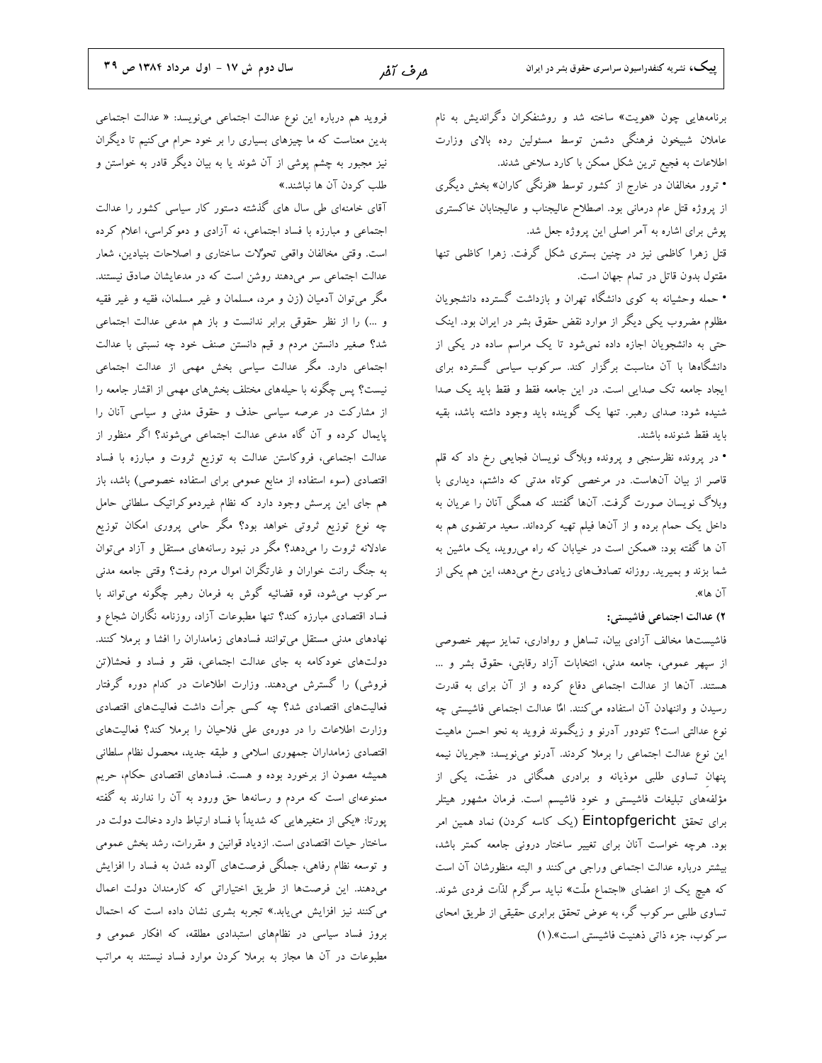برنامه‌هایی چون «هویت» ساخته شد و روشنفکران دگراندیش به نام عاملان شبیخون فرهنگی دشمن توسط مسئولین رده بالای وزارت اطلاعات به فجیع ترین شکل ممکن با کارد سلاخی شدند.

• ترور مخالفان در خارج از کشور توسط «فرنگی کاران» بخش دیگری از پروژه قتل عام درمانی بود. اصطلاح عالیجناب و عالیجنابان خاکستری پوش برای اشاره به آمر اصلی این پروژه جعل شد.

قتل زهرا کاظمی نیز در چنین بستری شکل گرفت. زهرا کاظمی تنها مقتول بدون قاتل در تمام جهان است.

• حمله وحشیانه به کوی دانشگاه تهران و بازداشت گسترده دانشجویان مظلوم مضروب یکی دیگر از موارد نقض حقوق بشر در ایران بود. اینک حتی به دانشجویان اجازه داده نمی‌شود تا یک مراسم ساده در یکی از دانشگاه‌ها با آن مناسبت برگزار کند. سرکوب سیاسی گسترده برای ایجاد جامعه تک صدایی است. در این جامعه فقط و فقط باید یک صدا شنیده شود: صدای رهبر. تنها یک گوینده باید وجود داشته باشد، بقیه باید فقط شنونده باشند.

• در پرونده نظرسنجی و پرونده وبلاگ نویسان فجایعی رخ داد که قلم قاصر از بیان آن‌هاست. در مرخصی کوتاه مدتی که داشتم، دیداری با وبلاگ نویسان صورت گرفت. آن‌ها گفتند که همگی آنان را عریان به داخل یک حمام برده و از آن‌ها فیلم تهیه کرده‌اند. سعید مرتضوی هم به آن ها گفته بود: «ممکن است در خیابان که راه می‌روید، یک ماشین به شما بزند و بمیرید. روزانه تصادف‌های زیادی رخ می‌دهد، این هم یکی از آن ها».

**۲) عدالت اجتماعی فاشیستی:**

فاشیست‌ها مخالف آزادی بیان، تساهل و رواداری، تمایز سپهر خصوصی از سپهر عمومی، جامعه مدنی، انتخابات آزاد رقابتی، حقوق بشر و ... هستند. آن‌ها از عدالت اجتماعی دفاع کرده و از آن برای به قدرت رسیدن و وانتهادن آن استفاده می‌کنند. امّا عدالت اجتماعی فاشیستی چه نوع عدالتی است؟ تئودور آدرنو و زیگموند فروید به نحو احسن ماهیت این نوع عدالت اجتماعی را برملا کردند. آدرنو می‌نویسد: «جریان نیمه پنهانِ تساوی طلبی موذیانه و برادری همگانی در خفّت، یکی از مؤلفه‌های تبلیغات فاشیستی و خودِ فاشیسم است. فرمان مشهور هیتلر برای تحقق Eintopfgericht (یک کاسه کردن) نماد همین امر بود. هرچه خواست آنان برای تغییر ساختار درونی جامعه کمتر باشد، بیشتر درباره عدالت اجتماعی وراجی می‌کنند و البته منظورشان آن است که هیچ یک از اعضای «اجتماع ملّت» نباید سرگرم لذّات فردی شوند. تساوی طلبی سرکوب گر، به عوض تحقق برابری حقیقی از طریق امحای سرکوب، جزء ذاتی ذهنیت فاشیستی است».(۱)

فروید هم درباره این نوع عدالت اجتماعی می‌نویسد: « عدالت اجتماعی بدین معناست که ما چیزهای بسیاری را بر خود حرام می‌کنیم تا دیگران نیز مجبور به چشم پوشی از آن شوند یا به بیان دیگر قادر به خواستن و طلب کردن آن ها نباشند.»

آقای خامنه‌ای طی سال های گذشته دستور کار سیاسی کشور را عدالت اجتماعی و مبارزه با فساد اجتماعی، نه آزادی و دموکراسی، اعلام کرده است. وقتی مخالفان واقعی تحوّلات ساختاری و اصلاحات بنیادین، شعار عدالت اجتماعی سر می‌دهند روشن است که در مدعایشان صادق نیستند. مگر می‌توان آدمیان (زن و مرد، مسلمان و غیر مسلمان، فقیه و غیر فقیه و ...) را از نظر حقوقی برابر ندانست و باز هم مدعی عدالت اجتماعی شد؟ صغیر دانستن مردم و قیم دانستن صنف خود چه نسبتی با عدالت اجتماعی دارد. مگر عدالت سیاسی بخش مهمی از عدالت اجتماعی نیست؟ پس چگونه با حیله‌های مختلف بخش‌های مهمی از اقشار جامعه را از مشارکت در عرصه سیاسی حذف و حقوق مدنی و سیاسی آنان را پایمال کرده و آن گاه مدعی عدالت اجتماعی می‌شوند؟ اگر منظور از عدالت اجتماعی، فروکاستن عدالت به توزیع ثروت و مبارزه با فساد اقتصادی (سوء استفاده از منابع عمومی برای استفاده خصوصی) باشد، باز هم جای این پرسش وجود دارد که نظام غیردموکراتیک سلطانی حامل چه نوع توزیع ثروتی خواهد بود؟ مگر حامی پروری امکان توزیع عادلانه ثروت را می‌دهد؟ مگر در نبود رسانه‌های مستقل و آزاد می‌توان به جنگ رانت خواران و غارتگران اموال مردم رفت؟ وقتی جامعه مدنی سرکوب می‌شود، قوه قضائیه گوش به فرمان رهبر چگونه می‌تواند با فساد اقتصادی مبارزه کند؟ تنها مطبوعات آزاد، روزنامه نگاران شجاع و نهادهای مدنی مستقل می‌توانند فسادهای زمامداران را افشا و برملا کنند. دولت‌های خودکامه به جای عدالت اجتماعی، فقر و فساد و فحشا(تن فروشی) را گسترش می‌دهند. وزارت اطلاعات در کدام دوره گرفتار فعالیت‌های اقتصادی شد؟ چه کسی جرأت داشت فعالیت‌های اقتصادی وزارت اطلاعات را در دوره‌ی علی فلاحیان را برملا کند؟ فعالیت‌های اقتصادی زمامداران جمهوری اسلامی و طبقه جدید، محصول نظام سلطانی همیشه مصون از برخورد بوده و هست. فسادهای اقتصادی حکام، حریم ممنوعه‌ای است که مردم و رسانه‌ها حق ورود به آن را ندارند به گفته پورتا: «یکی از متغیرهایی که شدیداً با فساد ارتباط دارد دخالت دولت در ساختار حیات اقتصادی است. ازدیاد قوانین و مقررات، رشد بخش عمومی و توسعه نظام رفاهی، جملگی فرصت‌های آلوده شدن به فساد را افزایش می‌دهند. این فرصت‌ها از طریق اختیاراتی که کارمندان دولت اعمال می‌کنند نیز افزایش می‌یابد.» تجربه بشری نشان داده است که احتمال بروز فساد سیاسی در نظام‌های استبدادی مطلقه، که افکار عمومی و مطبوعات در آن ها مجاز به برملا کردن موارد فساد نیستند به مراتب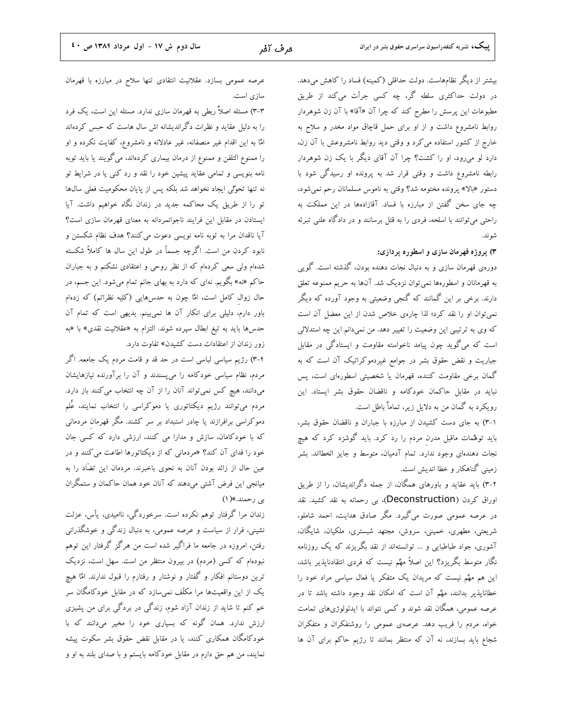بیشتر از دیگر نظام‌هاست. دولت حداقلی (کمینه) فساد را کاهش می‌دهد. در دولت حداکثری سلطه گر، چه کسی جرأت می‌کند از طریق مطبوعات این پرسش را مطرح کند که چرا آن «آقا» با آن زن شوهردار روابط نامشروع داشت و از او برای حمل قاچاق مواد مخدر و سلاح به خارج از کشور استفاده می‌کرد و وقتی دید روابط نامشروعش با آن زن، دارد لو می‌رود، او را کشت؟ چرا آن آقای دیگر با یک زن شوهردار رابطه نامشروع داشت و وقتی قرار شد به پرونده او رسیدگی شود با دستور «بالا» پرونده مختومه شد؟ وقتی به ناموس مسلمانان رحم نمی‌شود، چه جای سخن گفتن از مبارزه با فساد. آقازاده‌ها در این مملکت به راحتی می‌توانند با اسلحه، فردی را به قتل برسانند و در دادگاه علنی تبرئه شوند.

### ۳) پروژه قهرمان سازی و اسطوره پردازی:

دوره‌ی قهرمان سازی و به دنبال نجات دهنده بودن، گذشته است. گویی به قهرمانان و اسطوره‌ها نمی‌توان نزدیک شد. آن‌ها به حریم ممنوعه تعلق دارند. برخی بر این گمانند که گنجی وضعیتی به وجود آورده که دیگر نمی‌توان او را نقد کرد؛ لذا چاره‌ی خلاص شدن از این معضل آن است که وی به ترتیبی این وضعیت را تغییر دهد. من نمی‌دانم این چه استدلالی است که می‌گوید چون پیامد ناخواسته مقاومت و ایستادگی در مقابل جباریت و نقض حقوق بشر در جوامع غیردموکراتیک آن است که به گمان برخی مقاومت کننده، قهرمان یا شخصیتی اسطوره‌ای است، پس نباید در مقابل حاکمان خودکامه و ناقضان حقوق بشر ایستاد. این رویکرد به گمان من به دلایل زیر، تماماً باطل است.

۳-۱) به جای دست کشیدن از مبارزه با جباران و ناقضان حقوق بشر، باید توهّمات ماقبل مدرنِ مردم را رد کرد. باید گوشزد کرد که هیچ نجات دهنده‌ای وجود ندارد. تمام آدمیان، متوسط و جایز الخطااند. بشر زمینی گناهکار و خطا اندیش است.

۳-۲) باید عقاید و باورهای همگان، از جمله دگراندیشان، را از طریق اوراق کردن (Deconstruction)، بی رحمانه به نقد کشید. نقد در عرصه عمومی صورت می‌گیرد. مگر صادق هدایت، احمد شاملو، شریعتی، مطهری، خمینی، سروش، مجتهد شبستری، ملکیان، شایگان، آشوری، جواد طباطبایی و ... توانسته‌اند از نقد بگریزند که یک روزنامه نگار متوسط بگریزد؟ این اصلاً مهّم نیست که فردی انتقادناپذیر باشد، این هم مهّم نیست که مریدان یک متفکر یا فعال سیاسی مراد خود را خطاناپذیر بدانند، مهّم آن است که امکان نقد وجود داشته باشد تا در عرصه عمومی، همگان نقد شوند و کسی نتواند با ایدئولوژی‌های تمامت خواه، مردم را فریب دهد. عرصه‌ی عمومی را روشنفکران و متفکران شجاع باید بسازند، نه آن که منتظر بمانند تا رژیم حاکم برای آن ها عرصه عمومی بسازد. عقلانیت انتقادی تنها سلاح در مبارزه با قهرمان سازی است.

۳-۳) مسئله اصلاً ربطی به قهرمان سازی ندارد. مسئله این است، یک فرد را به دلیل عقاید و نظرات دگراندیشانه اش سال هاست که حبس کرده‌اند امّا به این اقدام غیر منصفانه، غیر عادلانه و نامشروع، کفایت نکرده و او را ممنوع التلفن و ممنوع از درمان بیماری کرده‌اند، می‌گویند یا باید توبه نامه بنویسی و تمامی عقاید پیشین خود را نقد و رد کنی یا در شرایط تو نه تنها تحوّلی ایجاد نخواهد شد بلکه پس از پایان محکومیت فعلی سال‌ها تو را از طریق یک محاکمه جدید در زندان نگاه خواهیم داشت. آیا ایستادن در مقابل این فرایند ناجوانمردانه به معنای قهرمان سازی است؟ آیا ناقدان مرا به توبه نامه نویسی دعوت می‌کنند؟ هدف نظام شکستن و نابود کردن من است. اگرچه جسماً در طول این سال ها کاملاً شکسته شده‌ام ولی سعی کرده‌ام که از نظر روحی و اعتقادی نشکنم و به جباران حاکم «نه» بگویم. نه‌ای که دارد به بهای جانم تمام می‌شود. این جسم، در حال زوالِ کامل است، امّا چون به حدس‌هایی (کلیه نظراتم) که زده‌ام باور دارم، دلیلی برای انکار آن ها نمی‌بینم. بدیهی است که تمام آن حدس‌ها باید به تیغ ابطال سپرده شوند. التزام به «عقلانیت نقدی» با «به زور زندان از اعتقادات دست کشیدن» تفاوت دارد.

۳-۴) رژیم سیاسی لباسی است در حد قد و قامت مردم یک جامعه. اگر مردم، نظام سیاسی خودکامه را می‌پسندند و آن را برآورنده نیازهایشان می‌دانند، هیچ کس نمی‌تواند آنان را از آن چه انتخاب می‌کنند باز دارد. مردم می‌توانند رژیم دیکتاتوری یا دموکراسی را انتخاب نمایند، عَلَم دموکراسی برافرازند یا چادر استبداد بر سر کشند. مگر قهرمانِ مردمانی که با خودکامان، سازش و مدارا می کنند، ارزشی دارد که کسی جان خود را فدای آن کند؟ «مردمانی که از دیکتاتورها اطاعت می‌کنند و در عین حال از زائد بودن آنان به نحوی باخبرند. مردمان این تضّاد را به میانجی این فرض آشتی می‌دهند که آنان خود همان حاکمان و ستمگران بی رحمند.»(۱)

زندان مرا گرفتار توهم نکرده است. سرخوردگی، ناامیدی، یأس، عزلت نشینی، فرار از سیاست و عرصه عمومی، به دنبال زندگی و خوشگذرانی رفتن، امروزه در جامعه ما فراگیر شده است من هرگز گرفتار این توهم نبوده‌ام که کسی (مردم) در بیرون منتظر من است. سهل است، نزدیک ترین دوستانم افکار و گفتار و نوشتار و رفتارم را قبول ندارند. امّا هیچ یک از این واقعیت‌ها مرا مکلّف نمی‌سازد که در مقابل خودکامگان سر خم کنم تا شاید از زندان آزاد شوم، زندگی در بردگی برای من پشیزی ارزش ندارد. همان گونه که بسیاری خود را مخیر می‌دانند که با خودکامگان همکاری کنند، یا در مقابل نقض حقوق بشر سکوت پیشه نمایند، من هم حق دارم در مقابل خودکامه بایستم و با صدای بلند به او و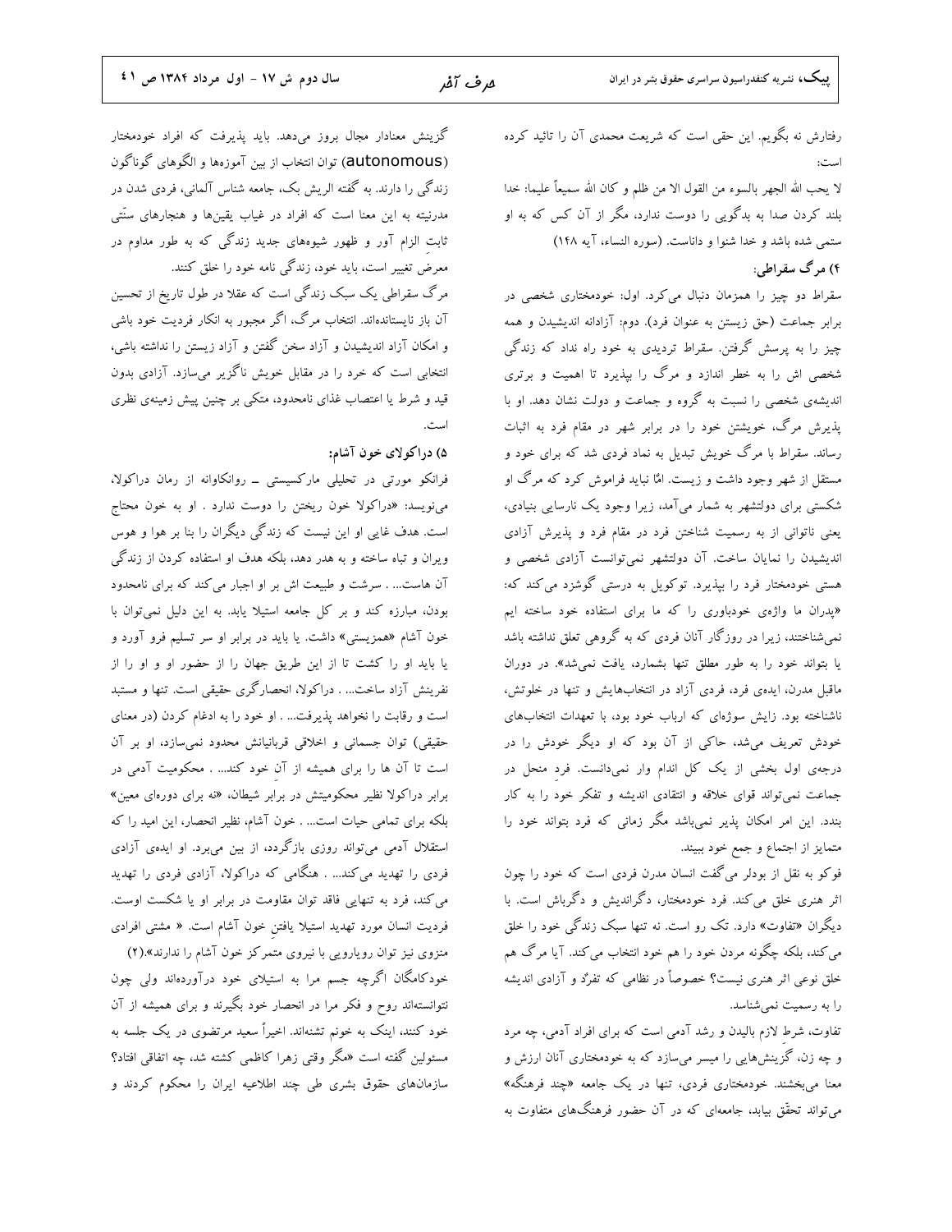رفتارش نه بگویم. این حقی است که شریعت محمدی آن را تائید کرده است:

لا یحب الله الجهر بالسوء من القول الا من ظلم و کان الله سمیعاً علیما: خدا بلند کردن صدا به بدگویی را دوست ندارد، مگر از آن کس که به او ستمی شده باشد و خدا شنوا و داناست. (سوره النساء، آیه ۱۴۸)

### ۴) مرگ سقراطی:

سقراط دو چیز را همزمان دنبال می‌کرد. اول: خودمختاری شخصی در برابر جماعت (حق زیستن به عنوان فرد). دوم: آزادانه اندیشیدن و همه چیز را به پرسش گرفتن. سقراط تردیدی به خود راه نداد که زندگی شخصی اش را به خطر اندازد و مرگ را بپذیرد تا اهمیت و برتری اندیشه‌ی شخصی را نسبت به گروه و جماعت و دولت نشان دهد. او با پذیرش مرگ، خویشتن خود را در برابر شهر در مقام فرد به اثبات رساند. سقراط با مرگ خویش تبدیل به نماد فردی شد که برای خود و مستقل از شهر وجود داشت و زیست. امّا نباید فراموش کرد که مرگ او شکستی برای دولتشهر به شمار می‌آمد، زیرا وجود یک نارسایی بنیادی، یعنی ناتوانی از به رسمیت شناختن فرد در مقام فرد و پذیرش آزادی اندیشیدن را نمایان ساخت. آن دولتشهر نمی‌توانست آزادی شخصی و هستی خودمختار فرد را بپذیرد. توکویل به درستی گوشزد می‌کند که: «پدران ما واژه‌ی خودباوری را که ما برای استفاده خود ساخته ایم نمی‌شناختند، زیرا در روزگار آنان فردی که به گروهی تعلق نداشته باشد یا بتواند خود را به طور مطلق تنها بشمارد، یافت نمی‌شد». در دوران ماقبل مدرن، ایده‌ی فرد، فردی آزاد در انتخاب‌هایش و تنها در خلوتش، ناشناخته بود. زایش سوژه‌ای که ارباب خود بود، با تعهدات انتخاب‌های خودش تعریف می‌شد، حاکی از آن بود که او دیگر خودش را در درجه‌ی اول بخشی از یک کل اندام وار نمی‌دانست. فردِ منحل در جماعت نمی‌تواند قوای خلاقه و انتقادی اندیشه و تفکر خود را به کار بندد. این امر امکان پذیر نمی‌باشد مگر زمانی که فرد بتواند خود را متمایز از اجتماع و جمع خود ببیند.

فوکو به نقل از بودلر می‌گفت انسان مدرن فردی است که خود را چون اثر هنری خلق می‌کند. فرد خودمختار، دگراندیش و دگرباش است. با دیگران «تفاوت» دارد. تک رو است. نه تنها سبک زندگی خود را خلق می‌کند، بلکه چگونه مردن خود را هم خود انتخاب می‌کند. آیا مرگ هم خلق نوعی اثر هنری نیست؟ خصوصاً در نظامی که تفرّد و آزادی اندیشه را به رسمیت نمی‌شناسد.

تفاوت، شرطِ لازم بالیدن و رشد آدمی است که برای افراد آدمی، چه مرد و چه زن، گزینش‌هایی را میسر می‌سازد که به خودمختاری آنان ارزش و معنا می‌بخشند. خودمختاری فردی، تنها در یک جامعه «چند فرهنگه» می‌تواند تحقّق بیابد، جامعه‌ای که در آن حضور فرهنگ‌های متفاوت به گزینش معنادار مجال بروز می‌دهد. باید پذیرفت که افراد خودمختار (autonomous) توان انتخاب از بین آموزه‌ها و الگوهای گوناگون زندگی را دارند. به گفته الریش بک، جامعه شناس آلمانی، فردی شدن در مدرنیته به این معنا است که افراد در غیاب یقین‌ها و هنجارهای سنّتی ثابتِ الزام آور و ظهور شیوه‌های جدید زندگی که به طور مداوم در معرض تغییر است، باید خود، زندگی نامه خود را خلق کنند.

مرگ سقراطی یک سبک زندگی است که عقلا در طول تاریخ از تحسین آن باز نایستانده‌اند. انتخاب مرگ، اگر مجبور به انکار فردیت خود باشی و امکان آزاد اندیشیدن و آزاد سخن گفتن و آزاد زیستن را نداشته باشی، انتخابی است که خرد را در مقابل خویش ناگزیر می‌سازد. آزادی بدون قید و شرط یا اعتصاب غذای نامحدود، متکی بر چنین پیش زمینه‌ی نظری است.

### ۵) دراکولای خون آشام:

فرانکو مورتی در تحلیلی مارکسیستی ــ روانکاوانه از رمان دراکولا، می‌نویسد: «دراکولا خون ریختن را دوست ندارد . او به خون محتاج است. هدف غایی او این نیست که زندگی دیگران را بنا بر هوا و هوس ویران و تباه ساخته و به هدر دهد، بلکه هدف او استفاده کردن از زندگی آن هاست... . سرشت و طبیعت اش بر او اجبار می‌کند که برای نامحدود بودن، مبارزه کند و بر کل جامعه استیلا یابد. به این دلیل نمی‌توان با خون آشام «همزیستی» داشت. یا باید در برابر او سر تسلیم فرو آورد و یا باید او را کشت تا از این طریق جهان را از حضور او و او را از نفرینش آزاد ساخت... . دراکولا، انحصارگری حقیقی است. تنها و مستبد است و رقابت را نخواهد پذیرفت... . او خود را به ادغام کردن (در معنای حقیقی) توان جسمانی و اخلاقی قربانیانش محدود نمی‌سازد، او بر آن است تا آن ها را برای همیشه از آنِ خود کند... . محکومیت آدمی در برابر دراکولا نظیر محکومیتش در برابر شیطان، «نه برای دوره‌ای معین» بلکه برای تمامی حیات است... . خون آشام، نظیر انحصار، این امید را که استقلال آدمی می‌تواند روزی بازگردد، از بین می‌برد. او ایده‌ی آزادی فردی را تهدید می‌کند... . هنگامی که دراکولا، آزادی فردی را تهدید می‌کند، فرد به تنهایی فاقد توان مقاومت در برابر او یا شکست اوست. فردیت انسان مورد تهدید استیلا یافتنِ خون آشام است. « مشتی افرادی منزوی نیز توان رویارویی با نیرویی متمرکز خون آشام را ندارند».(۲)

خودکامگان اگرچه جسم مرا به استیلای خود درآورده‌اند ولی چون نتوانسته‌اند روح و فکر مرا در انحصار خود بگیرند و برای همیشه از آن خود کنند، اینک به خونم تشنه‌اند. اخیراً سعید مرتضوی در یک جلسه به مسئولین گفته است «مگر وقتی زهرا کاظمی کشته شد، چه اتفاقی افتاد؟ سازمان‌های حقوق بشری طی چند اطلاعیه ایران را محکوم کردند و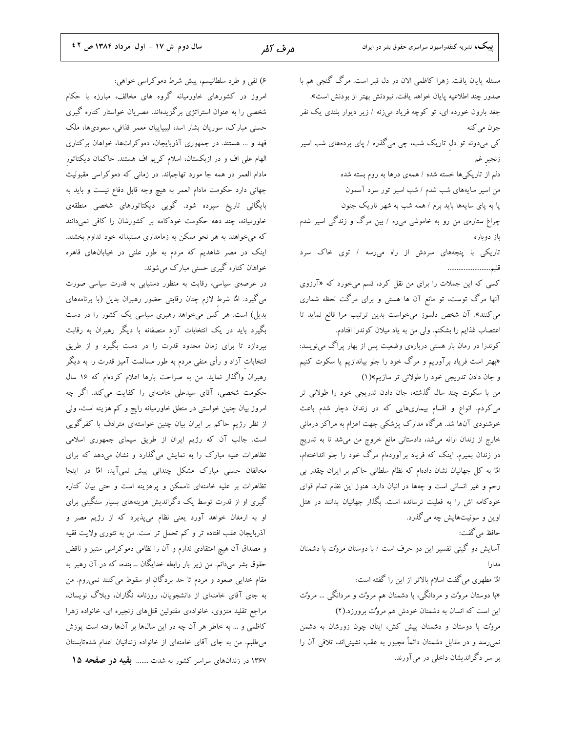مسئله پایان یافت. زهرا کاظمی الان در دل قبر است. مرگ گنجی هم با صدور چند اطلاعیه پایان خواهد یافت. نبودنش بهتر از بودنش است».

جغد بارون خورده ای، تو کوچه فریاد می‌زنه / زیر دیوار بلندی یک نفر جون می‌کنه

کی می‌دونه تو دلِ تاریک شب، چی می‌گذره / پای بردهای شب اسیر زنجیرِ غم

دلم از تاریکی‌ها خسته شده / همه‌ی درها به روم بسته شده

من اسیر سایه‌های شب شدم / شب اسیر تور سرد آسمون

پا به پای سایه‌ها باید برم / همه شب به شهر تاریک جنون

چراغ ستاره‌ی من رو به خاموشی می‌ره / بین مرگ و زندگی اسیر شدم باز دوباره

تاریکی با پنجه‌های سردش از راه می‌رسه / توی خاک سرد قلبم.........................

کسی که این جملات را برای من نقل کرد، قسم می‌خورد که «آرزوی آنها مرگ توست، تو مانع آن ها هستی و برای مرگت لحظه شماری می‌کنند». آن شخص دلسوز می‌خواست بدین ترتیب مرا قانع نماید تا اعتصاب غذایم را بشکنم. ولی من به یاد میلان کوندرا افتادم.

کوندرا در رمان بار هستی درباره‌ی وضعیت پس از بهار پراگ می‌نویسد: «بهتر است فریاد برآوریم و مرگ خود را جلو بیاندازیم یا سکوت کنیم و جان دادن تدریجی خود را طولانی تر سازیم»(۱)

من با سکوت چند سال گذشته، جان دادن تدریجی خود را طولانی تر می‌کردم. انواع و اقسام بیماری‌هایی که در زندان دچار شدم باعث خوشنودی آنها شد. هرگاه مدارک پزشکی جهت اعزام به مراکز درمانی خارج از زندان ارائه می‌شد، دادستانی مانع خروج من می‌شد تا به تدریج در زندان بمیرم. اینک که فریاد برآورده‌ام مرگ خود را جلو انداخته‌ام، امّا به کل جهانیان نشان داده‌ام که نظام سلطانی حاکم بر ایران چقدر بی رحم و غیر انسانی است و چه‌ها در انبان دارد. هنوز این نظام تمام قوای خودکامه اش را به فعلیت نرسانده است. بگذار جهانیان بدانند در هتل اوین و سوئیت‌هایش چه می‌گذرد.

حافظ می‌گفت:

آسایش دو گیتی تفسیر این دو حرف است / با دوستان مروّت با دشمنان مدارا

امّا مطهری می‌گفت اسلام بالاتر از این را گفته است:

«با دوستان مروّت و مردانگی، با دشمنان هم مروّت و مردانگی ... مروّت این است که انسان به دشمنان خودش هم مروّت بورزد.(۲)

مروّت با دوستان و دشمنان پیش کش، اینان چون زورشان به دشمن نمی‌رسد و در مقابل دشمنان دائماً مجبور به عقب نشینی‌اند، تلافی آن را بر سر دگراندیشان داخلی در می‌آورند.

۶) نفی و طرد سلطانیسم، پیش شرط دموکراسی خواهی:

امروز در کشورهای خاورمیانه گروه های مخالف، مبارزه با حکام شخصی را به عنوان استراتژی برگزیده‌اند. مصریان خواستار کناره گیری حسنی مبارک، سوریان بشار اسد، لیبیاییان معمر قذافی، سعودی‌ها، ملک فهد و ... هستند. در جمهوری آذربایجان، دموکرات‌ها، خواهان برکناری الهام علی اف و در ازبکستان، اسلام کریم اف هستند. حاکمان دیکتاتورِ مادام العمر در همه جا مورد تهاجم‌اند. در زمانی که دموکراسی مقبولیت جهانی دارد حکومت مادام العمر به هیچ وجه قابل دفاع نیست و باید به بایگانی تاریخ سپرده شود. گویی دیکتاتورهای شخصی منطقه‌ی خاورمیانه، چند دهه حکومت خودکامه بر کشورشان را کافی نمی‌دانند که می‌خواهند به هر نحو ممکن به زمامداری مستبدانه خود تداوم بخشند. اینک در مصر شاهدیم که مردم به طور علنی در خیابان‌های قاهره خواهان کناره گیری حسنی مبارک می‌شوند.

در عرصه‌ی سیاسی، رقابت به منظور دستیابی به قدرت سیاسی صورت می‌گیرد. امّا شرطِ لازم چنان رقابتی حضور رهبران بدیل (با برنامه‌های بدیل) است. هر کس می‌خواهد رهبری سیاسی یک کشور را در دست بگیرد باید در یک انتخاباتِ آزاد منصفانه با دیگر رهبران به رقابت بپردازد تا برای زمان محدود قدرت را در دست بگیرد و از طریق انتخاباتِ آزاد و رأی منفی مردم به طور مسالمت آمیز قدرت را به دیگر رهبران واگذار نماید. من به صراحت بارها اعلام کرده‌ام که ۱۶ سال حکومت شخصی، آقای سیدعلی خامنه‌ای را کفایت می‌کند. اگر چه امروز بیان چنین خواستی در منطق خاورمیانه رایج و کم هزینه است، ولی از نظر رژیم حاکم بر ایران بیان چنین خواسته‌ای مترادف با کفرگویی است. جالب آن که رژیم ایران از طریق سیمای جمهوری اسلامی تظاهرات علیه مبارک را به نمایش می‌گذارد و نشان می‌دهد که برای مخالفان حسنی مبارک مشکل چندانی پیش نمی‌آید، امّا در اینجا تظاهرات بر علیه خامنه‌ای ناممکن و پرهزینه است و حتی بیان کناره گیری او از قدرت توسط یک دگراندیش هزینه‌های بسیار سنگینی برای او به ارمغان خواهد آورد یعنی نظام می‌پذیرد که از رژیم مصر و آذربایجان عقب افتاده تر و کم تحمل تر است. من به تئوری ولایت فقیه و مصداق آن هیچ اعتقادی ندارم و آن را نظامی دموکراسی ستیز و ناقض حقوق بشر می‌دانم. من زیر بار رابطه خدایگان ــ بنده، که در آن رهبر به مقام خدایی صعود و مردم تا حد بردگانِ او سقوط می‌کنند نمی‌روم. من به جای آقای خامنه‌ای از دانشجویان، روزنامه نگاران، وبلاگ نویسان، مراجع تقلید منزوی، خانواده‌ی مقتولین قتل‌های زنجیره ای، خانواده زهرا کاظمی و ... به خاطر هر آن چه در این سال‌ها بر آنها رفته است پوزش می‌طلبم. من به جای آقای خامنه‌ای از خانواده زندانیان اعدام شده‌تابستان ۱۳۶۷ در زندان‌های سراسر کشور به شدت ....... **بقیه در صفحه ۱۵**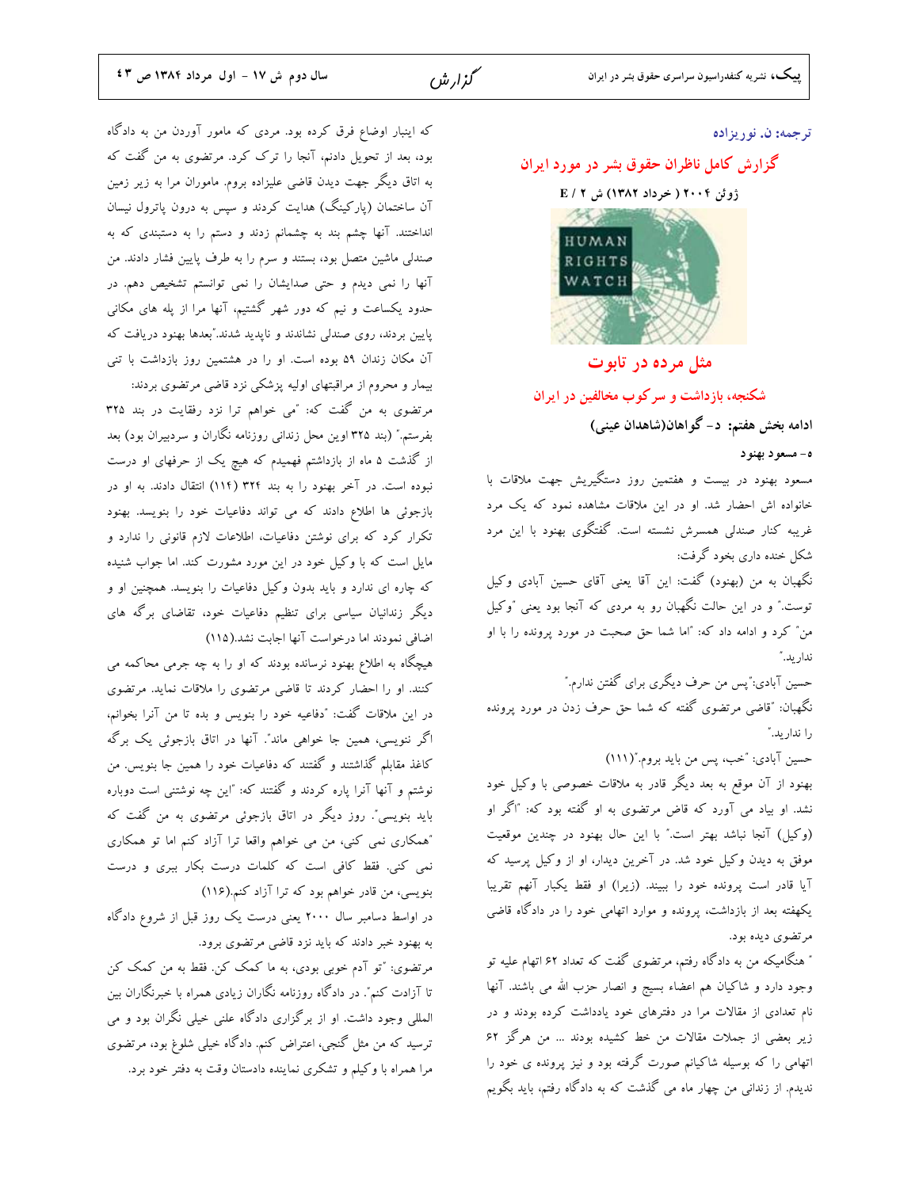ترجمه: ن. نوریزاده

## گزارش کامل ناظران حقوق بشر در مورد ایران

ژوئن ۲۰۰۴ ( خرداد ۱۳۸۲) ش ۲ / E

## مثل مرده در تابوت

### شکنجه، بازداشت و سرکوب مخالفین در ایران

**ادامه بخش هفتم: د- گواهان(شاهدان عینی)**

**۵- مسعود بهنود**

مسعود بهنود در بیست و هفتمین روز دستگیریش جهت ملاقات با خانواده اش احضار شد. او در این ملاقات مشاهده نمود که یک مرد غریبه کنار صندلی همسرش نشسته است. گفتگوی بهنود با این مرد شکل خنده داری بخود گرفت:

نگهبان به من (بهنود) گفت: این آقا یعنی آقای حسین آبادی وکیل توست." و در این حالت نگهبان رو به مردی که آنجا بود یعنی "وکیل من" کرد و ادامه داد که: "اما شما حق صحبت در مورد پرونده را با او ندارید."

حسین آبادی:"پس من حرف دیگری برای گفتن ندارم."

نگهبان: "قاضی مرتضوی گفته که شما حق حرف زدن در مورد پرونده را ندارید."

حسین آبادی: "خب، پس من باید بروم."(۱۱۱)

بهنود از آن موقع به بعد دیگر قادر به ملاقات خصوصی با وکیل خود نشد. او بیاد می آورد که قاض مرتضوی به او گفته بود که: "اگر او (وکیل) آنجا نباشد بهتر است." با این حال بهنود در چندین موقعیت موفق به دیدن وکیل خود شد. در آخرین دیدار، او از وکیل پرسید که آیا قادر است پرونده خود را ببیند. (زیرا) او فقط یکبار آنهم تقریبا یکهفته بعد از بازداشت، پرونده و موارد اتهامی خود را در دادگاه قاضی مرتضوی دیده بود.

" هنگامیکه من به دادگاه رفتم، مرتضوی گفت که تعداد ۶۲ اتهام علیه تو وجود دارد و شاکیان هم اعضاء بسیج و انصار حزب الله می باشند. آنها نام تعدادی از مقالات مرا در دفترهای خود یادداشت کرده بودند و در زیر بعضی از جملات مقالات من خط کشیده بودند ... من هرگز ۶۲ اتهامی را که بوسیله شاکیانم صورت گرفته بود و نیز پرونده ی خود را ندیدم. از زندانی من چهار ماه می گذشت که به دادگاه رفتم، باید بگویم که اینبار اوضاع فرق کرده بود. مردی که مامور آوردن من به دادگاه بود، بعد از تحویل دادنم، آنجا را ترک کرد. مرتضوی به من گفت که به اتاق دیگر جهت دیدن قاضی علیزاده بروم. ماموران مرا به زیر زمین آن ساختمان (پارکینگ) هدایت کردند و سپس به درون پاترول نیسان انداختند. آنها چشم بند به چشمانم زدند و دستم را به دستبندی که به صندلی ماشین متصل بود، بستند و سرم را به طرف پایین فشار دادند. من آنها را نمی دیدم و حتی صدایشان را نمی توانستم تشخیص دهم. در حدود یکساعت و نیم که دور شهر گشتیم، آنها مرا از پله های مکانی پایین بردند، روی صندلی نشاندند و ناپدید شدند."بعدها بهنود دریافت که آن مکان زندان ۵۹ بوده است. او را در هشتمین روز بازداشت با تنی بیمار و محروم از مراقبتهای اولیه پزشکی نزد قاضی مرتضوی بردند:

مرتضوی به من گفت که: "می خواهم ترا نزد رفقایت در بند ۳۲۵ بفرستم." (بند ۳۲۵ اوین محل زندانی روزنامه نگاران و سردبیران بود) بعد از گذشت ۵ ماه از بازداشتم فهمیدم که هیچ یک از حرفهای او درست نبوده است. در آخر بهنود را به بند ۳۲۴ (۱۱۴) انتقال دادند. به او در بازجوئی ها اطلاع دادند که می تواند دفاعیات خود را بنویسد. بهنود تکرار کرد که برای نوشتن دفاعیات، اطلاعات لازم قانونی را ندارد و مایل است که با وکیل خود در این مورد مشورت کند. اما جواب شنیده که چاره ای ندارد و باید بدون وکیل دفاعیات را بنویسد. همچنین او و دیگر زندانیان سیاسی برای تنظیم دفاعیات خود، تقاضای برگه های اضافی نمودند اما درخواست آنها اجابت نشد.(۱۱۵)

هیچگاه به اطلاع بهنود نرسانده بودند که او را به چه جرمی محاکمه می کنند. او را احضار کردند تا قاضی مرتضوی را ملاقات نماید. مرتضوی در این ملاقات گفت: "دفاعیه خود را بنویس و بده تا من آنرا بخوانم، اگر ننویسی، همین جا خواهی ماند". آنها در اتاق بازجوئی یک برگه کاغذ مقابلم گذاشتند و گفتند که دفاعیات خود را همین جا بنویس. من نوشتم و آنها آنرا پاره کردند و گفتند که: "این چه نوشتنی است دوباره باید بنویسی". روز دیگر در اتاق بازجوئی مرتضوی به من گفت که "همکاری نمی کنی، من می خواهم واقعا ترا آزاد کنم اما تو همکاری نمی کنی. فقط کافی است که کلمات درست بکار ببری و درست بنویسی، من قادر خواهم بود که ترا آزاد کنم.(۱۱۶)

در اواسط دسامبر سال ۲۰۰۰ یعنی درست یک روز قبل از شروع دادگاه به بهنود خبر دادند که باید نزد قاضی مرتضوی برود.

مرتضوی: "تو آدم خوبی بودی، به ما کمک کن. فقط به من کمک کن تا آزادت کنم". در دادگاه روزنامه نگاران زیادی همراه با خبرنگاران بین المللی وجود داشت. او از برگزاری دادگاه علنی خیلی نگران بود و می ترسید که من مثل گنجی، اعتراض کنم. دادگاه خیلی شلوغ بود، مرتضوی مرا همراه با وکیلم و تشکری نماینده دادستان وقت به دفتر خود برد.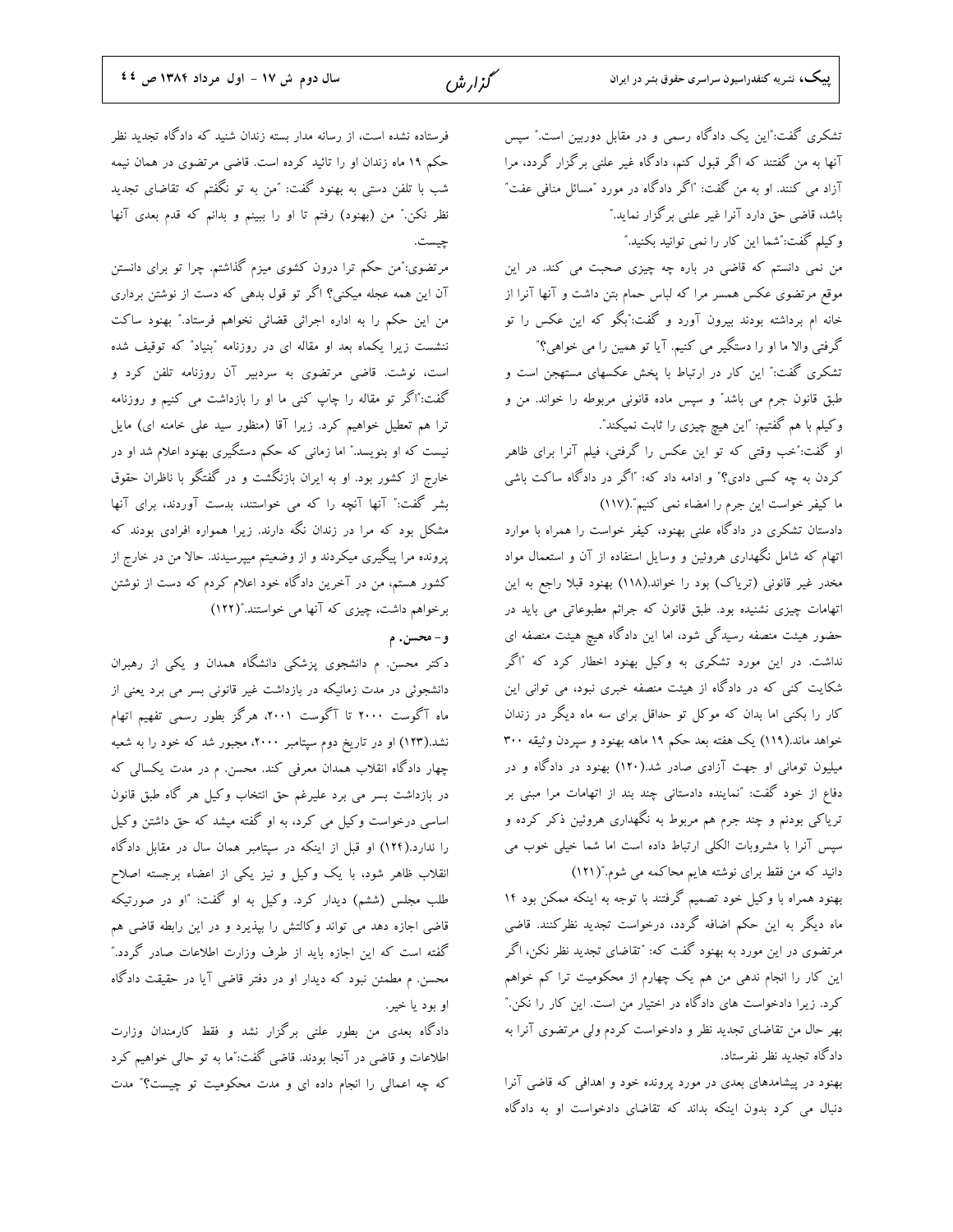تشکری گفت:"این یک دادگاه رسمی و در مقابل دوربین است." سپس آنها به من گفتند که اگر قبول کنم، دادگاه غیر علنی برگزار گردد، مرا آزاد می کنند. او به من گفت: "اگر دادگاه در مورد "مسائل منافی عفت" باشد، قاضی حق دارد آنرا غیر علنی برگزار نماید."

وکیلم گفت:"شما این کار را نمی توانید بکنید."

من نمی دانستم که قاضی در باره چه چیزی صحبت می کند. در این موقع مرتضوی عکس همسر مرا که لباس حمام بتن داشت و آنها آنرا از خانه ام برداشته بودند بیرون آورد و گفت:"بگو که این عکس را تو گرفتی والا ما او را دستگیر می کنیم. آیا تو همین را می خواهی؟"

تشکری گفت:" این کار در ارتباط با پخش عکسهای مستهجن است و طبق قانون جرم می باشد" و سپس ماده قانونی مربوطه را خواند. من و وکیلم با هم گفتیم: "این هیچ چیزی را ثابت نمیکند".

او گفت:"خب وقتی که تو این عکس را گرفتی، فیلم آنرا برای ظاهر کردن به چه کسی دادی؟" و ادامه داد که: "اگر در دادگاه ساکت باشی ما کیفر خواست این جرم را امضاء نمی کنیم".(١١٧)

دادستان تشکری در دادگاه علنی بهنود، کیفر خواست را همراه با موارد اتهام که شامل نگهداری هروئین و وسایل استفاده از آن و استعمال مواد مخدر غیر قانونی (تریاک) بود را خواند.(١١٨) بهنود قبلا راجع به این اتهامات چیزی نشنیده بود. طبق قانون که جرائم مطبوعاتی می باید در حضور هیئت منصفه رسیدگی شود، اما این دادگاه هیچ هیئت منصفه ای نداشت. در این مورد تشکری به وکیل بهنود اخطار کرد که "اگر شکایت کنی که در دادگاه از هیئت منصفه خبری نبود، می توانی این کار را بکنی اما بدان که موکل تو حداقل برای سه ماه دیگر در زندان خواهد ماند.(١١٩) یک هفته بعد حکم ١٩ ماهه بهنود و سپردن وثیقه ٣٠٠ میلیون تومانی او جهت آزادی صادر شد.(١٢٠) بهنود در دادگاه و در دفاع از خود گفت: "نماینده دادستانی چند بند از اتهامات مرا مبنی بر تریاکی بودنم و چند جرم هم مربوط به نگهداری هروئین ذکر کرده و سپس آنرا با مشروبات الکلی ارتباط داده است اما شما خیلی خوب می دانید که من فقط برای نوشته هایم محاکمه می شوم."(١٢١)

بهنود همراه با وکیل خود تصمیم گرفتند با توجه به اینکه ممکن بود ١۴ ماه دیگر به این حکم اضافه گردد، درخواست تجدید نظرکنند. قاضی مرتضوی در این مورد به بهنود گفت که: "تقاضای تجدید نظر نکن، اگر این کار را انجام ندهی من هم یک چهارم از محکومیت ترا کم خواهم کرد. زیرا دادخواست های دادگاه در اختیار من است. این کار را نکن." بهر حال من تقاضای تجدید نظر و دادخواست کردم ولی مرتضوی آنرا به دادگاه تجدید نظر نفرستاد.

بهنود در پیشامدهای بعدی در مورد پرونده خود و اهدافی که قاضی آنرا دنبال می کرد بدون اینکه بداند که تقاضای دادخواست او به دادگاه فرستاده نشده است، از رسانه مدار بسته زندان شنید که دادگاه تجدید نظر حکم ١٩ ماه زندان او را تائید کرده است. قاضی مرتضوی در همان نیمه شب با تلفن دستی به بهنود گفت: "من به تو نگفتم که تقاضای تجدید نظر نکن." من (بهنود) رفتم تا او را ببینم و بدانم که قدم بعدی آنها چیست.

مرتضوی:"من حکم ترا درون کشوی میزم گذاشتم. چرا تو برای دانستن آن این همه عجله میکنی؟ اگر تو قول بدهی که دست از نوشتن برداری من این حکم را به اداره اجرائی قضائی نخواهم فرستاد." بهنود ساکت ننشست زیرا یکماه بعد او مقاله ای در روزنامه "بنیاد" که توقیف شده است، نوشت. قاضی مرتضوی به سردبیر آن روزنامه تلفن کرد و گفت:"اگر تو مقاله را چاپ کنی ما او را بازداشت می کنیم و روزنامه ترا هم تعطیل خواهیم کرد. زیرا آقا (منظور سید علی خامنه ای) مایل نیست که او بنویسد." اما زمانی که حکم دستگیری بهنود اعلام شد او در خارج از کشور بود. او به ایران بازنگشت و در گفتگو با ناظران حقوق بشر گفت:" آنها آنچه را که می خواستند، بدست آوردند، برای آنها مشکل بود که مرا در زندان نگه دارند. زیرا همواره افرادی بودند که پرونده مرا پیگیری میکردند و از وضعیتم میپرسیدند. حالا من در خارج از کشور هستم، من در آخرین دادگاه خود اعلام کردم که دست از نوشتن برخواهم داشت، چیزی که آنها می خواستند."(١٢٢)

### و- محسن. م

دکتر محسن. م دانشجوی پزشکی دانشگاه همدان و یکی از رهبران دانشجوئی در مدت زمانیکه در بازداشت غیر قانونی بسر می برد یعنی از ماه آگوست ٢٠٠٠ تا آگوست ٢٠٠١، هرگز بطور رسمی تفهیم اتهام نشد.(١٢٣) او در تاریخ دوم سپتامبر ٢٠٠٠، مجبور شد که خود را به شعبه چهار دادگاه انقلاب همدان معرفی کند. محسن. م در مدت یکسالی که در بازداشت بسر می برد علیرغم حق انتخاب وکیل هر گاه طبق قانون اساسی درخواست وکیل می کرد، به او گفته میشد که حق داشتن وکیل را ندارد.(١٢۴) او قبل از اینکه در سپتامبر همان سال در مقابل دادگاه انقلاب ظاهر شود، با یک وکیل و نیز یکی از اعضاء برجسته اصلاح طلب مجلس (ششم) دیدار کرد. وکیل به او گفت: "او در صورتیکه قاضی اجازه دهد می تواند وکالتش را بپذیرد و در این رابطه قاضی هم گفته است که این اجازه باید از طرف وزارت اطلاعات صادر گردد." محسن. م مطمئن نبود که دیدار او در دفتر قاضی آیا در حقیقت دادگاه او بود یا خیر.

دادگاه بعدی من بطور علنی برگزار نشد و فقط کارمندان وزارت اطلاعات و قاضی در آنجا بودند. قاضی گفت:"ما به تو حالی خواهیم کرد که چه اعمالی را انجام داده ای و مدت محکومیت تو چیست؟" مدت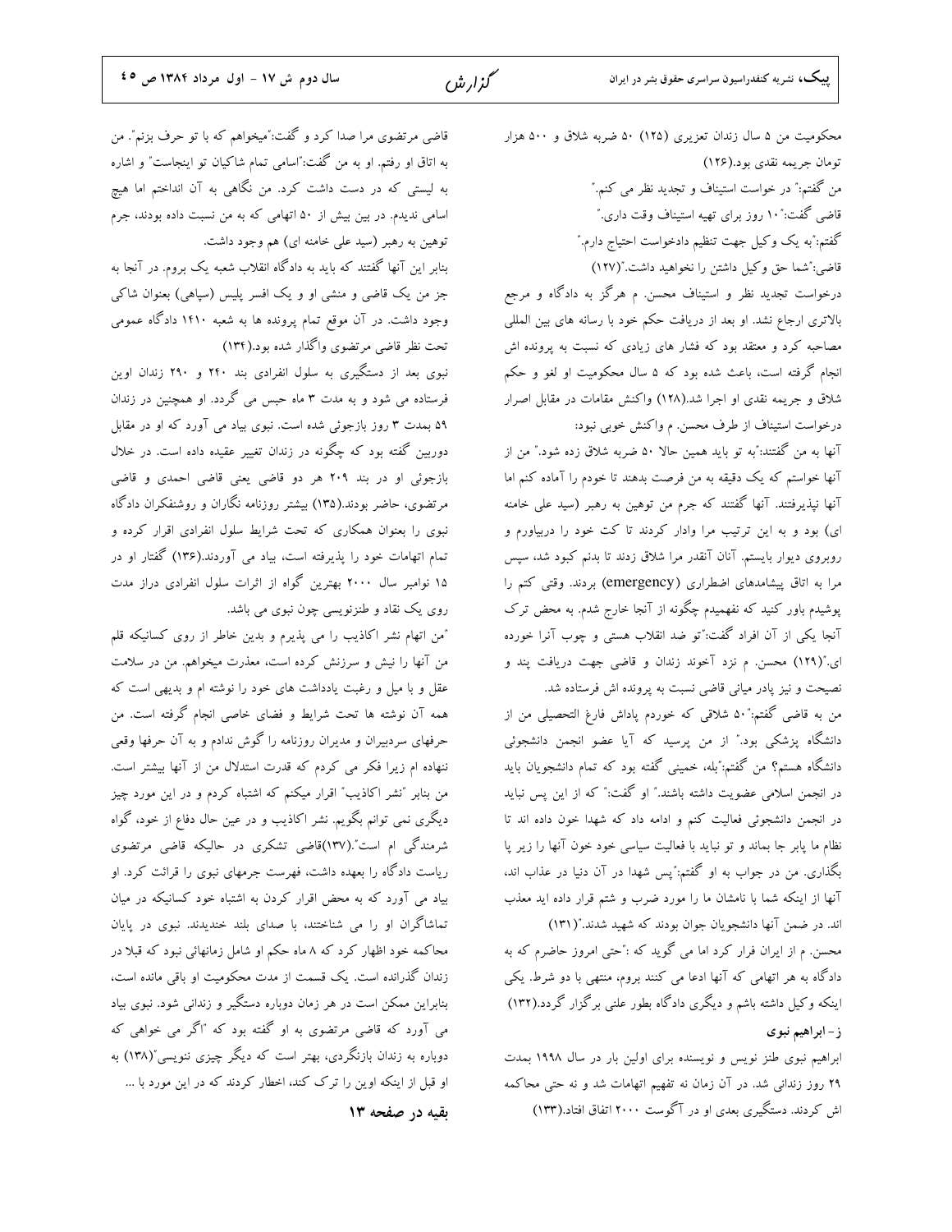محکومیت من ۵ سال زندان تعزیری (۱۲۵) ۵۰ ضربه شلاق و ۵۰۰ هزار تومان جریمه نقدی بود.(۱۲۶)

من گفتم:" در خواست استیناف و تجدید نظر می کنم."

قاضی گفت:"۱۰ روز برای تهیه استیناف وقت داری."

گفتم:"به یک وکیل جهت تنظیم دادخواست احتیاج دارم."

قاضی:"شما حق وکیل داشتن را نخواهید داشت."(۱۲۷)

درخواست تجدید نظر و استیناف محسن. م هرگز به دادگاه و مرجع بالاتری ارجاع نشد. او بعد از دریافت حکم خود با رسانه های بین المللی مصاحبه کرد و معتقد بود که فشار های زیادی که نسبت به پرونده اش انجام گرفته است، باعث شده بود که ۵ سال محکومیت او لغو و حکم شلاق و جریمه نقدی او اجرا شد.(۱۲۸) واکنش مقامات در مقابل اصرار درخواست استیناف از طرف محسن. م واکنش خوبی نبود:

آنها به من گفتند:"به تو باید همین حالا ۵۰ ضربه شلاق زده شود." من از آنها خواستم که یک دقیقه به من فرصت بدهند تا خودم را آماده کنم اما آنها نپذیرفتند. آنها گفتند که جرم من توهین به رهبر (سید علی خامنه ای) بود و به این ترتیب مرا وادار کردند تا کت خود را دربیاورم و روبروی دیوار بایستم. آنان آنقدر مرا شلاق زدند تا بدنم کبود شد، سپس مرا به اتاق پیشامدهای اضطراری (emergency) بردند. وقتی کتم را پوشیدم باور کنید که نفهمیدم چگونه از آنجا خارج شدم. به محض ترک آنجا یکی از آن افراد گفت:"تو ضد انقلاب هستی و چوب آنرا خورده ای."(۱۲۹) محسن. م نزد آخوند زندان و قاضی جهت دریافت پند و نصیحت و نیز پادر میانی قاضی نسبت به پرونده اش فرستاده شد.

من به قاضی گفتم:"۵۰ شلاقی که خوردم پاداش فارغ التحصیلی من از دانشگاه پزشکی بود." از من پرسید که آیا عضو انجمن دانشجوئی دانشگاه هستم؟ من گفتم:"بله، خمینی گفته بود که تمام دانشجویان باید در انجمن اسلامی عضویت داشته باشند." او گفت:" که از این پس نباید در انجمن دانشجوئی فعالیت کنم و ادامه داد که شهدا خون داده اند تا نظام ما پابر جا بماند و تو نباید با فعالیت سیاسی خود خون آنها را زیر پا بگذاری. من در جواب به او گفتم:"پس شهدا در آن دنیا در عذاب اند، آنها از اینکه شما با نامشان ما را مورد ضرب و شتم قرار داده اید معذب اند. در ضمن آنها دانشجویان جوان بودند که شهید شدند."(۱۳۱)

محسن. م از ایران فرار کرد اما می گوید که :"حتی امروز حاضرم که به دادگاه به هر اتهامی که آنها ادعا می کنند بروم، منتهی با دو شرط. یکی اینکه وکیل داشته باشم و دیگری دادگاه بطور علنی برگزار گردد.(۱۳۲)

**ز- ابراهیم نبوی**

ابراهیم نبوی طنز نویس و نویسنده برای اولین بار در سال ۱۹۹۸ بمدت ۲۹ روز زندانی شد. در آن زمان نه تفهیم اتهامات شد و نه حتی محاکمه اش کردند. دستگیری بعدی او در آگوست ۲۰۰۰ اتفاق افتاد.(۱۳۳)

قاضی مرتضوی مرا صدا کرد و گفت:"میخواهم که با تو حرف بزنم". من به اتاق او رفتم. او به من گفت:"اسامی تمام شاکیان تو اینجاست" و اشاره به لیستی که در دست داشت کرد. من نگاهی به آن انداختم اما هیچ اسامی ندیدم. در بین بیش از ۵۰ اتهامی که به من نسبت داده بودند، جرم توهین به رهبر (سید علی خامنه ای) هم وجود داشت.

بنابر این آنها گفتند که باید به دادگاه انقلاب شعبه یک بروم. در آنجا به جز من یک قاضی و منشی او و یک افسر پلیس (سپاهی) بعنوان شاکی وجود داشت. در آن موقع تمام پرونده ها به شعبه ۱۴۱۰ دادگاه عمومی تحت نظر قاضی مرتضوی واگذار شده بود.(۱۳۴)

نبوی بعد از دستگیری به سلول انفرادی بند ۲۴۰ و ۲۹۰ زندان اوین فرستاده می شود و به مدت ۳ ماه حبس می گردد. او همچنین در زندان ۵۹ بمدت ۳ روز بازجوئی شده است. نبوی بیاد می آورد که او در مقابل دوربین گفته بود که چگونه در زندان تغییر عقیده داده است. در خلال بازجوئی او در بند ۲۰۹ هر دو قاضی یعنی قاضی احمدی و قاضی مرتضوی، حاضر بودند.(۱۳۵) بیشتر روزنامه نگاران و روشنفکران دادگاه نبوی را بعنوان همکاری که تحت شرایط سلول انفرادی اقرار کرده و تمام اتهامات خود را پذیرفته است، بیاد می آوردند.(۱۳۶) گفتار او در ۱۵ نوامبر سال ۲۰۰۰ بهترین گواه از اثرات سلول انفرادی دراز مدت روی یک نقاد و طنزنویسی چون نبوی می باشد.

"من اتهام نشر اکاذیب را می پذیرم و بدین خاطر از روی کسانیکه قلم من آنها را نیش و سرزنش کرده است، معذرت میخواهم. من در سلامت عقل و با میل و رغبت یادداشت های خود را نوشته ام و بدیهی است که همه آن نوشته ها تحت شرایط و فضای خاصی انجام گرفته است. من حرفهای سردبیران و مدیران روزنامه را گوش ندادم و به آن حرفها وقعی ننهاده ام زیرا فکر می کردم که قدرت استدلال من از آنها بیشتر است. من بنابر "نشر اکاذیب" اقرار میکنم که اشتباه کردم و در این مورد چیز دیگری نمی توانم بگویم. نشر اکاذیب و در عین حال دفاع از خود، گواه شرمندگی ام است".(۱۳۷)قاضی تشکری در حالیکه قاضی مرتضوی ریاست دادگاه را بعهده داشت، فهرست جرمهای نبوی را قرائت کرد. او بیاد می آورد که به محض اقرار کردن به اشتباه خود کسانیکه در میان تماشاگران او را می شناختند، با صدای بلند خندیدند. نبوی در پایان محاکمه خود اظهار کرد که ۸ ماه حکم او شامل زمانهائی نبود که قبلا در زندان گذرانده است. یک قسمت از مدت محکومیت او باقی مانده است، بنابراین ممکن است در هر زمان دوباره دستگیر و زندانی شود. نبوی بیاد می آورد که قاضی مرتضوی به او گفته بود که "اگر می خواهی که دوباره به زندان بازنگردی، بهتر است که دیگر چیزی ننویسی"(۱۳۸) به او قبل از اینکه اوین را ترک کند، اخطار کردند که در این مورد با ...

**بقیه در صفحه ۱۳**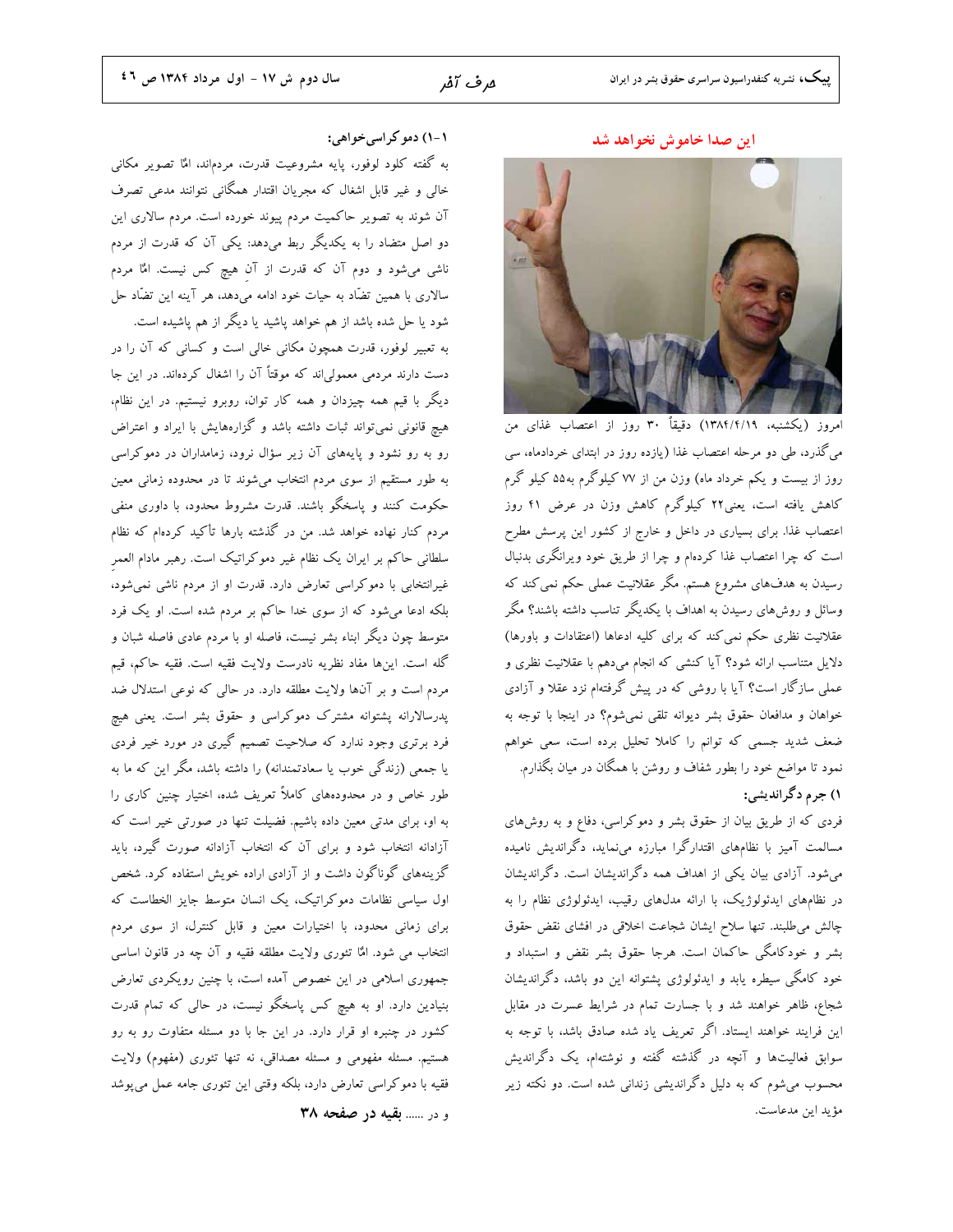## این صدا خاموش نخواهد شد

امروز (یکشنبه، ۱۳۸۴/۴/۱۹) دقیقاً ۳۰ روز از اعتصاب غذای من می‌گذرد، طی دو مرحله اعتصاب غذا (یازده روز در ابتدای خردادماه، سی روز از بیست و یکم خرداد ماه) وزن من از ۷۷ کیلوگرم به۵۵ کیلو گرم کاهش یافته است، یعنی۲۲ کیلوگرم کاهش وزن در عرض ۴۱ روز اعتصاب غذا. برای بسیاری در داخل و خارج از کشور این پرسش مطرح است که چرا اعتصاب غذا کرده‌ام و چرا از طریق خود ویرانگری بدنبال رسیدن به هدف‌های مشروع هستم. مگر عقلانیت عملی حکم نمی‌کند که وسائل و روش‌های رسیدن به اهداف با یکدیگر تناسب داشته باشند؟ مگر عقلانیت نظری حکم نمی‌کند که برای کلیه ادعاها (اعتقادات و باورها) دلایل متناسب ارائه شود؟ آیا کنشی که انجام می‌دهم با عقلانیت نظری و عملی سازگار است؟ آیا با روشی که در پیش گرفته‌ام نزد عقلا و آزادی خواهان و مدافعان حقوق بشر دیوانه تلقی نمی‌شوم؟ در اینجا با توجه به ضعف شدید جسمی که توانم را کاملا تحلیل برده است، سعی خواهم نمود تا مواضع خود را بطور شفاف و روشن با همگان در میان بگذارم.

### ۱) جرم دگراندیشی:

فردی که از طریق بیان از حقوق بشر و دموکراسی، دفاع و به روش‌های مسالمت آمیز با نظام‌های اقتدارگرا مبارزه می‌نماید، دگراندیش نامیده می‌شود. آزادی بیان یکی از اهداف همه دگراندیشان است. دگراندیشان در نظام‌های ایدئولوژیک، با ارائه مدل‌های رقیب، ایدئولوژی نظام را به چالش می‌طلبند. تنها سلاح ایشان شجاعت اخلاقی در افشای نقض حقوق بشر و خودکامگی حاکمان است. هرجا حقوق بشر نقض و استبداد و خود کامگی سیطره یابد و ایدئولوژی پشتوانه این دو باشد، دگراندیشان شجاع، ظاهر خواهند شد و با جسارت تمام در شرایط عسرت در مقابل این فرایند خواهند ایستاد. اگر تعریف یاد شده صادق باشد، با توجه به سوابق فعالیت‌ها و آنچه در گذشته گفته و نوشته‌ام، یک دگراندیش محسوب می‌شوم که به دلیل دگراندیشی زندانی شده است. دو نکته زیر مؤید این مدعاست.

### ۱-۱) دموکراسی‌خواهی:

به گفته کلود لوفور، پایه مشروعیت قدرت، مردم‌اند، امّا تصویر مکانی خالی و غیر قابل اشغال که مجریان اقتدار همگانی نتوانند مدعی تصرف آن شوند به تصویر حاکمیت مردم پیوند خورده است. مردم سالاری این دو اصل متضاد را به یکدیگر ربط می‌دهد: یکی آن که قدرت از مردم ناشی می‌شود و دوم آن که قدرت از آنِ هیچ کس نیست. امّا مردم سالاری با همین تضّاد به حیات خود ادامه می‌دهد، هر آینه این تضّاد حل شود یا حل شده باشد از هم خواهد پاشید یا دیگر از هم پاشیده است.

به تعبیر لوفور، قدرت همچون مکانی خالی است و کسانی که آن را در دست دارند مردمی معمولی‌اند که موقتاً آن را اشغال کرده‌اند. در این جا دیگر با قیم همه چیزدان و همه کار توان، روبرو نیستیم. در این نظام، هیچ قانونی نمی‌تواند ثبات داشته باشد و گزاره‌هایش با ایراد و اعتراض رو به رو نشود و پایه‌های آن زیر سؤال نرود، زمامداران در دموکراسی به طور مستقیم از سوی مردم انتخاب می‌شوند تا در محدوده زمانی معین حکومت کنند و پاسخگو باشند. قدرت مشروط محدود، با داوری منفی مردم کنار نهاده خواهد شد. من در گذشته بارها تأکید کرده‌ام که نظام سلطانی حاکم بر ایران یک نظام غیر دموکراتیک است. رهبر مادام العمرِ غیرانتخابی با دموکراسی تعارض دارد. قدرت او از مردم ناشی نمی‌شود، بلکه ادعا می‌شود که از سوی خدا حاکم بر مردم شده است. او یک فرد متوسط چون دیگر ابناء بشر نیست، فاصله او با مردم عادی فاصله شبان و گله است. این‌ها مفاد نظریه نادرست ولایت فقیه است. فقیه حاکم، قیم مردم است و بر آن‌ها ولایت مطلقه دارد. در حالی که نوعی استدلال ضد پدرسالارانه پشتوانه مشترک دموکراسی و حقوق بشر است. یعنی هیچ فرد برتری وجود ندارد که صلاحیت تصمیم گیری در مورد خیر فردی یا جمعی (زندگی خوب یا سعادتمندانه) را داشته باشد، مگر این که ما به طور خاص و در محدوده‌های کاملاً تعریف شده، اختیار چنین کاری را به او، برای مدتی معین داده باشیم. فضیلت تنها در صورتی خیر است که آزادانه انتخاب شود و برای آن که انتخاب آزادانه صورت گیرد، باید گزینه‌های گوناگون داشت و از آزادی اراده خویش استفاده کرد. شخص اول سیاسی نظامات دموکراتیک، یک انسان متوسط جایز الخطاست که برای زمانی محدود، با اختیارات معین و قابل کنترل، از سوی مردم انتخاب می شود. امّا تئوری ولایت مطلقه فقیه و آن چه در قانون اساسی جمهوری اسلامی در این خصوص آمده است، با چنین رویکردی تعارض بنیادین دارد. او به هیچ کس پاسخگو نیست، در حالی که تمام قدرت کشور در چنبره او قرار دارد. در این جا با دو مسئله متفاوت رو به رو هستیم. مسئله مفهومی و مسئله مصداقی، نه تنها تئوری (مفهوم) ولایت فقیه با دموکراسی تعارض دارد، بلکه وقتی این تئوری جامه عمل می‌پوشد و در ...... **بقیه در صفحه ۳۸**